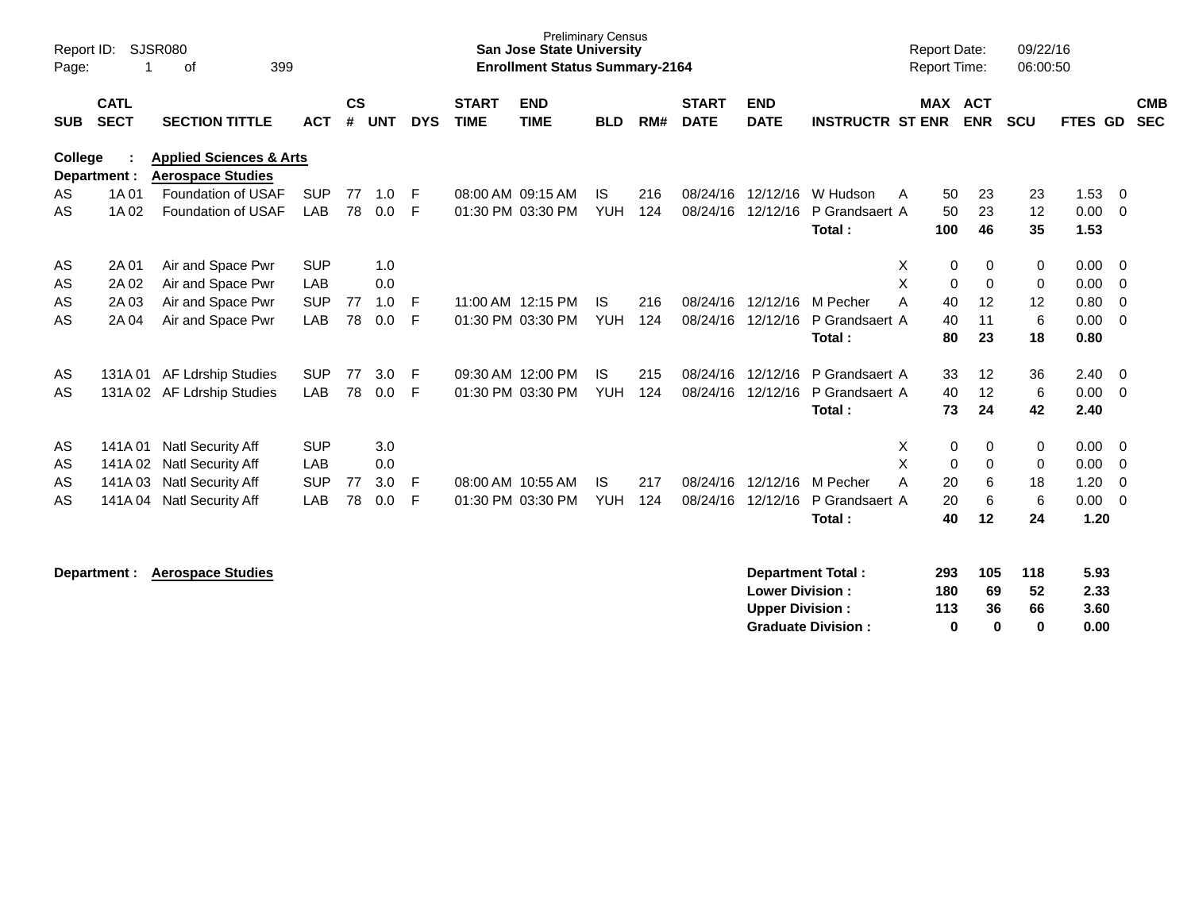Preliminary Census
**San Jose State University**
**Enrollment Status Summary-2164**

Report ID: SJSR080
Report Date: 09/22/16
Report Time: 06:00:50

| SUB | CATL SECT | SECTION TITTLE | ACT | CS # | UNT | DYS | START TIME | END TIME | BLD | RM# | START DATE | END DATE | INSTRUCTR | ST | MAX ENR | ACT ENR | SCU | FTES | GD | CMB SEC |
|---|---|---|---|---|---|---|---|---|---|---|---|---|---|---|---|---|---|---|---|---|
| **College** | **:** | **Applied Sciences & Arts** | | | | | | | | | | | | | | | | | | |
| **Department :** | | **Aerospace Studies** | | | | | | | | | | | | | | | | | | |
| AS | 1A 01 | Foundation of USAF | SUP | 77 | 1.0 | F | 08:00 AM | 09:15 AM | IS | 216 | 08/24/16 | 12/12/16 | W Hudson | A | 50 | 23 | 23 | 1.53 | 0 | |
| AS | 1A 02 | Foundation of USAF | LAB | 78 | 0.0 | F | 01:30 PM | 03:30 PM | YUH | 124 | 08/24/16 | 12/12/16 | P Grandsaert | A | 50 | 23 | 12 | 0.00 | 0 | |
| | | | | | | | | | | | | | **Total :** | | **100** | **46** | **35** | **1.53** | | |
| AS | 2A 01 | Air and Space Pwr | SUP | | 1.0 | | | | | | | | | X | 0 | 0 | 0 | 0.00 | 0 | |
| AS | 2A 02 | Air and Space Pwr | LAB | | 0.0 | | | | | | | | | X | 0 | 0 | 0 | 0.00 | 0 | |
| AS | 2A 03 | Air and Space Pwr | SUP | 77 | 1.0 | F | 11:00 AM | 12:15 PM | IS | 216 | 08/24/16 | 12/12/16 | M Pecher | A | 40 | 12 | 12 | 0.80 | 0 | |
| AS | 2A 04 | Air and Space Pwr | LAB | 78 | 0.0 | F | 01:30 PM | 03:30 PM | YUH | 124 | 08/24/16 | 12/12/16 | P Grandsaert | A | 40 | 11 | 6 | 0.00 | 0 | |
| | | | | | | | | | | | | | **Total :** | | **80** | **23** | **18** | **0.80** | | |
| AS | 131A 01 | AF Ldrship Studies | SUP | 77 | 3.0 | F | 09:30 AM | 12:00 PM | IS | 215 | 08/24/16 | 12/12/16 | P Grandsaert | A | 33 | 12 | 36 | 2.40 | 0 | |
| AS | 131A 02 | AF Ldrship Studies | LAB | 78 | 0.0 | F | 01:30 PM | 03:30 PM | YUH | 124 | 08/24/16 | 12/12/16 | P Grandsaert | A | 40 | 12 | 6 | 0.00 | 0 | |
| | | | | | | | | | | | | | **Total :** | | **73** | **24** | **42** | **2.40** | | |
| AS | 141A 01 | Natl Security Aff | SUP | | 3.0 | | | | | | | | | X | 0 | 0 | 0 | 0.00 | 0 | |
| AS | 141A 02 | Natl Security Aff | LAB | | 0.0 | | | | | | | | | X | 0 | 0 | 0 | 0.00 | 0 | |
| AS | 141A 03 | Natl Security Aff | SUP | 77 | 3.0 | F | 08:00 AM | 10:55 AM | IS | 217 | 08/24/16 | 12/12/16 | M Pecher | A | 20 | 6 | 18 | 1.20 | 0 | |
| AS | 141A 04 | Natl Security Aff | LAB | 78 | 0.0 | F | 01:30 PM | 03:30 PM | YUH | 124 | 08/24/16 | 12/12/16 | P Grandsaert | A | 20 | 6 | 6 | 0.00 | 0 | |
| | | | | | | | | | | | | | **Total :** | | **40** | **12** | **24** | **1.20** | | |

**Department : Aerospace Studies**

| | MAX ENR | ACT ENR | SCU | FTES |
|---|---|---|---|---|
| **Department Total :** | **293** | **105** | **118** | **5.93** |
| **Lower Division :** | **180** | **69** | **52** | **2.33** |
| **Upper Division :** | **113** | **36** | **66** | **3.60** |
| **Graduate Division :** | **0** | **0** | **0** | **0.00** |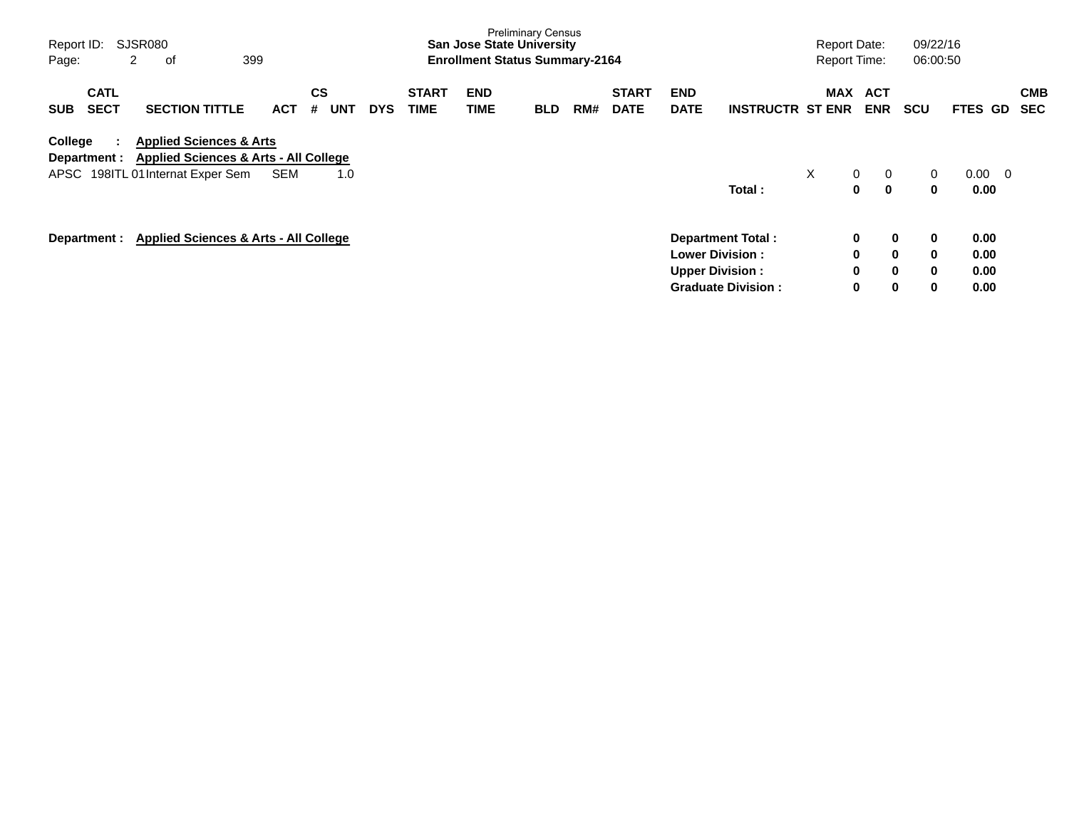Preliminary Census
**San Jose State University**
**Enrollment Status Summary-2164**

Report ID: SJSR080
Report Date: 09/22/16
Report Time: 06:00:50

| SUB | CATL SECT | SECTION TITTLE | ACT | CS # | UNT | DYS | START TIME | END TIME | BLD | RM# | START DATE | END DATE | INSTRUCTR | ST | MAX ENR | ACT ENR | SCU | FTES | GD | CMB SEC |
|---|---|---|---|---|---|---|---|---|---|---|---|---|---|---|---|---|---|---|---|---|
| **College :** | | **Applied Sciences & Arts** | | | | | | | | | | | | | | | | | | |
| **Department :** | | **Applied Sciences & Arts - All College** | | | | | | | | | | | | | | | | | | |
| APSC | 198ITL 01 | Internat Exper Sem | SEM | | 1.0 | | | | | | | | | X | 0 | 0 | 0 | 0.00 | 0 | |
| | | | | | | | | | | | | | **Total :** | | **0** | **0** | **0** | **0.00** | | |

**Department : Applied Sciences & Arts - All College**

| | MAX ENR | ACT ENR | SCU | FTES |
|---|---|---|---|---|
| **Department Total :** | **0** | **0** | **0** | **0.00** |
| **Lower Division :** | **0** | **0** | **0** | **0.00** |
| **Upper Division :** | **0** | **0** | **0** | **0.00** |
| **Graduate Division :** | **0** | **0** | **0** | **0.00** |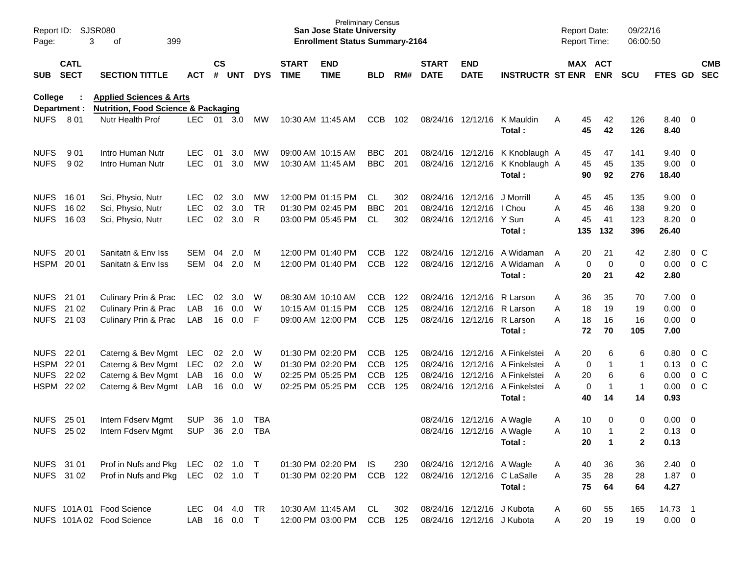Preliminary Census
**San Jose State University**
**Enrollment Status Summary-2164**

Report ID: SJSR080
Report Date: 09/22/16
Report Time: 06:00:50

| SUB | CATL SECT | SECTION TITTLE | ACT | CS # | UNT | DYS | START TIME | END TIME | BLD | RM# | START DATE | END DATE | INSTRUCTR | ST | MAX ENR | ACT ENR | SCU | FTES | GD | CMB SEC |
|---|---|---|---|---|---|---|---|---|---|---|---|---|---|---|---|---|---|---|---|---|
| **College :** | | **Applied Sciences & Arts** | | | | | | | | | | | | | | | | | | |
| **Department :** | | **Nutrition, Food Science & Packaging** | | | | | | | | | | | | | | | | | | |
| NUFS | 8 01 | Nutr Health Prof | LEC | 01 | 3.0 | MW | 10:30 AM | 11:45 AM | CCB | 102 | 08/24/16 | 12/12/16 | K Mauldin | A | 45 | 42 | 126 | 8.40 | 0 | |
| | | | | | | | | | | | | | **Total :** | | **45** | **42** | **126** | **8.40** | | |
| NUFS | 9 01 | Intro Human Nutr | LEC | 01 | 3.0 | MW | 09:00 AM | 10:15 AM | BBC | 201 | 08/24/16 | 12/12/16 | K Knoblaugh | A | 45 | 47 | 141 | 9.40 | 0 | |
| NUFS | 9 02 | Intro Human Nutr | LEC | 01 | 3.0 | MW | 10:30 AM | 11:45 AM | BBC | 201 | 08/24/16 | 12/12/16 | K Knoblaugh | A | 45 | 45 | 135 | 9.00 | 0 | |
| | | | | | | | | | | | | | **Total :** | | **90** | **92** | **276** | **18.40** | | |
| NUFS | 16 01 | Sci, Physio, Nutr | LEC | 02 | 3.0 | MW | 12:00 PM | 01:15 PM | CL | 302 | 08/24/16 | 12/12/16 | J Morrill | A | 45 | 45 | 135 | 9.00 | 0 | |
| NUFS | 16 02 | Sci, Physio, Nutr | LEC | 02 | 3.0 | TR | 01:30 PM | 02:45 PM | BBC | 201 | 08/24/16 | 12/12/16 | I Chou | A | 45 | 46 | 138 | 9.20 | 0 | |
| NUFS | 16 03 | Sci, Physio, Nutr | LEC | 02 | 3.0 | R | 03:00 PM | 05:45 PM | CL | 302 | 08/24/16 | 12/12/16 | Y Sun | A | 45 | 41 | 123 | 8.20 | 0 | |
| | | | | | | | | | | | | | **Total :** | | **135** | **132** | **396** | **26.40** | | |
| NUFS | 20 01 | Sanitatn & Env Iss | SEM | 04 | 2.0 | M | 12:00 PM | 01:40 PM | CCB | 122 | 08/24/16 | 12/12/16 | A Widaman | A | 20 | 21 | 42 | 2.80 | 0 | C |
| HSPM | 20 01 | Sanitatn & Env Iss | SEM | 04 | 2.0 | M | 12:00 PM | 01:40 PM | CCB | 122 | 08/24/16 | 12/12/16 | A Widaman | A | 0 | 0 | 0 | 0.00 | 0 | C |
| | | | | | | | | | | | | | **Total :** | | **20** | **21** | **42** | **2.80** | | |
| NUFS | 21 01 | Culinary Prin & Prac | LEC | 02 | 3.0 | W | 08:30 AM | 10:10 AM | CCB | 122 | 08/24/16 | 12/12/16 | R Larson | A | 36 | 35 | 70 | 7.00 | 0 | |
| NUFS | 21 02 | Culinary Prin & Prac | LAB | 16 | 0.0 | W | 10:15 AM | 01:15 PM | CCB | 125 | 08/24/16 | 12/12/16 | R Larson | A | 18 | 19 | 19 | 0.00 | 0 | |
| NUFS | 21 03 | Culinary Prin & Prac | LAB | 16 | 0.0 | F | 09:00 AM | 12:00 PM | CCB | 125 | 08/24/16 | 12/12/16 | R Larson | A | 18 | 16 | 16 | 0.00 | 0 | |
| | | | | | | | | | | | | | **Total :** | | **72** | **70** | **105** | **7.00** | | |
| NUFS | 22 01 | Caterng & Bev Mgmt | LEC | 02 | 2.0 | W | 01:30 PM | 02:20 PM | CCB | 125 | 08/24/16 | 12/12/16 | A Finkelstei | A | 20 | 6 | 6 | 0.80 | 0 | C |
| HSPM | 22 01 | Caterng & Bev Mgmt | LEC | 02 | 2.0 | W | 01:30 PM | 02:20 PM | CCB | 125 | 08/24/16 | 12/12/16 | A Finkelstei | A | 0 | 1 | 1 | 0.13 | 0 | C |
| NUFS | 22 02 | Caterng & Bev Mgmt | LAB | 16 | 0.0 | W | 02:25 PM | 05:25 PM | CCB | 125 | 08/24/16 | 12/12/16 | A Finkelstei | A | 20 | 6 | 6 | 0.00 | 0 | C |
| HSPM | 22 02 | Caterng & Bev Mgmt | LAB | 16 | 0.0 | W | 02:25 PM | 05:25 PM | CCB | 125 | 08/24/16 | 12/12/16 | A Finkelstei | A | 0 | 1 | 1 | 0.00 | 0 | C |
| | | | | | | | | | | | | | **Total :** | | **40** | **14** | **14** | **0.93** | | |
| NUFS | 25 01 | Intern Fdserv Mgmt | SUP | 36 | 1.0 | TBA | | | | | 08/24/16 | 12/12/16 | A Wagle | A | 10 | 0 | 0 | 0.00 | 0 | |
| NUFS | 25 02 | Intern Fdserv Mgmt | SUP | 36 | 2.0 | TBA | | | | | 08/24/16 | 12/12/16 | A Wagle | A | 10 | 1 | 2 | 0.13 | 0 | |
| | | | | | | | | | | | | | **Total :** | | **20** | **1** | **2** | **0.13** | | |
| NUFS | 31 01 | Prof in Nufs and Pkg | LEC | 02 | 1.0 | T | 01:30 PM | 02:20 PM | IS | 230 | 08/24/16 | 12/12/16 | A Wagle | A | 40 | 36 | 36 | 2.40 | 0 | |
| NUFS | 31 02 | Prof in Nufs and Pkg | LEC | 02 | 1.0 | T | 01:30 PM | 02:20 PM | CCB | 122 | 08/24/16 | 12/12/16 | C LaSalle | A | 35 | 28 | 28 | 1.87 | 0 | |
| | | | | | | | | | | | | | **Total :** | | **75** | **64** | **64** | **4.27** | | |
| NUFS | 101A 01 | Food Science | LEC | 04 | 4.0 | TR | 10:30 AM | 11:45 AM | CL | 302 | 08/24/16 | 12/12/16 | J Kubota | A | 60 | 55 | 165 | 14.73 | 1 | |
| NUFS | 101A 02 | Food Science | LAB | 16 | 0.0 | T | 12:00 PM | 03:00 PM | CCB | 125 | 08/24/16 | 12/12/16 | J Kubota | A | 20 | 19 | 19 | 0.00 | 0 | |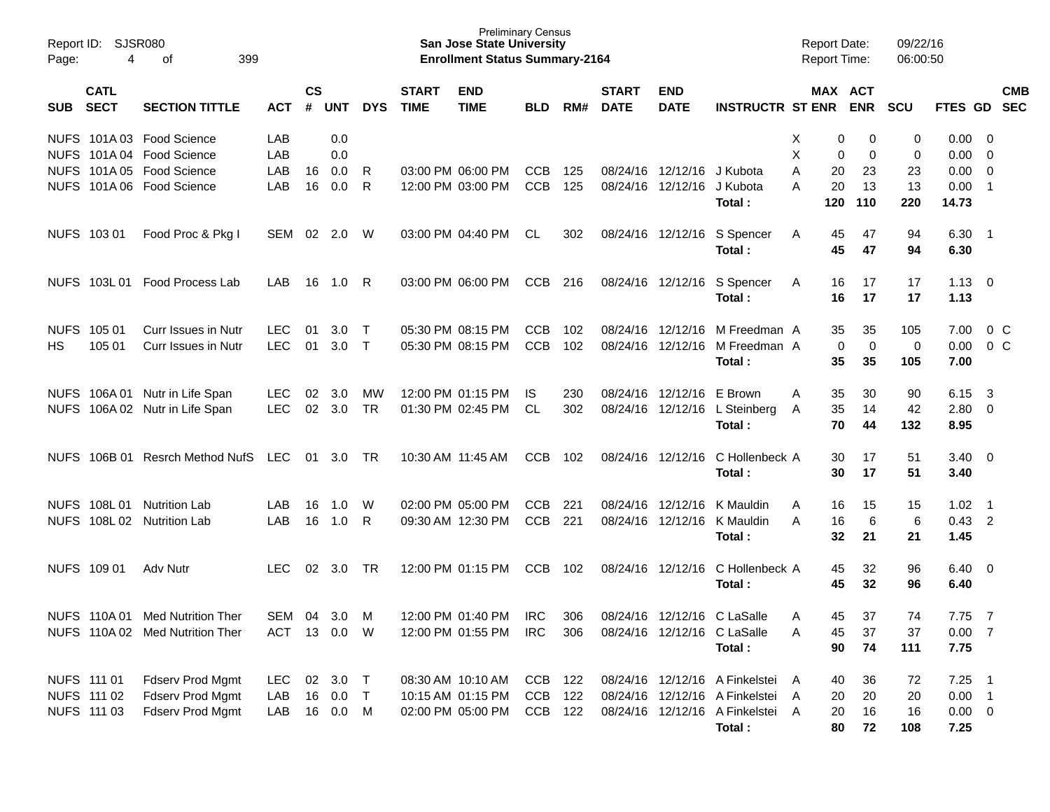Report ID: SJSR080
Page: 4 of 399

**Preliminary Census**
**San Jose State University**
**Enrollment Status Summary-2164**

Report Date: 09/22/16
Report Time: 06:00:50

| SUB | CATL SECT | SECTION TITTLE | ACT | CS # | UNT | DYS | START TIME | END TIME | BLD | RM# | START DATE | END DATE | INSTRUCTR | ST | MAX ENR | ACT ENR | SCU | FTES | GD | CMB SEC |
|---|---|---|---|---|---|---|---|---|---|---|---|---|---|---|---|---|---|---|---|---|
| NUFS | 101A 03 | Food Science | LAB | | 0.0 | | | | | | | | | X | 0 | 0 | 0 | 0.00 | 0 | |
| NUFS | 101A 04 | Food Science | LAB | | 0.0 | | | | | | | | | X | 0 | 0 | 0 | 0.00 | 0 | |
| NUFS | 101A 05 | Food Science | LAB | 16 | 0.0 | R | 03:00 PM | 06:00 PM | CCB | 125 | 08/24/16 | 12/12/16 | J Kubota | A | 20 | 23 | 23 | 0.00 | 0 | |
| NUFS | 101A 06 | Food Science | LAB | 16 | 0.0 | R | 12:00 PM | 03:00 PM | CCB | 125 | 08/24/16 | 12/12/16 | J Kubota | A | 20 | 13 | 13 | 0.00 | 1 | |
| | | | | | | | | | | | | | **Total :** | | **120** | **110** | **220** | **14.73** | | |
| NUFS | 103 01 | Food Proc & Pkg I | SEM | 02 | 2.0 | W | 03:00 PM | 04:40 PM | CL | 302 | 08/24/16 | 12/12/16 | S Spencer | A | 45 | 47 | 94 | 6.30 | 1 | |
| | | | | | | | | | | | | | **Total :** | | **45** | **47** | **94** | **6.30** | | |
| NUFS | 103L 01 | Food Process Lab | LAB | 16 | 1.0 | R | 03:00 PM | 06:00 PM | CCB | 216 | 08/24/16 | 12/12/16 | S Spencer | A | 16 | 17 | 17 | 1.13 | 0 | |
| | | | | | | | | | | | | | **Total :** | | **16** | **17** | **17** | **1.13** | | |
| NUFS | 105 01 | Curr Issues in Nutr | LEC | 01 | 3.0 | T | 05:30 PM | 08:15 PM | CCB | 102 | 08/24/16 | 12/12/16 | M Freedman | A | 35 | 35 | 105 | 7.00 | 0 | C |
| HS | 105 01 | Curr Issues in Nutr | LEC | 01 | 3.0 | T | 05:30 PM | 08:15 PM | CCB | 102 | 08/24/16 | 12/12/16 | M Freedman | A | 0 | 0 | 0 | 0.00 | 0 | C |
| | | | | | | | | | | | | | **Total :** | | **35** | **35** | **105** | **7.00** | | |
| NUFS | 106A 01 | Nutr in Life Span | LEC | 02 | 3.0 | MW | 12:00 PM | 01:15 PM | IS | 230 | 08/24/16 | 12/12/16 | E Brown | A | 35 | 30 | 90 | 6.15 | 3 | |
| NUFS | 106A 02 | Nutr in Life Span | LEC | 02 | 3.0 | TR | 01:30 PM | 02:45 PM | CL | 302 | 08/24/16 | 12/12/16 | L Steinberg | A | 35 | 14 | 42 | 2.80 | 0 | |
| | | | | | | | | | | | | | **Total :** | | **70** | **44** | **132** | **8.95** | | |
| NUFS | 106B 01 | Resrch Method NufS | LEC | 01 | 3.0 | TR | 10:30 AM | 11:45 AM | CCB | 102 | 08/24/16 | 12/12/16 | C Hollenbeck | A | 30 | 17 | 51 | 3.40 | 0 | |
| | | | | | | | | | | | | | **Total :** | | **30** | **17** | **51** | **3.40** | | |
| NUFS | 108L 01 | Nutrition Lab | LAB | 16 | 1.0 | W | 02:00 PM | 05:00 PM | CCB | 221 | 08/24/16 | 12/12/16 | K Mauldin | A | 16 | 15 | 15 | 1.02 | 1 | |
| NUFS | 108L 02 | Nutrition Lab | LAB | 16 | 1.0 | R | 09:30 AM | 12:30 PM | CCB | 221 | 08/24/16 | 12/12/16 | K Mauldin | A | 16 | 6 | 6 | 0.43 | 2 | |
| | | | | | | | | | | | | | **Total :** | | **32** | **21** | **21** | **1.45** | | |
| NUFS | 109 01 | Adv Nutr | LEC | 02 | 3.0 | TR | 12:00 PM | 01:15 PM | CCB | 102 | 08/24/16 | 12/12/16 | C Hollenbeck | A | 45 | 32 | 96 | 6.40 | 0 | |
| | | | | | | | | | | | | | **Total :** | | **45** | **32** | **96** | **6.40** | | |
| NUFS | 110A 01 | Med Nutrition Ther | SEM | 04 | 3.0 | M | 12:00 PM | 01:40 PM | IRC | 306 | 08/24/16 | 12/12/16 | C LaSalle | A | 45 | 37 | 74 | 7.75 | 7 | |
| NUFS | 110A 02 | Med Nutrition Ther | ACT | 13 | 0.0 | W | 12:00 PM | 01:55 PM | IRC | 306 | 08/24/16 | 12/12/16 | C LaSalle | A | 45 | 37 | 37 | 0.00 | 7 | |
| | | | | | | | | | | | | | **Total :** | | **90** | **74** | **111** | **7.75** | | |
| NUFS | 111 01 | Fdserv Prod Mgmt | LEC | 02 | 3.0 | T | 08:30 AM | 10:10 AM | CCB | 122 | 08/24/16 | 12/12/16 | A Finkelstei | A | 40 | 36 | 72 | 7.25 | 1 | |
| NUFS | 111 02 | Fdserv Prod Mgmt | LAB | 16 | 0.0 | T | 10:15 AM | 01:15 PM | CCB | 122 | 08/24/16 | 12/12/16 | A Finkelstei | A | 20 | 20 | 20 | 0.00 | 1 | |
| NUFS | 111 03 | Fdserv Prod Mgmt | LAB | 16 | 0.0 | M | 02:00 PM | 05:00 PM | CCB | 122 | 08/24/16 | 12/12/16 | A Finkelstei | A | 20 | 16 | 16 | 0.00 | 0 | |
| | | | | | | | | | | | | | **Total :** | | **80** | **72** | **108** | **7.25** | | |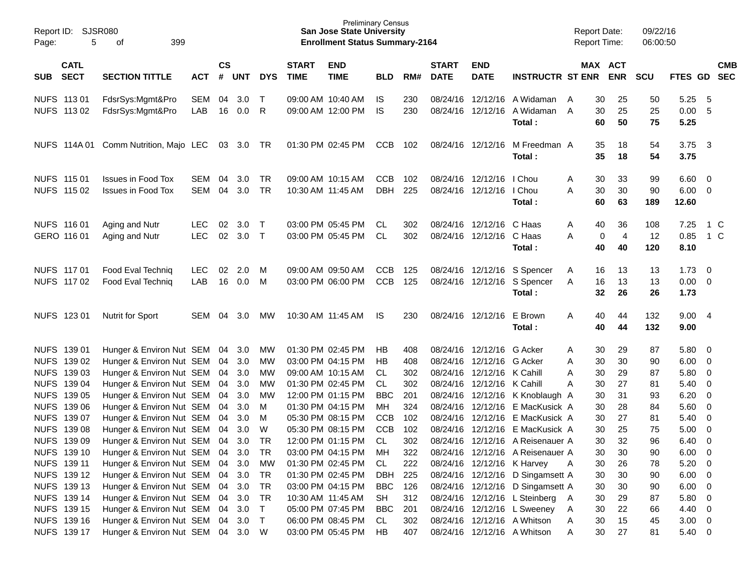Preliminary Census
**San Jose State University**
**Enrollment Status Summary-2164**

Report ID: SJSR080
Report Date: 09/22/16
Report Time: 06:00:50

| SUB | CATL SECT | SECTION TITTLE | ACT | CS # | UNT | DYS | START TIME | END TIME | BLD | RM# | START DATE | END DATE | INSTRUCTR | ST | MAX ENR | ACT ENR | SCU | FTES | GD | CMB SEC |
|---|---|---|---|---|---|---|---|---|---|---|---|---|---|---|---|---|---|---|---|---|
| NUFS | 113 01 | FdsrSys:Mgmt&Pro | SEM | 04 | 3.0 | T | 09:00 AM | 10:40 AM | IS | 230 | 08/24/16 | 12/12/16 | A Widaman | A | 30 | 25 | 50 | 5.25 | 5 | |
| NUFS | 113 02 | FdsrSys:Mgmt&Pro | LAB | 16 | 0.0 | R | 09:00 AM | 12:00 PM | IS | 230 | 08/24/16 | 12/12/16 | A Widaman | A | 30 | 25 | 25 | 0.00 | 5 | |
| | | | | | | | | | | | | | **Total :** | | **60** | **50** | **75** | **5.25** | | |
| NUFS | 114A 01 | Comm Nutrition, Majo | LEC | 03 | 3.0 | TR | 01:30 PM | 02:45 PM | CCB | 102 | 08/24/16 | 12/12/16 | M Freedman | A | 35 | 18 | 54 | 3.75 | 3 | |
| | | | | | | | | | | | | | **Total :** | | **35** | **18** | **54** | **3.75** | | |
| NUFS | 115 01 | Issues in Food Tox | SEM | 04 | 3.0 | TR | 09:00 AM | 10:15 AM | CCB | 102 | 08/24/16 | 12/12/16 | I Chou | A | 30 | 33 | 99 | 6.60 | 0 | |
| NUFS | 115 02 | Issues in Food Tox | SEM | 04 | 3.0 | TR | 10:30 AM | 11:45 AM | DBH | 225 | 08/24/16 | 12/12/16 | I Chou | A | 30 | 30 | 90 | 6.00 | 0 | |
| | | | | | | | | | | | | | **Total :** | | **60** | **63** | **189** | **12.60** | | |
| NUFS | 116 01 | Aging and Nutr | LEC | 02 | 3.0 | T | 03:00 PM | 05:45 PM | CL | 302 | 08/24/16 | 12/12/16 | C Haas | A | 40 | 36 | 108 | 7.25 | 1 | C |
| GERO | 116 01 | Aging and Nutr | LEC | 02 | 3.0 | T | 03:00 PM | 05:45 PM | CL | 302 | 08/24/16 | 12/12/16 | C Haas | A | 0 | 4 | 12 | 0.85 | 1 | C |
| | | | | | | | | | | | | | **Total :** | | **40** | **40** | **120** | **8.10** | | |
| NUFS | 117 01 | Food Eval Techniq | LEC | 02 | 2.0 | M | 09:00 AM | 09:50 AM | CCB | 125 | 08/24/16 | 12/12/16 | S Spencer | A | 16 | 13 | 13 | 1.73 | 0 | |
| NUFS | 117 02 | Food Eval Techniq | LAB | 16 | 0.0 | M | 03:00 PM | 06:00 PM | CCB | 125 | 08/24/16 | 12/12/16 | S Spencer | A | 16 | 13 | 13 | 0.00 | 0 | |
| | | | | | | | | | | | | | **Total :** | | **32** | **26** | **26** | **1.73** | | |
| NUFS | 123 01 | Nutrit for Sport | SEM | 04 | 3.0 | MW | 10:30 AM | 11:45 AM | IS | 230 | 08/24/16 | 12/12/16 | E Brown | A | 40 | 44 | 132 | 9.00 | 4 | |
| | | | | | | | | | | | | | **Total :** | | **40** | **44** | **132** | **9.00** | | |
| NUFS | 139 01 | Hunger & Environ Nut | SEM | 04 | 3.0 | MW | 01:30 PM | 02:45 PM | HB | 408 | 08/24/16 | 12/12/16 | G Acker | A | 30 | 29 | 87 | 5.80 | 0 | |
| NUFS | 139 02 | Hunger & Environ Nut | SEM | 04 | 3.0 | MW | 03:00 PM | 04:15 PM | HB | 408 | 08/24/16 | 12/12/16 | G Acker | A | 30 | 30 | 90 | 6.00 | 0 | |
| NUFS | 139 03 | Hunger & Environ Nut | SEM | 04 | 3.0 | MW | 09:00 AM | 10:15 AM | CL | 302 | 08/24/16 | 12/12/16 | K Cahill | A | 30 | 29 | 87 | 5.80 | 0 | |
| NUFS | 139 04 | Hunger & Environ Nut | SEM | 04 | 3.0 | MW | 01:30 PM | 02:45 PM | CL | 302 | 08/24/16 | 12/12/16 | K Cahill | A | 30 | 27 | 81 | 5.40 | 0 | |
| NUFS | 139 05 | Hunger & Environ Nut | SEM | 04 | 3.0 | MW | 12:00 PM | 01:15 PM | BBC | 201 | 08/24/16 | 12/12/16 | K Knoblaugh | A | 30 | 31 | 93 | 6.20 | 0 | |
| NUFS | 139 06 | Hunger & Environ Nut | SEM | 04 | 3.0 | M | 01:30 PM | 04:15 PM | MH | 324 | 08/24/16 | 12/12/16 | E MacKusick | A | 30 | 28 | 84 | 5.60 | 0 | |
| NUFS | 139 07 | Hunger & Environ Nut | SEM | 04 | 3.0 | M | 05:30 PM | 08:15 PM | CCB | 102 | 08/24/16 | 12/12/16 | E MacKusick | A | 30 | 27 | 81 | 5.40 | 0 | |
| NUFS | 139 08 | Hunger & Environ Nut | SEM | 04 | 3.0 | W | 05:30 PM | 08:15 PM | CCB | 102 | 08/24/16 | 12/12/16 | E MacKusick | A | 30 | 25 | 75 | 5.00 | 0 | |
| NUFS | 139 09 | Hunger & Environ Nut | SEM | 04 | 3.0 | TR | 12:00 PM | 01:15 PM | CL | 302 | 08/24/16 | 12/12/16 | A Reisenauer | A | 30 | 32 | 96 | 6.40 | 0 | |
| NUFS | 139 10 | Hunger & Environ Nut | SEM | 04 | 3.0 | TR | 03:00 PM | 04:15 PM | MH | 322 | 08/24/16 | 12/12/16 | A Reisenauer | A | 30 | 30 | 90 | 6.00 | 0 | |
| NUFS | 139 11 | Hunger & Environ Nut | SEM | 04 | 3.0 | MW | 01:30 PM | 02:45 PM | CL | 222 | 08/24/16 | 12/12/16 | K Harvey | A | 30 | 26 | 78 | 5.20 | 0 | |
| NUFS | 139 12 | Hunger & Environ Nut | SEM | 04 | 3.0 | TR | 01:30 PM | 02:45 PM | DBH | 225 | 08/24/16 | 12/12/16 | D Singamsett | A | 30 | 30 | 90 | 6.00 | 0 | |
| NUFS | 139 13 | Hunger & Environ Nut | SEM | 04 | 3.0 | TR | 03:00 PM | 04:15 PM | BBC | 126 | 08/24/16 | 12/12/16 | D Singamsett | A | 30 | 30 | 90 | 6.00 | 0 | |
| NUFS | 139 14 | Hunger & Environ Nut | SEM | 04 | 3.0 | TR | 10:30 AM | 11:45 AM | SH | 312 | 08/24/16 | 12/12/16 | L Steinberg | A | 30 | 29 | 87 | 5.80 | 0 | |
| NUFS | 139 15 | Hunger & Environ Nut | SEM | 04 | 3.0 | T | 05:00 PM | 07:45 PM | BBC | 201 | 08/24/16 | 12/12/16 | L Sweeney | A | 30 | 22 | 66 | 4.40 | 0 | |
| NUFS | 139 16 | Hunger & Environ Nut | SEM | 04 | 3.0 | T | 06:00 PM | 08:45 PM | CL | 302 | 08/24/16 | 12/12/16 | A Whitson | A | 30 | 15 | 45 | 3.00 | 0 | |
| NUFS | 139 17 | Hunger & Environ Nut | SEM | 04 | 3.0 | W | 03:00 PM | 05:45 PM | HB | 407 | 08/24/16 | 12/12/16 | A Whitson | A | 30 | 27 | 81 | 5.40 | 0 | |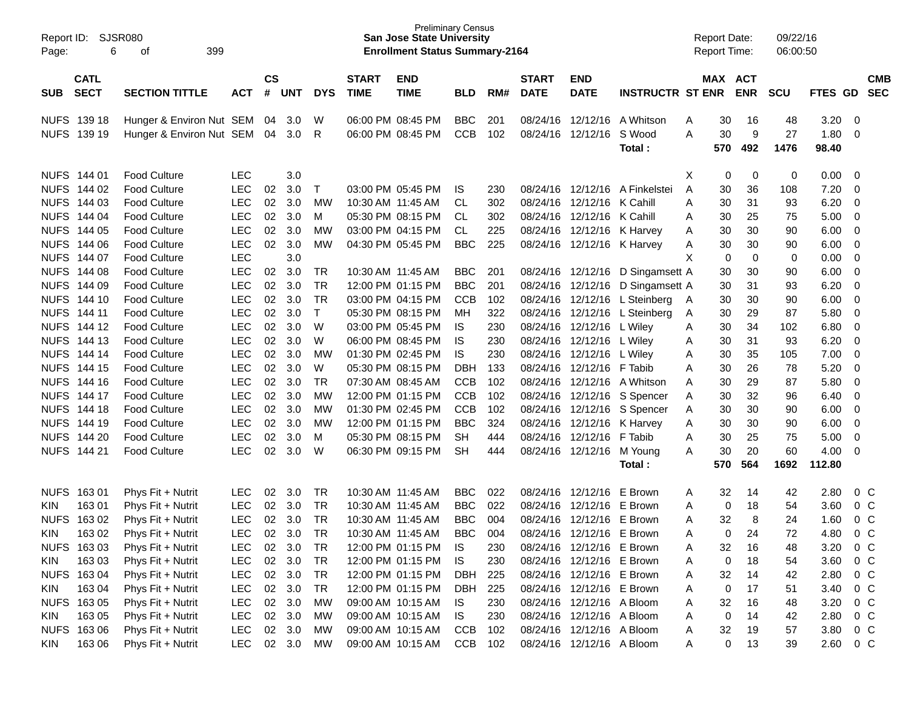Preliminary Census
**San Jose State University**
**Enrollment Status Summary-2164**

Report ID: SJSR080
Report Date: 09/22/16
Report Time: 06:00:50

| SUB | CATL SECT | SECTION TITTLE | ACT | CS # | UNT | DYS | START TIME | END TIME | BLD | RM# | START DATE | END DATE | INSTRUCTR | ST | MAX ENR | ACT ENR | SCU | FTES | GD | CMB SEC |
|---|---|---|---|---|---|---|---|---|---|---|---|---|---|---|---|---|---|---|---|---|
| NUFS | 139 18 | Hunger & Environ Nut | SEM | 04 | 3.0 | W | 06:00 PM | 08:45 PM | BBC | 201 | 08/24/16 | 12/12/16 | A Whitson | A | 30 | 16 | 48 | 3.20 | 0 | |
| NUFS | 139 19 | Hunger & Environ Nut | SEM | 04 | 3.0 | R | 06:00 PM | 08:45 PM | CCB | 102 | 08/24/16 | 12/12/16 | S Wood | A | 30 | 9 | 27 | 1.80 | 0 | |
| | | | | | | | | | | | | | **Total :** | | **570** | **492** | **1476** | **98.40** | | |
| NUFS | 144 01 | Food Culture | LEC | | 3.0 | | | | | | | | | X | 0 | 0 | 0 | 0.00 | 0 | |
| NUFS | 144 02 | Food Culture | LEC | 02 | 3.0 | T | 03:00 PM | 05:45 PM | IS | 230 | 08/24/16 | 12/12/16 | A Finkelstei | A | 30 | 36 | 108 | 7.20 | 0 | |
| NUFS | 144 03 | Food Culture | LEC | 02 | 3.0 | MW | 10:30 AM | 11:45 AM | CL | 302 | 08/24/16 | 12/12/16 | K Cahill | A | 30 | 31 | 93 | 6.20 | 0 | |
| NUFS | 144 04 | Food Culture | LEC | 02 | 3.0 | M | 05:30 PM | 08:15 PM | CL | 302 | 08/24/16 | 12/12/16 | K Cahill | A | 30 | 25 | 75 | 5.00 | 0 | |
| NUFS | 144 05 | Food Culture | LEC | 02 | 3.0 | MW | 03:00 PM | 04:15 PM | CL | 225 | 08/24/16 | 12/12/16 | K Harvey | A | 30 | 30 | 90 | 6.00 | 0 | |
| NUFS | 144 06 | Food Culture | LEC | 02 | 3.0 | MW | 04:30 PM | 05:45 PM | BBC | 225 | 08/24/16 | 12/12/16 | K Harvey | A | 30 | 30 | 90 | 6.00 | 0 | |
| NUFS | 144 07 | Food Culture | LEC | | 3.0 | | | | | | | | | X | 0 | 0 | 0 | 0.00 | 0 | |
| NUFS | 144 08 | Food Culture | LEC | 02 | 3.0 | TR | 10:30 AM | 11:45 AM | BBC | 201 | 08/24/16 | 12/12/16 | D Singamsett | A | 30 | 30 | 90 | 6.00 | 0 | |
| NUFS | 144 09 | Food Culture | LEC | 02 | 3.0 | TR | 12:00 PM | 01:15 PM | BBC | 201 | 08/24/16 | 12/12/16 | D Singamsett | A | 30 | 31 | 93 | 6.20 | 0 | |
| NUFS | 144 10 | Food Culture | LEC | 02 | 3.0 | TR | 03:00 PM | 04:15 PM | CCB | 102 | 08/24/16 | 12/12/16 | L Steinberg | A | 30 | 30 | 90 | 6.00 | 0 | |
| NUFS | 144 11 | Food Culture | LEC | 02 | 3.0 | T | 05:30 PM | 08:15 PM | MH | 322 | 08/24/16 | 12/12/16 | L Steinberg | A | 30 | 29 | 87 | 5.80 | 0 | |
| NUFS | 144 12 | Food Culture | LEC | 02 | 3.0 | W | 03:00 PM | 05:45 PM | IS | 230 | 08/24/16 | 12/12/16 | L Wiley | A | 30 | 34 | 102 | 6.80 | 0 | |
| NUFS | 144 13 | Food Culture | LEC | 02 | 3.0 | W | 06:00 PM | 08:45 PM | IS | 230 | 08/24/16 | 12/12/16 | L Wiley | A | 30 | 31 | 93 | 6.20 | 0 | |
| NUFS | 144 14 | Food Culture | LEC | 02 | 3.0 | MW | 01:30 PM | 02:45 PM | IS | 230 | 08/24/16 | 12/12/16 | L Wiley | A | 30 | 35 | 105 | 7.00 | 0 | |
| NUFS | 144 15 | Food Culture | LEC | 02 | 3.0 | W | 05:30 PM | 08:15 PM | DBH | 133 | 08/24/16 | 12/12/16 | F Tabib | A | 30 | 26 | 78 | 5.20 | 0 | |
| NUFS | 144 16 | Food Culture | LEC | 02 | 3.0 | TR | 07:30 AM | 08:45 AM | CCB | 102 | 08/24/16 | 12/12/16 | A Whitson | A | 30 | 29 | 87 | 5.80 | 0 | |
| NUFS | 144 17 | Food Culture | LEC | 02 | 3.0 | MW | 12:00 PM | 01:15 PM | CCB | 102 | 08/24/16 | 12/12/16 | S Spencer | A | 30 | 32 | 96 | 6.40 | 0 | |
| NUFS | 144 18 | Food Culture | LEC | 02 | 3.0 | MW | 01:30 PM | 02:45 PM | CCB | 102 | 08/24/16 | 12/12/16 | S Spencer | A | 30 | 30 | 90 | 6.00 | 0 | |
| NUFS | 144 19 | Food Culture | LEC | 02 | 3.0 | MW | 12:00 PM | 01:15 PM | BBC | 324 | 08/24/16 | 12/12/16 | K Harvey | A | 30 | 30 | 90 | 6.00 | 0 | |
| NUFS | 144 20 | Food Culture | LEC | 02 | 3.0 | M | 05:30 PM | 08:15 PM | SH | 444 | 08/24/16 | 12/12/16 | F Tabib | A | 30 | 25 | 75 | 5.00 | 0 | |
| NUFS | 144 21 | Food Culture | LEC | 02 | 3.0 | W | 06:30 PM | 09:15 PM | SH | 444 | 08/24/16 | 12/12/16 | M Young | A | 30 | 20 | 60 | 4.00 | 0 | |
| | | | | | | | | | | | | | **Total :** | | **570** | **564** | **1692** | **112.80** | | |
| NUFS | 163 01 | Phys Fit + Nutrit | LEC | 02 | 3.0 | TR | 10:30 AM | 11:45 AM | BBC | 022 | 08/24/16 | 12/12/16 | E Brown | A | 32 | 14 | 42 | 2.80 | 0 | C |
| KIN | 163 01 | Phys Fit + Nutrit | LEC | 02 | 3.0 | TR | 10:30 AM | 11:45 AM | BBC | 022 | 08/24/16 | 12/12/16 | E Brown | A | 0 | 18 | 54 | 3.60 | 0 | C |
| NUFS | 163 02 | Phys Fit + Nutrit | LEC | 02 | 3.0 | TR | 10:30 AM | 11:45 AM | BBC | 004 | 08/24/16 | 12/12/16 | E Brown | A | 32 | 8 | 24 | 1.60 | 0 | C |
| KIN | 163 02 | Phys Fit + Nutrit | LEC | 02 | 3.0 | TR | 10:30 AM | 11:45 AM | BBC | 004 | 08/24/16 | 12/12/16 | E Brown | A | 0 | 24 | 72 | 4.80 | 0 | C |
| NUFS | 163 03 | Phys Fit + Nutrit | LEC | 02 | 3.0 | TR | 12:00 PM | 01:15 PM | IS | 230 | 08/24/16 | 12/12/16 | E Brown | A | 32 | 16 | 48 | 3.20 | 0 | C |
| KIN | 163 03 | Phys Fit + Nutrit | LEC | 02 | 3.0 | TR | 12:00 PM | 01:15 PM | IS | 230 | 08/24/16 | 12/12/16 | E Brown | A | 0 | 18 | 54 | 3.60 | 0 | C |
| NUFS | 163 04 | Phys Fit + Nutrit | LEC | 02 | 3.0 | TR | 12:00 PM | 01:15 PM | DBH | 225 | 08/24/16 | 12/12/16 | E Brown | A | 32 | 14 | 42 | 2.80 | 0 | C |
| KIN | 163 04 | Phys Fit + Nutrit | LEC | 02 | 3.0 | TR | 12:00 PM | 01:15 PM | DBH | 225 | 08/24/16 | 12/12/16 | E Brown | A | 0 | 17 | 51 | 3.40 | 0 | C |
| NUFS | 163 05 | Phys Fit + Nutrit | LEC | 02 | 3.0 | MW | 09:00 AM | 10:15 AM | IS | 230 | 08/24/16 | 12/12/16 | A Bloom | A | 32 | 16 | 48 | 3.20 | 0 | C |
| KIN | 163 05 | Phys Fit + Nutrit | LEC | 02 | 3.0 | MW | 09:00 AM | 10:15 AM | IS | 230 | 08/24/16 | 12/12/16 | A Bloom | A | 0 | 14 | 42 | 2.80 | 0 | C |
| NUFS | 163 06 | Phys Fit + Nutrit | LEC | 02 | 3.0 | MW | 09:00 AM | 10:15 AM | CCB | 102 | 08/24/16 | 12/12/16 | A Bloom | A | 32 | 19 | 57 | 3.80 | 0 | C |
| KIN | 163 06 | Phys Fit + Nutrit | LEC | 02 | 3.0 | MW | 09:00 AM | 10:15 AM | CCB | 102 | 08/24/16 | 12/12/16 | A Bloom | A | 0 | 13 | 39 | 2.60 | 0 | C |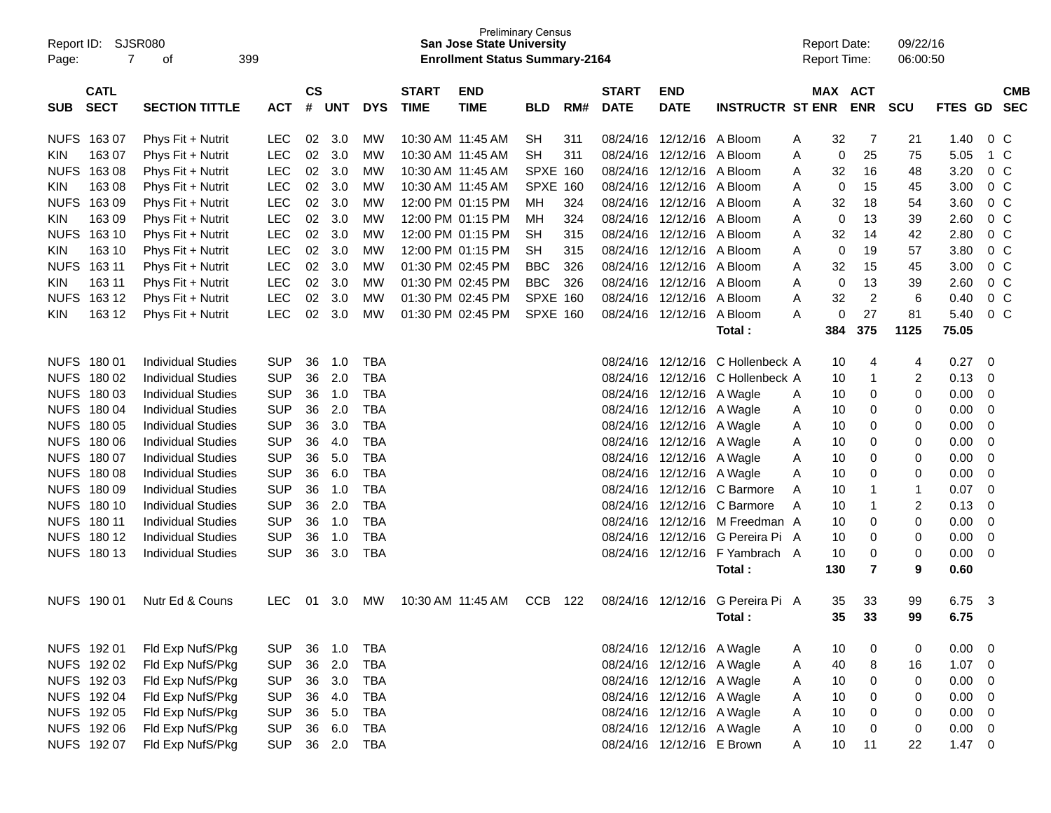Preliminary Census
**San Jose State University**
**Enrollment Status Summary-2164**

Report ID: SJSR080
Report Date: 09/22/16
Report Time: 06:00:50

| SUB | CATL SECT | SECTION TITTLE | ACT | CS # | UNT | DYS | START TIME | END TIME | BLD | RM# | START DATE | END DATE | INSTRUCTR | ST | MAX ENR | ACT ENR | SCU | FTES | GD | CMB SEC |
|---|---|---|---|---|---|---|---|---|---|---|---|---|---|---|---|---|---|---|---|---|
| NUFS | 163 07 | Phys Fit + Nutrit | LEC | 02 | 3.0 | MW | 10:30 AM | 11:45 AM | SH | 311 | 08/24/16 | 12/12/16 | A Bloom | A | 32 | 7 | 21 | 1.40 | 0 | C |
| KIN | 163 07 | Phys Fit + Nutrit | LEC | 02 | 3.0 | MW | 10:30 AM | 11:45 AM | SH | 311 | 08/24/16 | 12/12/16 | A Bloom | A | 0 | 25 | 75 | 5.05 | 1 | C |
| NUFS | 163 08 | Phys Fit + Nutrit | LEC | 02 | 3.0 | MW | 10:30 AM | 11:45 AM | SPXE | 160 | 08/24/16 | 12/12/16 | A Bloom | A | 32 | 16 | 48 | 3.20 | 0 | C |
| KIN | 163 08 | Phys Fit + Nutrit | LEC | 02 | 3.0 | MW | 10:30 AM | 11:45 AM | SPXE | 160 | 08/24/16 | 12/12/16 | A Bloom | A | 0 | 15 | 45 | 3.00 | 0 | C |
| NUFS | 163 09 | Phys Fit + Nutrit | LEC | 02 | 3.0 | MW | 12:00 PM | 01:15 PM | MH | 324 | 08/24/16 | 12/12/16 | A Bloom | A | 32 | 18 | 54 | 3.60 | 0 | C |
| KIN | 163 09 | Phys Fit + Nutrit | LEC | 02 | 3.0 | MW | 12:00 PM | 01:15 PM | MH | 324 | 08/24/16 | 12/12/16 | A Bloom | A | 0 | 13 | 39 | 2.60 | 0 | C |
| NUFS | 163 10 | Phys Fit + Nutrit | LEC | 02 | 3.0 | MW | 12:00 PM | 01:15 PM | SH | 315 | 08/24/16 | 12/12/16 | A Bloom | A | 32 | 14 | 42 | 2.80 | 0 | C |
| KIN | 163 10 | Phys Fit + Nutrit | LEC | 02 | 3.0 | MW | 12:00 PM | 01:15 PM | SH | 315 | 08/24/16 | 12/12/16 | A Bloom | A | 0 | 19 | 57 | 3.80 | 0 | C |
| NUFS | 163 11 | Phys Fit + Nutrit | LEC | 02 | 3.0 | MW | 01:30 PM | 02:45 PM | BBC | 326 | 08/24/16 | 12/12/16 | A Bloom | A | 32 | 15 | 45 | 3.00 | 0 | C |
| KIN | 163 11 | Phys Fit + Nutrit | LEC | 02 | 3.0 | MW | 01:30 PM | 02:45 PM | BBC | 326 | 08/24/16 | 12/12/16 | A Bloom | A | 0 | 13 | 39 | 2.60 | 0 | C |
| NUFS | 163 12 | Phys Fit + Nutrit | LEC | 02 | 3.0 | MW | 01:30 PM | 02:45 PM | SPXE | 160 | 08/24/16 | 12/12/16 | A Bloom | A | 32 | 2 | 6 | 0.40 | 0 | C |
| KIN | 163 12 | Phys Fit + Nutrit | LEC | 02 | 3.0 | MW | 01:30 PM | 02:45 PM | SPXE | 160 | 08/24/16 | 12/12/16 | A Bloom | A | 0 | 27 | 81 | 5.40 | 0 | C |
| | | | | | | | | | | | | | **Total :** | | **384** | **375** | **1125** | **75.05** | | |
| NUFS | 180 01 | Individual Studies | SUP | 36 | 1.0 | TBA | | | | | 08/24/16 | 12/12/16 | C Hollenbeck | A | 10 | 4 | 4 | 0.27 | 0 | |
| NUFS | 180 02 | Individual Studies | SUP | 36 | 2.0 | TBA | | | | | 08/24/16 | 12/12/16 | C Hollenbeck | A | 10 | 1 | 2 | 0.13 | 0 | |
| NUFS | 180 03 | Individual Studies | SUP | 36 | 1.0 | TBA | | | | | 08/24/16 | 12/12/16 | A Wagle | A | 10 | 0 | 0 | 0.00 | 0 | |
| NUFS | 180 04 | Individual Studies | SUP | 36 | 2.0 | TBA | | | | | 08/24/16 | 12/12/16 | A Wagle | A | 10 | 0 | 0 | 0.00 | 0 | |
| NUFS | 180 05 | Individual Studies | SUP | 36 | 3.0 | TBA | | | | | 08/24/16 | 12/12/16 | A Wagle | A | 10 | 0 | 0 | 0.00 | 0 | |
| NUFS | 180 06 | Individual Studies | SUP | 36 | 4.0 | TBA | | | | | 08/24/16 | 12/12/16 | A Wagle | A | 10 | 0 | 0 | 0.00 | 0 | |
| NUFS | 180 07 | Individual Studies | SUP | 36 | 5.0 | TBA | | | | | 08/24/16 | 12/12/16 | A Wagle | A | 10 | 0 | 0 | 0.00 | 0 | |
| NUFS | 180 08 | Individual Studies | SUP | 36 | 6.0 | TBA | | | | | 08/24/16 | 12/12/16 | A Wagle | A | 10 | 0 | 0 | 0.00 | 0 | |
| NUFS | 180 09 | Individual Studies | SUP | 36 | 1.0 | TBA | | | | | 08/24/16 | 12/12/16 | C Barmore | A | 10 | 1 | 1 | 0.07 | 0 | |
| NUFS | 180 10 | Individual Studies | SUP | 36 | 2.0 | TBA | | | | | 08/24/16 | 12/12/16 | C Barmore | A | 10 | 1 | 2 | 0.13 | 0 | |
| NUFS | 180 11 | Individual Studies | SUP | 36 | 1.0 | TBA | | | | | 08/24/16 | 12/12/16 | M Freedman | A | 10 | 0 | 0 | 0.00 | 0 | |
| NUFS | 180 12 | Individual Studies | SUP | 36 | 1.0 | TBA | | | | | 08/24/16 | 12/12/16 | G Pereira Pi | A | 10 | 0 | 0 | 0.00 | 0 | |
| NUFS | 180 13 | Individual Studies | SUP | 36 | 3.0 | TBA | | | | | 08/24/16 | 12/12/16 | F Yambrach | A | 10 | 0 | 0 | 0.00 | 0 | |
| | | | | | | | | | | | | | **Total :** | | **130** | **7** | **9** | **0.60** | | |
| NUFS | 190 01 | Nutr Ed & Couns | LEC | 01 | 3.0 | MW | 10:30 AM | 11:45 AM | CCB | 122 | 08/24/16 | 12/12/16 | G Pereira Pi | A | 35 | 33 | 99 | 6.75 | 3 | |
| | | | | | | | | | | | | | **Total :** | | **35** | **33** | **99** | **6.75** | | |
| NUFS | 192 01 | Fld Exp NufS/Pkg | SUP | 36 | 1.0 | TBA | | | | | 08/24/16 | 12/12/16 | A Wagle | A | 10 | 0 | 0 | 0.00 | 0 | |
| NUFS | 192 02 | Fld Exp NufS/Pkg | SUP | 36 | 2.0 | TBA | | | | | 08/24/16 | 12/12/16 | A Wagle | A | 40 | 8 | 16 | 1.07 | 0 | |
| NUFS | 192 03 | Fld Exp NufS/Pkg | SUP | 36 | 3.0 | TBA | | | | | 08/24/16 | 12/12/16 | A Wagle | A | 10 | 0 | 0 | 0.00 | 0 | |
| NUFS | 192 04 | Fld Exp NufS/Pkg | SUP | 36 | 4.0 | TBA | | | | | 08/24/16 | 12/12/16 | A Wagle | A | 10 | 0 | 0 | 0.00 | 0 | |
| NUFS | 192 05 | Fld Exp NufS/Pkg | SUP | 36 | 5.0 | TBA | | | | | 08/24/16 | 12/12/16 | A Wagle | A | 10 | 0 | 0 | 0.00 | 0 | |
| NUFS | 192 06 | Fld Exp NufS/Pkg | SUP | 36 | 6.0 | TBA | | | | | 08/24/16 | 12/12/16 | A Wagle | A | 10 | 0 | 0 | 0.00 | 0 | |
| NUFS | 192 07 | Fld Exp NufS/Pkg | SUP | 36 | 2.0 | TBA | | | | | 08/24/16 | 12/12/16 | E Brown | A | 10 | 11 | 22 | 1.47 | 0 | |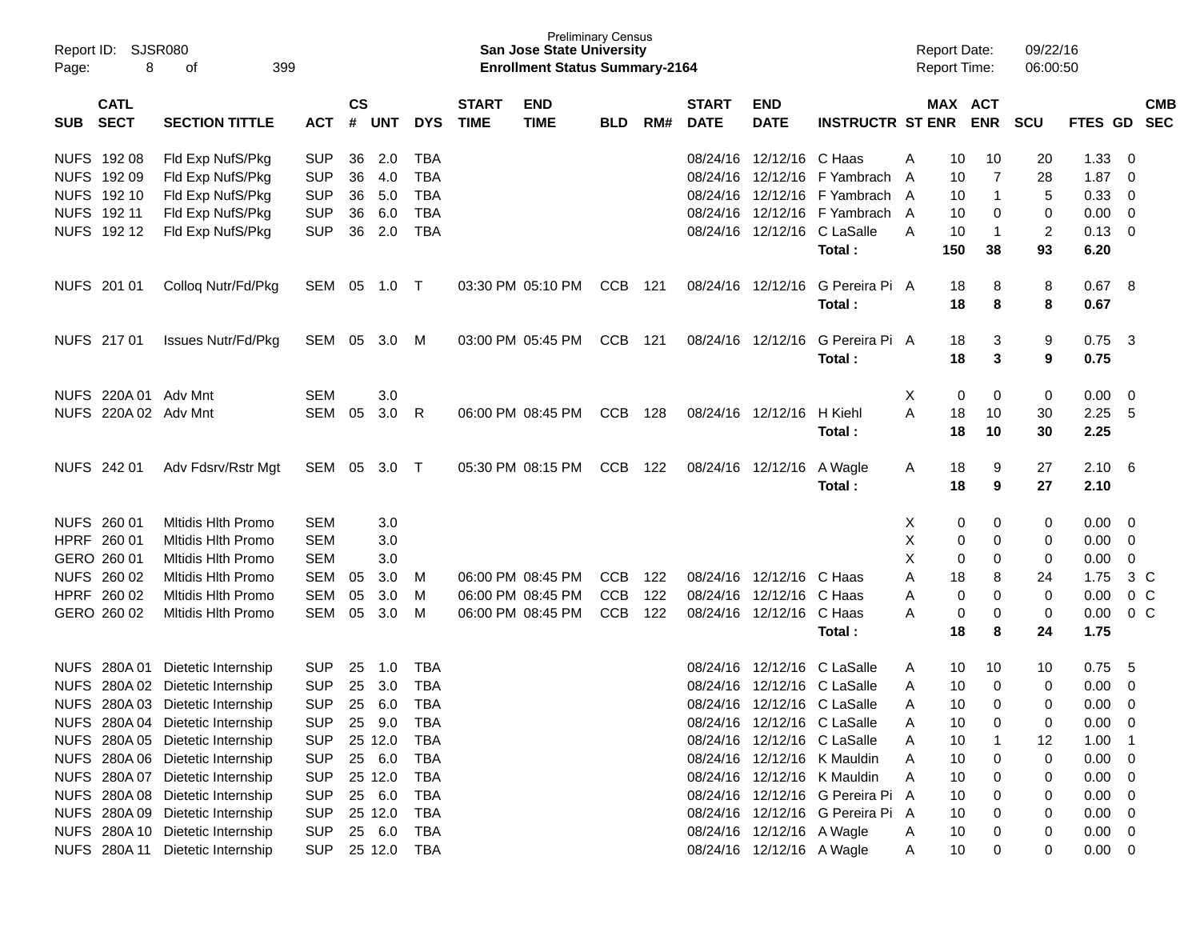Preliminary Census
**San Jose State University**
**Enrollment Status Summary-2164**

Report ID: SJSR080
Report Date: 09/22/16
Report Time: 06:00:50

| SUB | CATL SECT | SECTION TITTLE | ACT | CS # | UNT | DYS | START TIME | END TIME | BLD | RM# | START DATE | END DATE | INSTRUCTR | ST | MAX ENR | ACT ENR | SCU | FTES | GD | CMB SEC |
|---|---|---|---|---|---|---|---|---|---|---|---|---|---|---|---|---|---|---|---|---|
| NUFS | 192 08 | Fld Exp NufS/Pkg | SUP | 36 | 2.0 | TBA | | | | | 08/24/16 | 12/12/16 | C Haas | A | 10 | 10 | 20 | 1.33 | 0 | |
| NUFS | 192 09 | Fld Exp NufS/Pkg | SUP | 36 | 4.0 | TBA | | | | | 08/24/16 | 12/12/16 | F Yambrach | A | 10 | 7 | 28 | 1.87 | 0 | |
| NUFS | 192 10 | Fld Exp NufS/Pkg | SUP | 36 | 5.0 | TBA | | | | | 08/24/16 | 12/12/16 | F Yambrach | A | 10 | 1 | 5 | 0.33 | 0 | |
| NUFS | 192 11 | Fld Exp NufS/Pkg | SUP | 36 | 6.0 | TBA | | | | | 08/24/16 | 12/12/16 | F Yambrach | A | 10 | 0 | 0 | 0.00 | 0 | |
| NUFS | 192 12 | Fld Exp NufS/Pkg | SUP | 36 | 2.0 | TBA | | | | | 08/24/16 | 12/12/16 | C LaSalle | A | 10 | 1 | 2 | 0.13 | 0 | |
| | | | | | | | | | | | | | **Total :** | | **150** | **38** | **93** | **6.20** | | |
| NUFS | 201 01 | Colloq Nutr/Fd/Pkg | SEM | 05 | 1.0 | T | 03:30 PM | 05:10 PM | CCB | 121 | 08/24/16 | 12/12/16 | G Pereira Pi | A | 18 | 8 | 8 | 0.67 | 8 | |
| | | | | | | | | | | | | | **Total :** | | **18** | **8** | **8** | **0.67** | | |
| NUFS | 217 01 | Issues Nutr/Fd/Pkg | SEM | 05 | 3.0 | M | 03:00 PM | 05:45 PM | CCB | 121 | 08/24/16 | 12/12/16 | G Pereira Pi | A | 18 | 3 | 9 | 0.75 | 3 | |
| | | | | | | | | | | | | | **Total :** | | **18** | **3** | **9** | **0.75** | | |
| NUFS | 220A 01 | Adv Mnt | SEM | | 3.0 | | | | | | | | | X | 0 | 0 | 0 | 0.00 | 0 | |
| NUFS | 220A 02 | Adv Mnt | SEM | 05 | 3.0 | R | 06:00 PM | 08:45 PM | CCB | 128 | 08/24/16 | 12/12/16 | H Kiehl | A | 18 | 10 | 30 | 2.25 | 5 | |
| | | | | | | | | | | | | | **Total :** | | **18** | **10** | **30** | **2.25** | | |
| NUFS | 242 01 | Adv Fdsrv/Rstr Mgt | SEM | 05 | 3.0 | T | 05:30 PM | 08:15 PM | CCB | 122 | 08/24/16 | 12/12/16 | A Wagle | A | 18 | 9 | 27 | 2.10 | 6 | |
| | | | | | | | | | | | | | **Total :** | | **18** | **9** | **27** | **2.10** | | |
| NUFS | 260 01 | Mltidis Hlth Promo | SEM | | 3.0 | | | | | | | | | X | 0 | 0 | 0 | 0.00 | 0 | |
| HPRF | 260 01 | Mltidis Hlth Promo | SEM | | 3.0 | | | | | | | | | X | 0 | 0 | 0 | 0.00 | 0 | |
| GERO | 260 01 | Mltidis Hlth Promo | SEM | | 3.0 | | | | | | | | | X | 0 | 0 | 0 | 0.00 | 0 | |
| NUFS | 260 02 | Mltidis Hlth Promo | SEM | 05 | 3.0 | M | 06:00 PM | 08:45 PM | CCB | 122 | 08/24/16 | 12/12/16 | C Haas | A | 18 | 8 | 24 | 1.75 | 3 | C |
| HPRF | 260 02 | Mltidis Hlth Promo | SEM | 05 | 3.0 | M | 06:00 PM | 08:45 PM | CCB | 122 | 08/24/16 | 12/12/16 | C Haas | A | 0 | 0 | 0 | 0.00 | 0 | C |
| GERO | 260 02 | Mltidis Hlth Promo | SEM | 05 | 3.0 | M | 06:00 PM | 08:45 PM | CCB | 122 | 08/24/16 | 12/12/16 | C Haas | A | 0 | 0 | 0 | 0.00 | 0 | C |
| | | | | | | | | | | | | | **Total :** | | **18** | **8** | **24** | **1.75** | | |
| NUFS | 280A 01 | Dietetic Internship | SUP | 25 | 1.0 | TBA | | | | | 08/24/16 | 12/12/16 | C LaSalle | A | 10 | 10 | 10 | 0.75 | 5 | |
| NUFS | 280A 02 | Dietetic Internship | SUP | 25 | 3.0 | TBA | | | | | 08/24/16 | 12/12/16 | C LaSalle | A | 10 | 0 | 0 | 0.00 | 0 | |
| NUFS | 280A 03 | Dietetic Internship | SUP | 25 | 6.0 | TBA | | | | | 08/24/16 | 12/12/16 | C LaSalle | A | 10 | 0 | 0 | 0.00 | 0 | |
| NUFS | 280A 04 | Dietetic Internship | SUP | 25 | 9.0 | TBA | | | | | 08/24/16 | 12/12/16 | C LaSalle | A | 10 | 0 | 0 | 0.00 | 0 | |
| NUFS | 280A 05 | Dietetic Internship | SUP | 25 | 12.0 | TBA | | | | | 08/24/16 | 12/12/16 | C LaSalle | A | 10 | 1 | 12 | 1.00 | 1 | |
| NUFS | 280A 06 | Dietetic Internship | SUP | 25 | 6.0 | TBA | | | | | 08/24/16 | 12/12/16 | K Mauldin | A | 10 | 0 | 0 | 0.00 | 0 | |
| NUFS | 280A 07 | Dietetic Internship | SUP | 25 | 12.0 | TBA | | | | | 08/24/16 | 12/12/16 | K Mauldin | A | 10 | 0 | 0 | 0.00 | 0 | |
| NUFS | 280A 08 | Dietetic Internship | SUP | 25 | 6.0 | TBA | | | | | 08/24/16 | 12/12/16 | G Pereira Pi | A | 10 | 0 | 0 | 0.00 | 0 | |
| NUFS | 280A 09 | Dietetic Internship | SUP | 25 | 12.0 | TBA | | | | | 08/24/16 | 12/12/16 | G Pereira Pi | A | 10 | 0 | 0 | 0.00 | 0 | |
| NUFS | 280A 10 | Dietetic Internship | SUP | 25 | 6.0 | TBA | | | | | 08/24/16 | 12/12/16 | A Wagle | A | 10 | 0 | 0 | 0.00 | 0 | |
| NUFS | 280A 11 | Dietetic Internship | SUP | 25 | 12.0 | TBA | | | | | 08/24/16 | 12/12/16 | A Wagle | A | 10 | 0 | 0 | 0.00 | 0 | |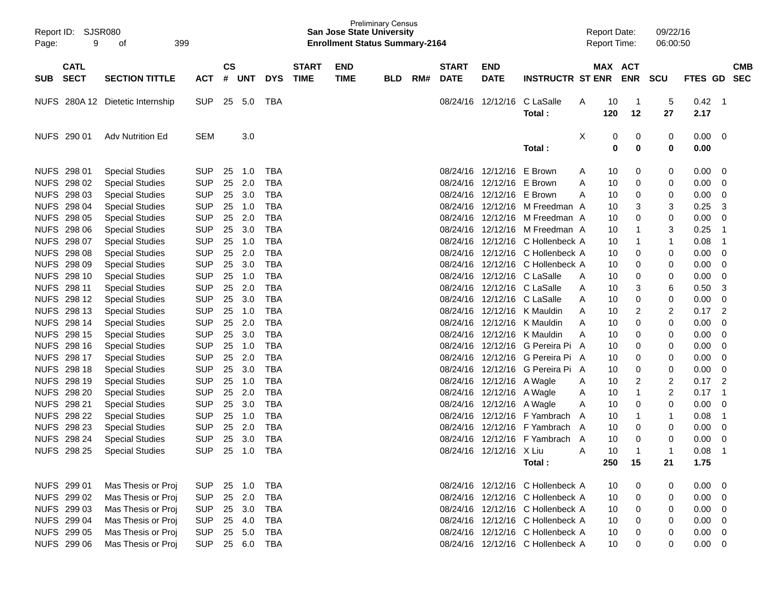Preliminary Census
**San Jose State University**
**Enrollment Status Summary-2164**

Report ID: SJSR080
Report Date: 09/22/16
Report Time: 06:00:50

| SUB | CATL SECT | SECTION TITTLE | ACT | CS # | UNT | DYS | START TIME | END TIME | BLD | RM# | START DATE | END DATE | INSTRUCTR | ST | MAX ENR | ACT ENR | SCU | FTES | GD | CMB SEC |
|---|---|---|---|---|---|---|---|---|---|---|---|---|---|---|---|---|---|---|---|---|
| NUFS | 280A 12 | Dietetic Internship | SUP | 25 | 5.0 | TBA | | | | | 08/24/16 | 12/12/16 | C LaSalle | A | 10 | 1 | 5 | 0.42 | 1 | |
| | | | | | | | | | | | | | **Total :** | | **120** | **12** | **27** | **2.17** | | |
| NUFS | 290 01 | Adv Nutrition Ed | SEM | | 3.0 | | | | | | | | | X | 0 | 0 | 0 | 0.00 | 0 | |
| | | | | | | | | | | | | | **Total :** | | **0** | **0** | **0** | **0.00** | | |
| NUFS | 298 01 | Special Studies | SUP | 25 | 1.0 | TBA | | | | | 08/24/16 | 12/12/16 | E Brown | A | 10 | 0 | 0 | 0.00 | 0 | |
| NUFS | 298 02 | Special Studies | SUP | 25 | 2.0 | TBA | | | | | 08/24/16 | 12/12/16 | E Brown | A | 10 | 0 | 0 | 0.00 | 0 | |
| NUFS | 298 03 | Special Studies | SUP | 25 | 3.0 | TBA | | | | | 08/24/16 | 12/12/16 | E Brown | A | 10 | 0 | 0 | 0.00 | 0 | |
| NUFS | 298 04 | Special Studies | SUP | 25 | 1.0 | TBA | | | | | 08/24/16 | 12/12/16 | M Freedman | A | 10 | 3 | 3 | 0.25 | 3 | |
| NUFS | 298 05 | Special Studies | SUP | 25 | 2.0 | TBA | | | | | 08/24/16 | 12/12/16 | M Freedman | A | 10 | 0 | 0 | 0.00 | 0 | |
| NUFS | 298 06 | Special Studies | SUP | 25 | 3.0 | TBA | | | | | 08/24/16 | 12/12/16 | M Freedman | A | 10 | 1 | 3 | 0.25 | 1 | |
| NUFS | 298 07 | Special Studies | SUP | 25 | 1.0 | TBA | | | | | 08/24/16 | 12/12/16 | C Hollenbeck | A | 10 | 1 | 1 | 0.08 | 1 | |
| NUFS | 298 08 | Special Studies | SUP | 25 | 2.0 | TBA | | | | | 08/24/16 | 12/12/16 | C Hollenbeck | A | 10 | 0 | 0 | 0.00 | 0 | |
| NUFS | 298 09 | Special Studies | SUP | 25 | 3.0 | TBA | | | | | 08/24/16 | 12/12/16 | C Hollenbeck | A | 10 | 0 | 0 | 0.00 | 0 | |
| NUFS | 298 10 | Special Studies | SUP | 25 | 1.0 | TBA | | | | | 08/24/16 | 12/12/16 | C LaSalle | A | 10 | 0 | 0 | 0.00 | 0 | |
| NUFS | 298 11 | Special Studies | SUP | 25 | 2.0 | TBA | | | | | 08/24/16 | 12/12/16 | C LaSalle | A | 10 | 3 | 6 | 0.50 | 3 | |
| NUFS | 298 12 | Special Studies | SUP | 25 | 3.0 | TBA | | | | | 08/24/16 | 12/12/16 | C LaSalle | A | 10 | 0 | 0 | 0.00 | 0 | |
| NUFS | 298 13 | Special Studies | SUP | 25 | 1.0 | TBA | | | | | 08/24/16 | 12/12/16 | K Mauldin | A | 10 | 2 | 2 | 0.17 | 2 | |
| NUFS | 298 14 | Special Studies | SUP | 25 | 2.0 | TBA | | | | | 08/24/16 | 12/12/16 | K Mauldin | A | 10 | 0 | 0 | 0.00 | 0 | |
| NUFS | 298 15 | Special Studies | SUP | 25 | 3.0 | TBA | | | | | 08/24/16 | 12/12/16 | K Mauldin | A | 10 | 0 | 0 | 0.00 | 0 | |
| NUFS | 298 16 | Special Studies | SUP | 25 | 1.0 | TBA | | | | | 08/24/16 | 12/12/16 | G Pereira Pi | A | 10 | 0 | 0 | 0.00 | 0 | |
| NUFS | 298 17 | Special Studies | SUP | 25 | 2.0 | TBA | | | | | 08/24/16 | 12/12/16 | G Pereira Pi | A | 10 | 0 | 0 | 0.00 | 0 | |
| NUFS | 298 18 | Special Studies | SUP | 25 | 3.0 | TBA | | | | | 08/24/16 | 12/12/16 | G Pereira Pi | A | 10 | 0 | 0 | 0.00 | 0 | |
| NUFS | 298 19 | Special Studies | SUP | 25 | 1.0 | TBA | | | | | 08/24/16 | 12/12/16 | A Wagle | A | 10 | 2 | 2 | 0.17 | 2 | |
| NUFS | 298 20 | Special Studies | SUP | 25 | 2.0 | TBA | | | | | 08/24/16 | 12/12/16 | A Wagle | A | 10 | 1 | 2 | 0.17 | 1 | |
| NUFS | 298 21 | Special Studies | SUP | 25 | 3.0 | TBA | | | | | 08/24/16 | 12/12/16 | A Wagle | A | 10 | 0 | 0 | 0.00 | 0 | |
| NUFS | 298 22 | Special Studies | SUP | 25 | 1.0 | TBA | | | | | 08/24/16 | 12/12/16 | F Yambrach | A | 10 | 1 | 1 | 0.08 | 1 | |
| NUFS | 298 23 | Special Studies | SUP | 25 | 2.0 | TBA | | | | | 08/24/16 | 12/12/16 | F Yambrach | A | 10 | 0 | 0 | 0.00 | 0 | |
| NUFS | 298 24 | Special Studies | SUP | 25 | 3.0 | TBA | | | | | 08/24/16 | 12/12/16 | F Yambrach | A | 10 | 0 | 0 | 0.00 | 0 | |
| NUFS | 298 25 | Special Studies | SUP | 25 | 1.0 | TBA | | | | | 08/24/16 | 12/12/16 | X Liu | A | 10 | 1 | 1 | 0.08 | 1 | |
| | | | | | | | | | | | | | **Total :** | | **250** | **15** | **21** | **1.75** | | |
| NUFS | 299 01 | Mas Thesis or Proj | SUP | 25 | 1.0 | TBA | | | | | 08/24/16 | 12/12/16 | C Hollenbeck | A | 10 | 0 | 0 | 0.00 | 0 | |
| NUFS | 299 02 | Mas Thesis or Proj | SUP | 25 | 2.0 | TBA | | | | | 08/24/16 | 12/12/16 | C Hollenbeck | A | 10 | 0 | 0 | 0.00 | 0 | |
| NUFS | 299 03 | Mas Thesis or Proj | SUP | 25 | 3.0 | TBA | | | | | 08/24/16 | 12/12/16 | C Hollenbeck | A | 10 | 0 | 0 | 0.00 | 0 | |
| NUFS | 299 04 | Mas Thesis or Proj | SUP | 25 | 4.0 | TBA | | | | | 08/24/16 | 12/12/16 | C Hollenbeck | A | 10 | 0 | 0 | 0.00 | 0 | |
| NUFS | 299 05 | Mas Thesis or Proj | SUP | 25 | 5.0 | TBA | | | | | 08/24/16 | 12/12/16 | C Hollenbeck | A | 10 | 0 | 0 | 0.00 | 0 | |
| NUFS | 299 06 | Mas Thesis or Proj | SUP | 25 | 6.0 | TBA | | | | | 08/24/16 | 12/12/16 | C Hollenbeck | A | 10 | 0 | 0 | 0.00 | 0 | |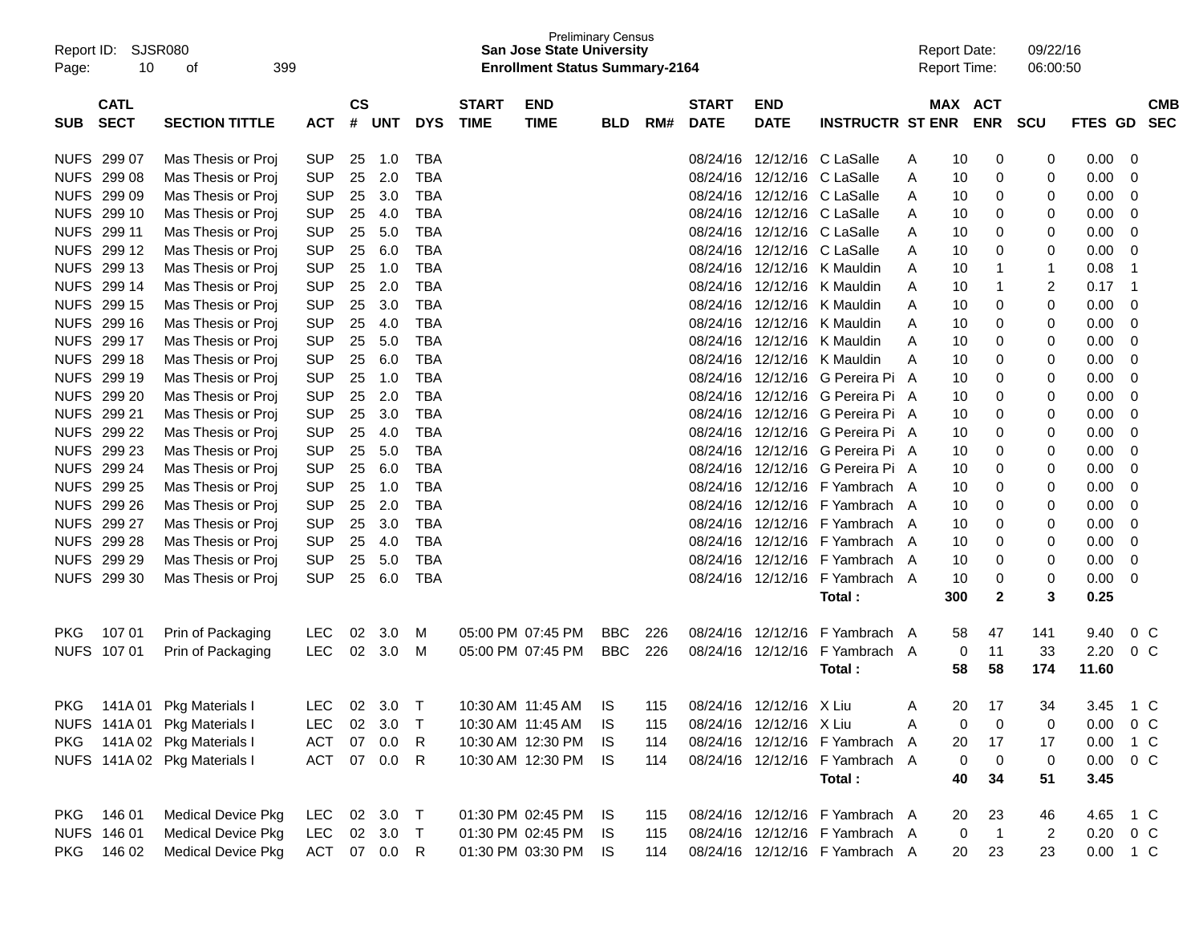Preliminary Census
**San Jose State University**
**Enrollment Status Summary-2164**

Report ID: SJSR080
Report Date: 09/22/16
Report Time: 06:00:50

| SUB | CATL SECT | SECTION TITTLE | ACT | CS # | UNT | DYS | START TIME | END TIME | BLD | RM# | START DATE | END DATE | INSTRUCTR | ST | MAX ENR | ACT ENR | SCU | FTES | GD | CMB SEC |
|---|---|---|---|---|---|---|---|---|---|---|---|---|---|---|---|---|---|---|---|---|
| NUFS | 299 07 | Mas Thesis or Proj | SUP | 25 | 1.0 | TBA | | | | | 08/24/16 | 12/12/16 | C LaSalle | A | 10 | 0 | 0 | 0.00 | 0 | |
| NUFS | 299 08 | Mas Thesis or Proj | SUP | 25 | 2.0 | TBA | | | | | 08/24/16 | 12/12/16 | C LaSalle | A | 10 | 0 | 0 | 0.00 | 0 | |
| NUFS | 299 09 | Mas Thesis or Proj | SUP | 25 | 3.0 | TBA | | | | | 08/24/16 | 12/12/16 | C LaSalle | A | 10 | 0 | 0 | 0.00 | 0 | |
| NUFS | 299 10 | Mas Thesis or Proj | SUP | 25 | 4.0 | TBA | | | | | 08/24/16 | 12/12/16 | C LaSalle | A | 10 | 0 | 0 | 0.00 | 0 | |
| NUFS | 299 11 | Mas Thesis or Proj | SUP | 25 | 5.0 | TBA | | | | | 08/24/16 | 12/12/16 | C LaSalle | A | 10 | 0 | 0 | 0.00 | 0 | |
| NUFS | 299 12 | Mas Thesis or Proj | SUP | 25 | 6.0 | TBA | | | | | 08/24/16 | 12/12/16 | C LaSalle | A | 10 | 0 | 0 | 0.00 | 0 | |
| NUFS | 299 13 | Mas Thesis or Proj | SUP | 25 | 1.0 | TBA | | | | | 08/24/16 | 12/12/16 | K Mauldin | A | 10 | 1 | 1 | 0.08 | 1 | |
| NUFS | 299 14 | Mas Thesis or Proj | SUP | 25 | 2.0 | TBA | | | | | 08/24/16 | 12/12/16 | K Mauldin | A | 10 | 1 | 2 | 0.17 | 1 | |
| NUFS | 299 15 | Mas Thesis or Proj | SUP | 25 | 3.0 | TBA | | | | | 08/24/16 | 12/12/16 | K Mauldin | A | 10 | 0 | 0 | 0.00 | 0 | |
| NUFS | 299 16 | Mas Thesis or Proj | SUP | 25 | 4.0 | TBA | | | | | 08/24/16 | 12/12/16 | K Mauldin | A | 10 | 0 | 0 | 0.00 | 0 | |
| NUFS | 299 17 | Mas Thesis or Proj | SUP | 25 | 5.0 | TBA | | | | | 08/24/16 | 12/12/16 | K Mauldin | A | 10 | 0 | 0 | 0.00 | 0 | |
| NUFS | 299 18 | Mas Thesis or Proj | SUP | 25 | 6.0 | TBA | | | | | 08/24/16 | 12/12/16 | K Mauldin | A | 10 | 0 | 0 | 0.00 | 0 | |
| NUFS | 299 19 | Mas Thesis or Proj | SUP | 25 | 1.0 | TBA | | | | | 08/24/16 | 12/12/16 | G Pereira Pi | A | 10 | 0 | 0 | 0.00 | 0 | |
| NUFS | 299 20 | Mas Thesis or Proj | SUP | 25 | 2.0 | TBA | | | | | 08/24/16 | 12/12/16 | G Pereira Pi | A | 10 | 0 | 0 | 0.00 | 0 | |
| NUFS | 299 21 | Mas Thesis or Proj | SUP | 25 | 3.0 | TBA | | | | | 08/24/16 | 12/12/16 | G Pereira Pi | A | 10 | 0 | 0 | 0.00 | 0 | |
| NUFS | 299 22 | Mas Thesis or Proj | SUP | 25 | 4.0 | TBA | | | | | 08/24/16 | 12/12/16 | G Pereira Pi | A | 10 | 0 | 0 | 0.00 | 0 | |
| NUFS | 299 23 | Mas Thesis or Proj | SUP | 25 | 5.0 | TBA | | | | | 08/24/16 | 12/12/16 | G Pereira Pi | A | 10 | 0 | 0 | 0.00 | 0 | |
| NUFS | 299 24 | Mas Thesis or Proj | SUP | 25 | 6.0 | TBA | | | | | 08/24/16 | 12/12/16 | G Pereira Pi | A | 10 | 0 | 0 | 0.00 | 0 | |
| NUFS | 299 25 | Mas Thesis or Proj | SUP | 25 | 1.0 | TBA | | | | | 08/24/16 | 12/12/16 | F Yambrach | A | 10 | 0 | 0 | 0.00 | 0 | |
| NUFS | 299 26 | Mas Thesis or Proj | SUP | 25 | 2.0 | TBA | | | | | 08/24/16 | 12/12/16 | F Yambrach | A | 10 | 0 | 0 | 0.00 | 0 | |
| NUFS | 299 27 | Mas Thesis or Proj | SUP | 25 | 3.0 | TBA | | | | | 08/24/16 | 12/12/16 | F Yambrach | A | 10 | 0 | 0 | 0.00 | 0 | |
| NUFS | 299 28 | Mas Thesis or Proj | SUP | 25 | 4.0 | TBA | | | | | 08/24/16 | 12/12/16 | F Yambrach | A | 10 | 0 | 0 | 0.00 | 0 | |
| NUFS | 299 29 | Mas Thesis or Proj | SUP | 25 | 5.0 | TBA | | | | | 08/24/16 | 12/12/16 | F Yambrach | A | 10 | 0 | 0 | 0.00 | 0 | |
| NUFS | 299 30 | Mas Thesis or Proj | SUP | 25 | 6.0 | TBA | | | | | 08/24/16 | 12/12/16 | F Yambrach | A | 10 | 0 | 0 | 0.00 | 0 | |
| | | | | | | | | | | | | | **Total :** | | **300** | **2** | **3** | **0.25** | | |
| PKG | 107 01 | Prin of Packaging | LEC | 02 | 3.0 | M | 05:00 PM | 07:45 PM | BBC | 226 | 08/24/16 | 12/12/16 | F Yambrach | A | 58 | 47 | 141 | 9.40 | 0 | C |
| NUFS | 107 01 | Prin of Packaging | LEC | 02 | 3.0 | M | 05:00 PM | 07:45 PM | BBC | 226 | 08/24/16 | 12/12/16 | F Yambrach | A | 0 | 11 | 33 | 2.20 | 0 | C |
| | | | | | | | | | | | | | **Total :** | | **58** | **58** | **174** | **11.60** | | |
| PKG | 141A 01 | Pkg Materials I | LEC | 02 | 3.0 | T | 10:30 AM | 11:45 AM | IS | 115 | 08/24/16 | 12/12/16 | X Liu | A | 20 | 17 | 34 | 3.45 | 1 | C |
| NUFS | 141A 01 | Pkg Materials I | LEC | 02 | 3.0 | T | 10:30 AM | 11:45 AM | IS | 115 | 08/24/16 | 12/12/16 | X Liu | A | 0 | 0 | 0 | 0.00 | 0 | C |
| PKG | 141A 02 | Pkg Materials I | ACT | 07 | 0.0 | R | 10:30 AM | 12:30 PM | IS | 114 | 08/24/16 | 12/12/16 | F Yambrach | A | 20 | 17 | 17 | 0.00 | 1 | C |
| NUFS | 141A 02 | Pkg Materials I | ACT | 07 | 0.0 | R | 10:30 AM | 12:30 PM | IS | 114 | 08/24/16 | 12/12/16 | F Yambrach | A | 0 | 0 | 0 | 0.00 | 0 | C |
| | | | | | | | | | | | | | **Total :** | | **40** | **34** | **51** | **3.45** | | |
| PKG | 146 01 | Medical Device Pkg | LEC | 02 | 3.0 | T | 01:30 PM | 02:45 PM | IS | 115 | 08/24/16 | 12/12/16 | F Yambrach | A | 20 | 23 | 46 | 4.65 | 1 | C |
| NUFS | 146 01 | Medical Device Pkg | LEC | 02 | 3.0 | T | 01:30 PM | 02:45 PM | IS | 115 | 08/24/16 | 12/12/16 | F Yambrach | A | 0 | 1 | 2 | 0.20 | 0 | C |
| PKG | 146 02 | Medical Device Pkg | ACT | 07 | 0.0 | R | 01:30 PM | 03:30 PM | IS | 114 | 08/24/16 | 12/12/16 | F Yambrach | A | 20 | 23 | 23 | 0.00 | 1 | C |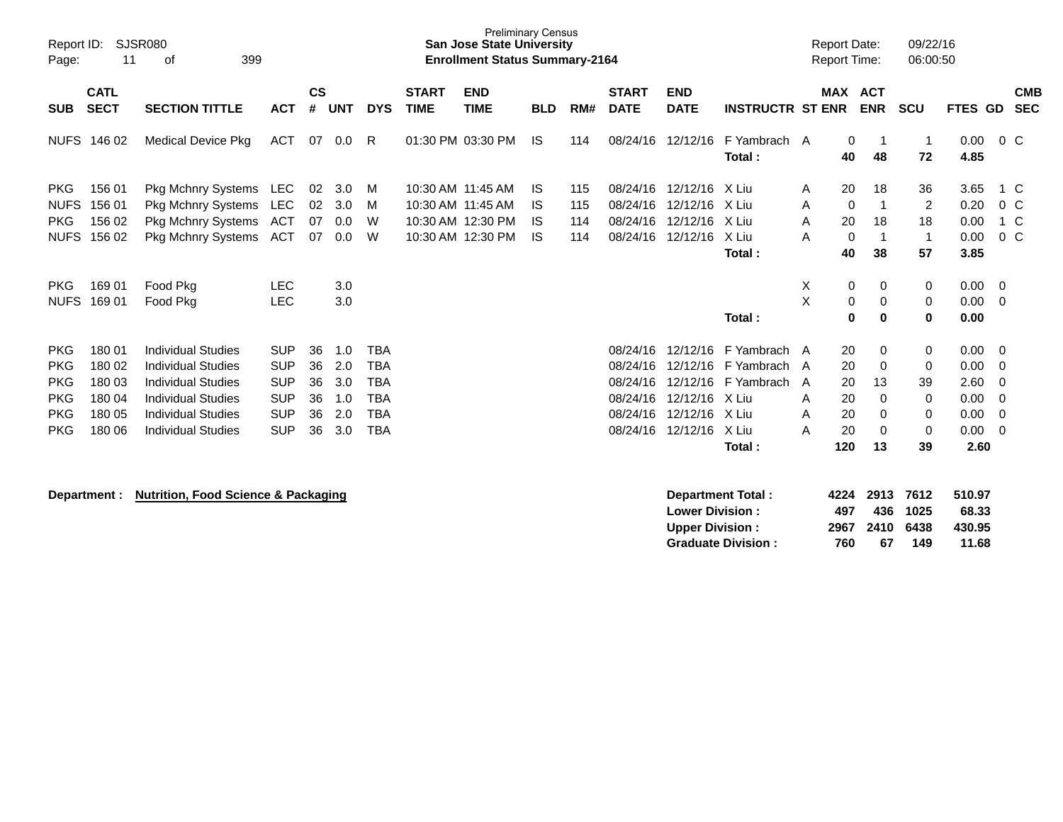Preliminary Census

**San Jose State University**

**Enrollment Status Summary-2164**

Report ID: SJSR080

Report Date: 09/22/16

Report Time: 06:00:50

| SUB | CATL SECT | SECTION TITTLE | ACT | CS # | UNT | DYS | START TIME | END TIME | BLD | RM# | START DATE | END DATE | INSTRUCTR | ST | MAX ENR | ACT ENR | SCU | FTES | GD | CMB SEC |
|---|---|---|---|---|---|---|---|---|---|---|---|---|---|---|---|---|---|---|---|---|
| NUFS | 146 02 | Medical Device Pkg | ACT | 07 | 0.0 | R | 01:30 PM | 03:30 PM | IS | 114 | 08/24/16 | 12/12/16 | F Yambrach | A | 0 | 1 | 1 | 0.00 | 0 | C |
| | | | | | | | | | | | | | **Total :** | | **40** | **48** | **72** | **4.85** | | |
| PKG | 156 01 | Pkg Mchnry Systems | LEC | 02 | 3.0 | M | 10:30 AM | 11:45 AM | IS | 115 | 08/24/16 | 12/12/16 | X Liu | A | 20 | 18 | 36 | 3.65 | 1 | C |
| NUFS | 156 01 | Pkg Mchnry Systems | LEC | 02 | 3.0 | M | 10:30 AM | 11:45 AM | IS | 115 | 08/24/16 | 12/12/16 | X Liu | A | 0 | 1 | 2 | 0.20 | 0 | C |
| PKG | 156 02 | Pkg Mchnry Systems | ACT | 07 | 0.0 | W | 10:30 AM | 12:30 PM | IS | 114 | 08/24/16 | 12/12/16 | X Liu | A | 20 | 18 | 18 | 0.00 | 1 | C |
| NUFS | 156 02 | Pkg Mchnry Systems | ACT | 07 | 0.0 | W | 10:30 AM | 12:30 PM | IS | 114 | 08/24/16 | 12/12/16 | X Liu | A | 0 | 1 | 1 | 0.00 | 0 | C |
| | | | | | | | | | | | | | **Total :** | | **40** | **38** | **57** | **3.85** | | |
| PKG | 169 01 | Food Pkg | LEC | | 3.0 | | | | | | | | | X | 0 | 0 | 0 | 0.00 | 0 | |
| NUFS | 169 01 | Food Pkg | LEC | | 3.0 | | | | | | | | | X | 0 | 0 | 0 | 0.00 | 0 | |
| | | | | | | | | | | | | | **Total :** | | **0** | **0** | **0** | **0.00** | | |
| PKG | 180 01 | Individual Studies | SUP | 36 | 1.0 | TBA | | | | | 08/24/16 | 12/12/16 | F Yambrach | A | 20 | 0 | 0 | 0.00 | 0 | |
| PKG | 180 02 | Individual Studies | SUP | 36 | 2.0 | TBA | | | | | 08/24/16 | 12/12/16 | F Yambrach | A | 20 | 0 | 0 | 0.00 | 0 | |
| PKG | 180 03 | Individual Studies | SUP | 36 | 3.0 | TBA | | | | | 08/24/16 | 12/12/16 | F Yambrach | A | 20 | 13 | 39 | 2.60 | 0 | |
| PKG | 180 04 | Individual Studies | SUP | 36 | 1.0 | TBA | | | | | 08/24/16 | 12/12/16 | X Liu | A | 20 | 0 | 0 | 0.00 | 0 | |
| PKG | 180 05 | Individual Studies | SUP | 36 | 2.0 | TBA | | | | | 08/24/16 | 12/12/16 | X Liu | A | 20 | 0 | 0 | 0.00 | 0 | |
| PKG | 180 06 | Individual Studies | SUP | 36 | 3.0 | TBA | | | | | 08/24/16 | 12/12/16 | X Liu | A | 20 | 0 | 0 | 0.00 | 0 | |
| | | | | | | | | | | | | | **Total :** | | **120** | **13** | **39** | **2.60** | | |

**Department :** **Nutrition, Food Science & Packaging**

| | MAX ENR | ACT ENR | SCU | FTES |
|---|---|---|---|---|
| **Department Total :** | **4224** | **2913** | **7612** | **510.97** |
| **Lower Division :** | **497** | **436** | **1025** | **68.33** |
| **Upper Division :** | **2967** | **2410** | **6438** | **430.95** |
| **Graduate Division :** | **760** | **67** | **149** | **11.68** |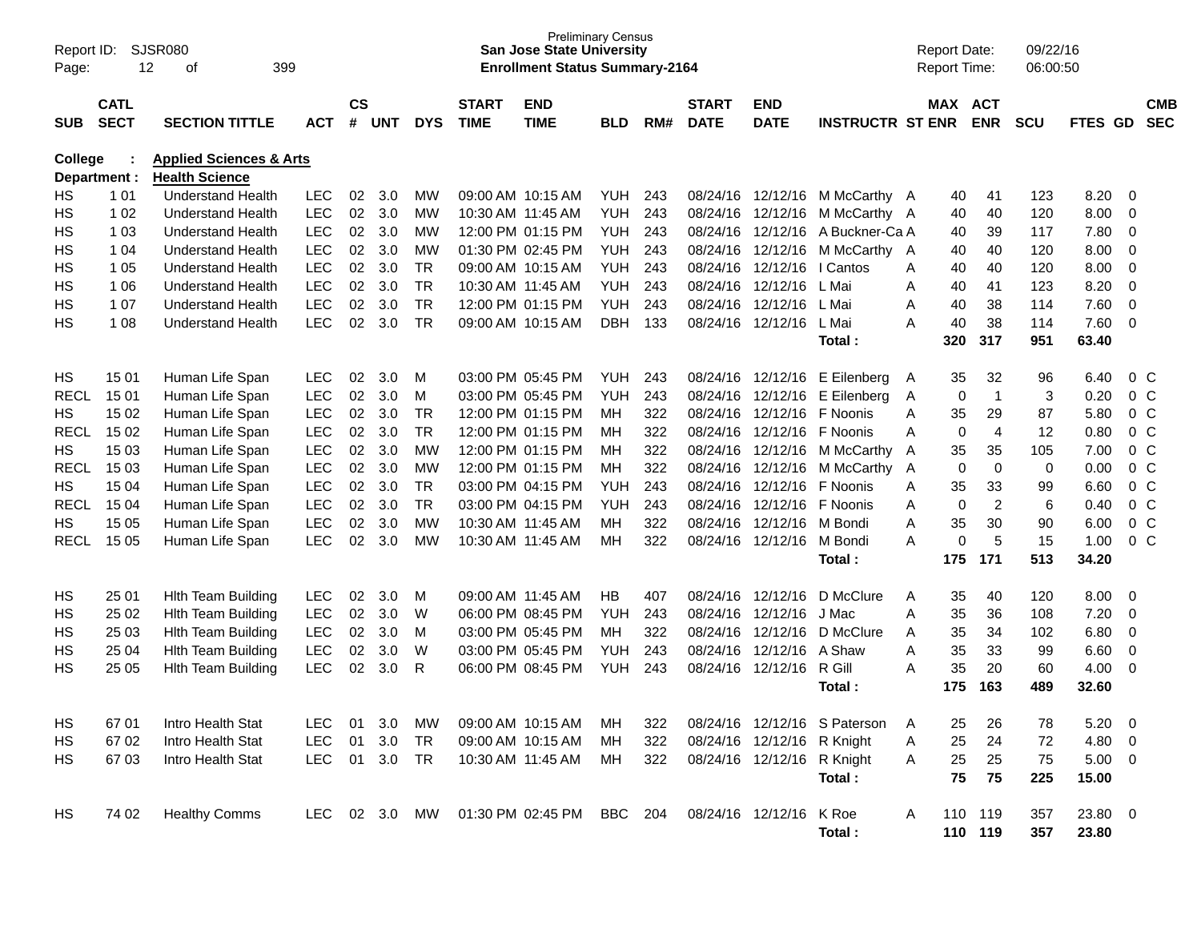Preliminary Census
**San Jose State University**
**Enrollment Status Summary-2164**

Report ID: SJSR080
Report Date: 09/22/16
Report Time: 06:00:50

**College : Applied Sciences & Arts**
**Department : Health Science**

| SUB | CATL SECT | SECTION TITTLE | ACT | CS # | UNT | DYS | START TIME | END TIME | BLD | RM# | START DATE | END DATE | INSTRUCTR | ST | MAX ENR | ACT ENR | SCU | FTES | GD | CMB SEC |
|---|---|---|---|---|---|---|---|---|---|---|---|---|---|---|---|---|---|---|---|---|
| HS | 1 01 | Understand Health | LEC | 02 | 3.0 | MW | 09:00 AM | 10:15 AM | YUH | 243 | 08/24/16 | 12/12/16 | M McCarthy | A | 40 | 41 | 123 | 8.20 | 0 | |
| HS | 1 02 | Understand Health | LEC | 02 | 3.0 | MW | 10:30 AM | 11:45 AM | YUH | 243 | 08/24/16 | 12/12/16 | M McCarthy | A | 40 | 40 | 120 | 8.00 | 0 | |
| HS | 1 03 | Understand Health | LEC | 02 | 3.0 | MW | 12:00 PM | 01:15 PM | YUH | 243 | 08/24/16 | 12/12/16 | A Buckner-Ca | A | 40 | 39 | 117 | 7.80 | 0 | |
| HS | 1 04 | Understand Health | LEC | 02 | 3.0 | MW | 01:30 PM | 02:45 PM | YUH | 243 | 08/24/16 | 12/12/16 | M McCarthy | A | 40 | 40 | 120 | 8.00 | 0 | |
| HS | 1 05 | Understand Health | LEC | 02 | 3.0 | TR | 09:00 AM | 10:15 AM | YUH | 243 | 08/24/16 | 12/12/16 | I Cantos | A | 40 | 40 | 120 | 8.00 | 0 | |
| HS | 1 06 | Understand Health | LEC | 02 | 3.0 | TR | 10:30 AM | 11:45 AM | YUH | 243 | 08/24/16 | 12/12/16 | L Mai | A | 40 | 41 | 123 | 8.20 | 0 | |
| HS | 1 07 | Understand Health | LEC | 02 | 3.0 | TR | 12:00 PM | 01:15 PM | YUH | 243 | 08/24/16 | 12/12/16 | L Mai | A | 40 | 38 | 114 | 7.60 | 0 | |
| HS | 1 08 | Understand Health | LEC | 02 | 3.0 | TR | 09:00 AM | 10:15 AM | DBH | 133 | 08/24/16 | 12/12/16 | L Mai | A | 40 | 38 | 114 | 7.60 | 0 | |
| | | | | | | | | | | | | | **Total :** | | **320** | **317** | **951** | **63.40** | | |
| HS | 15 01 | Human Life Span | LEC | 02 | 3.0 | M | 03:00 PM | 05:45 PM | YUH | 243 | 08/24/16 | 12/12/16 | E Eilenberg | A | 35 | 32 | 96 | 6.40 | 0 | C |
| RECL | 15 01 | Human Life Span | LEC | 02 | 3.0 | M | 03:00 PM | 05:45 PM | YUH | 243 | 08/24/16 | 12/12/16 | E Eilenberg | A | 0 | 1 | 3 | 0.20 | 0 | C |
| HS | 15 02 | Human Life Span | LEC | 02 | 3.0 | TR | 12:00 PM | 01:15 PM | MH | 322 | 08/24/16 | 12/12/16 | F Noonis | A | 35 | 29 | 87 | 5.80 | 0 | C |
| RECL | 15 02 | Human Life Span | LEC | 02 | 3.0 | TR | 12:00 PM | 01:15 PM | MH | 322 | 08/24/16 | 12/12/16 | F Noonis | A | 0 | 4 | 12 | 0.80 | 0 | C |
| HS | 15 03 | Human Life Span | LEC | 02 | 3.0 | MW | 12:00 PM | 01:15 PM | MH | 322 | 08/24/16 | 12/12/16 | M McCarthy | A | 35 | 35 | 105 | 7.00 | 0 | C |
| RECL | 15 03 | Human Life Span | LEC | 02 | 3.0 | MW | 12:00 PM | 01:15 PM | MH | 322 | 08/24/16 | 12/12/16 | M McCarthy | A | 0 | 0 | 0 | 0.00 | 0 | C |
| HS | 15 04 | Human Life Span | LEC | 02 | 3.0 | TR | 03:00 PM | 04:15 PM | YUH | 243 | 08/24/16 | 12/12/16 | F Noonis | A | 35 | 33 | 99 | 6.60 | 0 | C |
| RECL | 15 04 | Human Life Span | LEC | 02 | 3.0 | TR | 03:00 PM | 04:15 PM | YUH | 243 | 08/24/16 | 12/12/16 | F Noonis | A | 0 | 2 | 6 | 0.40 | 0 | C |
| HS | 15 05 | Human Life Span | LEC | 02 | 3.0 | MW | 10:30 AM | 11:45 AM | MH | 322 | 08/24/16 | 12/12/16 | M Bondi | A | 35 | 30 | 90 | 6.00 | 0 | C |
| RECL | 15 05 | Human Life Span | LEC | 02 | 3.0 | MW | 10:30 AM | 11:45 AM | MH | 322 | 08/24/16 | 12/12/16 | M Bondi | A | 0 | 5 | 15 | 1.00 | 0 | C |
| | | | | | | | | | | | | | **Total :** | | **175** | **171** | **513** | **34.20** | | |
| HS | 25 01 | Hlth Team Building | LEC | 02 | 3.0 | M | 09:00 AM | 11:45 AM | HB | 407 | 08/24/16 | 12/12/16 | D McClure | A | 35 | 40 | 120 | 8.00 | 0 | |
| HS | 25 02 | Hlth Team Building | LEC | 02 | 3.0 | W | 06:00 PM | 08:45 PM | YUH | 243 | 08/24/16 | 12/12/16 | J Mac | A | 35 | 36 | 108 | 7.20 | 0 | |
| HS | 25 03 | Hlth Team Building | LEC | 02 | 3.0 | M | 03:00 PM | 05:45 PM | MH | 322 | 08/24/16 | 12/12/16 | D McClure | A | 35 | 34 | 102 | 6.80 | 0 | |
| HS | 25 04 | Hlth Team Building | LEC | 02 | 3.0 | W | 03:00 PM | 05:45 PM | YUH | 243 | 08/24/16 | 12/12/16 | A Shaw | A | 35 | 33 | 99 | 6.60 | 0 | |
| HS | 25 05 | Hlth Team Building | LEC | 02 | 3.0 | R | 06:00 PM | 08:45 PM | YUH | 243 | 08/24/16 | 12/12/16 | R Gill | A | 35 | 20 | 60 | 4.00 | 0 | |
| | | | | | | | | | | | | | **Total :** | | **175** | **163** | **489** | **32.60** | | |
| HS | 67 01 | Intro Health Stat | LEC | 01 | 3.0 | MW | 09:00 AM | 10:15 AM | MH | 322 | 08/24/16 | 12/12/16 | S Paterson | A | 25 | 26 | 78 | 5.20 | 0 | |
| HS | 67 02 | Intro Health Stat | LEC | 01 | 3.0 | TR | 09:00 AM | 10:15 AM | MH | 322 | 08/24/16 | 12/12/16 | R Knight | A | 25 | 24 | 72 | 4.80 | 0 | |
| HS | 67 03 | Intro Health Stat | LEC | 01 | 3.0 | TR | 10:30 AM | 11:45 AM | MH | 322 | 08/24/16 | 12/12/16 | R Knight | A | 25 | 25 | 75 | 5.00 | 0 | |
| | | | | | | | | | | | | | **Total :** | | **75** | **75** | **225** | **15.00** | | |
| HS | 74 02 | Healthy Comms | LEC | 02 | 3.0 | MW | 01:30 PM | 02:45 PM | BBC | 204 | 08/24/16 | 12/12/16 | K Roe | A | 110 | 119 | 357 | 23.80 | 0 | |
| | | | | | | | | | | | | | **Total :** | | **110** | **119** | **357** | **23.80** | | |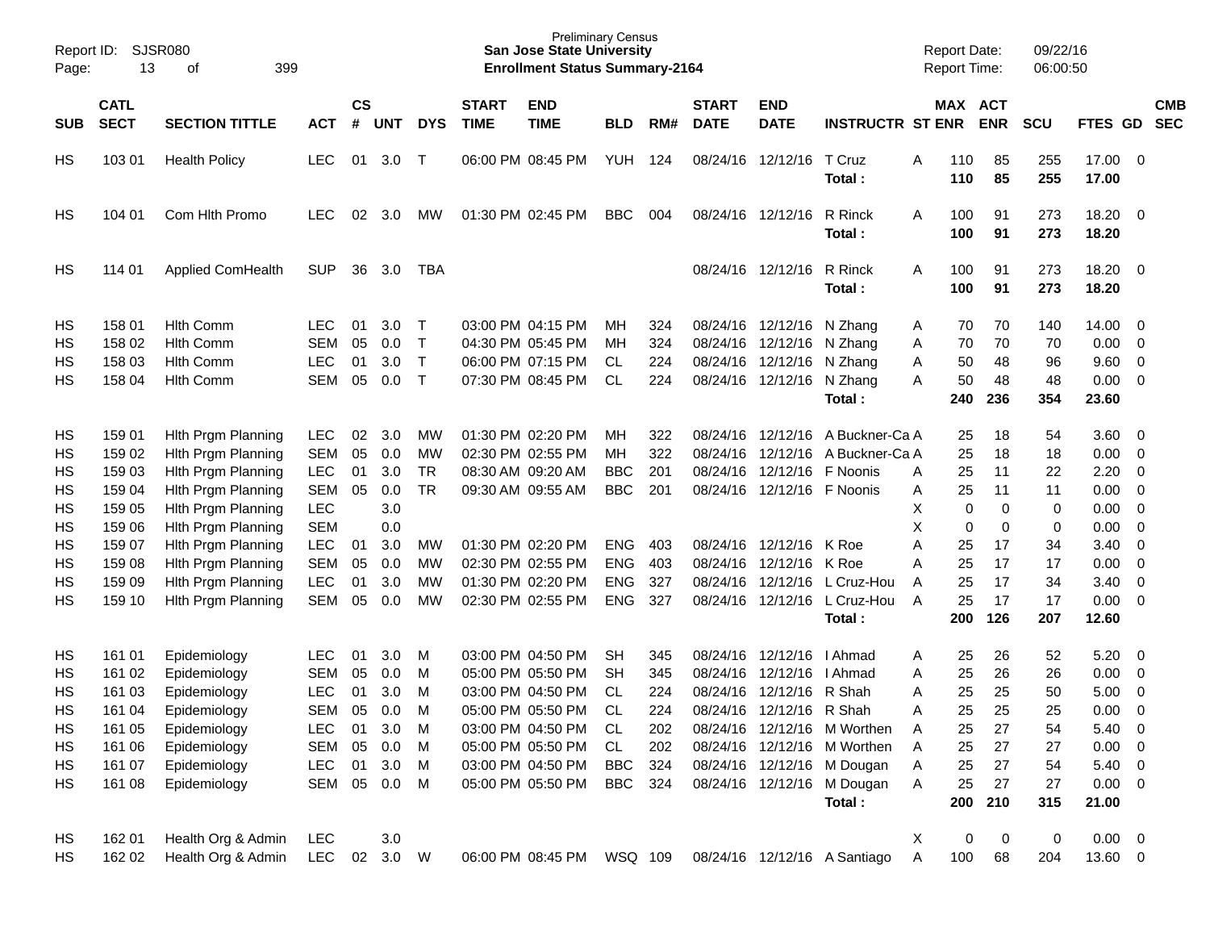| SUB | CATL SECT | SECTION TITTLE | ACT | CS # | UNT | DYS | START TIME | END TIME | BLD | RM# | START DATE | END DATE | INSTRUCTR | ST | MAX ENR | ACT ENR | SCU | FTES | GD | CMB SEC |
|---|---|---|---|---|---|---|---|---|---|---|---|---|---|---|---|---|---|---|---|---|
| HS | 103 01 | Health Policy | LEC | 01 | 3.0 | T | 06:00 PM | 08:45 PM | YUH | 124 | 08/24/16 | 12/12/16 | T Cruz | A | 110 | 85 | 255 | 17.00 | 0 | |
| | | | | | | | | | | | | | **Total :** | | **110** | **85** | **255** | **17.00** | | |
| HS | 104 01 | Com Hlth Promo | LEC | 02 | 3.0 | MW | 01:30 PM | 02:45 PM | BBC | 004 | 08/24/16 | 12/12/16 | R Rinck | A | 100 | 91 | 273 | 18.20 | 0 | |
| | | | | | | | | | | | | | **Total :** | | **100** | **91** | **273** | **18.20** | | |
| HS | 114 01 | Applied ComHealth | SUP | 36 | 3.0 | TBA | | | | | 08/24/16 | 12/12/16 | R Rinck | A | 100 | 91 | 273 | 18.20 | 0 | |
| | | | | | | | | | | | | | **Total :** | | **100** | **91** | **273** | **18.20** | | |
| HS | 158 01 | Hlth Comm | LEC | 01 | 3.0 | T | 03:00 PM | 04:15 PM | MH | 324 | 08/24/16 | 12/12/16 | N Zhang | A | 70 | 70 | 140 | 14.00 | 0 | |
| HS | 158 02 | Hlth Comm | SEM | 05 | 0.0 | T | 04:30 PM | 05:45 PM | MH | 324 | 08/24/16 | 12/12/16 | N Zhang | A | 70 | 70 | 70 | 0.00 | 0 | |
| HS | 158 03 | Hlth Comm | LEC | 01 | 3.0 | T | 06:00 PM | 07:15 PM | CL | 224 | 08/24/16 | 12/12/16 | N Zhang | A | 50 | 48 | 96 | 9.60 | 0 | |
| HS | 158 04 | Hlth Comm | SEM | 05 | 0.0 | T | 07:30 PM | 08:45 PM | CL | 224 | 08/24/16 | 12/12/16 | N Zhang | A | 50 | 48 | 48 | 0.00 | 0 | |
| | | | | | | | | | | | | | **Total :** | | **240** | **236** | **354** | **23.60** | | |
| HS | 159 01 | Hlth Prgm Planning | LEC | 02 | 3.0 | MW | 01:30 PM | 02:20 PM | MH | 322 | 08/24/16 | 12/12/16 | A Buckner-Ca | A | 25 | 18 | 54 | 3.60 | 0 | |
| HS | 159 02 | Hlth Prgm Planning | SEM | 05 | 0.0 | MW | 02:30 PM | 02:55 PM | MH | 322 | 08/24/16 | 12/12/16 | A Buckner-Ca | A | 25 | 18 | 18 | 0.00 | 0 | |
| HS | 159 03 | Hlth Prgm Planning | LEC | 01 | 3.0 | TR | 08:30 AM | 09:20 AM | BBC | 201 | 08/24/16 | 12/12/16 | F Noonis | A | 25 | 11 | 22 | 2.20 | 0 | |
| HS | 159 04 | Hlth Prgm Planning | SEM | 05 | 0.0 | TR | 09:30 AM | 09:55 AM | BBC | 201 | 08/24/16 | 12/12/16 | F Noonis | A | 25 | 11 | 11 | 0.00 | 0 | |
| HS | 159 05 | Hlth Prgm Planning | LEC | | 3.0 | | | | | | | | | X | 0 | 0 | 0 | 0.00 | 0 | |
| HS | 159 06 | Hlth Prgm Planning | SEM | | 0.0 | | | | | | | | | X | 0 | 0 | 0 | 0.00 | 0 | |
| HS | 159 07 | Hlth Prgm Planning | LEC | 01 | 3.0 | MW | 01:30 PM | 02:20 PM | ENG | 403 | 08/24/16 | 12/12/16 | K Roe | A | 25 | 17 | 34 | 3.40 | 0 | |
| HS | 159 08 | Hlth Prgm Planning | SEM | 05 | 0.0 | MW | 02:30 PM | 02:55 PM | ENG | 403 | 08/24/16 | 12/12/16 | K Roe | A | 25 | 17 | 17 | 0.00 | 0 | |
| HS | 159 09 | Hlth Prgm Planning | LEC | 01 | 3.0 | MW | 01:30 PM | 02:20 PM | ENG | 327 | 08/24/16 | 12/12/16 | L Cruz-Hou | A | 25 | 17 | 34 | 3.40 | 0 | |
| HS | 159 10 | Hlth Prgm Planning | SEM | 05 | 0.0 | MW | 02:30 PM | 02:55 PM | ENG | 327 | 08/24/16 | 12/12/16 | L Cruz-Hou | A | 25 | 17 | 17 | 0.00 | 0 | |
| | | | | | | | | | | | | | **Total :** | | **200** | **126** | **207** | **12.60** | | |
| HS | 161 01 | Epidemiology | LEC | 01 | 3.0 | M | 03:00 PM | 04:50 PM | SH | 345 | 08/24/16 | 12/12/16 | I Ahmad | A | 25 | 26 | 52 | 5.20 | 0 | |
| HS | 161 02 | Epidemiology | SEM | 05 | 0.0 | M | 05:00 PM | 05:50 PM | SH | 345 | 08/24/16 | 12/12/16 | I Ahmad | A | 25 | 26 | 26 | 0.00 | 0 | |
| HS | 161 03 | Epidemiology | LEC | 01 | 3.0 | M | 03:00 PM | 04:50 PM | CL | 224 | 08/24/16 | 12/12/16 | R Shah | A | 25 | 25 | 50 | 5.00 | 0 | |
| HS | 161 04 | Epidemiology | SEM | 05 | 0.0 | M | 05:00 PM | 05:50 PM | CL | 224 | 08/24/16 | 12/12/16 | R Shah | A | 25 | 25 | 25 | 0.00 | 0 | |
| HS | 161 05 | Epidemiology | LEC | 01 | 3.0 | M | 03:00 PM | 04:50 PM | CL | 202 | 08/24/16 | 12/12/16 | M Worthen | A | 25 | 27 | 54 | 5.40 | 0 | |
| HS | 161 06 | Epidemiology | SEM | 05 | 0.0 | M | 05:00 PM | 05:50 PM | CL | 202 | 08/24/16 | 12/12/16 | M Worthen | A | 25 | 27 | 27 | 0.00 | 0 | |
| HS | 161 07 | Epidemiology | LEC | 01 | 3.0 | M | 03:00 PM | 04:50 PM | BBC | 324 | 08/24/16 | 12/12/16 | M Dougan | A | 25 | 27 | 54 | 5.40 | 0 | |
| HS | 161 08 | Epidemiology | SEM | 05 | 0.0 | M | 05:00 PM | 05:50 PM | BBC | 324 | 08/24/16 | 12/12/16 | M Dougan | A | 25 | 27 | 27 | 0.00 | 0 | |
| | | | | | | | | | | | | | **Total :** | | **200** | **210** | **315** | **21.00** | | |
| HS | 162 01 | Health Org & Admin | LEC | | 3.0 | | | | | | | | | X | 0 | 0 | 0 | 0.00 | 0 | |
| HS | 162 02 | Health Org & Admin | LEC | 02 | 3.0 | W | 06:00 PM | 08:45 PM | WSQ | 109 | 08/24/16 | 12/12/16 | A Santiago | A | 100 | 68 | 204 | 13.60 | 0 | |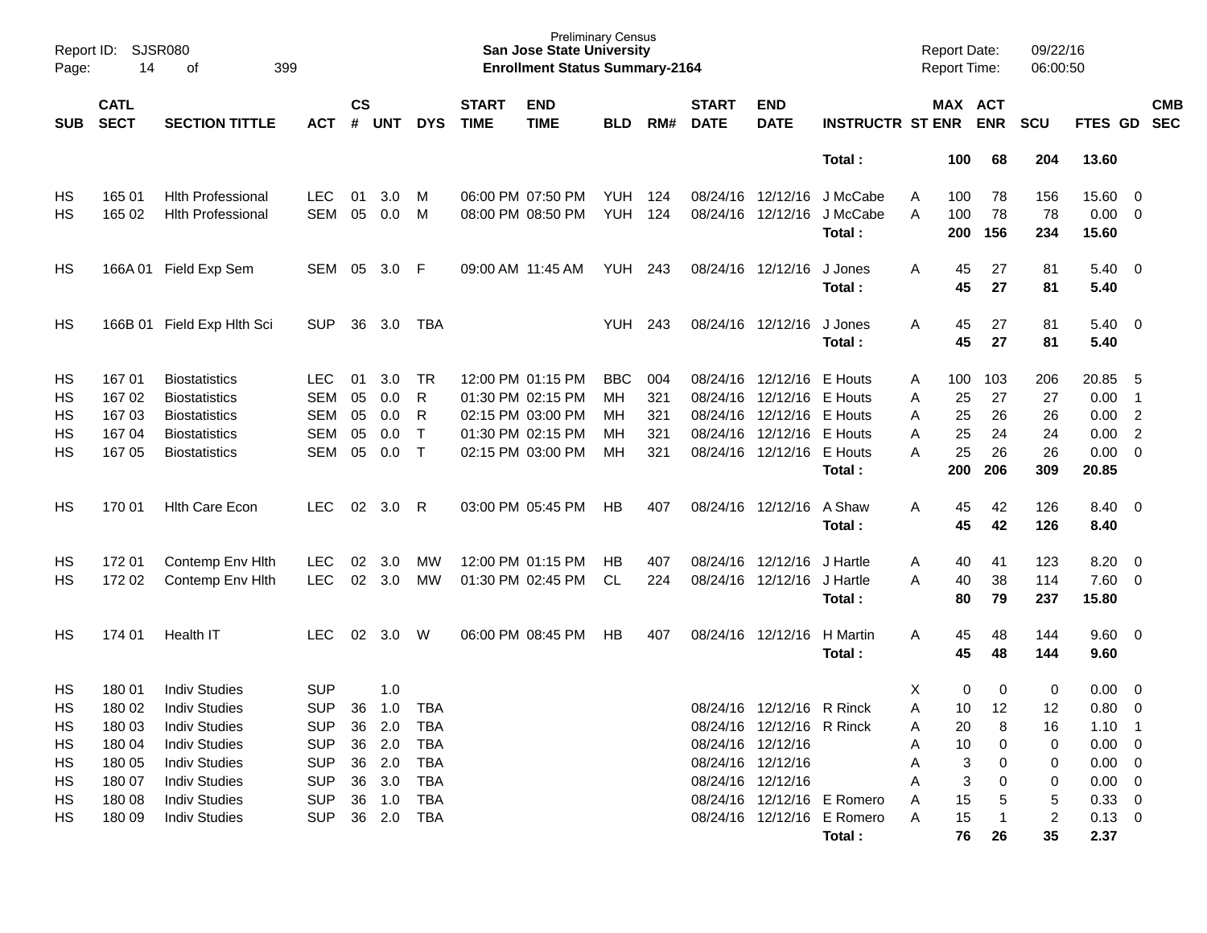Preliminary Census
**San Jose State University**
**Enrollment Status Summary-2164**

Report ID: SJSR080
Report Date: 09/22/16
Report Time: 06:00:50

| SUB | CATL SECT | SECTION TITTLE | ACT | CS # | UNT | DYS | START TIME | END TIME | BLD | RM# | START DATE | END DATE | INSTRUCTR | ST | MAX ENR | ACT ENR | SCU | FTES | GD | CMB SEC |
|---|---|---|---|---|---|---|---|---|---|---|---|---|---|---|---|---|---|---|---|---|
| | | | | | | | | | | | | | **Total :** | | **100** | **68** | **204** | **13.60** | | |
| HS | 165 01 | Hlth Professional | LEC | 01 | 3.0 | M | 06:00 PM | 07:50 PM | YUH | 124 | 08/24/16 | 12/12/16 | J McCabe | A | 100 | 78 | 156 | 15.60 | 0 | |
| HS | 165 02 | Hlth Professional | SEM | 05 | 0.0 | M | 08:00 PM | 08:50 PM | YUH | 124 | 08/24/16 | 12/12/16 | J McCabe | A | 100 | 78 | 78 | 0.00 | 0 | |
| | | | | | | | | | | | | | **Total :** | | **200** | **156** | **234** | **15.60** | | |
| HS | 166A 01 | Field Exp Sem | SEM | 05 | 3.0 | F | 09:00 AM | 11:45 AM | YUH | 243 | 08/24/16 | 12/12/16 | J Jones | A | 45 | 27 | 81 | 5.40 | 0 | |
| | | | | | | | | | | | | | **Total :** | | **45** | **27** | **81** | **5.40** | | |
| HS | 166B 01 | Field Exp Hlth Sci | SUP | 36 | 3.0 | TBA | | | YUH | 243 | 08/24/16 | 12/12/16 | J Jones | A | 45 | 27 | 81 | 5.40 | 0 | |
| | | | | | | | | | | | | | **Total :** | | **45** | **27** | **81** | **5.40** | | |
| HS | 167 01 | Biostatistics | LEC | 01 | 3.0 | TR | 12:00 PM | 01:15 PM | BBC | 004 | 08/24/16 | 12/12/16 | E Houts | A | 100 | 103 | 206 | 20.85 | 5 | |
| HS | 167 02 | Biostatistics | SEM | 05 | 0.0 | R | 01:30 PM | 02:15 PM | MH | 321 | 08/24/16 | 12/12/16 | E Houts | A | 25 | 27 | 27 | 0.00 | 1 | |
| HS | 167 03 | Biostatistics | SEM | 05 | 0.0 | R | 02:15 PM | 03:00 PM | MH | 321 | 08/24/16 | 12/12/16 | E Houts | A | 25 | 26 | 26 | 0.00 | 2 | |
| HS | 167 04 | Biostatistics | SEM | 05 | 0.0 | T | 01:30 PM | 02:15 PM | MH | 321 | 08/24/16 | 12/12/16 | E Houts | A | 25 | 24 | 24 | 0.00 | 2 | |
| HS | 167 05 | Biostatistics | SEM | 05 | 0.0 | T | 02:15 PM | 03:00 PM | MH | 321 | 08/24/16 | 12/12/16 | E Houts | A | 25 | 26 | 26 | 0.00 | 0 | |
| | | | | | | | | | | | | | **Total :** | | **200** | **206** | **309** | **20.85** | | |
| HS | 170 01 | Hlth Care Econ | LEC | 02 | 3.0 | R | 03:00 PM | 05:45 PM | HB | 407 | 08/24/16 | 12/12/16 | A Shaw | A | 45 | 42 | 126 | 8.40 | 0 | |
| | | | | | | | | | | | | | **Total :** | | **45** | **42** | **126** | **8.40** | | |
| HS | 172 01 | Contemp Env Hlth | LEC | 02 | 3.0 | MW | 12:00 PM | 01:15 PM | HB | 407 | 08/24/16 | 12/12/16 | J Hartle | A | 40 | 41 | 123 | 8.20 | 0 | |
| HS | 172 02 | Contemp Env Hlth | LEC | 02 | 3.0 | MW | 01:30 PM | 02:45 PM | CL | 224 | 08/24/16 | 12/12/16 | J Hartle | A | 40 | 38 | 114 | 7.60 | 0 | |
| | | | | | | | | | | | | | **Total :** | | **80** | **79** | **237** | **15.80** | | |
| HS | 174 01 | Health IT | LEC | 02 | 3.0 | W | 06:00 PM | 08:45 PM | HB | 407 | 08/24/16 | 12/12/16 | H Martin | A | 45 | 48 | 144 | 9.60 | 0 | |
| | | | | | | | | | | | | | **Total :** | | **45** | **48** | **144** | **9.60** | | |
| HS | 180 01 | Indiv Studies | SUP | | 1.0 | | | | | | | | | X | 0 | 0 | 0 | 0.00 | 0 | |
| HS | 180 02 | Indiv Studies | SUP | 36 | 1.0 | TBA | | | | | 08/24/16 | 12/12/16 | R Rinck | A | 10 | 12 | 12 | 0.80 | 0 | |
| HS | 180 03 | Indiv Studies | SUP | 36 | 2.0 | TBA | | | | | 08/24/16 | 12/12/16 | R Rinck | A | 20 | 8 | 16 | 1.10 | 1 | |
| HS | 180 04 | Indiv Studies | SUP | 36 | 2.0 | TBA | | | | | 08/24/16 | 12/12/16 | | A | 10 | 0 | 0 | 0.00 | 0 | |
| HS | 180 05 | Indiv Studies | SUP | 36 | 2.0 | TBA | | | | | 08/24/16 | 12/12/16 | | A | 3 | 0 | 0 | 0.00 | 0 | |
| HS | 180 07 | Indiv Studies | SUP | 36 | 3.0 | TBA | | | | | 08/24/16 | 12/12/16 | | A | 3 | 0 | 0 | 0.00 | 0 | |
| HS | 180 08 | Indiv Studies | SUP | 36 | 1.0 | TBA | | | | | 08/24/16 | 12/12/16 | E Romero | A | 15 | 5 | 5 | 0.33 | 0 | |
| HS | 180 09 | Indiv Studies | SUP | 36 | 2.0 | TBA | | | | | 08/24/16 | 12/12/16 | E Romero | A | 15 | 1 | 2 | 0.13 | 0 | |
| | | | | | | | | | | | | | **Total :** | | **76** | **26** | **35** | **2.37** | | |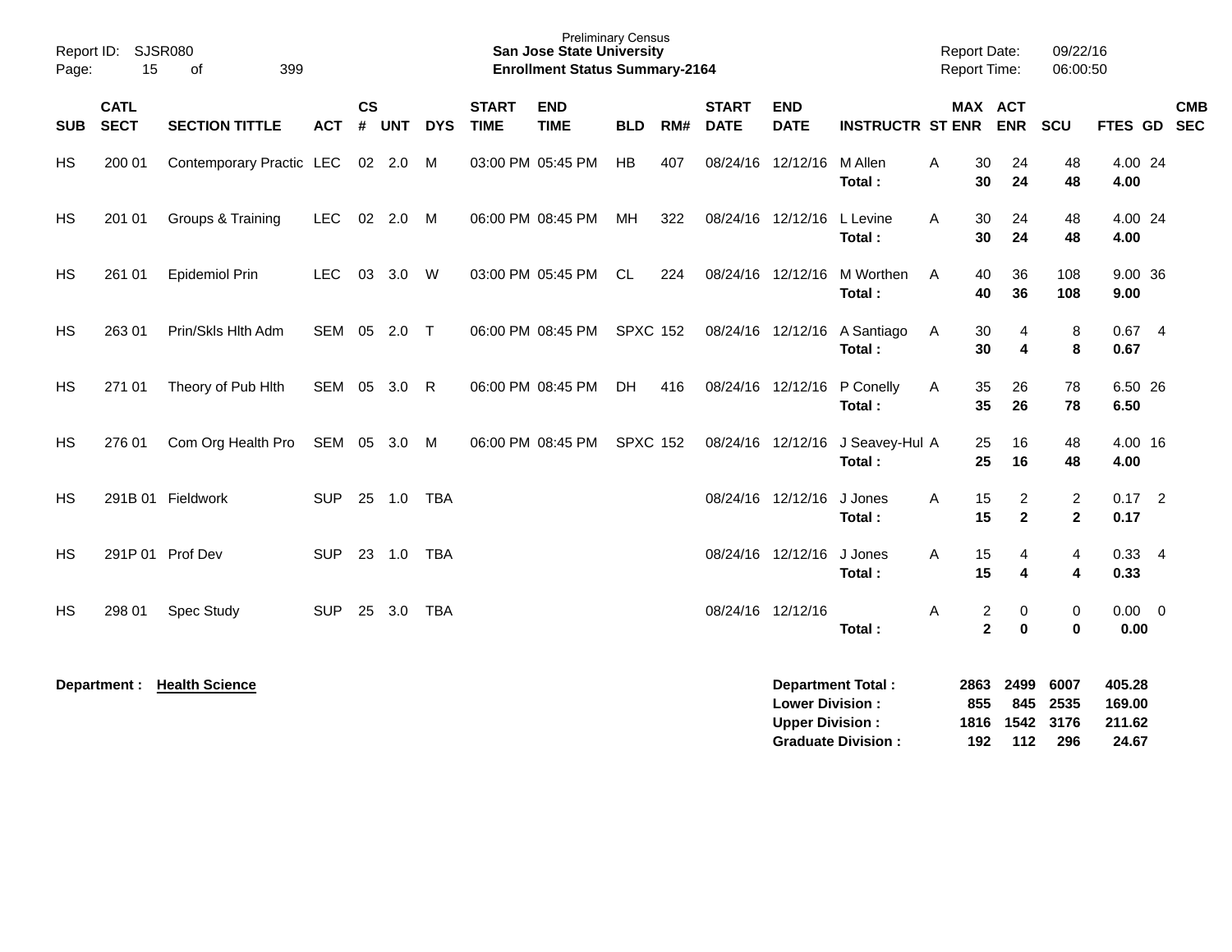Preliminary Census
**San Jose State University**
**Enrollment Status Summary-2164**

Report ID: SJSR080
Report Date: 09/22/16
Report Time: 06:00:50

| SUB | CATL SECT | SECTION TITTLE | ACT | CS # | UNT | DYS | START TIME | END TIME | BLD | RM# | START DATE | END DATE | INSTRUCTR | ST | MAX ENR | ACT ENR | SCU | FTES | GD | CMB SEC |
|---|---|---|---|---|---|---|---|---|---|---|---|---|---|---|---|---|---|---|---|---|
| HS | 200 01 | Contemporary Practic | LEC | 02 | 2.0 | M | 03:00 PM | 05:45 PM | HB | 407 | 08/24/16 | 12/12/16 | M Allen | A | 30 | 24 | 48 | 4.00 | 24 | |
| | | | | | | | | | | | | | **Total :** | | **30** | **24** | **48** | **4.00** | | |
| HS | 201 01 | Groups & Training | LEC | 02 | 2.0 | M | 06:00 PM | 08:45 PM | MH | 322 | 08/24/16 | 12/12/16 | L Levine | A | 30 | 24 | 48 | 4.00 | 24 | |
| | | | | | | | | | | | | | **Total :** | | **30** | **24** | **48** | **4.00** | | |
| HS | 261 01 | Epidemiol Prin | LEC | 03 | 3.0 | W | 03:00 PM | 05:45 PM | CL | 224 | 08/24/16 | 12/12/16 | M Worthen | A | 40 | 36 | 108 | 9.00 | 36 | |
| | | | | | | | | | | | | | **Total :** | | **40** | **36** | **108** | **9.00** | | |
| HS | 263 01 | Prin/Skls Hlth Adm | SEM | 05 | 2.0 | T | 06:00 PM | 08:45 PM | SPXC | 152 | 08/24/16 | 12/12/16 | A Santiago | A | 30 | 4 | 8 | 0.67 | 4 | |
| | | | | | | | | | | | | | **Total :** | | **30** | **4** | **8** | **0.67** | | |
| HS | 271 01 | Theory of Pub Hlth | SEM | 05 | 3.0 | R | 06:00 PM | 08:45 PM | DH | 416 | 08/24/16 | 12/12/16 | P Conelly | A | 35 | 26 | 78 | 6.50 | 26 | |
| | | | | | | | | | | | | | **Total :** | | **35** | **26** | **78** | **6.50** | | |
| HS | 276 01 | Com Org Health Pro | SEM | 05 | 3.0 | M | 06:00 PM | 08:45 PM | SPXC | 152 | 08/24/16 | 12/12/16 | J Seavey-Hul | A | 25 | 16 | 48 | 4.00 | 16 | |
| | | | | | | | | | | | | | **Total :** | | **25** | **16** | **48** | **4.00** | | |
| HS | 291B 01 | Fieldwork | SUP | 25 | 1.0 | TBA | | | | | 08/24/16 | 12/12/16 | J Jones | A | 15 | 2 | 2 | 0.17 | 2 | |
| | | | | | | | | | | | | | **Total :** | | **15** | **2** | **2** | **0.17** | | |
| HS | 291P 01 | Prof Dev | SUP | 23 | 1.0 | TBA | | | | | 08/24/16 | 12/12/16 | J Jones | A | 15 | 4 | 4 | 0.33 | 4 | |
| | | | | | | | | | | | | | **Total :** | | **15** | **4** | **4** | **0.33** | | |
| HS | 298 01 | Spec Study | SUP | 25 | 3.0 | TBA | | | | | 08/24/16 | 12/12/16 | | A | 2 | 0 | 0 | 0.00 | 0 | |
| | | | | | | | | | | | | | **Total :** | | **2** | **0** | **0** | **0.00** | | |

**Department : Health Science**

| | MAX ENR | ACT ENR | SCU | FTES |
|---|---|---|---|---|
| **Department Total :** | **2863** | **2499** | **6007** | **405.28** |
| **Lower Division :** | **855** | **845** | **2535** | **169.00** |
| **Upper Division :** | **1816** | **1542** | **3176** | **211.62** |
| **Graduate Division :** | **192** | **112** | **296** | **24.67** |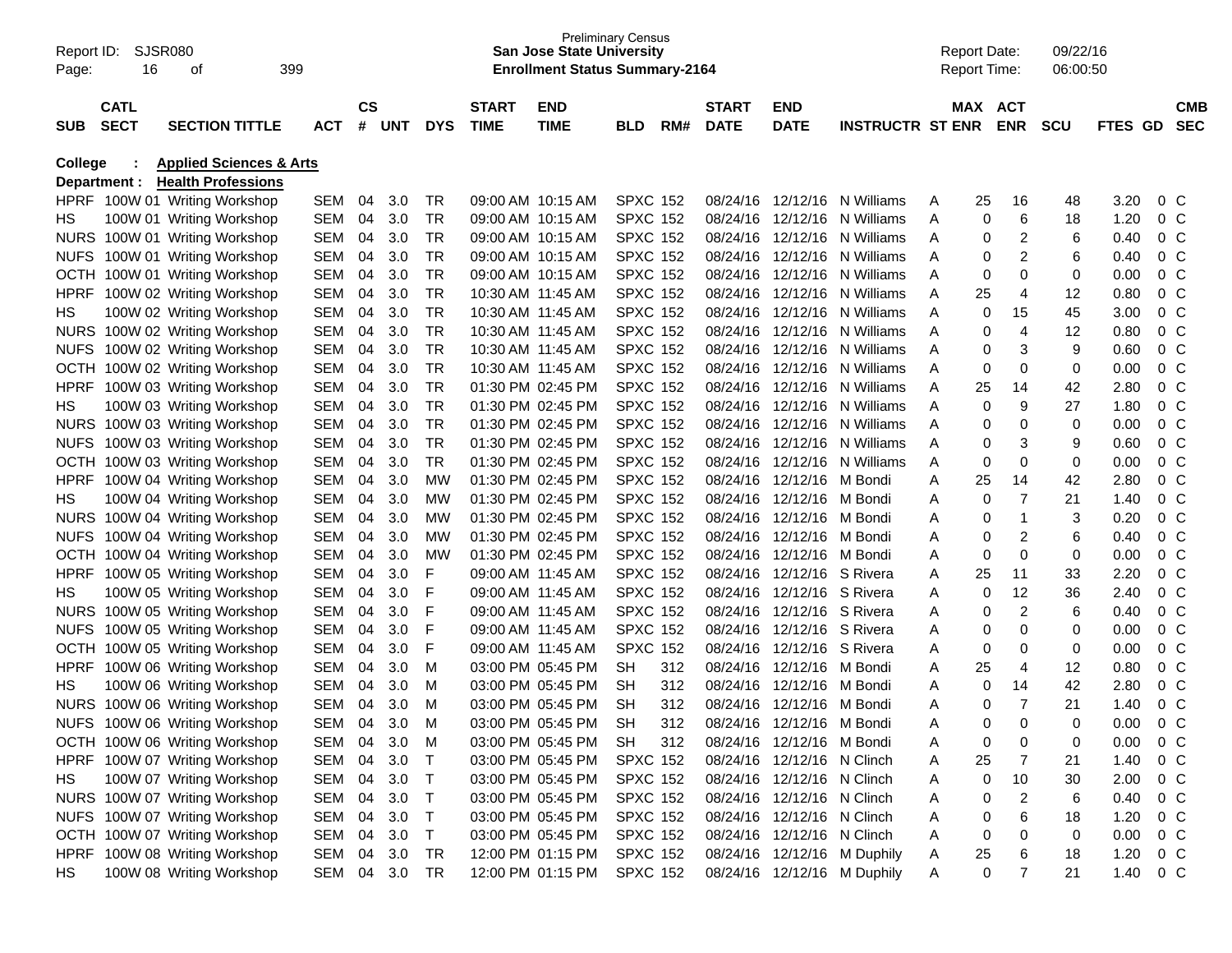Report ID: SJSR080
Preliminary Census
**San Jose State University**
**Enrollment Status Summary-2164**

Report Date: 09/22/16
Report Time: 06:00:50

**College : Applied Sciences & Arts**
**Department : Health Professions**

| SUB | CATL SECT | SECTION TITTLE | ACT | CS # | UNT | DYS | START TIME | END TIME | BLD | RM# | START DATE | END DATE | INSTRUCTR | ST | MAX ENR | ACT ENR | SCU | FTES | GD | CMB SEC |
|---|---|---|---|---|---|---|---|---|---|---|---|---|---|---|---|---|---|---|---|---|
| HPRF | 100W 01 | Writing Workshop | SEM | 04 | 3.0 | TR | 09:00 AM | 10:15 AM | SPXC | 152 | 08/24/16 | 12/12/16 | N Williams | A | 25 | 16 | 48 | 3.20 | 0 | C |
| HS | 100W 01 | Writing Workshop | SEM | 04 | 3.0 | TR | 09:00 AM | 10:15 AM | SPXC | 152 | 08/24/16 | 12/12/16 | N Williams | A | 0 | 6 | 18 | 1.20 | 0 | C |
| NURS | 100W 01 | Writing Workshop | SEM | 04 | 3.0 | TR | 09:00 AM | 10:15 AM | SPXC | 152 | 08/24/16 | 12/12/16 | N Williams | A | 0 | 2 | 6 | 0.40 | 0 | C |
| NUFS | 100W 01 | Writing Workshop | SEM | 04 | 3.0 | TR | 09:00 AM | 10:15 AM | SPXC | 152 | 08/24/16 | 12/12/16 | N Williams | A | 0 | 2 | 6 | 0.40 | 0 | C |
| OCTH | 100W 01 | Writing Workshop | SEM | 04 | 3.0 | TR | 09:00 AM | 10:15 AM | SPXC | 152 | 08/24/16 | 12/12/16 | N Williams | A | 0 | 0 | 0 | 0.00 | 0 | C |
| HPRF | 100W 02 | Writing Workshop | SEM | 04 | 3.0 | TR | 10:30 AM | 11:45 AM | SPXC | 152 | 08/24/16 | 12/12/16 | N Williams | A | 25 | 4 | 12 | 0.80 | 0 | C |
| HS | 100W 02 | Writing Workshop | SEM | 04 | 3.0 | TR | 10:30 AM | 11:45 AM | SPXC | 152 | 08/24/16 | 12/12/16 | N Williams | A | 0 | 15 | 45 | 3.00 | 0 | C |
| NURS | 100W 02 | Writing Workshop | SEM | 04 | 3.0 | TR | 10:30 AM | 11:45 AM | SPXC | 152 | 08/24/16 | 12/12/16 | N Williams | A | 0 | 4 | 12 | 0.80 | 0 | C |
| NUFS | 100W 02 | Writing Workshop | SEM | 04 | 3.0 | TR | 10:30 AM | 11:45 AM | SPXC | 152 | 08/24/16 | 12/12/16 | N Williams | A | 0 | 3 | 9 | 0.60 | 0 | C |
| OCTH | 100W 02 | Writing Workshop | SEM | 04 | 3.0 | TR | 10:30 AM | 11:45 AM | SPXC | 152 | 08/24/16 | 12/12/16 | N Williams | A | 0 | 0 | 0 | 0.00 | 0 | C |
| HPRF | 100W 03 | Writing Workshop | SEM | 04 | 3.0 | TR | 01:30 PM | 02:45 PM | SPXC | 152 | 08/24/16 | 12/12/16 | N Williams | A | 25 | 14 | 42 | 2.80 | 0 | C |
| HS | 100W 03 | Writing Workshop | SEM | 04 | 3.0 | TR | 01:30 PM | 02:45 PM | SPXC | 152 | 08/24/16 | 12/12/16 | N Williams | A | 0 | 9 | 27 | 1.80 | 0 | C |
| NURS | 100W 03 | Writing Workshop | SEM | 04 | 3.0 | TR | 01:30 PM | 02:45 PM | SPXC | 152 | 08/24/16 | 12/12/16 | N Williams | A | 0 | 0 | 0 | 0.00 | 0 | C |
| NUFS | 100W 03 | Writing Workshop | SEM | 04 | 3.0 | TR | 01:30 PM | 02:45 PM | SPXC | 152 | 08/24/16 | 12/12/16 | N Williams | A | 0 | 3 | 9 | 0.60 | 0 | C |
| OCTH | 100W 03 | Writing Workshop | SEM | 04 | 3.0 | TR | 01:30 PM | 02:45 PM | SPXC | 152 | 08/24/16 | 12/12/16 | N Williams | A | 0 | 0 | 0 | 0.00 | 0 | C |
| HPRF | 100W 04 | Writing Workshop | SEM | 04 | 3.0 | MW | 01:30 PM | 02:45 PM | SPXC | 152 | 08/24/16 | 12/12/16 | M Bondi | A | 25 | 14 | 42 | 2.80 | 0 | C |
| HS | 100W 04 | Writing Workshop | SEM | 04 | 3.0 | MW | 01:30 PM | 02:45 PM | SPXC | 152 | 08/24/16 | 12/12/16 | M Bondi | A | 0 | 7 | 21 | 1.40 | 0 | C |
| NURS | 100W 04 | Writing Workshop | SEM | 04 | 3.0 | MW | 01:30 PM | 02:45 PM | SPXC | 152 | 08/24/16 | 12/12/16 | M Bondi | A | 0 | 1 | 3 | 0.20 | 0 | C |
| NUFS | 100W 04 | Writing Workshop | SEM | 04 | 3.0 | MW | 01:30 PM | 02:45 PM | SPXC | 152 | 08/24/16 | 12/12/16 | M Bondi | A | 0 | 2 | 6 | 0.40 | 0 | C |
| OCTH | 100W 04 | Writing Workshop | SEM | 04 | 3.0 | MW | 01:30 PM | 02:45 PM | SPXC | 152 | 08/24/16 | 12/12/16 | M Bondi | A | 0 | 0 | 0 | 0.00 | 0 | C |
| HPRF | 100W 05 | Writing Workshop | SEM | 04 | 3.0 | F | 09:00 AM | 11:45 AM | SPXC | 152 | 08/24/16 | 12/12/16 | S Rivera | A | 25 | 11 | 33 | 2.20 | 0 | C |
| HS | 100W 05 | Writing Workshop | SEM | 04 | 3.0 | F | 09:00 AM | 11:45 AM | SPXC | 152 | 08/24/16 | 12/12/16 | S Rivera | A | 0 | 12 | 36 | 2.40 | 0 | C |
| NURS | 100W 05 | Writing Workshop | SEM | 04 | 3.0 | F | 09:00 AM | 11:45 AM | SPXC | 152 | 08/24/16 | 12/12/16 | S Rivera | A | 0 | 2 | 6 | 0.40 | 0 | C |
| NUFS | 100W 05 | Writing Workshop | SEM | 04 | 3.0 | F | 09:00 AM | 11:45 AM | SPXC | 152 | 08/24/16 | 12/12/16 | S Rivera | A | 0 | 0 | 0 | 0.00 | 0 | C |
| OCTH | 100W 05 | Writing Workshop | SEM | 04 | 3.0 | F | 09:00 AM | 11:45 AM | SPXC | 152 | 08/24/16 | 12/12/16 | S Rivera | A | 0 | 0 | 0 | 0.00 | 0 | C |
| HPRF | 100W 06 | Writing Workshop | SEM | 04 | 3.0 | M | 03:00 PM | 05:45 PM | SH | 312 | 08/24/16 | 12/12/16 | M Bondi | A | 25 | 4 | 12 | 0.80 | 0 | C |
| HS | 100W 06 | Writing Workshop | SEM | 04 | 3.0 | M | 03:00 PM | 05:45 PM | SH | 312 | 08/24/16 | 12/12/16 | M Bondi | A | 0 | 14 | 42 | 2.80 | 0 | C |
| NURS | 100W 06 | Writing Workshop | SEM | 04 | 3.0 | M | 03:00 PM | 05:45 PM | SH | 312 | 08/24/16 | 12/12/16 | M Bondi | A | 0 | 7 | 21 | 1.40 | 0 | C |
| NUFS | 100W 06 | Writing Workshop | SEM | 04 | 3.0 | M | 03:00 PM | 05:45 PM | SH | 312 | 08/24/16 | 12/12/16 | M Bondi | A | 0 | 0 | 0 | 0.00 | 0 | C |
| OCTH | 100W 06 | Writing Workshop | SEM | 04 | 3.0 | M | 03:00 PM | 05:45 PM | SH | 312 | 08/24/16 | 12/12/16 | M Bondi | A | 0 | 0 | 0 | 0.00 | 0 | C |
| HPRF | 100W 07 | Writing Workshop | SEM | 04 | 3.0 | T | 03:00 PM | 05:45 PM | SPXC | 152 | 08/24/16 | 12/12/16 | N Clinch | A | 25 | 7 | 21 | 1.40 | 0 | C |
| HS | 100W 07 | Writing Workshop | SEM | 04 | 3.0 | T | 03:00 PM | 05:45 PM | SPXC | 152 | 08/24/16 | 12/12/16 | N Clinch | A | 0 | 10 | 30 | 2.00 | 0 | C |
| NURS | 100W 07 | Writing Workshop | SEM | 04 | 3.0 | T | 03:00 PM | 05:45 PM | SPXC | 152 | 08/24/16 | 12/12/16 | N Clinch | A | 0 | 2 | 6 | 0.40 | 0 | C |
| NUFS | 100W 07 | Writing Workshop | SEM | 04 | 3.0 | T | 03:00 PM | 05:45 PM | SPXC | 152 | 08/24/16 | 12/12/16 | N Clinch | A | 0 | 6 | 18 | 1.20 | 0 | C |
| OCTH | 100W 07 | Writing Workshop | SEM | 04 | 3.0 | T | 03:00 PM | 05:45 PM | SPXC | 152 | 08/24/16 | 12/12/16 | N Clinch | A | 0 | 0 | 0 | 0.00 | 0 | C |
| HPRF | 100W 08 | Writing Workshop | SEM | 04 | 3.0 | TR | 12:00 PM | 01:15 PM | SPXC | 152 | 08/24/16 | 12/12/16 | M Duphily | A | 25 | 6 | 18 | 1.20 | 0 | C |
| HS | 100W 08 | Writing Workshop | SEM | 04 | 3.0 | TR | 12:00 PM | 01:15 PM | SPXC | 152 | 08/24/16 | 12/12/16 | M Duphily | A | 0 | 7 | 21 | 1.40 | 0 | C |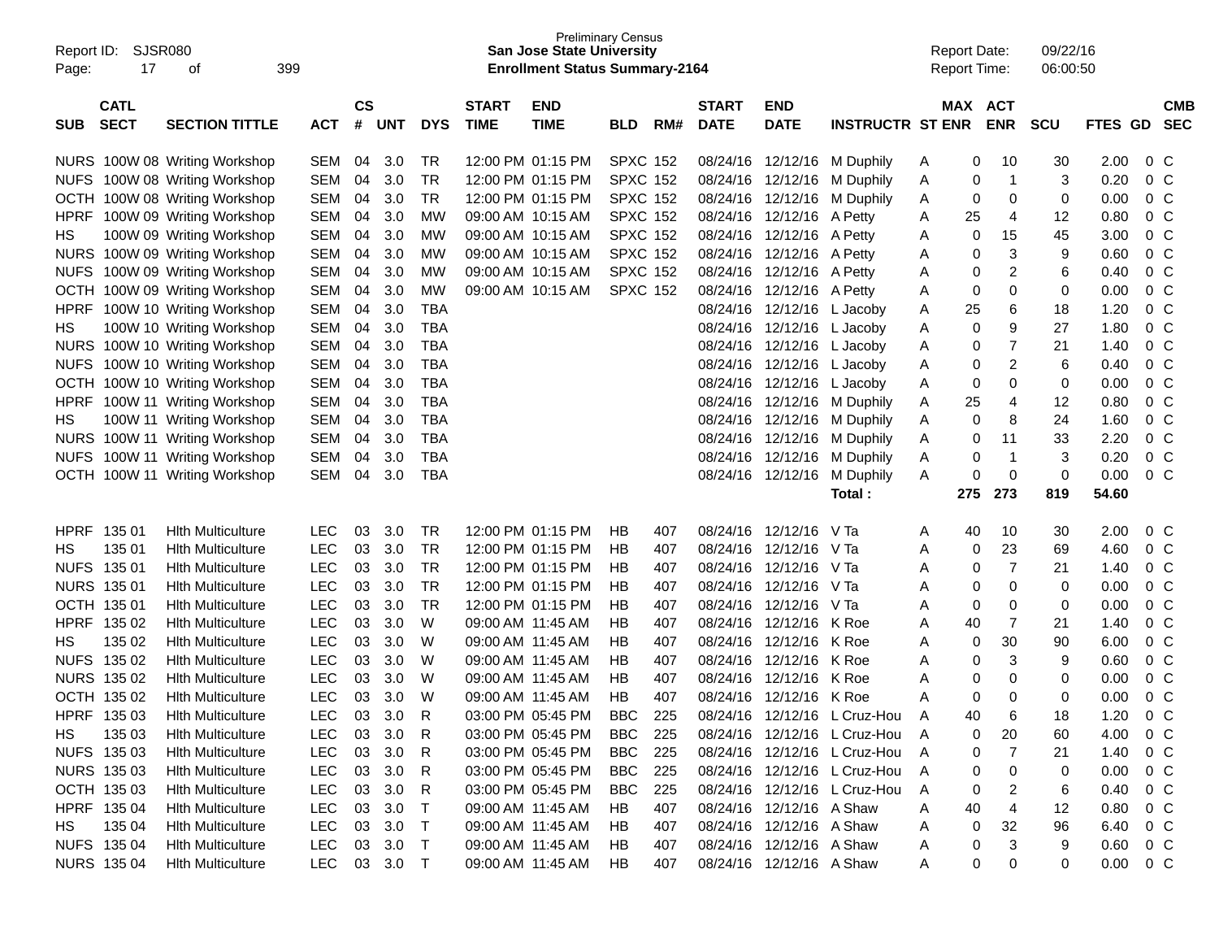Preliminary Census
**San Jose State University**
**Enrollment Status Summary-2164**

Report ID: SJSR080
Report Date: 09/22/16
Report Time: 06:00:50

| SUB | CATL SECT | SECTION TITTLE | ACT | CS # | UNT | DYS | START TIME | END TIME | BLD | RM# | START DATE | END DATE | INSTRUCTR | ST | MAX ENR | ACT ENR | SCU | FTES | GD | CMB SEC |
|---|---|---|---|---|---|---|---|---|---|---|---|---|---|---|---|---|---|---|---|---|
| NURS | 100W 08 | Writing Workshop | SEM | 04 | 3.0 | TR | 12:00 PM | 01:15 PM | SPXC | 152 | 08/24/16 | 12/12/16 | M Duphily | A | 0 | 10 | 30 | 2.00 | 0 | C |
| NUFS | 100W 08 | Writing Workshop | SEM | 04 | 3.0 | TR | 12:00 PM | 01:15 PM | SPXC | 152 | 08/24/16 | 12/12/16 | M Duphily | A | 0 | 1 | 3 | 0.20 | 0 | C |
| OCTH | 100W 08 | Writing Workshop | SEM | 04 | 3.0 | TR | 12:00 PM | 01:15 PM | SPXC | 152 | 08/24/16 | 12/12/16 | M Duphily | A | 0 | 0 | 0 | 0.00 | 0 | C |
| HPRF | 100W 09 | Writing Workshop | SEM | 04 | 3.0 | MW | 09:00 AM | 10:15 AM | SPXC | 152 | 08/24/16 | 12/12/16 | A Petty | A | 25 | 4 | 12 | 0.80 | 0 | C |
| HS | 100W 09 | Writing Workshop | SEM | 04 | 3.0 | MW | 09:00 AM | 10:15 AM | SPXC | 152 | 08/24/16 | 12/12/16 | A Petty | A | 0 | 15 | 45 | 3.00 | 0 | C |
| NURS | 100W 09 | Writing Workshop | SEM | 04 | 3.0 | MW | 09:00 AM | 10:15 AM | SPXC | 152 | 08/24/16 | 12/12/16 | A Petty | A | 0 | 3 | 9 | 0.60 | 0 | C |
| NUFS | 100W 09 | Writing Workshop | SEM | 04 | 3.0 | MW | 09:00 AM | 10:15 AM | SPXC | 152 | 08/24/16 | 12/12/16 | A Petty | A | 0 | 2 | 6 | 0.40 | 0 | C |
| OCTH | 100W 09 | Writing Workshop | SEM | 04 | 3.0 | MW | 09:00 AM | 10:15 AM | SPXC | 152 | 08/24/16 | 12/12/16 | A Petty | A | 0 | 0 | 0 | 0.00 | 0 | C |
| HPRF | 100W 10 | Writing Workshop | SEM | 04 | 3.0 | TBA | | | | | 08/24/16 | 12/12/16 | L Jacoby | A | 25 | 6 | 18 | 1.20 | 0 | C |
| HS | 100W 10 | Writing Workshop | SEM | 04 | 3.0 | TBA | | | | | 08/24/16 | 12/12/16 | L Jacoby | A | 0 | 9 | 27 | 1.80 | 0 | C |
| NURS | 100W 10 | Writing Workshop | SEM | 04 | 3.0 | TBA | | | | | 08/24/16 | 12/12/16 | L Jacoby | A | 0 | 7 | 21 | 1.40 | 0 | C |
| NUFS | 100W 10 | Writing Workshop | SEM | 04 | 3.0 | TBA | | | | | 08/24/16 | 12/12/16 | L Jacoby | A | 0 | 2 | 6 | 0.40 | 0 | C |
| OCTH | 100W 10 | Writing Workshop | SEM | 04 | 3.0 | TBA | | | | | 08/24/16 | 12/12/16 | L Jacoby | A | 0 | 0 | 0 | 0.00 | 0 | C |
| HPRF | 100W 11 | Writing Workshop | SEM | 04 | 3.0 | TBA | | | | | 08/24/16 | 12/12/16 | M Duphily | A | 25 | 4 | 12 | 0.80 | 0 | C |
| HS | 100W 11 | Writing Workshop | SEM | 04 | 3.0 | TBA | | | | | 08/24/16 | 12/12/16 | M Duphily | A | 0 | 8 | 24 | 1.60 | 0 | C |
| NURS | 100W 11 | Writing Workshop | SEM | 04 | 3.0 | TBA | | | | | 08/24/16 | 12/12/16 | M Duphily | A | 0 | 11 | 33 | 2.20 | 0 | C |
| NUFS | 100W 11 | Writing Workshop | SEM | 04 | 3.0 | TBA | | | | | 08/24/16 | 12/12/16 | M Duphily | A | 0 | 1 | 3 | 0.20 | 0 | C |
| OCTH | 100W 11 | Writing Workshop | SEM | 04 | 3.0 | TBA | | | | | 08/24/16 | 12/12/16 | M Duphily | A | 0 | 0 | 0 | 0.00 | 0 | C |
| | | | | | | | | | | | | | **Total :** | | **275** | **273** | **819** | **54.60** | | |
| HPRF | 135 01 | Hlth Multiculture | LEC | 03 | 3.0 | TR | 12:00 PM | 01:15 PM | HB | 407 | 08/24/16 | 12/12/16 | V Ta | A | 40 | 10 | 30 | 2.00 | 0 | C |
| HS | 135 01 | Hlth Multiculture | LEC | 03 | 3.0 | TR | 12:00 PM | 01:15 PM | HB | 407 | 08/24/16 | 12/12/16 | V Ta | A | 0 | 23 | 69 | 4.60 | 0 | C |
| NUFS | 135 01 | Hlth Multiculture | LEC | 03 | 3.0 | TR | 12:00 PM | 01:15 PM | HB | 407 | 08/24/16 | 12/12/16 | V Ta | A | 0 | 7 | 21 | 1.40 | 0 | C |
| NURS | 135 01 | Hlth Multiculture | LEC | 03 | 3.0 | TR | 12:00 PM | 01:15 PM | HB | 407 | 08/24/16 | 12/12/16 | V Ta | A | 0 | 0 | 0 | 0.00 | 0 | C |
| OCTH | 135 01 | Hlth Multiculture | LEC | 03 | 3.0 | TR | 12:00 PM | 01:15 PM | HB | 407 | 08/24/16 | 12/12/16 | V Ta | A | 0 | 0 | 0 | 0.00 | 0 | C |
| HPRF | 135 02 | Hlth Multiculture | LEC | 03 | 3.0 | W | 09:00 AM | 11:45 AM | HB | 407 | 08/24/16 | 12/12/16 | K Roe | A | 40 | 7 | 21 | 1.40 | 0 | C |
| HS | 135 02 | Hlth Multiculture | LEC | 03 | 3.0 | W | 09:00 AM | 11:45 AM | HB | 407 | 08/24/16 | 12/12/16 | K Roe | A | 0 | 30 | 90 | 6.00 | 0 | C |
| NUFS | 135 02 | Hlth Multiculture | LEC | 03 | 3.0 | W | 09:00 AM | 11:45 AM | HB | 407 | 08/24/16 | 12/12/16 | K Roe | A | 0 | 3 | 9 | 0.60 | 0 | C |
| NURS | 135 02 | Hlth Multiculture | LEC | 03 | 3.0 | W | 09:00 AM | 11:45 AM | HB | 407 | 08/24/16 | 12/12/16 | K Roe | A | 0 | 0 | 0 | 0.00 | 0 | C |
| OCTH | 135 02 | Hlth Multiculture | LEC | 03 | 3.0 | W | 09:00 AM | 11:45 AM | HB | 407 | 08/24/16 | 12/12/16 | K Roe | A | 0 | 0 | 0 | 0.00 | 0 | C |
| HPRF | 135 03 | Hlth Multiculture | LEC | 03 | 3.0 | R | 03:00 PM | 05:45 PM | BBC | 225 | 08/24/16 | 12/12/16 | L Cruz-Hou | A | 40 | 6 | 18 | 1.20 | 0 | C |
| HS | 135 03 | Hlth Multiculture | LEC | 03 | 3.0 | R | 03:00 PM | 05:45 PM | BBC | 225 | 08/24/16 | 12/12/16 | L Cruz-Hou | A | 0 | 20 | 60 | 4.00 | 0 | C |
| NUFS | 135 03 | Hlth Multiculture | LEC | 03 | 3.0 | R | 03:00 PM | 05:45 PM | BBC | 225 | 08/24/16 | 12/12/16 | L Cruz-Hou | A | 0 | 7 | 21 | 1.40 | 0 | C |
| NURS | 135 03 | Hlth Multiculture | LEC | 03 | 3.0 | R | 03:00 PM | 05:45 PM | BBC | 225 | 08/24/16 | 12/12/16 | L Cruz-Hou | A | 0 | 0 | 0 | 0.00 | 0 | C |
| OCTH | 135 03 | Hlth Multiculture | LEC | 03 | 3.0 | R | 03:00 PM | 05:45 PM | BBC | 225 | 08/24/16 | 12/12/16 | L Cruz-Hou | A | 0 | 2 | 6 | 0.40 | 0 | C |
| HPRF | 135 04 | Hlth Multiculture | LEC | 03 | 3.0 | T | 09:00 AM | 11:45 AM | HB | 407 | 08/24/16 | 12/12/16 | A Shaw | A | 40 | 4 | 12 | 0.80 | 0 | C |
| HS | 135 04 | Hlth Multiculture | LEC | 03 | 3.0 | T | 09:00 AM | 11:45 AM | HB | 407 | 08/24/16 | 12/12/16 | A Shaw | A | 0 | 32 | 96 | 6.40 | 0 | C |
| NUFS | 135 04 | Hlth Multiculture | LEC | 03 | 3.0 | T | 09:00 AM | 11:45 AM | HB | 407 | 08/24/16 | 12/12/16 | A Shaw | A | 0 | 3 | 9 | 0.60 | 0 | C |
| NURS | 135 04 | Hlth Multiculture | LEC | 03 | 3.0 | T | 09:00 AM | 11:45 AM | HB | 407 | 08/24/16 | 12/12/16 | A Shaw | A | 0 | 0 | 0 | 0.00 | 0 | C |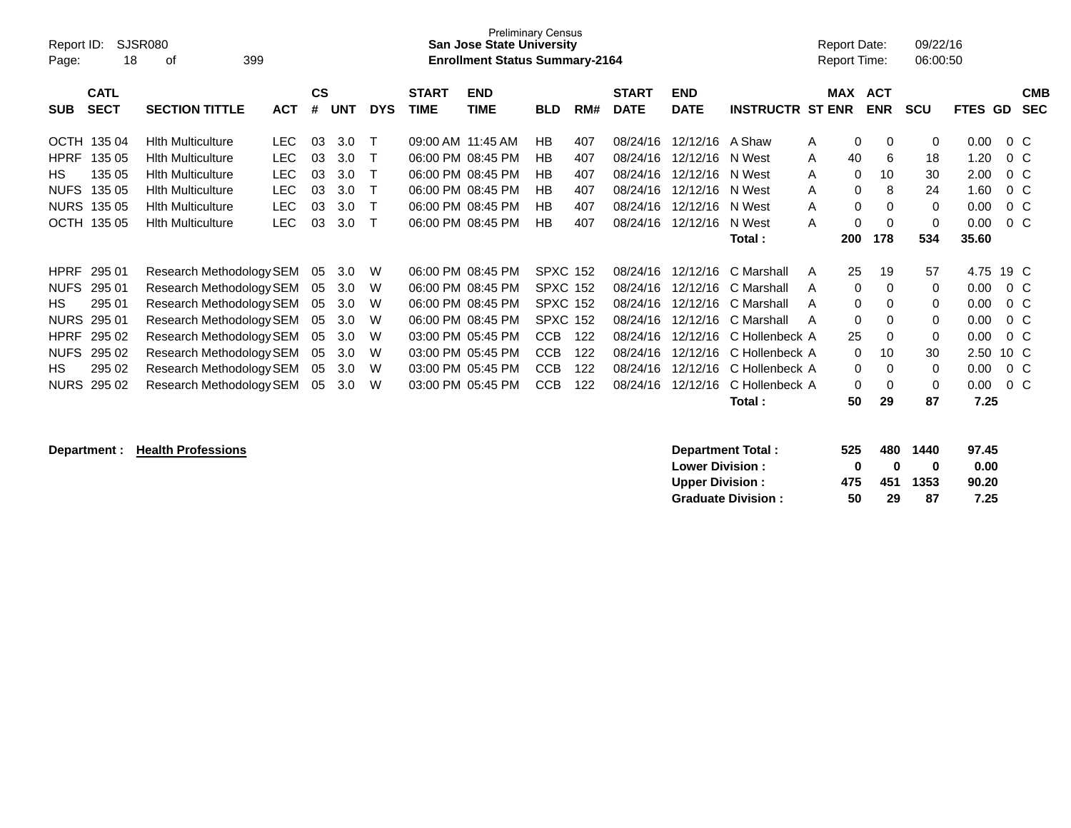Preliminary Census

**San Jose State University**

**Enrollment Status Summary-2164**

Report ID: SJSR080

Report Date: 09/22/16

Report Time: 06:00:50

| SUB | CATL SECT | SECTION TITTLE | ACT | CS # | UNT | DYS | START TIME | END TIME | BLD | RM# | START DATE | END DATE | INSTRUCTR | ST | MAX ENR | ACT ENR | SCU | FTES | GD | CMB SEC |
|---|---|---|---|---|---|---|---|---|---|---|---|---|---|---|---|---|---|---|---|---|
| OCTH | 135 04 | Hlth Multiculture | LEC | 03 | 3.0 | T | 09:00 AM | 11:45 AM | HB | 407 | 08/24/16 | 12/12/16 | A Shaw | A | 0 | 0 | 0 | 0.00 | 0 | C |
| HPRF | 135 05 | Hlth Multiculture | LEC | 03 | 3.0 | T | 06:00 PM | 08:45 PM | HB | 407 | 08/24/16 | 12/12/16 | N West | A | 40 | 6 | 18 | 1.20 | 0 | C |
| HS | 135 05 | Hlth Multiculture | LEC | 03 | 3.0 | T | 06:00 PM | 08:45 PM | HB | 407 | 08/24/16 | 12/12/16 | N West | A | 0 | 10 | 30 | 2.00 | 0 | C |
| NUFS | 135 05 | Hlth Multiculture | LEC | 03 | 3.0 | T | 06:00 PM | 08:45 PM | HB | 407 | 08/24/16 | 12/12/16 | N West | A | 0 | 8 | 24 | 1.60 | 0 | C |
| NURS | 135 05 | Hlth Multiculture | LEC | 03 | 3.0 | T | 06:00 PM | 08:45 PM | HB | 407 | 08/24/16 | 12/12/16 | N West | A | 0 | 0 | 0 | 0.00 | 0 | C |
| OCTH | 135 05 | Hlth Multiculture | LEC | 03 | 3.0 | T | 06:00 PM | 08:45 PM | HB | 407 | 08/24/16 | 12/12/16 | N West | A | 0 | 0 | 0 | 0.00 | 0 | C |
| | | | | | | | | | | | | | **Total :** | | **200** | **178** | **534** | **35.60** | | |
| HPRF | 295 01 | Research Methodology | SEM | 05 | 3.0 | W | 06:00 PM | 08:45 PM | SPXC | 152 | 08/24/16 | 12/12/16 | C Marshall | A | 25 | 19 | 57 | 4.75 | 19 | C |
| NUFS | 295 01 | Research Methodology | SEM | 05 | 3.0 | W | 06:00 PM | 08:45 PM | SPXC | 152 | 08/24/16 | 12/12/16 | C Marshall | A | 0 | 0 | 0 | 0.00 | 0 | C |
| HS | 295 01 | Research Methodology | SEM | 05 | 3.0 | W | 06:00 PM | 08:45 PM | SPXC | 152 | 08/24/16 | 12/12/16 | C Marshall | A | 0 | 0 | 0 | 0.00 | 0 | C |
| NURS | 295 01 | Research Methodology | SEM | 05 | 3.0 | W | 06:00 PM | 08:45 PM | SPXC | 152 | 08/24/16 | 12/12/16 | C Marshall | A | 0 | 0 | 0 | 0.00 | 0 | C |
| HPRF | 295 02 | Research Methodology | SEM | 05 | 3.0 | W | 03:00 PM | 05:45 PM | CCB | 122 | 08/24/16 | 12/12/16 | C Hollenbeck | A | 25 | 0 | 0 | 0.00 | 0 | C |
| NUFS | 295 02 | Research Methodology | SEM | 05 | 3.0 | W | 03:00 PM | 05:45 PM | CCB | 122 | 08/24/16 | 12/12/16 | C Hollenbeck | A | 0 | 10 | 30 | 2.50 | 10 | C |
| HS | 295 02 | Research Methodology | SEM | 05 | 3.0 | W | 03:00 PM | 05:45 PM | CCB | 122 | 08/24/16 | 12/12/16 | C Hollenbeck | A | 0 | 0 | 0 | 0.00 | 0 | C |
| NURS | 295 02 | Research Methodology | SEM | 05 | 3.0 | W | 03:00 PM | 05:45 PM | CCB | 122 | 08/24/16 | 12/12/16 | C Hollenbeck | A | 0 | 0 | 0 | 0.00 | 0 | C |
| | | | | | | | | | | | | | **Total :** | | **50** | **29** | **87** | **7.25** | | |

**Department :** **Health Professions**

| | MAX ENR | ACT ENR | SCU | FTES |
|---|---|---|---|---|
| **Department Total :** | **525** | **480** | **1440** | **97.45** |
| **Lower Division :** | **0** | **0** | **0** | **0.00** |
| **Upper Division :** | **475** | **451** | **1353** | **90.20** |
| **Graduate Division :** | **50** | **29** | **87** | **7.25** |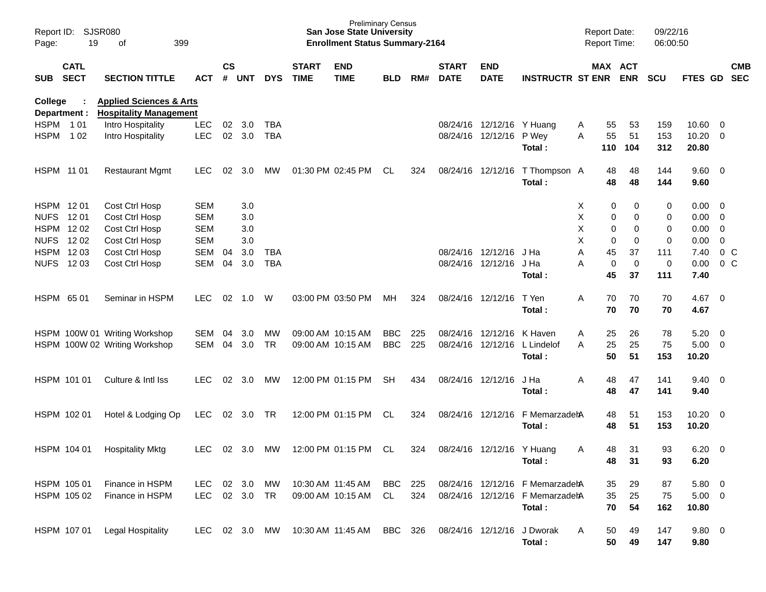Preliminary Census
**San Jose State University**
**Enrollment Status Summary-2164**

Report ID: SJSR080
Report Date: 09/22/16
Report Time: 06:00:50

**College : Applied Sciences & Arts**
**Department : Hospitality Management**

| SUB | CATL SECT | SECTION TITTLE | ACT | CS # | UNT | DYS | START TIME | END TIME | BLD | RM# | START DATE | END DATE | INSTRUCTR | ST | MAX ENR | ACT ENR | SCU | FTES | GD | CMB SEC |
|---|---|---|---|---|---|---|---|---|---|---|---|---|---|---|---|---|---|---|---|---|
| HSPM | 1 01 | Intro Hospitality | LEC | 02 | 3.0 | TBA | | | | | 08/24/16 | 12/12/16 | Y Huang | A | 55 | 53 | 159 | 10.60 | 0 | |
| HSPM | 1 02 | Intro Hospitality | LEC | 02 | 3.0 | TBA | | | | | 08/24/16 | 12/12/16 | P Wey | A | 55 | 51 | 153 | 10.20 | 0 | |
| | | | | | | | | | | | | | **Total :** | | **110** | **104** | **312** | **20.80** | | |
| HSPM | 11 01 | Restaurant Mgmt | LEC | 02 | 3.0 | MW | 01:30 PM | 02:45 PM | CL | 324 | 08/24/16 | 12/12/16 | T Thompson | A | 48 | 48 | 144 | 9.60 | 0 | |
| | | | | | | | | | | | | | **Total :** | | **48** | **48** | **144** | **9.60** | | |
| HSPM | 12 01 | Cost Ctrl Hosp | SEM | | 3.0 | | | | | | | | | X | 0 | 0 | 0 | 0.00 | 0 | |
| NUFS | 12 01 | Cost Ctrl Hosp | SEM | | 3.0 | | | | | | | | | X | 0 | 0 | 0 | 0.00 | 0 | |
| HSPM | 12 02 | Cost Ctrl Hosp | SEM | | 3.0 | | | | | | | | | X | 0 | 0 | 0 | 0.00 | 0 | |
| NUFS | 12 02 | Cost Ctrl Hosp | SEM | | 3.0 | | | | | | | | | X | 0 | 0 | 0 | 0.00 | 0 | |
| HSPM | 12 03 | Cost Ctrl Hosp | SEM | 04 | 3.0 | TBA | | | | | 08/24/16 | 12/12/16 | J Ha | A | 45 | 37 | 111 | 7.40 | 0 | C |
| NUFS | 12 03 | Cost Ctrl Hosp | SEM | 04 | 3.0 | TBA | | | | | 08/24/16 | 12/12/16 | J Ha | A | 0 | 0 | 0 | 0.00 | 0 | C |
| | | | | | | | | | | | | | **Total :** | | **45** | **37** | **111** | **7.40** | | |
| HSPM | 65 01 | Seminar in HSPM | LEC | 02 | 1.0 | W | 03:00 PM | 03:50 PM | MH | 324 | 08/24/16 | 12/12/16 | T Yen | A | 70 | 70 | 70 | 4.67 | 0 | |
| | | | | | | | | | | | | | **Total :** | | **70** | **70** | **70** | **4.67** | | |
| HSPM | 100W 01 | Writing Workshop | SEM | 04 | 3.0 | MW | 09:00 AM | 10:15 AM | BBC | 225 | 08/24/16 | 12/12/16 | K Haven | A | 25 | 26 | 78 | 5.20 | 0 | |
| HSPM | 100W 02 | Writing Workshop | SEM | 04 | 3.0 | TR | 09:00 AM | 10:15 AM | BBC | 225 | 08/24/16 | 12/12/16 | L Lindelof | A | 25 | 25 | 75 | 5.00 | 0 | |
| | | | | | | | | | | | | | **Total :** | | **50** | **51** | **153** | **10.20** | | |
| HSPM | 101 01 | Culture & Intl Iss | LEC | 02 | 3.0 | MW | 12:00 PM | 01:15 PM | SH | 434 | 08/24/16 | 12/12/16 | J Ha | A | 48 | 47 | 141 | 9.40 | 0 | |
| | | | | | | | | | | | | | **Total :** | | **48** | **47** | **141** | **9.40** | | |
| HSPM | 102 01 | Hotel & Lodging Op | LEC | 02 | 3.0 | TR | 12:00 PM | 01:15 PM | CL | 324 | 08/24/16 | 12/12/16 | F Memarzadeh | A | 48 | 51 | 153 | 10.20 | 0 | |
| | | | | | | | | | | | | | **Total :** | | **48** | **51** | **153** | **10.20** | | |
| HSPM | 104 01 | Hospitality Mktg | LEC | 02 | 3.0 | MW | 12:00 PM | 01:15 PM | CL | 324 | 08/24/16 | 12/12/16 | Y Huang | A | 48 | 31 | 93 | 6.20 | 0 | |
| | | | | | | | | | | | | | **Total :** | | **48** | **31** | **93** | **6.20** | | |
| HSPM | 105 01 | Finance in HSPM | LEC | 02 | 3.0 | MW | 10:30 AM | 11:45 AM | BBC | 225 | 08/24/16 | 12/12/16 | F Memarzadeh | A | 35 | 29 | 87 | 5.80 | 0 | |
| HSPM | 105 02 | Finance in HSPM | LEC | 02 | 3.0 | TR | 09:00 AM | 10:15 AM | CL | 324 | 08/24/16 | 12/12/16 | F Memarzadeh | A | 35 | 25 | 75 | 5.00 | 0 | |
| | | | | | | | | | | | | | **Total :** | | **70** | **54** | **162** | **10.80** | | |
| HSPM | 107 01 | Legal Hospitality | LEC | 02 | 3.0 | MW | 10:30 AM | 11:45 AM | BBC | 326 | 08/24/16 | 12/12/16 | J Dworak | A | 50 | 49 | 147 | 9.80 | 0 | |
| | | | | | | | | | | | | | **Total :** | | **50** | **49** | **147** | **9.80** | | |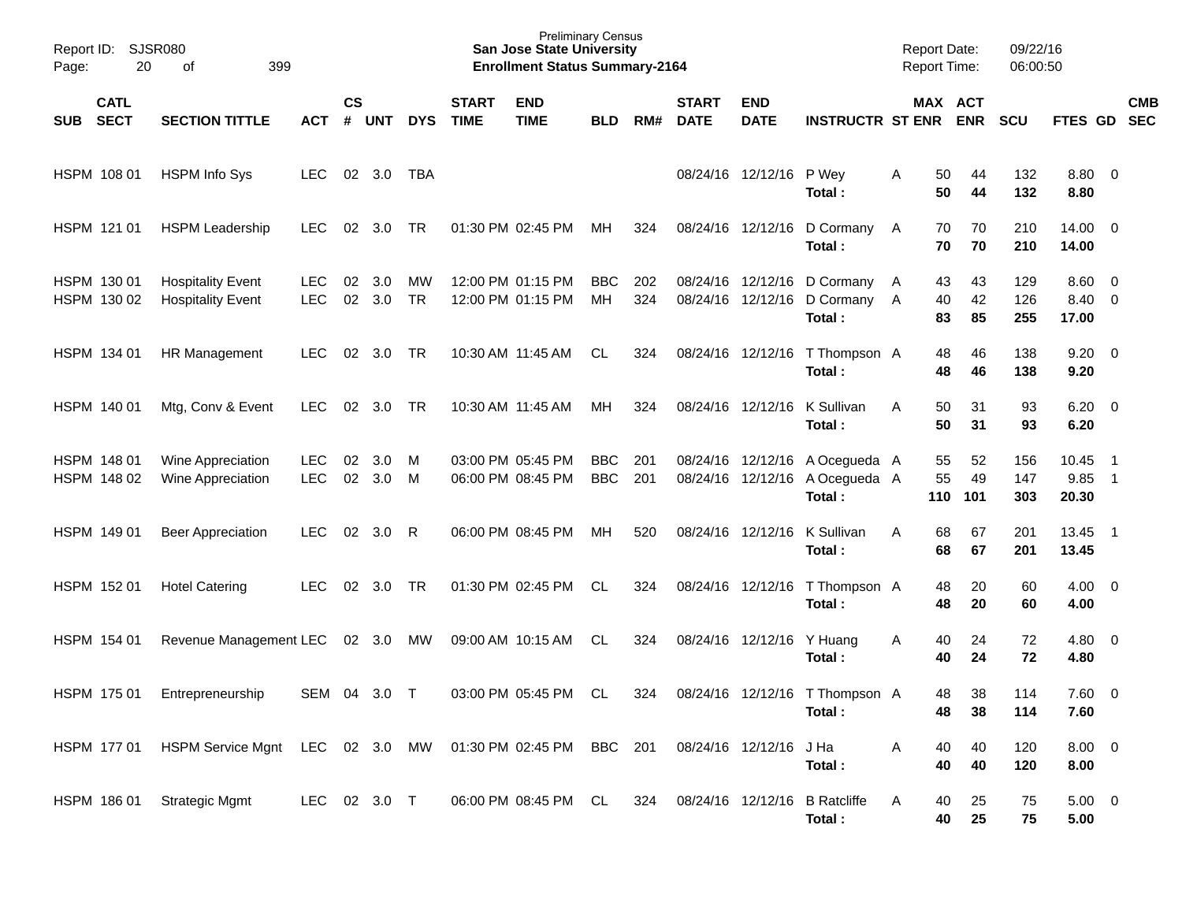Preliminary Census
**San Jose State University**
**Enrollment Status Summary-2164**

Report ID: SJSR080
Report Date: 09/22/16
Report Time: 06:00:50

| SUB | CATL SECT | SECTION TITTLE | ACT | CS # | UNT | DYS | START TIME | END TIME | BLD | RM# | START DATE | END DATE | INSTRUCTR | ST | MAX ENR | ACT ENR | SCU | FTES | GD | CMB SEC |
|---|---|---|---|---|---|---|---|---|---|---|---|---|---|---|---|---|---|---|---|---|
| HSPM | 108 01 | HSPM Info Sys | LEC | 02 | 3.0 | TBA | | | | | 08/24/16 | 12/12/16 | P Wey | A | 50 | 44 | 132 | 8.80 | 0 | |
| | | | | | | | | | | | | | **Total :** | | **50** | **44** | **132** | **8.80** | | |
| HSPM | 121 01 | HSPM Leadership | LEC | 02 | 3.0 | TR | 01:30 PM | 02:45 PM | MH | 324 | 08/24/16 | 12/12/16 | D Cormany | A | 70 | 70 | 210 | 14.00 | 0 | |
| | | | | | | | | | | | | | **Total :** | | **70** | **70** | **210** | **14.00** | | |
| HSPM | 130 01 | Hospitality Event | LEC | 02 | 3.0 | MW | 12:00 PM | 01:15 PM | BBC | 202 | 08/24/16 | 12/12/16 | D Cormany | A | 43 | 43 | 129 | 8.60 | 0 | |
| HSPM | 130 02 | Hospitality Event | LEC | 02 | 3.0 | TR | 12:00 PM | 01:15 PM | MH | 324 | 08/24/16 | 12/12/16 | D Cormany | A | 40 | 42 | 126 | 8.40 | 0 | |
| | | | | | | | | | | | | | **Total :** | | **83** | **85** | **255** | **17.00** | | |
| HSPM | 134 01 | HR Management | LEC | 02 | 3.0 | TR | 10:30 AM | 11:45 AM | CL | 324 | 08/24/16 | 12/12/16 | T Thompson | A | 48 | 46 | 138 | 9.20 | 0 | |
| | | | | | | | | | | | | | **Total :** | | **48** | **46** | **138** | **9.20** | | |
| HSPM | 140 01 | Mtg, Conv & Event | LEC | 02 | 3.0 | TR | 10:30 AM | 11:45 AM | MH | 324 | 08/24/16 | 12/12/16 | K Sullivan | A | 50 | 31 | 93 | 6.20 | 0 | |
| | | | | | | | | | | | | | **Total :** | | **50** | **31** | **93** | **6.20** | | |
| HSPM | 148 01 | Wine Appreciation | LEC | 02 | 3.0 | M | 03:00 PM | 05:45 PM | BBC | 201 | 08/24/16 | 12/12/16 | A Ocegueda | A | 55 | 52 | 156 | 10.45 | 1 | |
| HSPM | 148 02 | Wine Appreciation | LEC | 02 | 3.0 | M | 06:00 PM | 08:45 PM | BBC | 201 | 08/24/16 | 12/12/16 | A Ocegueda | A | 55 | 49 | 147 | 9.85 | 1 | |
| | | | | | | | | | | | | | **Total :** | | **110** | **101** | **303** | **20.30** | | |
| HSPM | 149 01 | Beer Appreciation | LEC | 02 | 3.0 | R | 06:00 PM | 08:45 PM | MH | 520 | 08/24/16 | 12/12/16 | K Sullivan | A | 68 | 67 | 201 | 13.45 | 1 | |
| | | | | | | | | | | | | | **Total :** | | **68** | **67** | **201** | **13.45** | | |
| HSPM | 152 01 | Hotel Catering | LEC | 02 | 3.0 | TR | 01:30 PM | 02:45 PM | CL | 324 | 08/24/16 | 12/12/16 | T Thompson | A | 48 | 20 | 60 | 4.00 | 0 | |
| | | | | | | | | | | | | | **Total :** | | **48** | **20** | **60** | **4.00** | | |
| HSPM | 154 01 | Revenue Management | LEC | 02 | 3.0 | MW | 09:00 AM | 10:15 AM | CL | 324 | 08/24/16 | 12/12/16 | Y Huang | A | 40 | 24 | 72 | 4.80 | 0 | |
| | | | | | | | | | | | | | **Total :** | | **40** | **24** | **72** | **4.80** | | |
| HSPM | 175 01 | Entrepreneurship | SEM | 04 | 3.0 | T | 03:00 PM | 05:45 PM | CL | 324 | 08/24/16 | 12/12/16 | T Thompson | A | 48 | 38 | 114 | 7.60 | 0 | |
| | | | | | | | | | | | | | **Total :** | | **48** | **38** | **114** | **7.60** | | |
| HSPM | 177 01 | HSPM Service Mgnt | LEC | 02 | 3.0 | MW | 01:30 PM | 02:45 PM | BBC | 201 | 08/24/16 | 12/12/16 | J Ha | A | 40 | 40 | 120 | 8.00 | 0 | |
| | | | | | | | | | | | | | **Total :** | | **40** | **40** | **120** | **8.00** | | |
| HSPM | 186 01 | Strategic Mgmt | LEC | 02 | 3.0 | T | 06:00 PM | 08:45 PM | CL | 324 | 08/24/16 | 12/12/16 | B Ratcliffe | A | 40 | 25 | 75 | 5.00 | 0 | |
| | | | | | | | | | | | | | **Total :** | | **40** | **25** | **75** | **5.00** | | |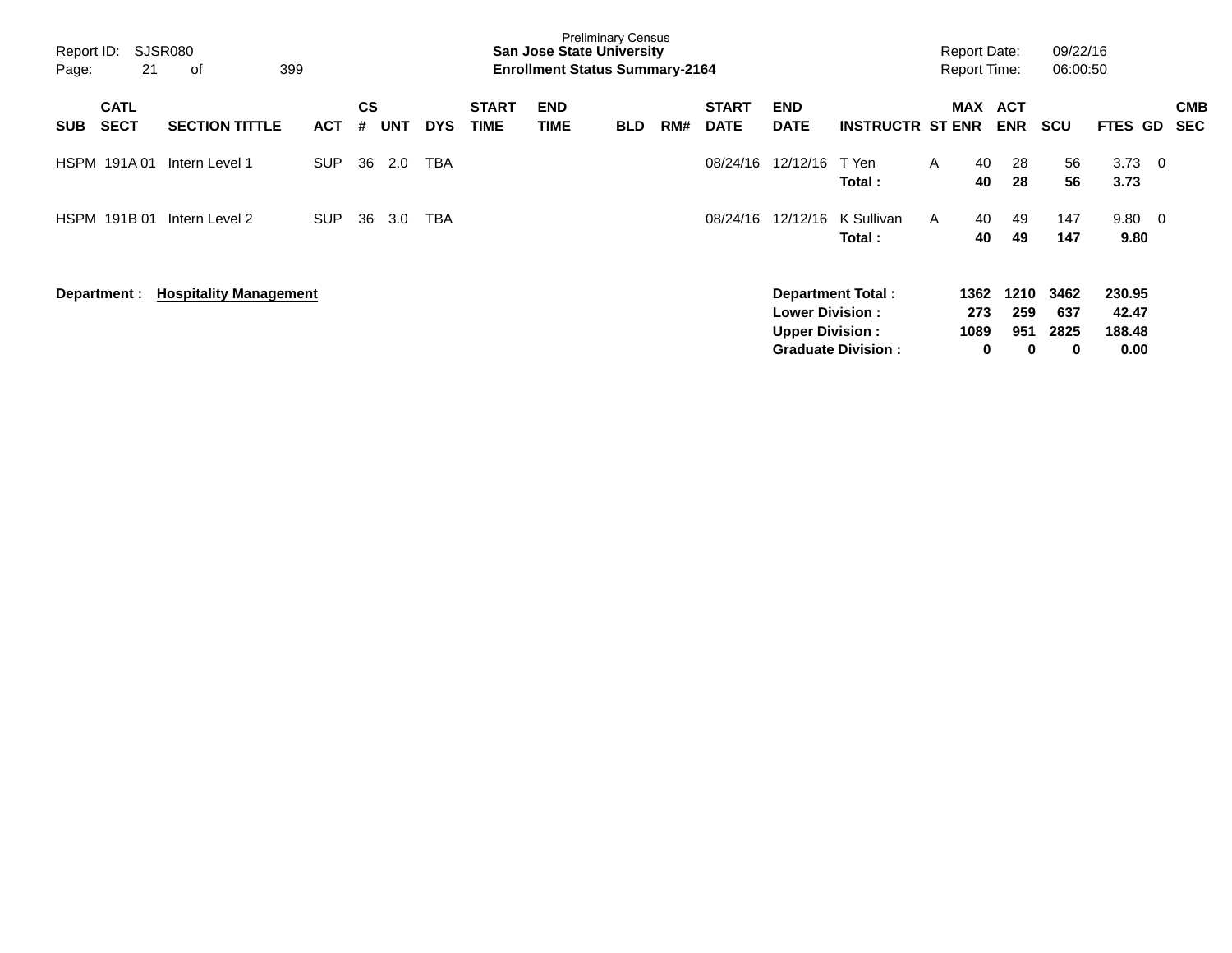| SUB | CATL SECT | SECTION TITTLE | ACT | CS # | UNT | DYS | START TIME | END TIME | BLD | RM# | START DATE | END DATE | INSTRUCTR | ST | MAX ENR | ACT ENR | SCU | FTES | GD | CMB SEC |
|---|---|---|---|---|---|---|---|---|---|---|---|---|---|---|---|---|---|---|---|---|
| HSPM | 191A 01 | Intern Level 1 | SUP | 36 | 2.0 | TBA | | | | | 08/24/16 | 12/12/16 | T Yen | A | 40 | 28 | 56 | 3.73 | 0 | |
| | | | | | | | | | | | | | **Total :** | | **40** | **28** | **56** | **3.73** | | |
| HSPM | 191B 01 | Intern Level 2 | SUP | 36 | 3.0 | TBA | | | | | 08/24/16 | 12/12/16 | K Sullivan | A | 40 | 49 | 147 | 9.80 | 0 | |
| | | | | | | | | | | | | | **Total :** | | **40** | **49** | **147** | **9.80** | | |

**Department : Hospitality Management**

| | MAX ENR | ACT ENR | SCU | FTES |
|---|---|---|---|---|
| **Department Total :** | **1362** | **1210** | **3462** | **230.95** |
| **Lower Division :** | **273** | **259** | **637** | **42.47** |
| **Upper Division :** | **1089** | **951** | **2825** | **188.48** |
| **Graduate Division :** | **0** | **0** | **0** | **0.00** |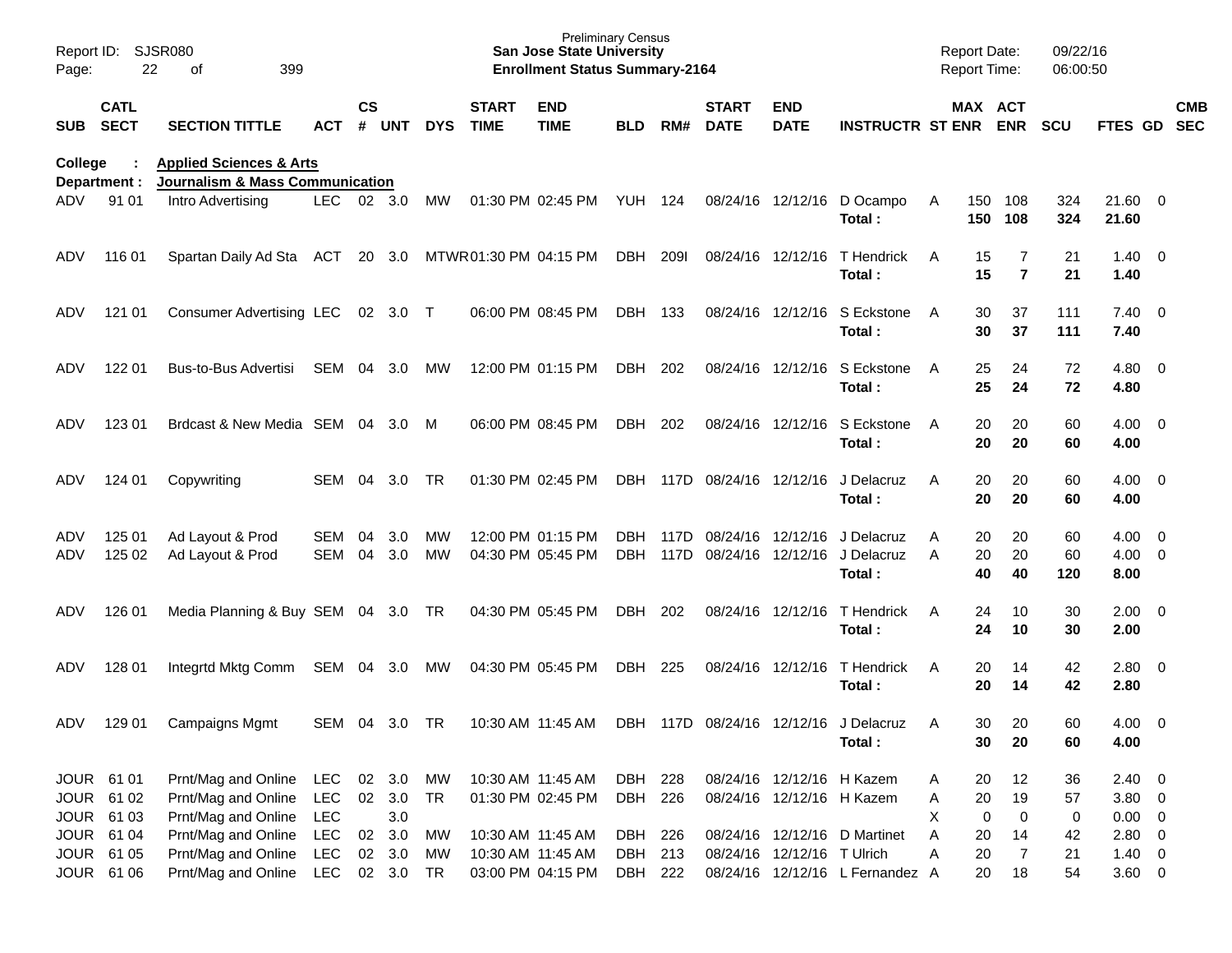Preliminary Census
**San Jose State University**
**Enrollment Status Summary-2164**

Report ID: SJSR080
Report Date: 09/22/16
Report Time: 06:00:50

**College : Applied Sciences & Arts**
**Department : Journalism & Mass Communication**

| SUB | CATL SECT | SECTION TITTLE | ACT | CS # | UNT | DYS | START TIME | END TIME | BLD | RM# | START DATE | END DATE | INSTRUCTR | ST | MAX ENR | ACT ENR | SCU | FTES | GD | CMB SEC |
|---|---|---|---|---|---|---|---|---|---|---|---|---|---|---|---|---|---|---|---|---|
| ADV | 91 01 | Intro Advertising | LEC | 02 | 3.0 | MW | 01:30 PM | 02:45 PM | YUH | 124 | 08/24/16 | 12/12/16 | D Ocampo | A | 150 | 108 | 324 | 21.60 | 0 | |
| | | | | | | | | | | | | | **Total :** | | **150** | **108** | **324** | **21.60** | | |
| ADV | 116 01 | Spartan Daily Ad Sta | ACT | 20 | 3.0 | MTWR | 01:30 PM | 04:15 PM | DBH | 209I | 08/24/16 | 12/12/16 | T Hendrick | A | 15 | 7 | 21 | 1.40 | 0 | |
| | | | | | | | | | | | | | **Total :** | | **15** | **7** | **21** | **1.40** | | |
| ADV | 121 01 | Consumer Advertising | LEC | 02 | 3.0 | T | 06:00 PM | 08:45 PM | DBH | 133 | 08/24/16 | 12/12/16 | S Eckstone | A | 30 | 37 | 111 | 7.40 | 0 | |
| | | | | | | | | | | | | | **Total :** | | **30** | **37** | **111** | **7.40** | | |
| ADV | 122 01 | Bus-to-Bus Advertisi | SEM | 04 | 3.0 | MW | 12:00 PM | 01:15 PM | DBH | 202 | 08/24/16 | 12/12/16 | S Eckstone | A | 25 | 24 | 72 | 4.80 | 0 | |
| | | | | | | | | | | | | | **Total :** | | **25** | **24** | **72** | **4.80** | | |
| ADV | 123 01 | Brdcast & New Media | SEM | 04 | 3.0 | M | 06:00 PM | 08:45 PM | DBH | 202 | 08/24/16 | 12/12/16 | S Eckstone | A | 20 | 20 | 60 | 4.00 | 0 | |
| | | | | | | | | | | | | | **Total :** | | **20** | **20** | **60** | **4.00** | | |
| ADV | 124 01 | Copywriting | SEM | 04 | 3.0 | TR | 01:30 PM | 02:45 PM | DBH | 117D | 08/24/16 | 12/12/16 | J Delacruz | A | 20 | 20 | 60 | 4.00 | 0 | |
| | | | | | | | | | | | | | **Total :** | | **20** | **20** | **60** | **4.00** | | |
| ADV | 125 01 | Ad Layout & Prod | SEM | 04 | 3.0 | MW | 12:00 PM | 01:15 PM | DBH | 117D | 08/24/16 | 12/12/16 | J Delacruz | A | 20 | 20 | 60 | 4.00 | 0 | |
| ADV | 125 02 | Ad Layout & Prod | SEM | 04 | 3.0 | MW | 04:30 PM | 05:45 PM | DBH | 117D | 08/24/16 | 12/12/16 | J Delacruz | A | 20 | 20 | 60 | 4.00 | 0 | |
| | | | | | | | | | | | | | **Total :** | | **40** | **40** | **120** | **8.00** | | |
| ADV | 126 01 | Media Planning & Buy | SEM | 04 | 3.0 | TR | 04:30 PM | 05:45 PM | DBH | 202 | 08/24/16 | 12/12/16 | T Hendrick | A | 24 | 10 | 30 | 2.00 | 0 | |
| | | | | | | | | | | | | | **Total :** | | **24** | **10** | **30** | **2.00** | | |
| ADV | 128 01 | Integrtd Mktg Comm | SEM | 04 | 3.0 | MW | 04:30 PM | 05:45 PM | DBH | 225 | 08/24/16 | 12/12/16 | T Hendrick | A | 20 | 14 | 42 | 2.80 | 0 | |
| | | | | | | | | | | | | | **Total :** | | **20** | **14** | **42** | **2.80** | | |
| ADV | 129 01 | Campaigns Mgmt | SEM | 04 | 3.0 | TR | 10:30 AM | 11:45 AM | DBH | 117D | 08/24/16 | 12/12/16 | J Delacruz | A | 30 | 20 | 60 | 4.00 | 0 | |
| | | | | | | | | | | | | | **Total :** | | **30** | **20** | **60** | **4.00** | | |
| JOUR | 61 01 | Prnt/Mag and Online | LEC | 02 | 3.0 | MW | 10:30 AM | 11:45 AM | DBH | 228 | 08/24/16 | 12/12/16 | H Kazem | A | 20 | 12 | 36 | 2.40 | 0 | |
| JOUR | 61 02 | Prnt/Mag and Online | LEC | 02 | 3.0 | TR | 01:30 PM | 02:45 PM | DBH | 226 | 08/24/16 | 12/12/16 | H Kazem | A | 20 | 19 | 57 | 3.80 | 0 | |
| JOUR | 61 03 | Prnt/Mag and Online | LEC | | 3.0 | | | | | | | | | X | 0 | 0 | 0 | 0.00 | 0 | |
| JOUR | 61 04 | Prnt/Mag and Online | LEC | 02 | 3.0 | MW | 10:30 AM | 11:45 AM | DBH | 226 | 08/24/16 | 12/12/16 | D Martinet | A | 20 | 14 | 42 | 2.80 | 0 | |
| JOUR | 61 05 | Prnt/Mag and Online | LEC | 02 | 3.0 | MW | 10:30 AM | 11:45 AM | DBH | 213 | 08/24/16 | 12/12/16 | T Ulrich | A | 20 | 7 | 21 | 1.40 | 0 | |
| JOUR | 61 06 | Prnt/Mag and Online | LEC | 02 | 3.0 | TR | 03:00 PM | 04:15 PM | DBH | 222 | 08/24/16 | 12/12/16 | L Fernandez | A | 20 | 18 | 54 | 3.60 | 0 | |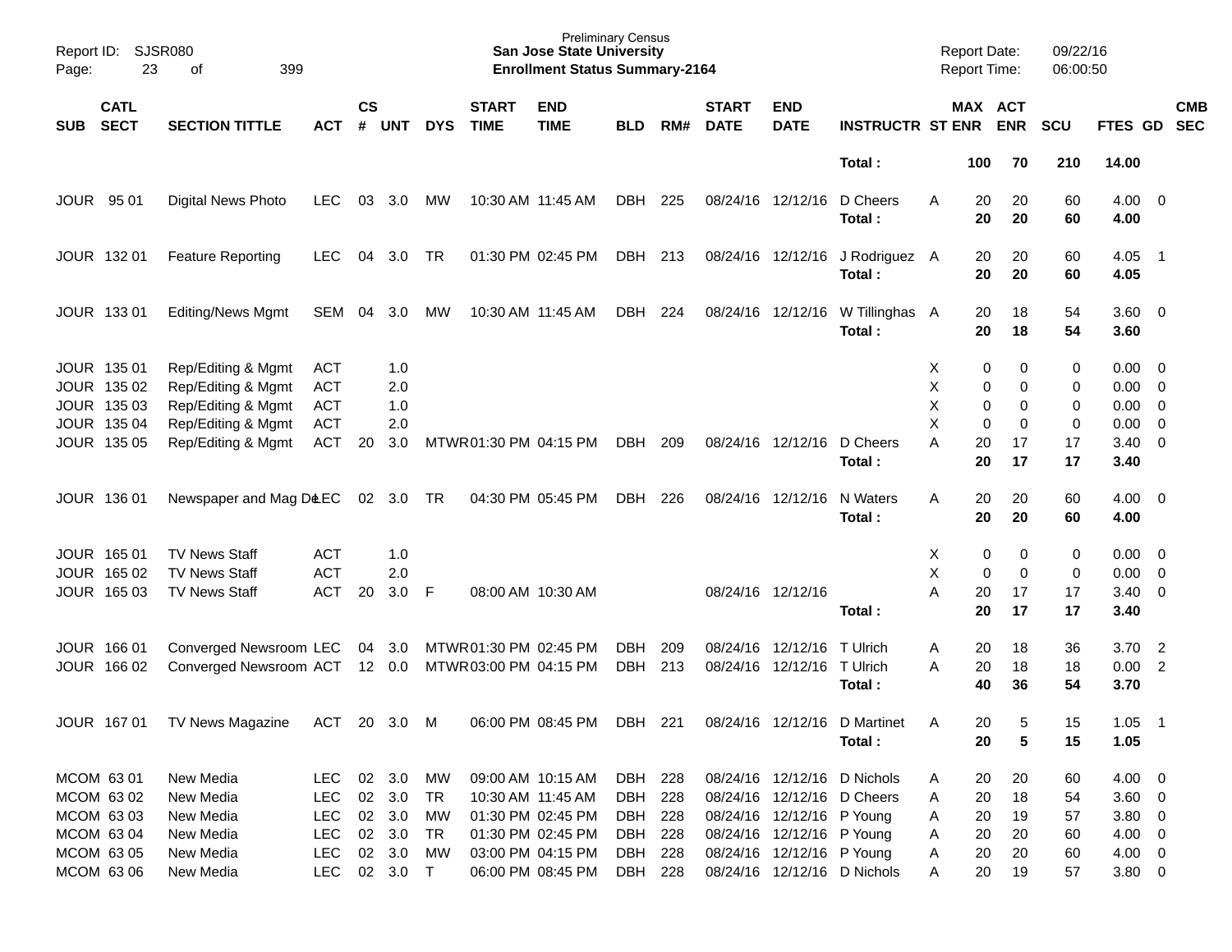Preliminary Census
**San Jose State University**
**Enrollment Status Summary-2164**

Report ID: SJSR080
Report Date: 09/22/16
Report Time: 06:00:50

| SUB | CATL SECT | SECTION TITTLE | ACT | CS # | UNT | DYS | START TIME | END TIME | BLD | RM# | START DATE | END DATE | INSTRUCTR | ST | MAX ENR | ACT ENR | SCU | FTES | GD | CMB SEC |
|---|---|---|---|---|---|---|---|---|---|---|---|---|---|---|---|---|---|---|---|---|
| | | | | | | | | | | | | | **Total :** | | **100** | **70** | **210** | **14.00** | | |
| JOUR | 95 01 | Digital News Photo | LEC | 03 | 3.0 | MW | 10:30 AM | 11:45 AM | DBH | 225 | 08/24/16 | 12/12/16 | D Cheers | A | 20 | 20 | 60 | 4.00 | 0 | |
| | | | | | | | | | | | | | **Total :** | | **20** | **20** | **60** | **4.00** | | |
| JOUR | 132 01 | Feature Reporting | LEC | 04 | 3.0 | TR | 01:30 PM | 02:45 PM | DBH | 213 | 08/24/16 | 12/12/16 | J Rodriguez | A | 20 | 20 | 60 | 4.05 | 1 | |
| | | | | | | | | | | | | | **Total :** | | **20** | **20** | **60** | **4.05** | | |
| JOUR | 133 01 | Editing/News Mgmt | SEM | 04 | 3.0 | MW | 10:30 AM | 11:45 AM | DBH | 224 | 08/24/16 | 12/12/16 | W Tillinghas | A | 20 | 18 | 54 | 3.60 | 0 | |
| | | | | | | | | | | | | | **Total :** | | **20** | **18** | **54** | **3.60** | | |
| JOUR | 135 01 | Rep/Editing & Mgmt | ACT | | 1.0 | | | | | | | | | X | 0 | 0 | 0 | 0.00 | 0 | |
| JOUR | 135 02 | Rep/Editing & Mgmt | ACT | | 2.0 | | | | | | | | | X | 0 | 0 | 0 | 0.00 | 0 | |
| JOUR | 135 03 | Rep/Editing & Mgmt | ACT | | 1.0 | | | | | | | | | X | 0 | 0 | 0 | 0.00 | 0 | |
| JOUR | 135 04 | Rep/Editing & Mgmt | ACT | | 2.0 | | | | | | | | | X | 0 | 0 | 0 | 0.00 | 0 | |
| JOUR | 135 05 | Rep/Editing & Mgmt | ACT | 20 | 3.0 | MTWR | 01:30 PM | 04:15 PM | DBH | 209 | 08/24/16 | 12/12/16 | D Cheers | A | 20 | 17 | 17 | 3.40 | 0 | |
| | | | | | | | | | | | | | **Total :** | | **20** | **17** | **17** | **3.40** | | |
| JOUR | 136 01 | Newspaper and Mag De | LEC | 02 | 3.0 | TR | 04:30 PM | 05:45 PM | DBH | 226 | 08/24/16 | 12/12/16 | N Waters | A | 20 | 20 | 60 | 4.00 | 0 | |
| | | | | | | | | | | | | | **Total :** | | **20** | **20** | **60** | **4.00** | | |
| JOUR | 165 01 | TV News Staff | ACT | | 1.0 | | | | | | | | | X | 0 | 0 | 0 | 0.00 | 0 | |
| JOUR | 165 02 | TV News Staff | ACT | | 2.0 | | | | | | | | | X | 0 | 0 | 0 | 0.00 | 0 | |
| JOUR | 165 03 | TV News Staff | ACT | 20 | 3.0 | F | 08:00 AM | 10:30 AM | | | 08/24/16 | 12/12/16 | | A | 20 | 17 | 17 | 3.40 | 0 | |
| | | | | | | | | | | | | | **Total :** | | **20** | **17** | **17** | **3.40** | | |
| JOUR | 166 01 | Converged Newsroom | LEC | 04 | 3.0 | MTWR | 01:30 PM | 02:45 PM | DBH | 209 | 08/24/16 | 12/12/16 | T Ulrich | A | 20 | 18 | 36 | 3.70 | 2 | |
| JOUR | 166 02 | Converged Newsroom | ACT | 12 | 0.0 | MTWR | 03:00 PM | 04:15 PM | DBH | 213 | 08/24/16 | 12/12/16 | T Ulrich | A | 20 | 18 | 18 | 0.00 | 2 | |
| | | | | | | | | | | | | | **Total :** | | **40** | **36** | **54** | **3.70** | | |
| JOUR | 167 01 | TV News Magazine | ACT | 20 | 3.0 | M | 06:00 PM | 08:45 PM | DBH | 221 | 08/24/16 | 12/12/16 | D Martinet | A | 20 | 5 | 15 | 1.05 | 1 | |
| | | | | | | | | | | | | | **Total :** | | **20** | **5** | **15** | **1.05** | | |
| MCOM | 63 01 | New Media | LEC | 02 | 3.0 | MW | 09:00 AM | 10:15 AM | DBH | 228 | 08/24/16 | 12/12/16 | D Nichols | A | 20 | 20 | 60 | 4.00 | 0 | |
| MCOM | 63 02 | New Media | LEC | 02 | 3.0 | TR | 10:30 AM | 11:45 AM | DBH | 228 | 08/24/16 | 12/12/16 | D Cheers | A | 20 | 18 | 54 | 3.60 | 0 | |
| MCOM | 63 03 | New Media | LEC | 02 | 3.0 | MW | 01:30 PM | 02:45 PM | DBH | 228 | 08/24/16 | 12/12/16 | P Young | A | 20 | 19 | 57 | 3.80 | 0 | |
| MCOM | 63 04 | New Media | LEC | 02 | 3.0 | TR | 01:30 PM | 02:45 PM | DBH | 228 | 08/24/16 | 12/12/16 | P Young | A | 20 | 20 | 60 | 4.00 | 0 | |
| MCOM | 63 05 | New Media | LEC | 02 | 3.0 | MW | 03:00 PM | 04:15 PM | DBH | 228 | 08/24/16 | 12/12/16 | P Young | A | 20 | 20 | 60 | 4.00 | 0 | |
| MCOM | 63 06 | New Media | LEC | 02 | 3.0 | T | 06:00 PM | 08:45 PM | DBH | 228 | 08/24/16 | 12/12/16 | D Nichols | A | 20 | 19 | 57 | 3.80 | 0 | |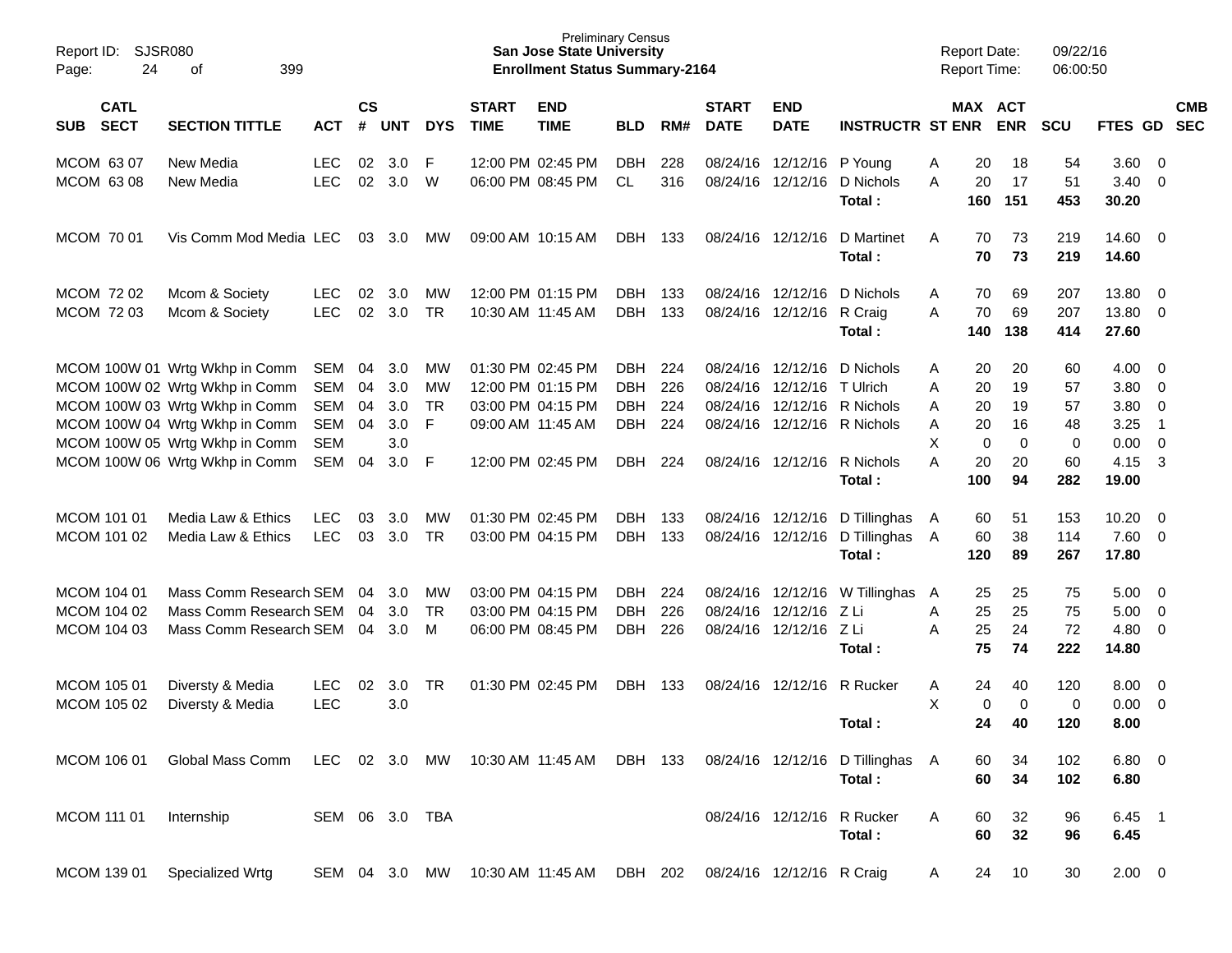Preliminary Census
**San Jose State University**
**Enrollment Status Summary-2164**

Report ID: SJSR080
Report Date: 09/22/16
Report Time: 06:00:50

| SUB | CATL SECT | SECTION TITTLE | ACT | CS # | UNT | DYS | START TIME | END TIME | BLD | RM# | START DATE | END DATE | INSTRUCTR | ST | MAX ENR | ACT ENR | SCU | FTES | GD | CMB SEC |
|---|---|---|---|---|---|---|---|---|---|---|---|---|---|---|---|---|---|---|---|---|
| MCOM | 63 07 | New Media | LEC | 02 | 3.0 | F | 12:00 PM | 02:45 PM | DBH | 228 | 08/24/16 | 12/12/16 | P Young | A | 20 | 18 | 54 | 3.60 | 0 | |
| MCOM | 63 08 | New Media | LEC | 02 | 3.0 | W | 06:00 PM | 08:45 PM | CL | 316 | 08/24/16 | 12/12/16 | D Nichols | A | 20 | 17 | 51 | 3.40 | 0 | |
| | | | | | | | | | | | | | **Total :** | | **160** | **151** | **453** | **30.20** | | |
| MCOM | 70 01 | Vis Comm Mod Media | LEC | 03 | 3.0 | MW | 09:00 AM | 10:15 AM | DBH | 133 | 08/24/16 | 12/12/16 | D Martinet | A | 70 | 73 | 219 | 14.60 | 0 | |
| | | | | | | | | | | | | | **Total :** | | **70** | **73** | **219** | **14.60** | | |
| MCOM | 72 02 | Mcom & Society | LEC | 02 | 3.0 | MW | 12:00 PM | 01:15 PM | DBH | 133 | 08/24/16 | 12/12/16 | D Nichols | A | 70 | 69 | 207 | 13.80 | 0 | |
| MCOM | 72 03 | Mcom & Society | LEC | 02 | 3.0 | TR | 10:30 AM | 11:45 AM | DBH | 133 | 08/24/16 | 12/12/16 | R Craig | A | 70 | 69 | 207 | 13.80 | 0 | |
| | | | | | | | | | | | | | **Total :** | | **140** | **138** | **414** | **27.60** | | |
| MCOM | 100W 01 | Wrtg Wkhp in Comm | SEM | 04 | 3.0 | MW | 01:30 PM | 02:45 PM | DBH | 224 | 08/24/16 | 12/12/16 | D Nichols | A | 20 | 20 | 60 | 4.00 | 0 | |
| MCOM | 100W 02 | Wrtg Wkhp in Comm | SEM | 04 | 3.0 | MW | 12:00 PM | 01:15 PM | DBH | 226 | 08/24/16 | 12/12/16 | T Ulrich | A | 20 | 19 | 57 | 3.80 | 0 | |
| MCOM | 100W 03 | Wrtg Wkhp in Comm | SEM | 04 | 3.0 | TR | 03:00 PM | 04:15 PM | DBH | 224 | 08/24/16 | 12/12/16 | R Nichols | A | 20 | 19 | 57 | 3.80 | 0 | |
| MCOM | 100W 04 | Wrtg Wkhp in Comm | SEM | 04 | 3.0 | F | 09:00 AM | 11:45 AM | DBH | 224 | 08/24/16 | 12/12/16 | R Nichols | A | 20 | 16 | 48 | 3.25 | 1 | |
| MCOM | 100W 05 | Wrtg Wkhp in Comm | SEM | | 3.0 | | | | | | | | | X | 0 | 0 | 0 | 0.00 | 0 | |
| MCOM | 100W 06 | Wrtg Wkhp in Comm | SEM | 04 | 3.0 | F | 12:00 PM | 02:45 PM | DBH | 224 | 08/24/16 | 12/12/16 | R Nichols | A | 20 | 20 | 60 | 4.15 | 3 | |
| | | | | | | | | | | | | | **Total :** | | **100** | **94** | **282** | **19.00** | | |
| MCOM | 101 01 | Media Law & Ethics | LEC | 03 | 3.0 | MW | 01:30 PM | 02:45 PM | DBH | 133 | 08/24/16 | 12/12/16 | D Tillinghas | A | 60 | 51 | 153 | 10.20 | 0 | |
| MCOM | 101 02 | Media Law & Ethics | LEC | 03 | 3.0 | TR | 03:00 PM | 04:15 PM | DBH | 133 | 08/24/16 | 12/12/16 | D Tillinghas | A | 60 | 38 | 114 | 7.60 | 0 | |
| | | | | | | | | | | | | | **Total :** | | **120** | **89** | **267** | **17.80** | | |
| MCOM | 104 01 | Mass Comm Research | SEM | 04 | 3.0 | MW | 03:00 PM | 04:15 PM | DBH | 224 | 08/24/16 | 12/12/16 | W Tillinghas | A | 25 | 25 | 75 | 5.00 | 0 | |
| MCOM | 104 02 | Mass Comm Research | SEM | 04 | 3.0 | TR | 03:00 PM | 04:15 PM | DBH | 226 | 08/24/16 | 12/12/16 | Z Li | A | 25 | 25 | 75 | 5.00 | 0 | |
| MCOM | 104 03 | Mass Comm Research | SEM | 04 | 3.0 | M | 06:00 PM | 08:45 PM | DBH | 226 | 08/24/16 | 12/12/16 | Z Li | A | 25 | 24 | 72 | 4.80 | 0 | |
| | | | | | | | | | | | | | **Total :** | | **75** | **74** | **222** | **14.80** | | |
| MCOM | 105 01 | Diversty & Media | LEC | 02 | 3.0 | TR | 01:30 PM | 02:45 PM | DBH | 133 | 08/24/16 | 12/12/16 | R Rucker | A | 24 | 40 | 120 | 8.00 | 0 | |
| MCOM | 105 02 | Diversty & Media | LEC | | 3.0 | | | | | | | | | X | 0 | 0 | 0 | 0.00 | 0 | |
| | | | | | | | | | | | | | **Total :** | | **24** | **40** | **120** | **8.00** | | |
| MCOM | 106 01 | Global Mass Comm | LEC | 02 | 3.0 | MW | 10:30 AM | 11:45 AM | DBH | 133 | 08/24/16 | 12/12/16 | D Tillinghas | A | 60 | 34 | 102 | 6.80 | 0 | |
| | | | | | | | | | | | | | **Total :** | | **60** | **34** | **102** | **6.80** | | |
| MCOM | 111 01 | Internship | SEM | 06 | 3.0 | TBA | | | | | 08/24/16 | 12/12/16 | R Rucker | A | 60 | 32 | 96 | 6.45 | 1 | |
| | | | | | | | | | | | | | **Total :** | | **60** | **32** | **96** | **6.45** | | |
| MCOM | 139 01 | Specialized Wrtg | SEM | 04 | 3.0 | MW | 10:30 AM | 11:45 AM | DBH | 202 | 08/24/16 | 12/12/16 | R Craig | A | 24 | 10 | 30 | 2.00 | 0 | |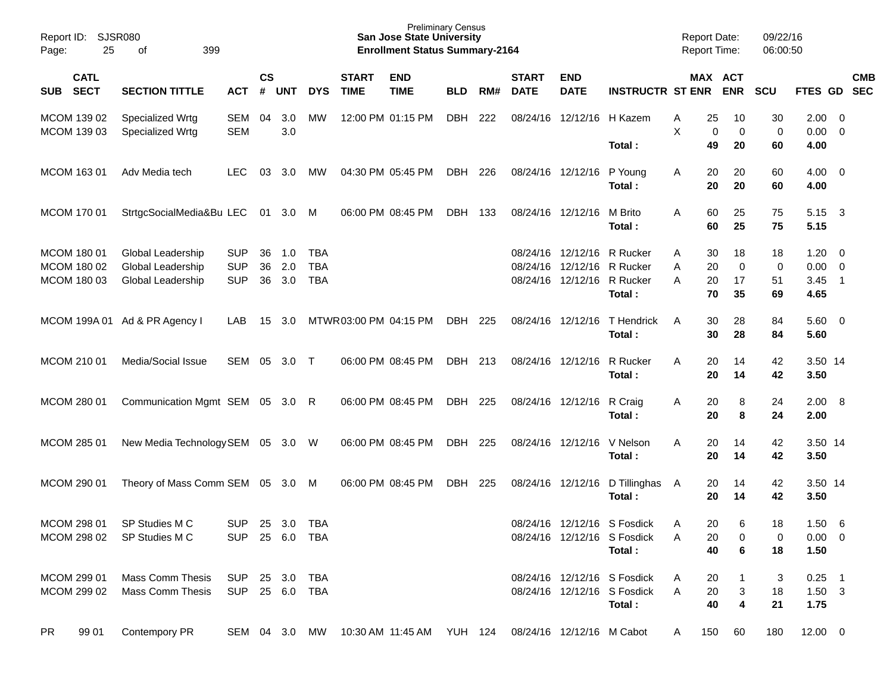Report ID: SJSR080
Page: 25 of 399

Preliminary Census
**San Jose State University**
**Enrollment Status Summary-2164**

Report Date: 09/22/16
Report Time: 06:00:50

| SUB | CATL SECT | SECTION TITTLE | ACT | CS # | UNT | DYS | START TIME | END TIME | BLD | RM# | START DATE | END DATE | INSTRUCTR | ST | MAX ENR | ACT ENR | SCU | FTES | GD | CMB SEC |
|---|---|---|---|---|---|---|---|---|---|---|---|---|---|---|---|---|---|---|---|---|
| MCOM | 139 02 | Specialized Wrtg | SEM | 04 | 3.0 | MW | 12:00 PM | 01:15 PM | DBH | 222 | 08/24/16 | 12/12/16 | H Kazem | A | 25 | 10 | 30 | 2.00 | 0 | |
| MCOM | 139 03 | Specialized Wrtg | SEM | | 3.0 | | | | | | | | | X | 0 | 0 | 0 | 0.00 | 0 | |
| | | | | | | | | | | | | | **Total :** | | **49** | **20** | **60** | **4.00** | | |
| MCOM | 163 01 | Adv Media tech | LEC | 03 | 3.0 | MW | 04:30 PM | 05:45 PM | DBH | 226 | 08/24/16 | 12/12/16 | P Young | A | 20 | 20 | 60 | 4.00 | 0 | |
| | | | | | | | | | | | | | **Total :** | | **20** | **20** | **60** | **4.00** | | |
| MCOM | 170 01 | StrtgcSocialMedia&Bu | LEC | 01 | 3.0 | M | 06:00 PM | 08:45 PM | DBH | 133 | 08/24/16 | 12/12/16 | M Brito | A | 60 | 25 | 75 | 5.15 | 3 | |
| | | | | | | | | | | | | | **Total :** | | **60** | **25** | **75** | **5.15** | | |
| MCOM | 180 01 | Global Leadership | SUP | 36 | 1.0 | TBA | | | | | 08/24/16 | 12/12/16 | R Rucker | A | 30 | 18 | 18 | 1.20 | 0 | |
| MCOM | 180 02 | Global Leadership | SUP | 36 | 2.0 | TBA | | | | | 08/24/16 | 12/12/16 | R Rucker | A | 20 | 0 | 0 | 0.00 | 0 | |
| MCOM | 180 03 | Global Leadership | SUP | 36 | 3.0 | TBA | | | | | 08/24/16 | 12/12/16 | R Rucker | A | 20 | 17 | 51 | 3.45 | 1 | |
| | | | | | | | | | | | | | **Total :** | | **70** | **35** | **69** | **4.65** | | |
| MCOM | 199A 01 | Ad & PR Agency I | LAB | 15 | 3.0 | MTWR | 03:00 PM | 04:15 PM | DBH | 225 | 08/24/16 | 12/12/16 | T Hendrick | A | 30 | 28 | 84 | 5.60 | 0 | |
| | | | | | | | | | | | | | **Total :** | | **30** | **28** | **84** | **5.60** | | |
| MCOM | 210 01 | Media/Social Issue | SEM | 05 | 3.0 | T | 06:00 PM | 08:45 PM | DBH | 213 | 08/24/16 | 12/12/16 | R Rucker | A | 20 | 14 | 42 | 3.50 | 14 | |
| | | | | | | | | | | | | | **Total :** | | **20** | **14** | **42** | **3.50** | | |
| MCOM | 280 01 | Communication Mgmt | SEM | 05 | 3.0 | R | 06:00 PM | 08:45 PM | DBH | 225 | 08/24/16 | 12/12/16 | R Craig | A | 20 | 8 | 24 | 2.00 | 8 | |
| | | | | | | | | | | | | | **Total :** | | **20** | **8** | **24** | **2.00** | | |
| MCOM | 285 01 | New Media Technology | SEM | 05 | 3.0 | W | 06:00 PM | 08:45 PM | DBH | 225 | 08/24/16 | 12/12/16 | V Nelson | A | 20 | 14 | 42 | 3.50 | 14 | |
| | | | | | | | | | | | | | **Total :** | | **20** | **14** | **42** | **3.50** | | |
| MCOM | 290 01 | Theory of Mass Comm | SEM | 05 | 3.0 | M | 06:00 PM | 08:45 PM | DBH | 225 | 08/24/16 | 12/12/16 | D Tillinghas | A | 20 | 14 | 42 | 3.50 | 14 | |
| | | | | | | | | | | | | | **Total :** | | **20** | **14** | **42** | **3.50** | | |
| MCOM | 298 01 | SP Studies M C | SUP | 25 | 3.0 | TBA | | | | | 08/24/16 | 12/12/16 | S Fosdick | A | 20 | 6 | 18 | 1.50 | 6 | |
| MCOM | 298 02 | SP Studies M C | SUP | 25 | 6.0 | TBA | | | | | 08/24/16 | 12/12/16 | S Fosdick | A | 20 | 0 | 0 | 0.00 | 0 | |
| | | | | | | | | | | | | | **Total :** | | **40** | **6** | **18** | **1.50** | | |
| MCOM | 299 01 | Mass Comm Thesis | SUP | 25 | 3.0 | TBA | | | | | 08/24/16 | 12/12/16 | S Fosdick | A | 20 | 1 | 3 | 0.25 | 1 | |
| MCOM | 299 02 | Mass Comm Thesis | SUP | 25 | 6.0 | TBA | | | | | 08/24/16 | 12/12/16 | S Fosdick | A | 20 | 3 | 18 | 1.50 | 3 | |
| | | | | | | | | | | | | | **Total :** | | **40** | **4** | **21** | **1.75** | | |
| PR | 99 01 | Contempory PR | SEM | 04 | 3.0 | MW | 10:30 AM | 11:45 AM | YUH | 124 | 08/24/16 | 12/12/16 | M Cabot | A | 150 | 60 | 180 | 12.00 | 0 | |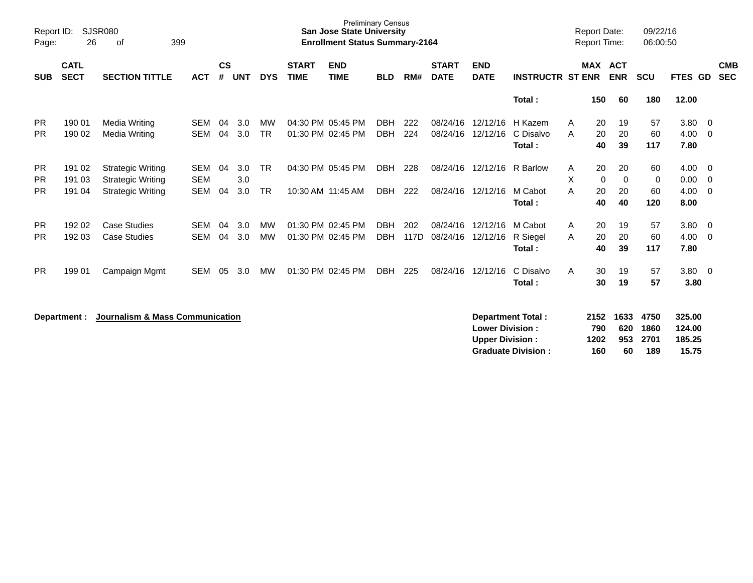Preliminary Census
**San Jose State University**
**Enrollment Status Summary-2164**

Report ID: SJSR080
Report Date: 09/22/16
Report Time: 06:00:50

| SUB | CATL SECT | SECTION TITTLE | ACT | CS # | UNT | DYS | START TIME | END TIME | BLD | RM# | START DATE | END DATE | INSTRUCTR | ST | MAX ENR | ACT ENR | SCU | FTES | GD | CMB SEC |
|---|---|---|---|---|---|---|---|---|---|---|---|---|---|---|---|---|---|---|---|---|
| | | | | | | | | | | | | | **Total :** | | **150** | **60** | **180** | **12.00** | | |
| PR | 190 01 | Media Writing | SEM | 04 | 3.0 | MW | 04:30 PM | 05:45 PM | DBH | 222 | 08/24/16 | 12/12/16 | H Kazem | A | 20 | 19 | 57 | 3.80 | 0 | |
| PR | 190 02 | Media Writing | SEM | 04 | 3.0 | TR | 01:30 PM | 02:45 PM | DBH | 224 | 08/24/16 | 12/12/16 | C Disalvo | A | 20 | 20 | 60 | 4.00 | 0 | |
| | | | | | | | | | | | | | **Total :** | | **40** | **39** | **117** | **7.80** | | |
| PR | 191 02 | Strategic Writing | SEM | 04 | 3.0 | TR | 04:30 PM | 05:45 PM | DBH | 228 | 08/24/16 | 12/12/16 | R Barlow | A | 20 | 20 | 60 | 4.00 | 0 | |
| PR | 191 03 | Strategic Writing | SEM | | 3.0 | | | | | | | | | X | 0 | 0 | 0 | 0.00 | 0 | |
| PR | 191 04 | Strategic Writing | SEM | 04 | 3.0 | TR | 10:30 AM | 11:45 AM | DBH | 222 | 08/24/16 | 12/12/16 | M Cabot | A | 20 | 20 | 60 | 4.00 | 0 | |
| | | | | | | | | | | | | | **Total :** | | **40** | **40** | **120** | **8.00** | | |
| PR | 192 02 | Case Studies | SEM | 04 | 3.0 | MW | 01:30 PM | 02:45 PM | DBH | 202 | 08/24/16 | 12/12/16 | M Cabot | A | 20 | 19 | 57 | 3.80 | 0 | |
| PR | 192 03 | Case Studies | SEM | 04 | 3.0 | MW | 01:30 PM | 02:45 PM | DBH | 117D | 08/24/16 | 12/12/16 | R Siegel | A | 20 | 20 | 60 | 4.00 | 0 | |
| | | | | | | | | | | | | | **Total :** | | **40** | **39** | **117** | **7.80** | | |
| PR | 199 01 | Campaign Mgmt | SEM | 05 | 3.0 | MW | 01:30 PM | 02:45 PM | DBH | 225 | 08/24/16 | 12/12/16 | C Disalvo | A | 30 | 19 | 57 | 3.80 | 0 | |
| | | | | | | | | | | | | | **Total :** | | **30** | **19** | **57** | **3.80** | | |

**Department : Journalism & Mass Communication**

| | MAX ENR | ACT ENR | SCU | FTES |
|---|---|---|---|---|
| **Department Total :** | **2152** | **1633** | **4750** | **325.00** |
| **Lower Division :** | **790** | **620** | **1860** | **124.00** |
| **Upper Division :** | **1202** | **953** | **2701** | **185.25** |
| **Graduate Division :** | **160** | **60** | **189** | **15.75** |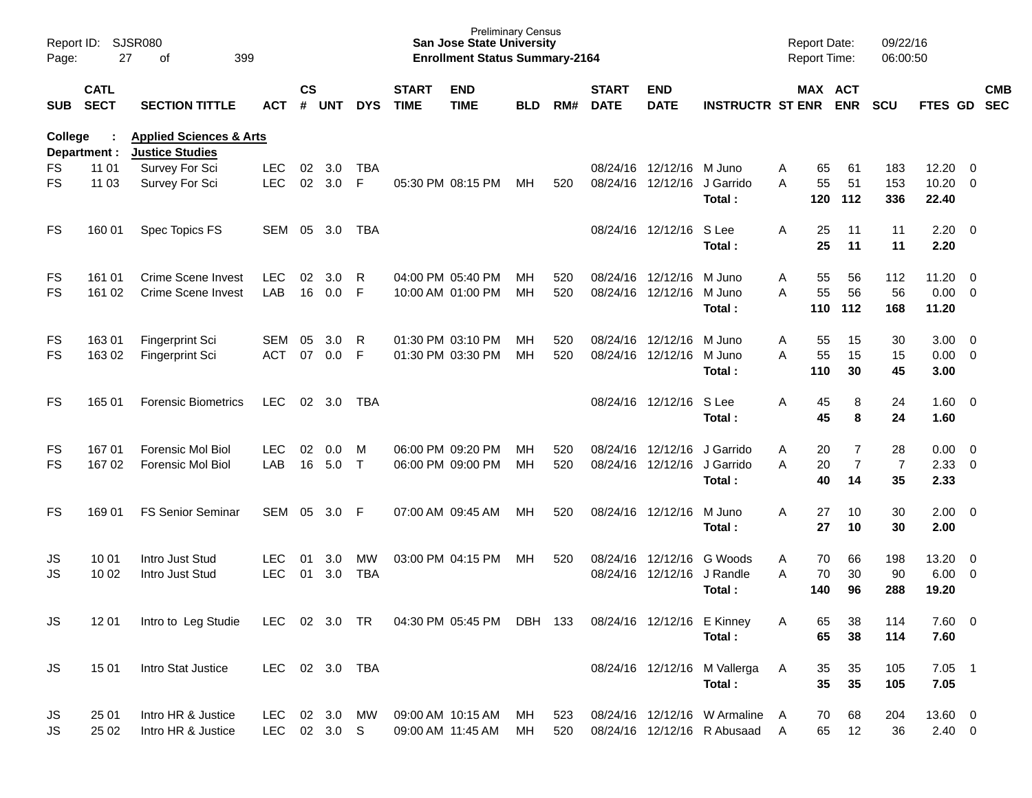Preliminary Census
**San Jose State University**
**Enrollment Status Summary-2164**

Report ID: SJSR080
Report Date: 09/22/16
Report Time: 06:00:50

**College : Applied Sciences & Arts**
**Department : Justice Studies**

| SUB | CATL SECT | SECTION TITTLE | ACT | CS # | UNT | DYS | START TIME | END TIME | BLD | RM# | START DATE | END DATE | INSTRUCTR | ST | MAX ENR | ACT ENR | SCU | FTES | GD | CMB SEC |
|---|---|---|---|---|---|---|---|---|---|---|---|---|---|---|---|---|---|---|---|---|
| FS | 11 01 | Survey For Sci | LEC | 02 | 3.0 | TBA | | | | | 08/24/16 | 12/12/16 | M Juno | A | 65 | 61 | 183 | 12.20 | 0 | |
| FS | 11 03 | Survey For Sci | LEC | 02 | 3.0 | F | 05:30 PM | 08:15 PM | MH | 520 | 08/24/16 | 12/12/16 | J Garrido | A | 55 | 51 | 153 | 10.20 | 0 | |
| | | | | | | | | | | | | | **Total :** | | **120** | **112** | **336** | **22.40** | | |
| FS | 160 01 | Spec Topics FS | SEM | 05 | 3.0 | TBA | | | | | 08/24/16 | 12/12/16 | S Lee | A | 25 | 11 | 11 | 2.20 | 0 | |
| | | | | | | | | | | | | | **Total :** | | **25** | **11** | **11** | **2.20** | | |
| FS | 161 01 | Crime Scene Invest | LEC | 02 | 3.0 | R | 04:00 PM | 05:40 PM | MH | 520 | 08/24/16 | 12/12/16 | M Juno | A | 55 | 56 | 112 | 11.20 | 0 | |
| FS | 161 02 | Crime Scene Invest | LAB | 16 | 0.0 | F | 10:00 AM | 01:00 PM | MH | 520 | 08/24/16 | 12/12/16 | M Juno | A | 55 | 56 | 56 | 0.00 | 0 | |
| | | | | | | | | | | | | | **Total :** | | **110** | **112** | **168** | **11.20** | | |
| FS | 163 01 | Fingerprint Sci | SEM | 05 | 3.0 | R | 01:30 PM | 03:10 PM | MH | 520 | 08/24/16 | 12/12/16 | M Juno | A | 55 | 15 | 30 | 3.00 | 0 | |
| FS | 163 02 | Fingerprint Sci | ACT | 07 | 0.0 | F | 01:30 PM | 03:30 PM | MH | 520 | 08/24/16 | 12/12/16 | M Juno | A | 55 | 15 | 15 | 0.00 | 0 | |
| | | | | | | | | | | | | | **Total :** | | **110** | **30** | **45** | **3.00** | | |
| FS | 165 01 | Forensic Biometrics | LEC | 02 | 3.0 | TBA | | | | | 08/24/16 | 12/12/16 | S Lee | A | 45 | 8 | 24 | 1.60 | 0 | |
| | | | | | | | | | | | | | **Total :** | | **45** | **8** | **24** | **1.60** | | |
| FS | 167 01 | Forensic Mol Biol | LEC | 02 | 0.0 | M | 06:00 PM | 09:20 PM | MH | 520 | 08/24/16 | 12/12/16 | J Garrido | A | 20 | 7 | 28 | 0.00 | 0 | |
| FS | 167 02 | Forensic Mol Biol | LAB | 16 | 5.0 | T | 06:00 PM | 09:00 PM | MH | 520 | 08/24/16 | 12/12/16 | J Garrido | A | 20 | 7 | 7 | 2.33 | 0 | |
| | | | | | | | | | | | | | **Total :** | | **40** | **14** | **35** | **2.33** | | |
| FS | 169 01 | FS Senior Seminar | SEM | 05 | 3.0 | F | 07:00 AM | 09:45 AM | MH | 520 | 08/24/16 | 12/12/16 | M Juno | A | 27 | 10 | 30 | 2.00 | 0 | |
| | | | | | | | | | | | | | **Total :** | | **27** | **10** | **30** | **2.00** | | |
| JS | 10 01 | Intro Just Stud | LEC | 01 | 3.0 | MW | 03:00 PM | 04:15 PM | MH | 520 | 08/24/16 | 12/12/16 | G Woods | A | 70 | 66 | 198 | 13.20 | 0 | |
| JS | 10 02 | Intro Just Stud | LEC | 01 | 3.0 | TBA | | | | | 08/24/16 | 12/12/16 | J Randle | A | 70 | 30 | 90 | 6.00 | 0 | |
| | | | | | | | | | | | | | **Total :** | | **140** | **96** | **288** | **19.20** | | |
| JS | 12 01 | Intro to Leg Studie | LEC | 02 | 3.0 | TR | 04:30 PM | 05:45 PM | DBH | 133 | 08/24/16 | 12/12/16 | E Kinney | A | 65 | 38 | 114 | 7.60 | 0 | |
| | | | | | | | | | | | | | **Total :** | | **65** | **38** | **114** | **7.60** | | |
| JS | 15 01 | Intro Stat Justice | LEC | 02 | 3.0 | TBA | | | | | 08/24/16 | 12/12/16 | M Vallerga | A | 35 | 35 | 105 | 7.05 | 1 | |
| | | | | | | | | | | | | | **Total :** | | **35** | **35** | **105** | **7.05** | | |
| JS | 25 01 | Intro HR & Justice | LEC | 02 | 3.0 | MW | 09:00 AM | 10:15 AM | MH | 523 | 08/24/16 | 12/12/16 | W Armaline | A | 70 | 68 | 204 | 13.60 | 0 | |
| JS | 25 02 | Intro HR & Justice | LEC | 02 | 3.0 | S | 09:00 AM | 11:45 AM | MH | 520 | 08/24/16 | 12/12/16 | R Abusaad | A | 65 | 12 | 36 | 2.40 | 0 | |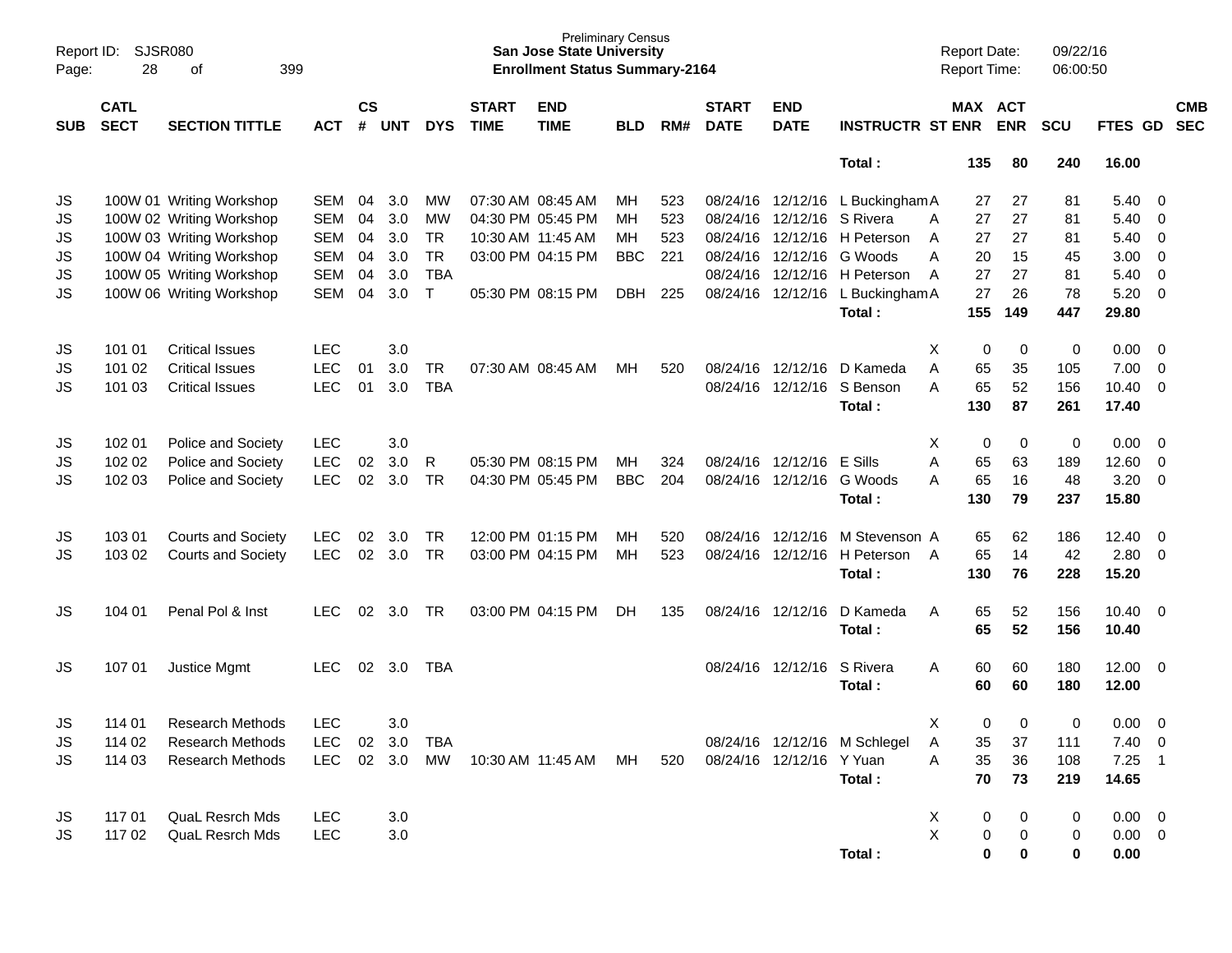Report ID: SJSR080
Page: 28 of 399

Preliminary Census
**San Jose State University**
**Enrollment Status Summary-2164**

Report Date: 09/22/16
Report Time: 06:00:50

| SUB | CATL SECT | SECTION TITTLE | ACT | CS # | UNT | DYS | START TIME | END TIME | BLD | RM# | START DATE | END DATE | INSTRUCTR | ST | MAX ENR | ACT ENR | SCU | FTES | GD | CMB SEC |
|---|---|---|---|---|---|---|---|---|---|---|---|---|---|---|---|---|---|---|---|---|
| | | | | | | | | | | | | | **Total :** | | **135** | **80** | **240** | **16.00** | | |
| JS | 100W 01 | Writing Workshop | SEM | 04 | 3.0 | MW | 07:30 AM | 08:45 AM | MH | 523 | 08/24/16 | 12/12/16 | L Buckingham | A | 27 | 27 | 81 | 5.40 | 0 | |
| JS | 100W 02 | Writing Workshop | SEM | 04 | 3.0 | MW | 04:30 PM | 05:45 PM | MH | 523 | 08/24/16 | 12/12/16 | S Rivera | A | 27 | 27 | 81 | 5.40 | 0 | |
| JS | 100W 03 | Writing Workshop | SEM | 04 | 3.0 | TR | 10:30 AM | 11:45 AM | MH | 523 | 08/24/16 | 12/12/16 | H Peterson | A | 27 | 27 | 81 | 5.40 | 0 | |
| JS | 100W 04 | Writing Workshop | SEM | 04 | 3.0 | TR | 03:00 PM | 04:15 PM | BBC | 221 | 08/24/16 | 12/12/16 | G Woods | A | 20 | 15 | 45 | 3.00 | 0 | |
| JS | 100W 05 | Writing Workshop | SEM | 04 | 3.0 | TBA | | | | | 08/24/16 | 12/12/16 | H Peterson | A | 27 | 27 | 81 | 5.40 | 0 | |
| JS | 100W 06 | Writing Workshop | SEM | 04 | 3.0 | T | 05:30 PM | 08:15 PM | DBH | 225 | 08/24/16 | 12/12/16 | L Buckingham | A | 27 | 26 | 78 | 5.20 | 0 | |
| | | | | | | | | | | | | | **Total :** | | **155** | **149** | **447** | **29.80** | | |
| JS | 101 01 | Critical Issues | LEC | | 3.0 | | | | | | | | | X | 0 | 0 | 0 | 0.00 | 0 | |
| JS | 101 02 | Critical Issues | LEC | 01 | 3.0 | TR | 07:30 AM | 08:45 AM | MH | 520 | 08/24/16 | 12/12/16 | D Kameda | A | 65 | 35 | 105 | 7.00 | 0 | |
| JS | 101 03 | Critical Issues | LEC | 01 | 3.0 | TBA | | | | | 08/24/16 | 12/12/16 | S Benson | A | 65 | 52 | 156 | 10.40 | 0 | |
| | | | | | | | | | | | | | **Total :** | | **130** | **87** | **261** | **17.40** | | |
| JS | 102 01 | Police and Society | LEC | | 3.0 | | | | | | | | | X | 0 | 0 | 0 | 0.00 | 0 | |
| JS | 102 02 | Police and Society | LEC | 02 | 3.0 | R | 05:30 PM | 08:15 PM | MH | 324 | 08/24/16 | 12/12/16 | E Sills | A | 65 | 63 | 189 | 12.60 | 0 | |
| JS | 102 03 | Police and Society | LEC | 02 | 3.0 | TR | 04:30 PM | 05:45 PM | BBC | 204 | 08/24/16 | 12/12/16 | G Woods | A | 65 | 16 | 48 | 3.20 | 0 | |
| | | | | | | | | | | | | | **Total :** | | **130** | **79** | **237** | **15.80** | | |
| JS | 103 01 | Courts and Society | LEC | 02 | 3.0 | TR | 12:00 PM | 01:15 PM | MH | 520 | 08/24/16 | 12/12/16 | M Stevenson | A | 65 | 62 | 186 | 12.40 | 0 | |
| JS | 103 02 | Courts and Society | LEC | 02 | 3.0 | TR | 03:00 PM | 04:15 PM | MH | 523 | 08/24/16 | 12/12/16 | H Peterson | A | 65 | 14 | 42 | 2.80 | 0 | |
| | | | | | | | | | | | | | **Total :** | | **130** | **76** | **228** | **15.20** | | |
| JS | 104 01 | Penal Pol & Inst | LEC | 02 | 3.0 | TR | 03:00 PM | 04:15 PM | DH | 135 | 08/24/16 | 12/12/16 | D Kameda | A | 65 | 52 | 156 | 10.40 | 0 | |
| | | | | | | | | | | | | | **Total :** | | **65** | **52** | **156** | **10.40** | | |
| JS | 107 01 | Justice Mgmt | LEC | 02 | 3.0 | TBA | | | | | 08/24/16 | 12/12/16 | S Rivera | A | 60 | 60 | 180 | 12.00 | 0 | |
| | | | | | | | | | | | | | **Total :** | | **60** | **60** | **180** | **12.00** | | |
| JS | 114 01 | Research Methods | LEC | | 3.0 | | | | | | | | | X | 0 | 0 | 0 | 0.00 | 0 | |
| JS | 114 02 | Research Methods | LEC | 02 | 3.0 | TBA | | | | | 08/24/16 | 12/12/16 | M Schlegel | A | 35 | 37 | 111 | 7.40 | 0 | |
| JS | 114 03 | Research Methods | LEC | 02 | 3.0 | MW | 10:30 AM | 11:45 AM | MH | 520 | 08/24/16 | 12/12/16 | Y Yuan | A | 35 | 36 | 108 | 7.25 | 1 | |
| | | | | | | | | | | | | | **Total :** | | **70** | **73** | **219** | **14.65** | | |
| JS | 117 01 | QuaL Resrch Mds | LEC | | 3.0 | | | | | | | | | X | 0 | 0 | 0 | 0.00 | 0 | |
| JS | 117 02 | QuaL Resrch Mds | LEC | | 3.0 | | | | | | | | | X | 0 | 0 | 0 | 0.00 | 0 | |
| | | | | | | | | | | | | | **Total :** | | **0** | **0** | **0** | **0.00** | | |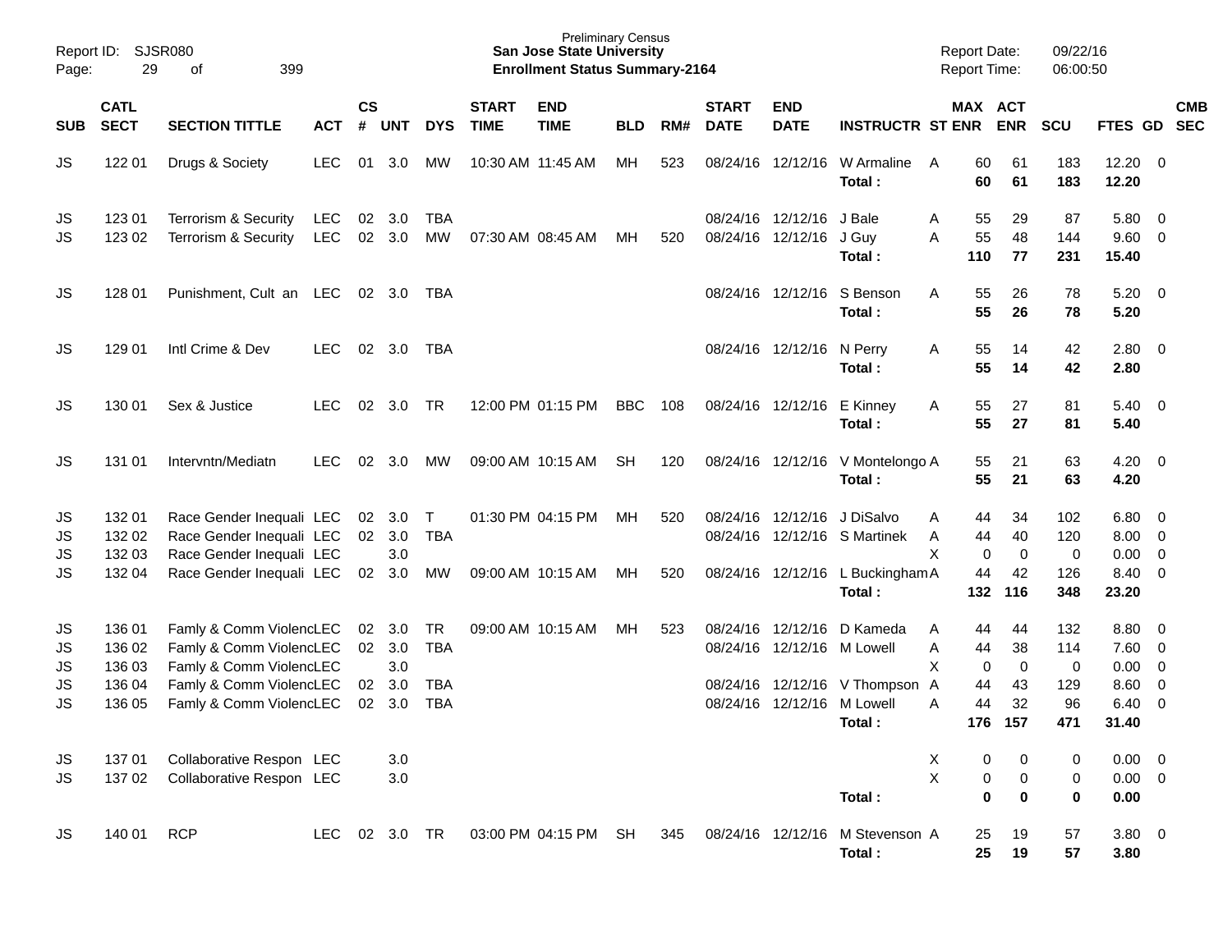Preliminary Census

**San Jose State University**

**Enrollment Status Summary-2164**

Report ID: SJSR080

Report Date: 09/22/16

Report Time: 06:00:50

| SUB | CATL SECT | SECTION TITTLE | ACT | CS # | UNT | DYS | START TIME | END TIME | BLD | RM# | START DATE | END DATE | INSTRUCTR | ST | MAX ENR | ACT ENR | SCU | FTES | GD | CMB SEC |
|---|---|---|---|---|---|---|---|---|---|---|---|---|---|---|---|---|---|---|---|---|
| JS | 122 01 | Drugs & Society | LEC | 01 | 3.0 | MW | 10:30 AM | 11:45 AM | MH | 523 | 08/24/16 | 12/12/16 | W Armaline | A | 60 | 61 | 183 | 12.20 | 0 | |
| | | | | | | | | | | | | | **Total :** | | **60** | **61** | **183** | **12.20** | | |
| JS | 123 01 | Terrorism & Security | LEC | 02 | 3.0 | TBA | | | | | 08/24/16 | 12/12/16 | J Bale | A | 55 | 29 | 87 | 5.80 | 0 | |
| JS | 123 02 | Terrorism & Security | LEC | 02 | 3.0 | MW | 07:30 AM | 08:45 AM | MH | 520 | 08/24/16 | 12/12/16 | J Guy | A | 55 | 48 | 144 | 9.60 | 0 | |
| | | | | | | | | | | | | | **Total :** | | **110** | **77** | **231** | **15.40** | | |
| JS | 128 01 | Punishment, Cult an | LEC | 02 | 3.0 | TBA | | | | | 08/24/16 | 12/12/16 | S Benson | A | 55 | 26 | 78 | 5.20 | 0 | |
| | | | | | | | | | | | | | **Total :** | | **55** | **26** | **78** | **5.20** | | |
| JS | 129 01 | Intl Crime & Dev | LEC | 02 | 3.0 | TBA | | | | | 08/24/16 | 12/12/16 | N Perry | A | 55 | 14 | 42 | 2.80 | 0 | |
| | | | | | | | | | | | | | **Total :** | | **55** | **14** | **42** | **2.80** | | |
| JS | 130 01 | Sex & Justice | LEC | 02 | 3.0 | TR | 12:00 PM | 01:15 PM | BBC | 108 | 08/24/16 | 12/12/16 | E Kinney | A | 55 | 27 | 81 | 5.40 | 0 | |
| | | | | | | | | | | | | | **Total :** | | **55** | **27** | **81** | **5.40** | | |
| JS | 131 01 | Intervntn/Mediatn | LEC | 02 | 3.0 | MW | 09:00 AM | 10:15 AM | SH | 120 | 08/24/16 | 12/12/16 | V Montelongo | A | 55 | 21 | 63 | 4.20 | 0 | |
| | | | | | | | | | | | | | **Total :** | | **55** | **21** | **63** | **4.20** | | |
| JS | 132 01 | Race Gender Inequali | LEC | 02 | 3.0 | T | 01:30 PM | 04:15 PM | MH | 520 | 08/24/16 | 12/12/16 | J DiSalvo | A | 44 | 34 | 102 | 6.80 | 0 | |
| JS | 132 02 | Race Gender Inequali | LEC | 02 | 3.0 | TBA | | | | | 08/24/16 | 12/12/16 | S Martinek | A | 44 | 40 | 120 | 8.00 | 0 | |
| JS | 132 03 | Race Gender Inequali | LEC | | 3.0 | | | | | | | | | X | 0 | 0 | 0 | 0.00 | 0 | |
| JS | 132 04 | Race Gender Inequali | LEC | 02 | 3.0 | MW | 09:00 AM | 10:15 AM | MH | 520 | 08/24/16 | 12/12/16 | L Buckingham | A | 44 | 42 | 126 | 8.40 | 0 | |
| | | | | | | | | | | | | | **Total :** | | **132** | **116** | **348** | **23.20** | | |
| JS | 136 01 | Famly & Comm Violenc | LEC | 02 | 3.0 | TR | 09:00 AM | 10:15 AM | MH | 523 | 08/24/16 | 12/12/16 | D Kameda | A | 44 | 44 | 132 | 8.80 | 0 | |
| JS | 136 02 | Famly & Comm Violenc | LEC | 02 | 3.0 | TBA | | | | | 08/24/16 | 12/12/16 | M Lowell | A | 44 | 38 | 114 | 7.60 | 0 | |
| JS | 136 03 | Famly & Comm Violenc | LEC | | 3.0 | | | | | | | | | X | 0 | 0 | 0 | 0.00 | 0 | |
| JS | 136 04 | Famly & Comm Violenc | LEC | 02 | 3.0 | TBA | | | | | 08/24/16 | 12/12/16 | V Thompson | A | 44 | 43 | 129 | 8.60 | 0 | |
| JS | 136 05 | Famly & Comm Violenc | LEC | 02 | 3.0 | TBA | | | | | 08/24/16 | 12/12/16 | M Lowell | A | 44 | 32 | 96 | 6.40 | 0 | |
| | | | | | | | | | | | | | **Total :** | | **176** | **157** | **471** | **31.40** | | |
| JS | 137 01 | Collaborative Respon | LEC | | 3.0 | | | | | | | | | X | 0 | 0 | 0 | 0.00 | 0 | |
| JS | 137 02 | Collaborative Respon | LEC | | 3.0 | | | | | | | | | X | 0 | 0 | 0 | 0.00 | 0 | |
| | | | | | | | | | | | | | **Total :** | | **0** | **0** | **0** | **0.00** | | |
| JS | 140 01 | RCP | LEC | 02 | 3.0 | TR | 03:00 PM | 04:15 PM | SH | 345 | 08/24/16 | 12/12/16 | M Stevenson | A | 25 | 19 | 57 | 3.80 | 0 | |
| | | | | | | | | | | | | | **Total :** | | **25** | **19** | **57** | **3.80** | | |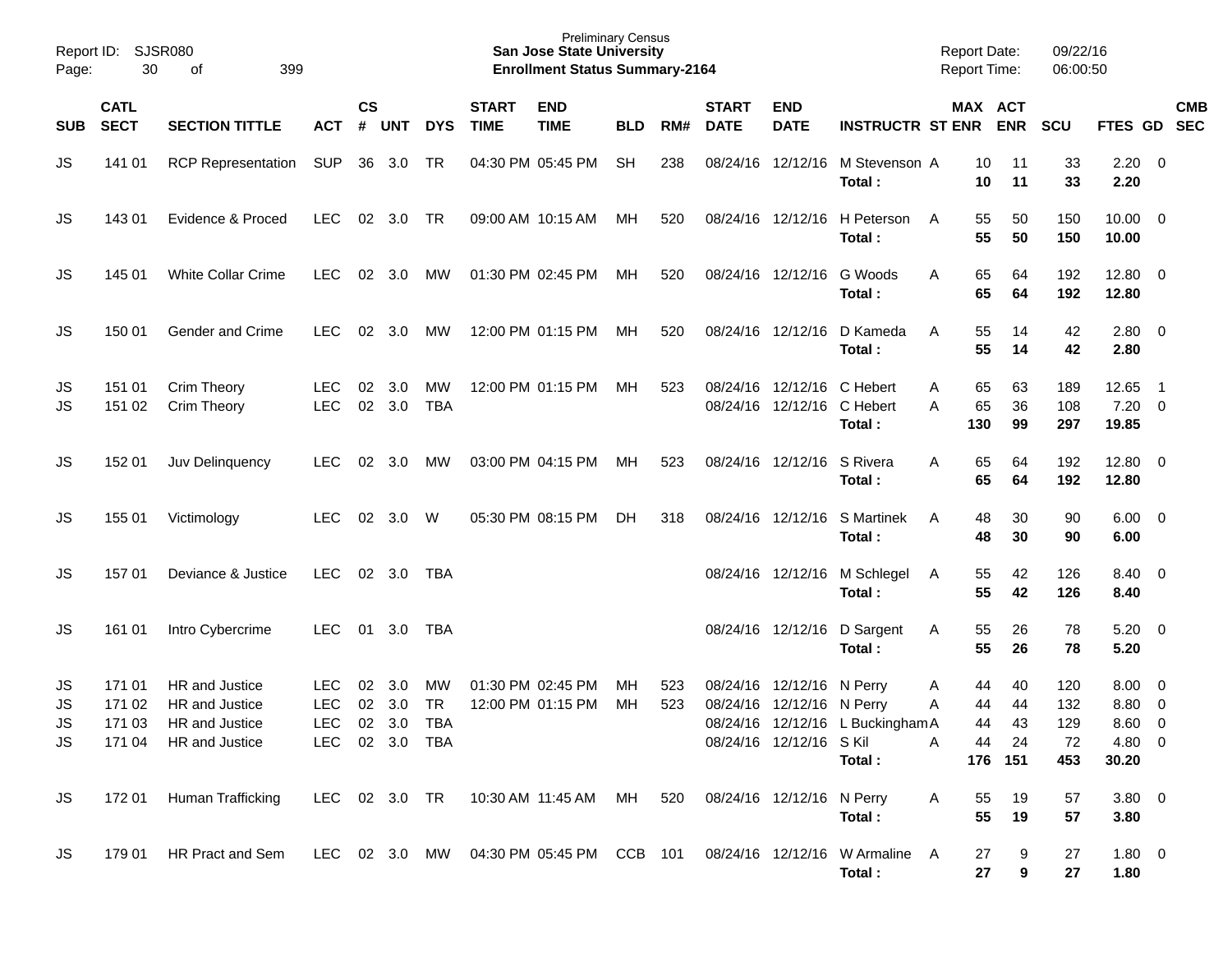Preliminary Census
**San Jose State University**
**Enrollment Status Summary-2164**

Report ID: SJSR080
Report Date: 09/22/16
Report Time: 06:00:50

| SUB | CATL SECT | SECTION TITTLE | ACT | CS # | UNT | DYS | START TIME | END TIME | BLD | RM# | START DATE | END DATE | INSTRUCTR | ST | MAX ENR | ACT ENR | SCU | FTES | GD | CMB SEC |
|---|---|---|---|---|---|---|---|---|---|---|---|---|---|---|---|---|---|---|---|---|
| JS | 141 01 | RCP Representation | SUP | 36 | 3.0 | TR | 04:30 PM | 05:45 PM | SH | 238 | 08/24/16 | 12/12/16 | M Stevenson | A | 10 | 11 | 33 | 2.20 | 0 | |
| | | | | | | | | | | | | | **Total :** | | **10** | **11** | **33** | **2.20** | | |
| JS | 143 01 | Evidence & Proced | LEC | 02 | 3.0 | TR | 09:00 AM | 10:15 AM | MH | 520 | 08/24/16 | 12/12/16 | H Peterson | A | 55 | 50 | 150 | 10.00 | 0 | |
| | | | | | | | | | | | | | **Total :** | | **55** | **50** | **150** | **10.00** | | |
| JS | 145 01 | White Collar Crime | LEC | 02 | 3.0 | MW | 01:30 PM | 02:45 PM | MH | 520 | 08/24/16 | 12/12/16 | G Woods | A | 65 | 64 | 192 | 12.80 | 0 | |
| | | | | | | | | | | | | | **Total :** | | **65** | **64** | **192** | **12.80** | | |
| JS | 150 01 | Gender and Crime | LEC | 02 | 3.0 | MW | 12:00 PM | 01:15 PM | MH | 520 | 08/24/16 | 12/12/16 | D Kameda | A | 55 | 14 | 42 | 2.80 | 0 | |
| | | | | | | | | | | | | | **Total :** | | **55** | **14** | **42** | **2.80** | | |
| JS | 151 01 | Crim Theory | LEC | 02 | 3.0 | MW | 12:00 PM | 01:15 PM | MH | 523 | 08/24/16 | 12/12/16 | C Hebert | A | 65 | 63 | 189 | 12.65 | 1 | |
| JS | 151 02 | Crim Theory | LEC | 02 | 3.0 | TBA | | | | | 08/24/16 | 12/12/16 | C Hebert | A | 65 | 36 | 108 | 7.20 | 0 | |
| | | | | | | | | | | | | | **Total :** | | **130** | **99** | **297** | **19.85** | | |
| JS | 152 01 | Juv Delinquency | LEC | 02 | 3.0 | MW | 03:00 PM | 04:15 PM | MH | 523 | 08/24/16 | 12/12/16 | S Rivera | A | 65 | 64 | 192 | 12.80 | 0 | |
| | | | | | | | | | | | | | **Total :** | | **65** | **64** | **192** | **12.80** | | |
| JS | 155 01 | Victimology | LEC | 02 | 3.0 | W | 05:30 PM | 08:15 PM | DH | 318 | 08/24/16 | 12/12/16 | S Martinek | A | 48 | 30 | 90 | 6.00 | 0 | |
| | | | | | | | | | | | | | **Total :** | | **48** | **30** | **90** | **6.00** | | |
| JS | 157 01 | Deviance & Justice | LEC | 02 | 3.0 | TBA | | | | | 08/24/16 | 12/12/16 | M Schlegel | A | 55 | 42 | 126 | 8.40 | 0 | |
| | | | | | | | | | | | | | **Total :** | | **55** | **42** | **126** | **8.40** | | |
| JS | 161 01 | Intro Cybercrime | LEC | 01 | 3.0 | TBA | | | | | 08/24/16 | 12/12/16 | D Sargent | A | 55 | 26 | 78 | 5.20 | 0 | |
| | | | | | | | | | | | | | **Total :** | | **55** | **26** | **78** | **5.20** | | |
| JS | 171 01 | HR and Justice | LEC | 02 | 3.0 | MW | 01:30 PM | 02:45 PM | MH | 523 | 08/24/16 | 12/12/16 | N Perry | A | 44 | 40 | 120 | 8.00 | 0 | |
| JS | 171 02 | HR and Justice | LEC | 02 | 3.0 | TR | 12:00 PM | 01:15 PM | MH | 523 | 08/24/16 | 12/12/16 | N Perry | A | 44 | 44 | 132 | 8.80 | 0 | |
| JS | 171 03 | HR and Justice | LEC | 02 | 3.0 | TBA | | | | | 08/24/16 | 12/12/16 | L Buckingham | A | 44 | 43 | 129 | 8.60 | 0 | |
| JS | 171 04 | HR and Justice | LEC | 02 | 3.0 | TBA | | | | | 08/24/16 | 12/12/16 | S Kil | A | 44 | 24 | 72 | 4.80 | 0 | |
| | | | | | | | | | | | | | **Total :** | | **176** | **151** | **453** | **30.20** | | |
| JS | 172 01 | Human Trafficking | LEC | 02 | 3.0 | TR | 10:30 AM | 11:45 AM | MH | 520 | 08/24/16 | 12/12/16 | N Perry | A | 55 | 19 | 57 | 3.80 | 0 | |
| | | | | | | | | | | | | | **Total :** | | **55** | **19** | **57** | **3.80** | | |
| JS | 179 01 | HR Pract and Sem | LEC | 02 | 3.0 | MW | 04:30 PM | 05:45 PM | CCB | 101 | 08/24/16 | 12/12/16 | W Armaline | A | 27 | 9 | 27 | 1.80 | 0 | |
| | | | | | | | | | | | | | **Total :** | | **27** | **9** | **27** | **1.80** | | |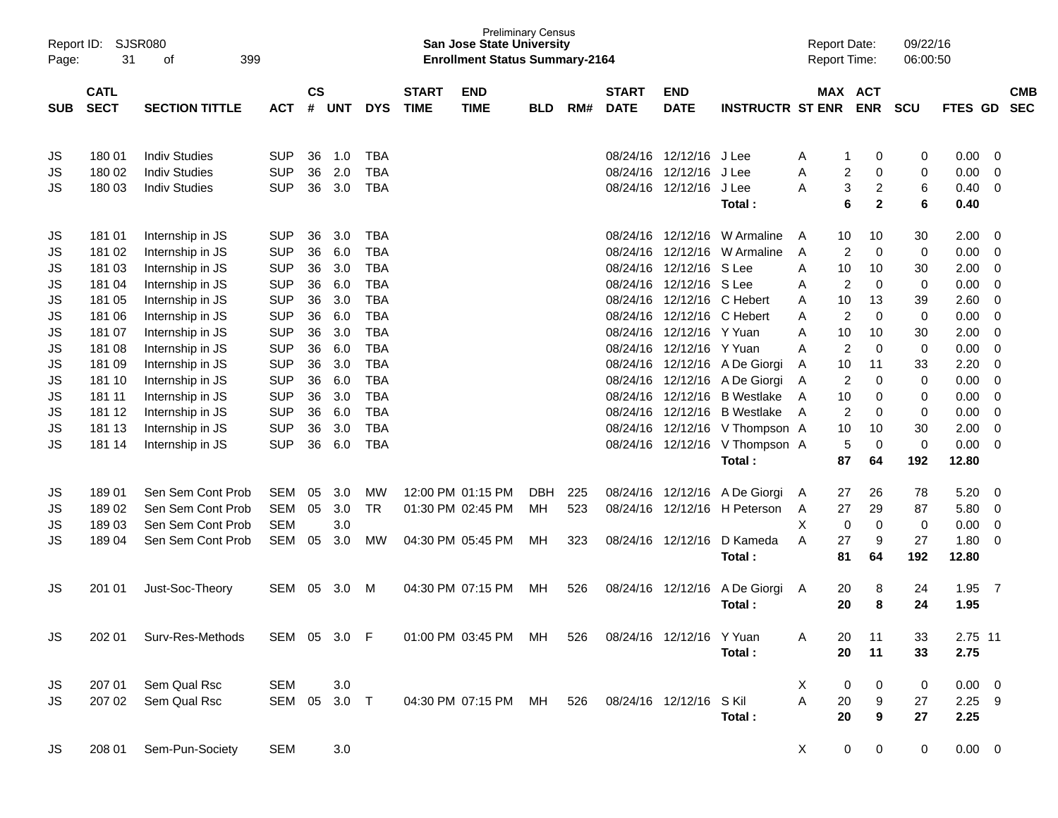Report ID: SJSR080
Page: 31 of 399

Preliminary Census
**San Jose State University**
**Enrollment Status Summary-2164**

Report Date: 09/22/16
Report Time: 06:00:50

| SUB | CATL SECT | SECTION TITTLE | ACT | CS # | UNT | DYS | START TIME | END TIME | BLD | RM# | START DATE | END DATE | INSTRUCTR | ST | MAX ENR | ACT ENR | SCU | FTES | GD | CMB SEC |
|---|---|---|---|---|---|---|---|---|---|---|---|---|---|---|---|---|---|---|---|---|
| JS | 180 01 | Indiv Studies | SUP | 36 | 1.0 | TBA | | | | | 08/24/16 | 12/12/16 | J Lee | A | 1 | 0 | 0 | 0.00 | 0 | |
| JS | 180 02 | Indiv Studies | SUP | 36 | 2.0 | TBA | | | | | 08/24/16 | 12/12/16 | J Lee | A | 2 | 0 | 0 | 0.00 | 0 | |
| JS | 180 03 | Indiv Studies | SUP | 36 | 3.0 | TBA | | | | | 08/24/16 | 12/12/16 | J Lee | A | 3 | 2 | 6 | 0.40 | 0 | |
| | | | | | | | | | | | | | **Total :** | | **6** | **2** | **6** | **0.40** | | |
| JS | 181 01 | Internship in JS | SUP | 36 | 3.0 | TBA | | | | | 08/24/16 | 12/12/16 | W Armaline | A | 10 | 10 | 30 | 2.00 | 0 | |
| JS | 181 02 | Internship in JS | SUP | 36 | 6.0 | TBA | | | | | 08/24/16 | 12/12/16 | W Armaline | A | 2 | 0 | 0 | 0.00 | 0 | |
| JS | 181 03 | Internship in JS | SUP | 36 | 3.0 | TBA | | | | | 08/24/16 | 12/12/16 | S Lee | A | 10 | 10 | 30 | 2.00 | 0 | |
| JS | 181 04 | Internship in JS | SUP | 36 | 6.0 | TBA | | | | | 08/24/16 | 12/12/16 | S Lee | A | 2 | 0 | 0 | 0.00 | 0 | |
| JS | 181 05 | Internship in JS | SUP | 36 | 3.0 | TBA | | | | | 08/24/16 | 12/12/16 | C Hebert | A | 10 | 13 | 39 | 2.60 | 0 | |
| JS | 181 06 | Internship in JS | SUP | 36 | 6.0 | TBA | | | | | 08/24/16 | 12/12/16 | C Hebert | A | 2 | 0 | 0 | 0.00 | 0 | |
| JS | 181 07 | Internship in JS | SUP | 36 | 3.0 | TBA | | | | | 08/24/16 | 12/12/16 | Y Yuan | A | 10 | 10 | 30 | 2.00 | 0 | |
| JS | 181 08 | Internship in JS | SUP | 36 | 6.0 | TBA | | | | | 08/24/16 | 12/12/16 | Y Yuan | A | 2 | 0 | 0 | 0.00 | 0 | |
| JS | 181 09 | Internship in JS | SUP | 36 | 3.0 | TBA | | | | | 08/24/16 | 12/12/16 | A De Giorgi | A | 10 | 11 | 33 | 2.20 | 0 | |
| JS | 181 10 | Internship in JS | SUP | 36 | 6.0 | TBA | | | | | 08/24/16 | 12/12/16 | A De Giorgi | A | 2 | 0 | 0 | 0.00 | 0 | |
| JS | 181 11 | Internship in JS | SUP | 36 | 3.0 | TBA | | | | | 08/24/16 | 12/12/16 | B Westlake | A | 10 | 0 | 0 | 0.00 | 0 | |
| JS | 181 12 | Internship in JS | SUP | 36 | 6.0 | TBA | | | | | 08/24/16 | 12/12/16 | B Westlake | A | 2 | 0 | 0 | 0.00 | 0 | |
| JS | 181 13 | Internship in JS | SUP | 36 | 3.0 | TBA | | | | | 08/24/16 | 12/12/16 | V Thompson | A | 10 | 10 | 30 | 2.00 | 0 | |
| JS | 181 14 | Internship in JS | SUP | 36 | 6.0 | TBA | | | | | 08/24/16 | 12/12/16 | V Thompson | A | 5 | 0 | 0 | 0.00 | 0 | |
| | | | | | | | | | | | | | **Total :** | | **87** | **64** | **192** | **12.80** | | |
| JS | 189 01 | Sen Sem Cont Prob | SEM | 05 | 3.0 | MW | 12:00 PM | 01:15 PM | DBH | 225 | 08/24/16 | 12/12/16 | A De Giorgi | A | 27 | 26 | 78 | 5.20 | 0 | |
| JS | 189 02 | Sen Sem Cont Prob | SEM | 05 | 3.0 | TR | 01:30 PM | 02:45 PM | MH | 523 | 08/24/16 | 12/12/16 | H Peterson | A | 27 | 29 | 87 | 5.80 | 0 | |
| JS | 189 03 | Sen Sem Cont Prob | SEM | | 3.0 | | | | | | | | | X | 0 | 0 | 0 | 0.00 | 0 | |
| JS | 189 04 | Sen Sem Cont Prob | SEM | 05 | 3.0 | MW | 04:30 PM | 05:45 PM | MH | 323 | 08/24/16 | 12/12/16 | D Kameda | A | 27 | 9 | 27 | 1.80 | 0 | |
| | | | | | | | | | | | | | **Total :** | | **81** | **64** | **192** | **12.80** | | |
| JS | 201 01 | Just-Soc-Theory | SEM | 05 | 3.0 | M | 04:30 PM | 07:15 PM | MH | 526 | 08/24/16 | 12/12/16 | A De Giorgi | A | 20 | 8 | 24 | 1.95 | 7 | |
| | | | | | | | | | | | | | **Total :** | | **20** | **8** | **24** | **1.95** | | |
| JS | 202 01 | Surv-Res-Methods | SEM | 05 | 3.0 | F | 01:00 PM | 03:45 PM | MH | 526 | 08/24/16 | 12/12/16 | Y Yuan | A | 20 | 11 | 33 | 2.75 | 11 | |
| | | | | | | | | | | | | | **Total :** | | **20** | **11** | **33** | **2.75** | | |
| JS | 207 01 | Sem Qual Rsc | SEM | | 3.0 | | | | | | | | | X | 0 | 0 | 0 | 0.00 | 0 | |
| JS | 207 02 | Sem Qual Rsc | SEM | 05 | 3.0 | T | 04:30 PM | 07:15 PM | MH | 526 | 08/24/16 | 12/12/16 | S Kil | A | 20 | 9 | 27 | 2.25 | 9 | |
| | | | | | | | | | | | | | **Total :** | | **20** | **9** | **27** | **2.25** | | |
| JS | 208 01 | Sem-Pun-Society | SEM | | 3.0 | | | | | | | | | X | 0 | 0 | 0 | 0.00 | 0 | |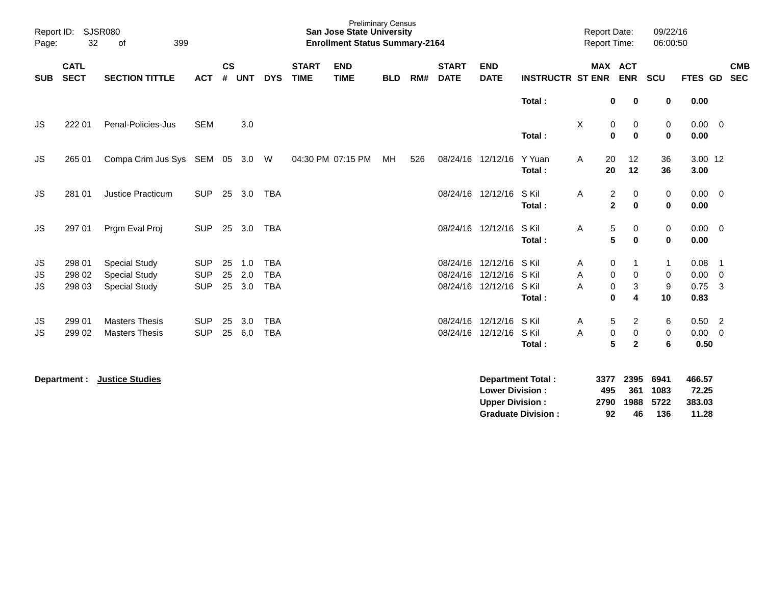Preliminary Census

**San Jose State University**

**Enrollment Status Summary-2164**

Report ID: SJSR080

Report Date: 09/22/16

Report Time: 06:00:50

| SUB | CATL SECT | SECTION TITTLE | ACT | CS # | UNT | DYS | START TIME | END TIME | BLD | RM# | START DATE | END DATE | INSTRUCTR | ST | MAX ENR | ACT ENR | SCU | FTES | GD | CMB SEC |
|---|---|---|---|---|---|---|---|---|---|---|---|---|---|---|---|---|---|---|---|---|
| | | | | | | | | | | | | | **Total :** | | **0** | **0** | **0** | **0.00** | | |
| JS | 222 01 | Penal-Policies-Jus | SEM | | 3.0 | | | | | | | | | X | 0 | 0 | 0 | 0.00 | 0 | |
| | | | | | | | | | | | | | **Total :** | | **0** | **0** | **0** | **0.00** | | |
| JS | 265 01 | Compa Crim Jus Sys | SEM | 05 | 3.0 | W | 04:30 PM | 07:15 PM | MH | 526 | 08/24/16 | 12/12/16 | Y Yuan | A | 20 | 12 | 36 | 3.00 | 12 | |
| | | | | | | | | | | | | | **Total :** | | **20** | **12** | **36** | **3.00** | | |
| JS | 281 01 | Justice Practicum | SUP | 25 | 3.0 | TBA | | | | | 08/24/16 | 12/12/16 | S Kil | A | 2 | 0 | 0 | 0.00 | 0 | |
| | | | | | | | | | | | | | **Total :** | | **2** | **0** | **0** | **0.00** | | |
| JS | 297 01 | Prgm Eval Proj | SUP | 25 | 3.0 | TBA | | | | | 08/24/16 | 12/12/16 | S Kil | A | 5 | 0 | 0 | 0.00 | 0 | |
| | | | | | | | | | | | | | **Total :** | | **5** | **0** | **0** | **0.00** | | |
| JS | 298 01 | Special Study | SUP | 25 | 1.0 | TBA | | | | | 08/24/16 | 12/12/16 | S Kil | A | 0 | 1 | 1 | 0.08 | 1 | |
| JS | 298 02 | Special Study | SUP | 25 | 2.0 | TBA | | | | | 08/24/16 | 12/12/16 | S Kil | A | 0 | 0 | 0 | 0.00 | 0 | |
| JS | 298 03 | Special Study | SUP | 25 | 3.0 | TBA | | | | | 08/24/16 | 12/12/16 | S Kil | A | 0 | 3 | 9 | 0.75 | 3 | |
| | | | | | | | | | | | | | **Total :** | | **0** | **4** | **10** | **0.83** | | |
| JS | 299 01 | Masters Thesis | SUP | 25 | 3.0 | TBA | | | | | 08/24/16 | 12/12/16 | S Kil | A | 5 | 2 | 6 | 0.50 | 2 | |
| JS | 299 02 | Masters Thesis | SUP | 25 | 6.0 | TBA | | | | | 08/24/16 | 12/12/16 | S Kil | A | 0 | 0 | 0 | 0.00 | 0 | |
| | | | | | | | | | | | | | **Total :** | | **5** | **2** | **6** | **0.50** | | |

**Department :** **Justice Studies**

| | MAX ENR | ACT ENR | SCU | FTES |
|---|---|---|---|---|
| **Department Total :** | **3377** | **2395** | **6941** | **466.57** |
| **Lower Division :** | **495** | **361** | **1083** | **72.25** |
| **Upper Division :** | **2790** | **1988** | **5722** | **383.03** |
| **Graduate Division :** | **92** | **46** | **136** | **11.28** |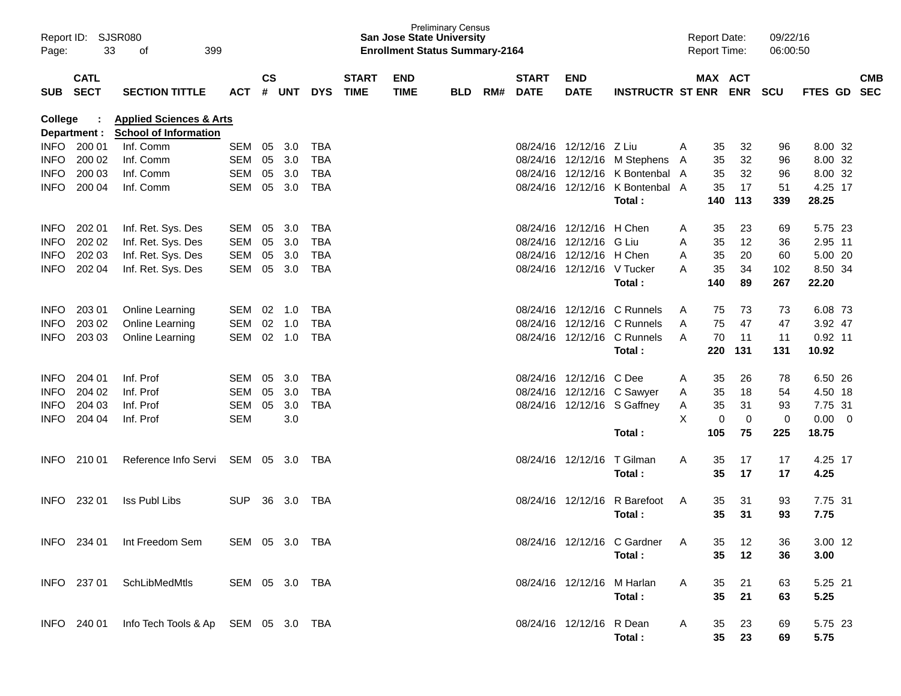Report ID: SJSR080
Page: 33 of 399

Preliminary Census
**San Jose State University**
**Enrollment Status Summary-2164**

Report Date: 09/22/16
Report Time: 06:00:50

**College : Applied Sciences & Arts**
**Department : School of Information**

| SUB | CATL SECT | SECTION TITTLE | ACT | CS # | UNT | DYS | START TIME | END TIME | BLD | RM# | START DATE | END DATE | INSTRUCTR | ST | MAX ENR | ACT ENR | SCU | FTES | GD | CMB SEC |
|---|---|---|---|---|---|---|---|---|---|---|---|---|---|---|---|---|---|---|---|---|
| INFO | 200 01 | Inf. Comm | SEM | 05 | 3.0 | TBA | | | | | 08/24/16 | 12/12/16 | Z Liu | A | 35 | 32 | 96 | 8.00 | 32 | |
| INFO | 200 02 | Inf. Comm | SEM | 05 | 3.0 | TBA | | | | | 08/24/16 | 12/12/16 | M Stephens | A | 35 | 32 | 96 | 8.00 | 32 | |
| INFO | 200 03 | Inf. Comm | SEM | 05 | 3.0 | TBA | | | | | 08/24/16 | 12/12/16 | K Bontenbal | A | 35 | 32 | 96 | 8.00 | 32 | |
| INFO | 200 04 | Inf. Comm | SEM | 05 | 3.0 | TBA | | | | | 08/24/16 | 12/12/16 | K Bontenbal | A | 35 | 17 | 51 | 4.25 | 17 | |
| | | | | | | | | | | | | | **Total :** | | **140** | **113** | **339** | **28.25** | | |
| INFO | 202 01 | Inf. Ret. Sys. Des | SEM | 05 | 3.0 | TBA | | | | | 08/24/16 | 12/12/16 | H Chen | A | 35 | 23 | 69 | 5.75 | 23 | |
| INFO | 202 02 | Inf. Ret. Sys. Des | SEM | 05 | 3.0 | TBA | | | | | 08/24/16 | 12/12/16 | G Liu | A | 35 | 12 | 36 | 2.95 | 11 | |
| INFO | 202 03 | Inf. Ret. Sys. Des | SEM | 05 | 3.0 | TBA | | | | | 08/24/16 | 12/12/16 | H Chen | A | 35 | 20 | 60 | 5.00 | 20 | |
| INFO | 202 04 | Inf. Ret. Sys. Des | SEM | 05 | 3.0 | TBA | | | | | 08/24/16 | 12/12/16 | V Tucker | A | 35 | 34 | 102 | 8.50 | 34 | |
| | | | | | | | | | | | | | **Total :** | | **140** | **89** | **267** | **22.20** | | |
| INFO | 203 01 | Online Learning | SEM | 02 | 1.0 | TBA | | | | | 08/24/16 | 12/12/16 | C Runnels | A | 75 | 73 | 73 | 6.08 | 73 | |
| INFO | 203 02 | Online Learning | SEM | 02 | 1.0 | TBA | | | | | 08/24/16 | 12/12/16 | C Runnels | A | 75 | 47 | 47 | 3.92 | 47 | |
| INFO | 203 03 | Online Learning | SEM | 02 | 1.0 | TBA | | | | | 08/24/16 | 12/12/16 | C Runnels | A | 70 | 11 | 11 | 0.92 | 11 | |
| | | | | | | | | | | | | | **Total :** | | **220** | **131** | **131** | **10.92** | | |
| INFO | 204 01 | Inf. Prof | SEM | 05 | 3.0 | TBA | | | | | 08/24/16 | 12/12/16 | C Dee | A | 35 | 26 | 78 | 6.50 | 26 | |
| INFO | 204 02 | Inf. Prof | SEM | 05 | 3.0 | TBA | | | | | 08/24/16 | 12/12/16 | C Sawyer | A | 35 | 18 | 54 | 4.50 | 18 | |
| INFO | 204 03 | Inf. Prof | SEM | 05 | 3.0 | TBA | | | | | 08/24/16 | 12/12/16 | S Gaffney | A | 35 | 31 | 93 | 7.75 | 31 | |
| INFO | 204 04 | Inf. Prof | SEM | | 3.0 | | | | | | | | | X | 0 | 0 | 0 | 0.00 | 0 | |
| | | | | | | | | | | | | | **Total :** | | **105** | **75** | **225** | **18.75** | | |
| INFO | 210 01 | Reference Info Servi | SEM | 05 | 3.0 | TBA | | | | | 08/24/16 | 12/12/16 | T Gilman | A | 35 | 17 | 17 | 4.25 | 17 | |
| | | | | | | | | | | | | | **Total :** | | **35** | **17** | **17** | **4.25** | | |
| INFO | 232 01 | Iss Publ Libs | SUP | 36 | 3.0 | TBA | | | | | 08/24/16 | 12/12/16 | R Barefoot | A | 35 | 31 | 93 | 7.75 | 31 | |
| | | | | | | | | | | | | | **Total :** | | **35** | **31** | **93** | **7.75** | | |
| INFO | 234 01 | Int Freedom Sem | SEM | 05 | 3.0 | TBA | | | | | 08/24/16 | 12/12/16 | C Gardner | A | 35 | 12 | 36 | 3.00 | 12 | |
| | | | | | | | | | | | | | **Total :** | | **35** | **12** | **36** | **3.00** | | |
| INFO | 237 01 | SchLibMedMtls | SEM | 05 | 3.0 | TBA | | | | | 08/24/16 | 12/12/16 | M Harlan | A | 35 | 21 | 63 | 5.25 | 21 | |
| | | | | | | | | | | | | | **Total :** | | **35** | **21** | **63** | **5.25** | | |
| INFO | 240 01 | Info Tech Tools & Ap | SEM | 05 | 3.0 | TBA | | | | | 08/24/16 | 12/12/16 | R Dean | A | 35 | 23 | 69 | 5.75 | 23 | |
| | | | | | | | | | | | | | **Total :** | | **35** | **23** | **69** | **5.75** | | |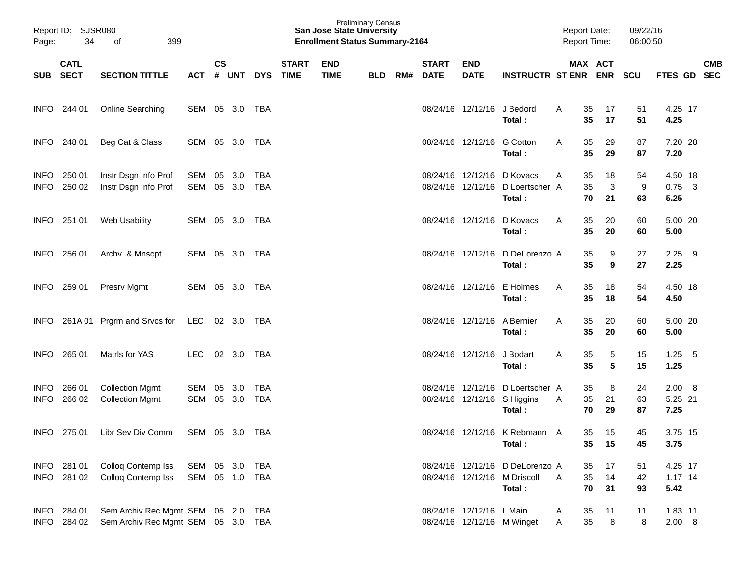Report ID: SJSR080
Preliminary Census
**San Jose State University**
**Enrollment Status Summary-2164**
Report Date: 09/22/16
Report Time: 06:00:50

| SUB | CATL SECT | SECTION TITTLE | ACT | CS # | UNT | DYS | START TIME | END TIME | BLD | RM# | START DATE | END DATE | INSTRUCTR | ST | MAX ENR | ACT ENR | SCU | FTES | GD | CMB SEC |
|---|---|---|---|---|---|---|---|---|---|---|---|---|---|---|---|---|---|---|---|---|
| INFO | 244 01 | Online Searching | SEM | 05 | 3.0 | TBA | | | | | 08/24/16 | 12/12/16 | J Bedord | A | 35 | 17 | 51 | 4.25 | 17 | |
| | | | | | | | | | | | | | **Total :** | | **35** | **17** | **51** | **4.25** | | |
| INFO | 248 01 | Beg Cat & Class | SEM | 05 | 3.0 | TBA | | | | | 08/24/16 | 12/12/16 | G Cotton | A | 35 | 29 | 87 | 7.20 | 28 | |
| | | | | | | | | | | | | | **Total :** | | **35** | **29** | **87** | **7.20** | | |
| INFO | 250 01 | Instr Dsgn Info Prof | SEM | 05 | 3.0 | TBA | | | | | 08/24/16 | 12/12/16 | D Kovacs | A | 35 | 18 | 54 | 4.50 | 18 | |
| INFO | 250 02 | Instr Dsgn Info Prof | SEM | 05 | 3.0 | TBA | | | | | 08/24/16 | 12/12/16 | D Loertscher | A | 35 | 3 | 9 | 0.75 | 3 | |
| | | | | | | | | | | | | | **Total :** | | **70** | **21** | **63** | **5.25** | | |
| INFO | 251 01 | Web Usability | SEM | 05 | 3.0 | TBA | | | | | 08/24/16 | 12/12/16 | D Kovacs | A | 35 | 20 | 60 | 5.00 | 20 | |
| | | | | | | | | | | | | | **Total :** | | **35** | **20** | **60** | **5.00** | | |
| INFO | 256 01 | Archv & Mnscpt | SEM | 05 | 3.0 | TBA | | | | | 08/24/16 | 12/12/16 | D DeLorenzo | A | 35 | 9 | 27 | 2.25 | 9 | |
| | | | | | | | | | | | | | **Total :** | | **35** | **9** | **27** | **2.25** | | |
| INFO | 259 01 | Presrv Mgmt | SEM | 05 | 3.0 | TBA | | | | | 08/24/16 | 12/12/16 | E Holmes | A | 35 | 18 | 54 | 4.50 | 18 | |
| | | | | | | | | | | | | | **Total :** | | **35** | **18** | **54** | **4.50** | | |
| INFO | 261A 01 | Prgrm and Srvcs for | LEC | 02 | 3.0 | TBA | | | | | 08/24/16 | 12/12/16 | A Bernier | A | 35 | 20 | 60 | 5.00 | 20 | |
| | | | | | | | | | | | | | **Total :** | | **35** | **20** | **60** | **5.00** | | |
| INFO | 265 01 | Matrls for YAS | LEC | 02 | 3.0 | TBA | | | | | 08/24/16 | 12/12/16 | J Bodart | A | 35 | 5 | 15 | 1.25 | 5 | |
| | | | | | | | | | | | | | **Total :** | | **35** | **5** | **15** | **1.25** | | |
| INFO | 266 01 | Collection Mgmt | SEM | 05 | 3.0 | TBA | | | | | 08/24/16 | 12/12/16 | D Loertscher | A | 35 | 8 | 24 | 2.00 | 8 | |
| INFO | 266 02 | Collection Mgmt | SEM | 05 | 3.0 | TBA | | | | | 08/24/16 | 12/12/16 | S Higgins | A | 35 | 21 | 63 | 5.25 | 21 | |
| | | | | | | | | | | | | | **Total :** | | **70** | **29** | **87** | **7.25** | | |
| INFO | 275 01 | Libr Sev Div Comm | SEM | 05 | 3.0 | TBA | | | | | 08/24/16 | 12/12/16 | K Rebmann | A | 35 | 15 | 45 | 3.75 | 15 | |
| | | | | | | | | | | | | | **Total :** | | **35** | **15** | **45** | **3.75** | | |
| INFO | 281 01 | Colloq Contemp Iss | SEM | 05 | 3.0 | TBA | | | | | 08/24/16 | 12/12/16 | D DeLorenzo | A | 35 | 17 | 51 | 4.25 | 17 | |
| INFO | 281 02 | Colloq Contemp Iss | SEM | 05 | 1.0 | TBA | | | | | 08/24/16 | 12/12/16 | M Driscoll | A | 35 | 14 | 42 | 1.17 | 14 | |
| | | | | | | | | | | | | | **Total :** | | **70** | **31** | **93** | **5.42** | | |
| INFO | 284 01 | Sem Archiv Rec Mgmt | SEM | 05 | 2.0 | TBA | | | | | 08/24/16 | 12/12/16 | L Main | A | 35 | 11 | 11 | 1.83 | 11 | |
| INFO | 284 02 | Sem Archiv Rec Mgmt | SEM | 05 | 3.0 | TBA | | | | | 08/24/16 | 12/12/16 | M Winget | A | 35 | 8 | 8 | 2.00 | 8 | |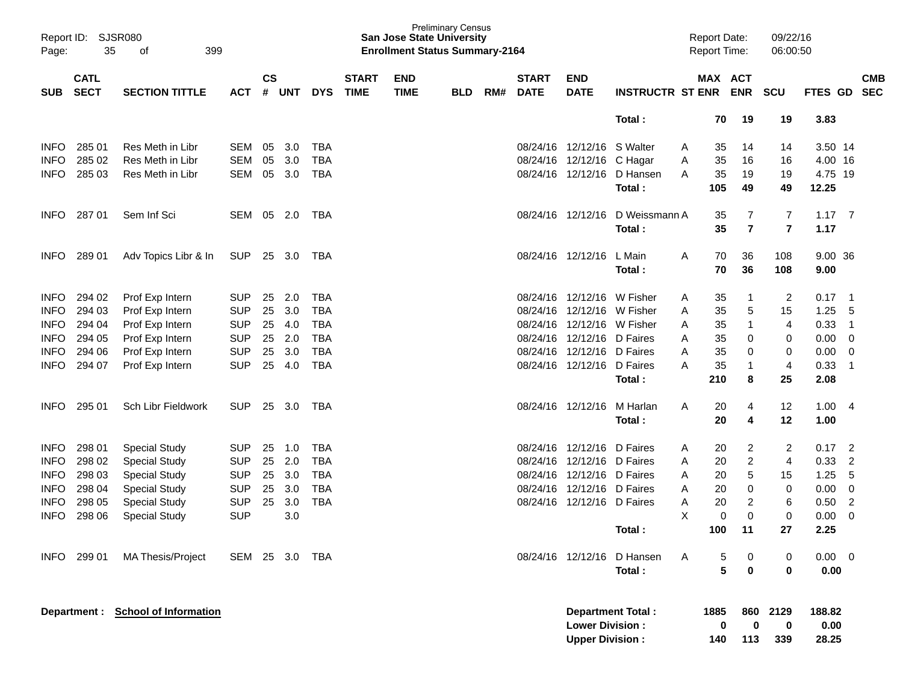Preliminary Census
**San Jose State University**
**Enrollment Status Summary-2164**

Report ID: SJSR080
Page: 35 of 399

Report Date: 09/22/16
Report Time: 06:00:50

| SUB | CATL SECT | SECTION TITTLE | ACT | CS # | UNT | DYS | START TIME | END TIME | BLD | RM# | START DATE | END DATE | INSTRUCTR | ST | MAX ENR | ACT ENR | SCU | FTES | GD | CMB SEC |
|---|---|---|---|---|---|---|---|---|---|---|---|---|---|---|---|---|---|---|---|---|
| | | | | | | | | | | | | | **Total :** | | **70** | **19** | **19** | **3.83** | | |
| INFO | 285 01 | Res Meth in Libr | SEM | 05 | 3.0 | TBA | | | | | 08/24/16 | 12/12/16 | S Walter | A | 35 | 14 | 14 | 3.50 | 14 | |
| INFO | 285 02 | Res Meth in Libr | SEM | 05 | 3.0 | TBA | | | | | 08/24/16 | 12/12/16 | C Hagar | A | 35 | 16 | 16 | 4.00 | 16 | |
| INFO | 285 03 | Res Meth in Libr | SEM | 05 | 3.0 | TBA | | | | | 08/24/16 | 12/12/16 | D Hansen | A | 35 | 19 | 19 | 4.75 | 19 | |
| | | | | | | | | | | | | | **Total :** | | **105** | **49** | **49** | **12.25** | | |
| INFO | 287 01 | Sem Inf Sci | SEM | 05 | 2.0 | TBA | | | | | 08/24/16 | 12/12/16 | D Weissmann | A | 35 | 7 | 7 | 1.17 | 7 | |
| | | | | | | | | | | | | | **Total :** | | **35** | **7** | **7** | **1.17** | | |
| INFO | 289 01 | Adv Topics Libr & In | SUP | 25 | 3.0 | TBA | | | | | 08/24/16 | 12/12/16 | L Main | A | 70 | 36 | 108 | 9.00 | 36 | |
| | | | | | | | | | | | | | **Total :** | | **70** | **36** | **108** | **9.00** | | |
| INFO | 294 02 | Prof Exp Intern | SUP | 25 | 2.0 | TBA | | | | | 08/24/16 | 12/12/16 | W Fisher | A | 35 | 1 | 2 | 0.17 | 1 | |
| INFO | 294 03 | Prof Exp Intern | SUP | 25 | 3.0 | TBA | | | | | 08/24/16 | 12/12/16 | W Fisher | A | 35 | 5 | 15 | 1.25 | 5 | |
| INFO | 294 04 | Prof Exp Intern | SUP | 25 | 4.0 | TBA | | | | | 08/24/16 | 12/12/16 | W Fisher | A | 35 | 1 | 4 | 0.33 | 1 | |
| INFO | 294 05 | Prof Exp Intern | SUP | 25 | 2.0 | TBA | | | | | 08/24/16 | 12/12/16 | D Faires | A | 35 | 0 | 0 | 0.00 | 0 | |
| INFO | 294 06 | Prof Exp Intern | SUP | 25 | 3.0 | TBA | | | | | 08/24/16 | 12/12/16 | D Faires | A | 35 | 0 | 0 | 0.00 | 0 | |
| INFO | 294 07 | Prof Exp Intern | SUP | 25 | 4.0 | TBA | | | | | 08/24/16 | 12/12/16 | D Faires | A | 35 | 1 | 4 | 0.33 | 1 | |
| | | | | | | | | | | | | | **Total :** | | **210** | **8** | **25** | **2.08** | | |
| INFO | 295 01 | Sch Libr Fieldwork | SUP | 25 | 3.0 | TBA | | | | | 08/24/16 | 12/12/16 | M Harlan | A | 20 | 4 | 12 | 1.00 | 4 | |
| | | | | | | | | | | | | | **Total :** | | **20** | **4** | **12** | **1.00** | | |
| INFO | 298 01 | Special Study | SUP | 25 | 1.0 | TBA | | | | | 08/24/16 | 12/12/16 | D Faires | A | 20 | 2 | 2 | 0.17 | 2 | |
| INFO | 298 02 | Special Study | SUP | 25 | 2.0 | TBA | | | | | 08/24/16 | 12/12/16 | D Faires | A | 20 | 2 | 4 | 0.33 | 2 | |
| INFO | 298 03 | Special Study | SUP | 25 | 3.0 | TBA | | | | | 08/24/16 | 12/12/16 | D Faires | A | 20 | 5 | 15 | 1.25 | 5 | |
| INFO | 298 04 | Special Study | SUP | 25 | 3.0 | TBA | | | | | 08/24/16 | 12/12/16 | D Faires | A | 20 | 0 | 0 | 0.00 | 0 | |
| INFO | 298 05 | Special Study | SUP | 25 | 3.0 | TBA | | | | | 08/24/16 | 12/12/16 | D Faires | A | 20 | 2 | 6 | 0.50 | 2 | |
| INFO | 298 06 | Special Study | SUP | | 3.0 | | | | | | | | | X | 0 | 0 | 0 | 0.00 | 0 | |
| | | | | | | | | | | | | | **Total :** | | **100** | **11** | **27** | **2.25** | | |
| INFO | 299 01 | MA Thesis/Project | SEM | 25 | 3.0 | TBA | | | | | 08/24/16 | 12/12/16 | D Hansen | A | 5 | 0 | 0 | 0.00 | 0 | |
| | | | | | | | | | | | | | **Total :** | | **5** | **0** | **0** | **0.00** | | |

**Department :** **School of Information**

| | MAX ENR | ACT ENR | SCU | FTES |
|---|---|---|---|---|
| **Department Total :** | **1885** | **860** | **2129** | **188.82** |
| **Lower Division :** | **0** | **0** | **0** | **0.00** |
| **Upper Division :** | **140** | **113** | **339** | **28.25** |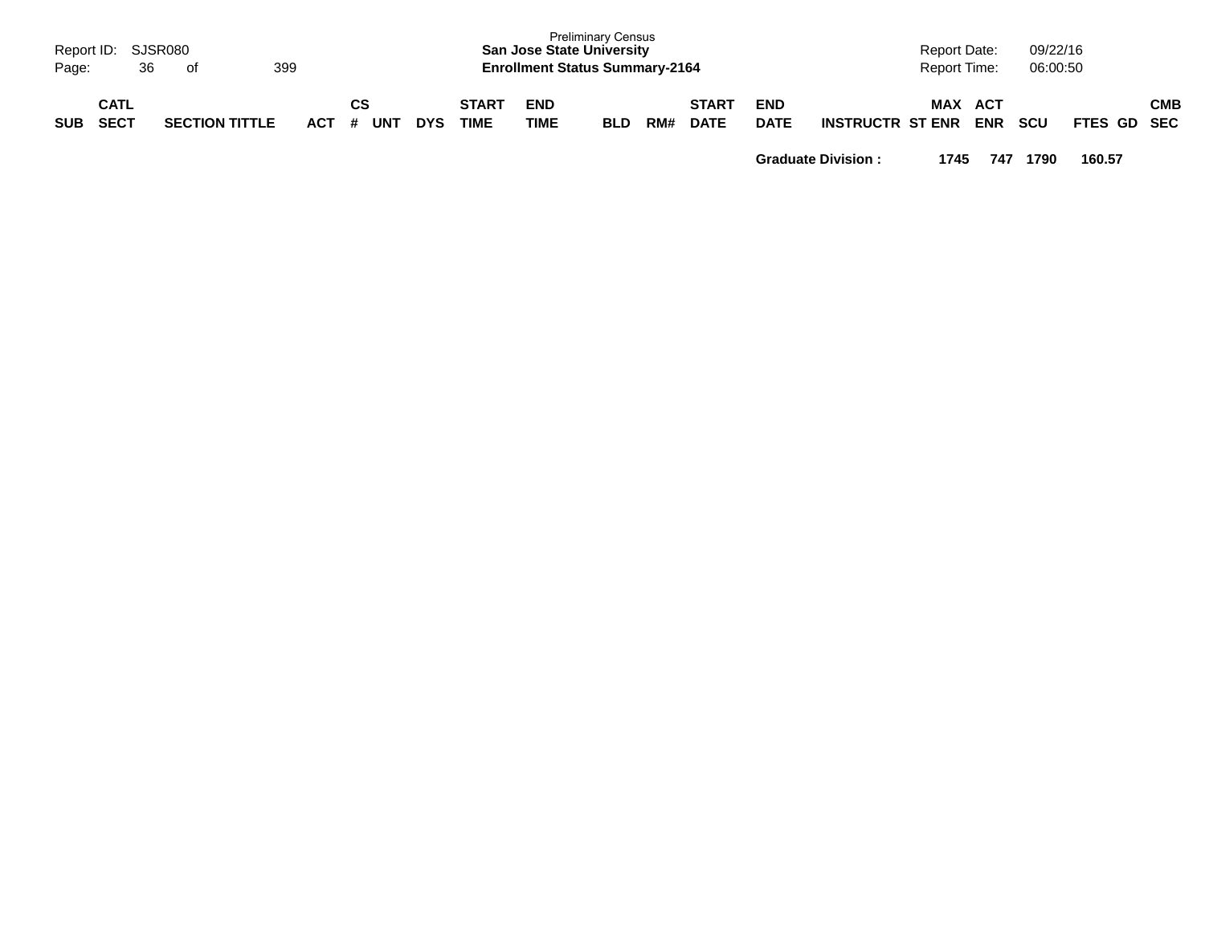| SUB | CATL SECT | SECTION TITTLE | ACT | CS # | UNT | DYS | START TIME | END TIME | BLD | RM# | START DATE | END DATE | INSTRUCTR | ST | MAX ENR | ACT ENR | SCU | FTES | GD | CMB SEC |
|---|---|---|---|---|---|---|---|---|---|---|---|---|---|---|---|---|---|---|---|---|
| | | | | | | | | | | | | **Graduate Division :** | | | **1745** | **747** | **1790** | **160.57** | | |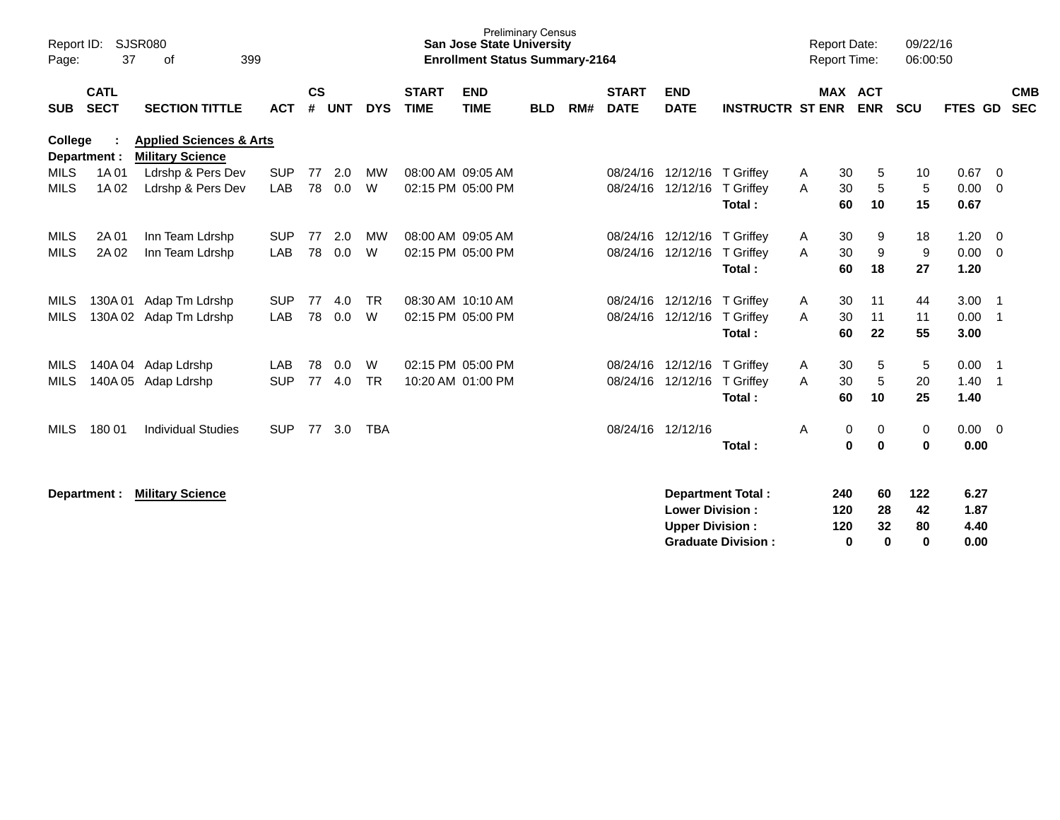Preliminary Census
**San Jose State University**
**Enrollment Status Summary-2164**

Report ID: SJSR080
Report Date: 09/22/16
Report Time: 06:00:50

**College : Applied Sciences & Arts**
**Department : Military Science**

| SUB | CATL SECT | SECTION TITTLE | ACT | CS # | UNT | DYS | START TIME | END TIME | BLD | RM# | START DATE | END DATE | INSTRUCTR | ST | MAX ENR | ACT ENR | SCU | FTES | GD | CMB SEC |
|---|---|---|---|---|---|---|---|---|---|---|---|---|---|---|---|---|---|---|---|---|
| MILS | 1A 01 | Ldrshp & Pers Dev | SUP | 77 | 2.0 | MW | 08:00 AM | 09:05 AM | | | 08/24/16 | 12/12/16 | T Griffey | A | 30 | 5 | 10 | 0.67 | 0 | |
| MILS | 1A 02 | Ldrshp & Pers Dev | LAB | 78 | 0.0 | W | 02:15 PM | 05:00 PM | | | 08/24/16 | 12/12/16 | T Griffey | A | 30 | 5 | 5 | 0.00 | 0 | |
| | | | | | | | | | | | | | **Total :** | | **60** | **10** | **15** | **0.67** | | |
| MILS | 2A 01 | Inn Team Ldrshp | SUP | 77 | 2.0 | MW | 08:00 AM | 09:05 AM | | | 08/24/16 | 12/12/16 | T Griffey | A | 30 | 9 | 18 | 1.20 | 0 | |
| MILS | 2A 02 | Inn Team Ldrshp | LAB | 78 | 0.0 | W | 02:15 PM | 05:00 PM | | | 08/24/16 | 12/12/16 | T Griffey | A | 30 | 9 | 9 | 0.00 | 0 | |
| | | | | | | | | | | | | | **Total :** | | **60** | **18** | **27** | **1.20** | | |
| MILS | 130A 01 | Adap Tm Ldrshp | SUP | 77 | 4.0 | TR | 08:30 AM | 10:10 AM | | | 08/24/16 | 12/12/16 | T Griffey | A | 30 | 11 | 44 | 3.00 | 1 | |
| MILS | 130A 02 | Adap Tm Ldrshp | LAB | 78 | 0.0 | W | 02:15 PM | 05:00 PM | | | 08/24/16 | 12/12/16 | T Griffey | A | 30 | 11 | 11 | 0.00 | 1 | |
| | | | | | | | | | | | | | **Total :** | | **60** | **22** | **55** | **3.00** | | |
| MILS | 140A 04 | Adap Ldrshp | LAB | 78 | 0.0 | W | 02:15 PM | 05:00 PM | | | 08/24/16 | 12/12/16 | T Griffey | A | 30 | 5 | 5 | 0.00 | 1 | |
| MILS | 140A 05 | Adap Ldrshp | SUP | 77 | 4.0 | TR | 10:20 AM | 01:00 PM | | | 08/24/16 | 12/12/16 | T Griffey | A | 30 | 5 | 20 | 1.40 | 1 | |
| | | | | | | | | | | | | | **Total :** | | **60** | **10** | **25** | **1.40** | | |
| MILS | 180 01 | Individual Studies | SUP | 77 | 3.0 | TBA | | | | | 08/24/16 | 12/12/16 | | A | 0 | 0 | 0 | 0.00 | 0 | |
| | | | | | | | | | | | | | **Total :** | | **0** | **0** | **0** | **0.00** | | |

**Department : Military Science**

| | MAX ENR | ACT ENR | SCU | FTES |
|---|---|---|---|---|
| **Department Total :** | **240** | **60** | **122** | **6.27** |
| **Lower Division :** | **120** | **28** | **42** | **1.87** |
| **Upper Division :** | **120** | **32** | **80** | **4.40** |
| **Graduate Division :** | **0** | **0** | **0** | **0.00** |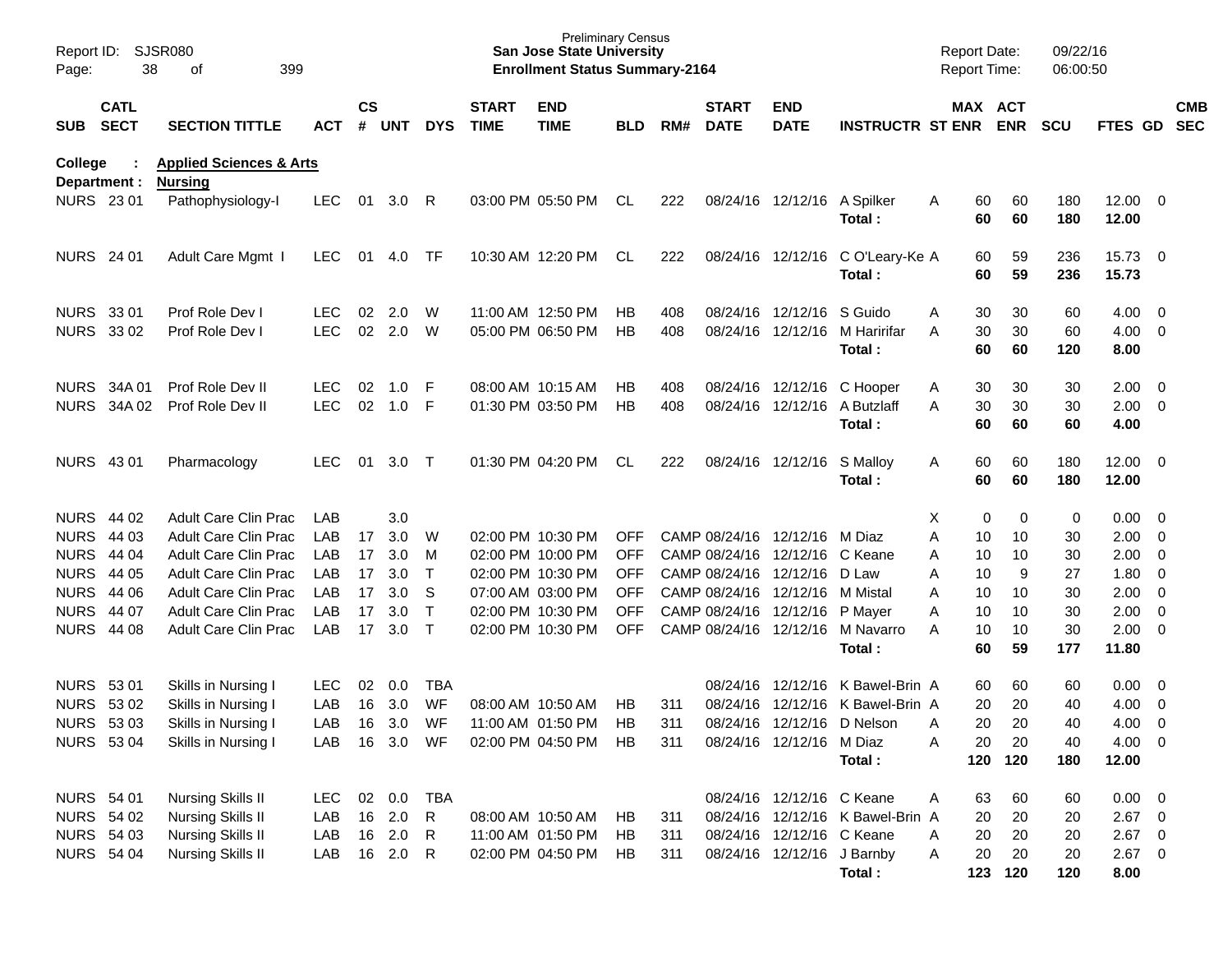Preliminary Census
**San Jose State University**
**Enrollment Status Summary-2164**

Report ID: SJSR080
Report Date: 09/22/16
Report Time: 06:00:50

**College : Applied Sciences & Arts**
**Department : Nursing**

| SUB | CATL SECT | SECTION TITTLE | ACT | CS # | UNT | DYS | START TIME | END TIME | BLD | RM# | START DATE | END DATE | INSTRUCTR | ST | MAX ENR | ACT ENR | SCU | FTES | GD | CMB SEC |
|---|---|---|---|---|---|---|---|---|---|---|---|---|---|---|---|---|---|---|---|---|
| NURS | 23 01 | Pathophysiology-I | LEC | 01 | 3.0 | R | 03:00 PM | 05:50 PM | CL | 222 | 08/24/16 | 12/12/16 | A Spilker | A | 60 | 60 | 180 | 12.00 | 0 | |
| | | | | | | | | | | | | | **Total :** | | **60** | **60** | **180** | **12.00** | | |
| NURS | 24 01 | Adult Care Mgmt I | LEC | 01 | 4.0 | TF | 10:30 AM | 12:20 PM | CL | 222 | 08/24/16 | 12/12/16 | C O'Leary-Ke | A | 60 | 59 | 236 | 15.73 | 0 | |
| | | | | | | | | | | | | | **Total :** | | **60** | **59** | **236** | **15.73** | | |
| NURS | 33 01 | Prof Role Dev I | LEC | 02 | 2.0 | W | 11:00 AM | 12:50 PM | HB | 408 | 08/24/16 | 12/12/16 | S Guido | A | 30 | 30 | 60 | 4.00 | 0 | |
| NURS | 33 02 | Prof Role Dev I | LEC | 02 | 2.0 | W | 05:00 PM | 06:50 PM | HB | 408 | 08/24/16 | 12/12/16 | M Haririfar | A | 30 | 30 | 60 | 4.00 | 0 | |
| | | | | | | | | | | | | | **Total :** | | **60** | **60** | **120** | **8.00** | | |
| NURS | 34A 01 | Prof Role Dev II | LEC | 02 | 1.0 | F | 08:00 AM | 10:15 AM | HB | 408 | 08/24/16 | 12/12/16 | C Hooper | A | 30 | 30 | 30 | 2.00 | 0 | |
| NURS | 34A 02 | Prof Role Dev II | LEC | 02 | 1.0 | F | 01:30 PM | 03:50 PM | HB | 408 | 08/24/16 | 12/12/16 | A Butzlaff | A | 30 | 30 | 30 | 2.00 | 0 | |
| | | | | | | | | | | | | | **Total :** | | **60** | **60** | **60** | **4.00** | | |
| NURS | 43 01 | Pharmacology | LEC | 01 | 3.0 | T | 01:30 PM | 04:20 PM | CL | 222 | 08/24/16 | 12/12/16 | S Malloy | A | 60 | 60 | 180 | 12.00 | 0 | |
| | | | | | | | | | | | | | **Total :** | | **60** | **60** | **180** | **12.00** | | |
| NURS | 44 02 | Adult Care Clin Prac | LAB | | 3.0 | | | | | | | | | X | 0 | 0 | 0 | 0.00 | 0 | |
| NURS | 44 03 | Adult Care Clin Prac | LAB | 17 | 3.0 | W | 02:00 PM | 10:30 PM | OFF | CAMP | 08/24/16 | 12/12/16 | M Diaz | A | 10 | 10 | 30 | 2.00 | 0 | |
| NURS | 44 04 | Adult Care Clin Prac | LAB | 17 | 3.0 | M | 02:00 PM | 10:00 PM | OFF | CAMP | 08/24/16 | 12/12/16 | C Keane | A | 10 | 10 | 30 | 2.00 | 0 | |
| NURS | 44 05 | Adult Care Clin Prac | LAB | 17 | 3.0 | T | 02:00 PM | 10:30 PM | OFF | CAMP | 08/24/16 | 12/12/16 | D Law | A | 10 | 9 | 27 | 1.80 | 0 | |
| NURS | 44 06 | Adult Care Clin Prac | LAB | 17 | 3.0 | S | 07:00 AM | 03:00 PM | OFF | CAMP | 08/24/16 | 12/12/16 | M Mistal | A | 10 | 10 | 30 | 2.00 | 0 | |
| NURS | 44 07 | Adult Care Clin Prac | LAB | 17 | 3.0 | T | 02:00 PM | 10:30 PM | OFF | CAMP | 08/24/16 | 12/12/16 | P Mayer | A | 10 | 10 | 30 | 2.00 | 0 | |
| NURS | 44 08 | Adult Care Clin Prac | LAB | 17 | 3.0 | T | 02:00 PM | 10:30 PM | OFF | CAMP | 08/24/16 | 12/12/16 | M Navarro | A | 10 | 10 | 30 | 2.00 | 0 | |
| | | | | | | | | | | | | | **Total :** | | **60** | **59** | **177** | **11.80** | | |
| NURS | 53 01 | Skills in Nursing I | LEC | 02 | 0.0 | TBA | | | | | 08/24/16 | 12/12/16 | K Bawel-Brin | A | 60 | 60 | 60 | 0.00 | 0 | |
| NURS | 53 02 | Skills in Nursing I | LAB | 16 | 3.0 | WF | 08:00 AM | 10:50 AM | HB | 311 | 08/24/16 | 12/12/16 | K Bawel-Brin | A | 20 | 20 | 40 | 4.00 | 0 | |
| NURS | 53 03 | Skills in Nursing I | LAB | 16 | 3.0 | WF | 11:00 AM | 01:50 PM | HB | 311 | 08/24/16 | 12/12/16 | D Nelson | A | 20 | 20 | 40 | 4.00 | 0 | |
| NURS | 53 04 | Skills in Nursing I | LAB | 16 | 3.0 | WF | 02:00 PM | 04:50 PM | HB | 311 | 08/24/16 | 12/12/16 | M Diaz | A | 20 | 20 | 40 | 4.00 | 0 | |
| | | | | | | | | | | | | | **Total :** | | **120** | **120** | **180** | **12.00** | | |
| NURS | 54 01 | Nursing Skills II | LEC | 02 | 0.0 | TBA | | | | | 08/24/16 | 12/12/16 | C Keane | A | 63 | 60 | 60 | 0.00 | 0 | |
| NURS | 54 02 | Nursing Skills II | LAB | 16 | 2.0 | R | 08:00 AM | 10:50 AM | HB | 311 | 08/24/16 | 12/12/16 | K Bawel-Brin | A | 20 | 20 | 20 | 2.67 | 0 | |
| NURS | 54 03 | Nursing Skills II | LAB | 16 | 2.0 | R | 11:00 AM | 01:50 PM | HB | 311 | 08/24/16 | 12/12/16 | C Keane | A | 20 | 20 | 20 | 2.67 | 0 | |
| NURS | 54 04 | Nursing Skills II | LAB | 16 | 2.0 | R | 02:00 PM | 04:50 PM | HB | 311 | 08/24/16 | 12/12/16 | J Barnby | A | 20 | 20 | 20 | 2.67 | 0 | |
| | | | | | | | | | | | | | **Total :** | | **123** | **120** | **120** | **8.00** | | |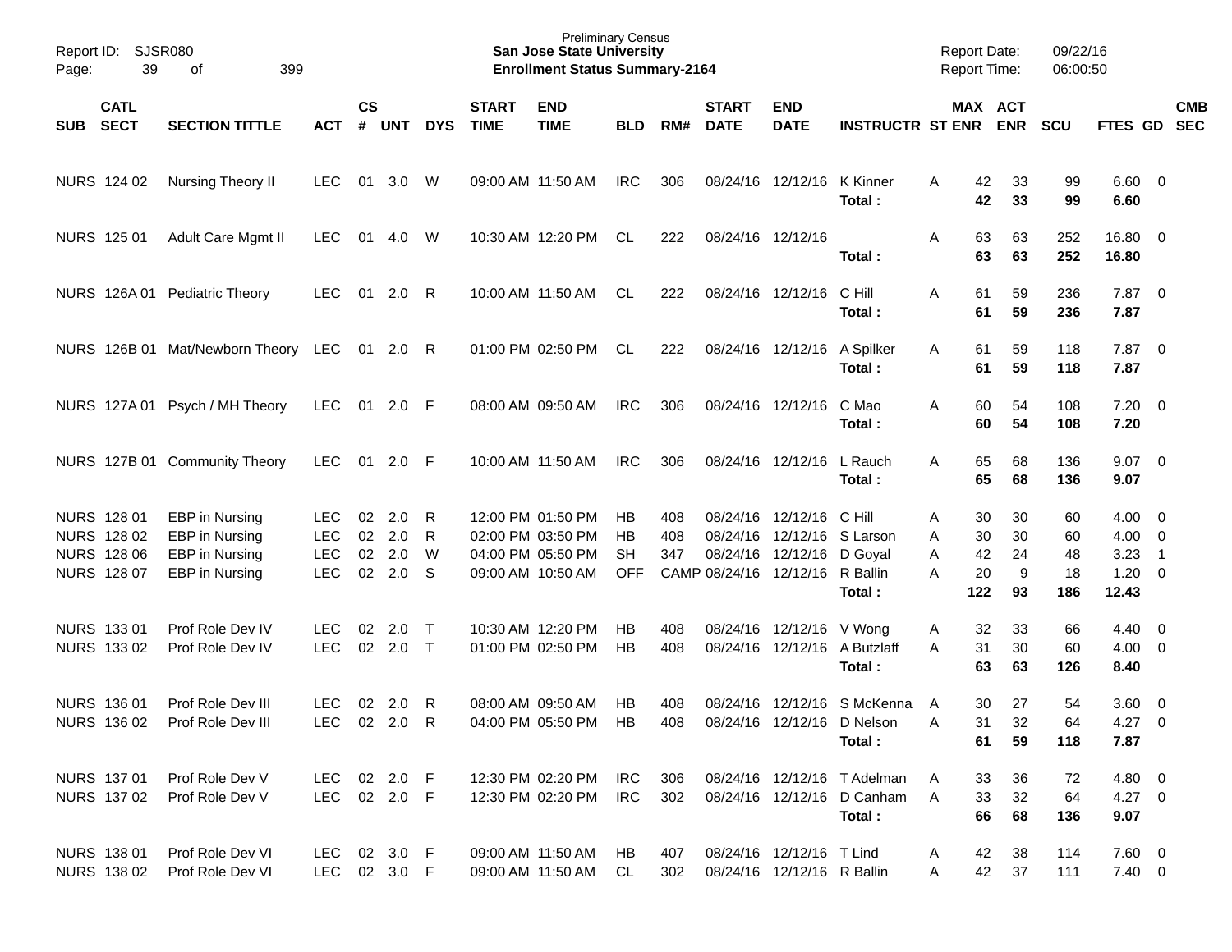Preliminary Census
**San Jose State University**
**Enrollment Status Summary-2164**

Report ID: SJSR080 | Report Date: 09/22/16 | Report Time: 06:00:50

| SUB | CATL SECT | SECTION TITTLE | ACT | CS # | UNT | DYS | START TIME | END TIME | BLD | RM# | START DATE | END DATE | INSTRUCTR | ST | MAX ENR | ACT ENR | SCU | FTES | GD | CMB SEC |
|---|---|---|---|---|---|---|---|---|---|---|---|---|---|---|---|---|---|---|---|---|
| NURS | 124 02 | Nursing Theory II | LEC | 01 | 3.0 | W | 09:00 AM | 11:50 AM | IRC | 306 | 08/24/16 | 12/12/16 | K Kinner | A | 42 | 33 | 99 | 6.60 | 0 | |
| | | | | | | | | | | | | | **Total :** | | **42** | **33** | **99** | **6.60** | | |
| NURS | 125 01 | Adult Care Mgmt II | LEC | 01 | 4.0 | W | 10:30 AM | 12:20 PM | CL | 222 | 08/24/16 | 12/12/16 | | A | 63 | 63 | 252 | 16.80 | 0 | |
| | | | | | | | | | | | | | **Total :** | | **63** | **63** | **252** | **16.80** | | |
| NURS | 126A 01 | Pediatric Theory | LEC | 01 | 2.0 | R | 10:00 AM | 11:50 AM | CL | 222 | 08/24/16 | 12/12/16 | C Hill | A | 61 | 59 | 236 | 7.87 | 0 | |
| | | | | | | | | | | | | | **Total :** | | **61** | **59** | **236** | **7.87** | | |
| NURS | 126B 01 | Mat/Newborn Theory | LEC | 01 | 2.0 | R | 01:00 PM | 02:50 PM | CL | 222 | 08/24/16 | 12/12/16 | A Spilker | A | 61 | 59 | 118 | 7.87 | 0 | |
| | | | | | | | | | | | | | **Total :** | | **61** | **59** | **118** | **7.87** | | |
| NURS | 127A 01 | Psych / MH Theory | LEC | 01 | 2.0 | F | 08:00 AM | 09:50 AM | IRC | 306 | 08/24/16 | 12/12/16 | C Mao | A | 60 | 54 | 108 | 7.20 | 0 | |
| | | | | | | | | | | | | | **Total :** | | **60** | **54** | **108** | **7.20** | | |
| NURS | 127B 01 | Community Theory | LEC | 01 | 2.0 | F | 10:00 AM | 11:50 AM | IRC | 306 | 08/24/16 | 12/12/16 | L Rauch | A | 65 | 68 | 136 | 9.07 | 0 | |
| | | | | | | | | | | | | | **Total :** | | **65** | **68** | **136** | **9.07** | | |
| NURS | 128 01 | EBP in Nursing | LEC | 02 | 2.0 | R | 12:00 PM | 01:50 PM | HB | 408 | 08/24/16 | 12/12/16 | C Hill | A | 30 | 30 | 60 | 4.00 | 0 | |
| NURS | 128 02 | EBP in Nursing | LEC | 02 | 2.0 | R | 02:00 PM | 03:50 PM | HB | 408 | 08/24/16 | 12/12/16 | S Larson | A | 30 | 30 | 60 | 4.00 | 0 | |
| NURS | 128 06 | EBP in Nursing | LEC | 02 | 2.0 | W | 04:00 PM | 05:50 PM | SH | 347 | 08/24/16 | 12/12/16 | D Goyal | A | 42 | 24 | 48 | 3.23 | 1 | |
| NURS | 128 07 | EBP in Nursing | LEC | 02 | 2.0 | S | 09:00 AM | 10:50 AM | OFF | CAMP | 08/24/16 | 12/12/16 | R Ballin | A | 20 | 9 | 18 | 1.20 | 0 | |
| | | | | | | | | | | | | | **Total :** | | **122** | **93** | **186** | **12.43** | | |
| NURS | 133 01 | Prof Role Dev IV | LEC | 02 | 2.0 | T | 10:30 AM | 12:20 PM | HB | 408 | 08/24/16 | 12/12/16 | V Wong | A | 32 | 33 | 66 | 4.40 | 0 | |
| NURS | 133 02 | Prof Role Dev IV | LEC | 02 | 2.0 | T | 01:00 PM | 02:50 PM | HB | 408 | 08/24/16 | 12/12/16 | A Butzlaff | A | 31 | 30 | 60 | 4.00 | 0 | |
| | | | | | | | | | | | | | **Total :** | | **63** | **63** | **126** | **8.40** | | |
| NURS | 136 01 | Prof Role Dev III | LEC | 02 | 2.0 | R | 08:00 AM | 09:50 AM | HB | 408 | 08/24/16 | 12/12/16 | S McKenna | A | 30 | 27 | 54 | 3.60 | 0 | |
| NURS | 136 02 | Prof Role Dev III | LEC | 02 | 2.0 | R | 04:00 PM | 05:50 PM | HB | 408 | 08/24/16 | 12/12/16 | D Nelson | A | 31 | 32 | 64 | 4.27 | 0 | |
| | | | | | | | | | | | | | **Total :** | | **61** | **59** | **118** | **7.87** | | |
| NURS | 137 01 | Prof Role Dev V | LEC | 02 | 2.0 | F | 12:30 PM | 02:20 PM | IRC | 306 | 08/24/16 | 12/12/16 | T Adelman | A | 33 | 36 | 72 | 4.80 | 0 | |
| NURS | 137 02 | Prof Role Dev V | LEC | 02 | 2.0 | F | 12:30 PM | 02:20 PM | IRC | 302 | 08/24/16 | 12/12/16 | D Canham | A | 33 | 32 | 64 | 4.27 | 0 | |
| | | | | | | | | | | | | | **Total :** | | **66** | **68** | **136** | **9.07** | | |
| NURS | 138 01 | Prof Role Dev VI | LEC | 02 | 3.0 | F | 09:00 AM | 11:50 AM | HB | 407 | 08/24/16 | 12/12/16 | T Lind | A | 42 | 38 | 114 | 7.60 | 0 | |
| NURS | 138 02 | Prof Role Dev VI | LEC | 02 | 3.0 | F | 09:00 AM | 11:50 AM | CL | 302 | 08/24/16 | 12/12/16 | R Ballin | A | 42 | 37 | 111 | 7.40 | 0 | |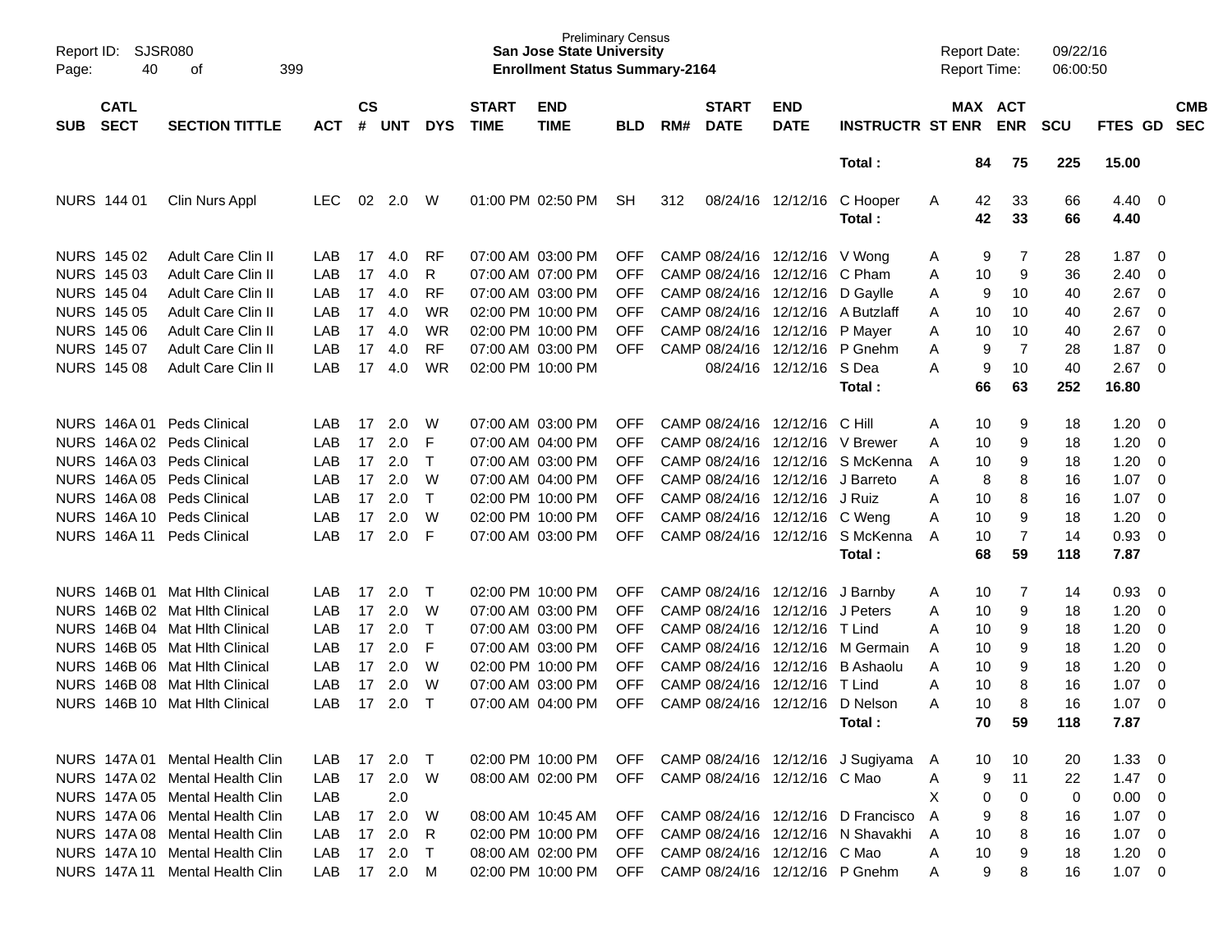Report ID: SJSR080
Page: 40 of 399

Preliminary Census
**San Jose State University**
**Enrollment Status Summary-2164**

Report Date: 09/22/16
Report Time: 06:00:50

| SUB | CATL SECT | SECTION TITTLE | ACT | CS # | UNT | DYS | START TIME | END TIME | BLD | RM# | START DATE | END DATE | INSTRUCTR | ST | MAX ENR | ACT ENR | SCU | FTES | GD | CMB SEC |
|---|---|---|---|---|---|---|---|---|---|---|---|---|---|---|---|---|---|---|---|---|
| | | | | | | | | | | | | | **Total :** | | **84** | **75** | **225** | **15.00** | | |
| NURS | 144 01 | Clin Nurs Appl | LEC | 02 | 2.0 | W | 01:00 PM | 02:50 PM | SH | 312 | 08/24/16 | 12/12/16 | C Hooper | A | 42 | 33 | 66 | 4.40 | 0 | |
| | | | | | | | | | | | | | **Total :** | | **42** | **33** | **66** | **4.40** | | |
| NURS | 145 02 | Adult Care Clin II | LAB | 17 | 4.0 | RF | 07:00 AM | 03:00 PM | OFF | CAMP | 08/24/16 | 12/12/16 | V Wong | A | 9 | 7 | 28 | 1.87 | 0 | |
| NURS | 145 03 | Adult Care Clin II | LAB | 17 | 4.0 | R | 07:00 AM | 07:00 PM | OFF | CAMP | 08/24/16 | 12/12/16 | C Pham | A | 10 | 9 | 36 | 2.40 | 0 | |
| NURS | 145 04 | Adult Care Clin II | LAB | 17 | 4.0 | RF | 07:00 AM | 03:00 PM | OFF | CAMP | 08/24/16 | 12/12/16 | D Gaylle | A | 9 | 10 | 40 | 2.67 | 0 | |
| NURS | 145 05 | Adult Care Clin II | LAB | 17 | 4.0 | WR | 02:00 PM | 10:00 PM | OFF | CAMP | 08/24/16 | 12/12/16 | A Butzlaff | A | 10 | 10 | 40 | 2.67 | 0 | |
| NURS | 145 06 | Adult Care Clin II | LAB | 17 | 4.0 | WR | 02:00 PM | 10:00 PM | OFF | CAMP | 08/24/16 | 12/12/16 | P Mayer | A | 10 | 10 | 40 | 2.67 | 0 | |
| NURS | 145 07 | Adult Care Clin II | LAB | 17 | 4.0 | RF | 07:00 AM | 03:00 PM | OFF | CAMP | 08/24/16 | 12/12/16 | P Gnehm | A | 9 | 7 | 28 | 1.87 | 0 | |
| NURS | 145 08 | Adult Care Clin II | LAB | 17 | 4.0 | WR | 02:00 PM | 10:00 PM | | | 08/24/16 | 12/12/16 | S Dea | A | 9 | 10 | 40 | 2.67 | 0 | |
| | | | | | | | | | | | | | **Total :** | | **66** | **63** | **252** | **16.80** | | |
| NURS | 146A 01 | Peds Clinical | LAB | 17 | 2.0 | W | 07:00 AM | 03:00 PM | OFF | CAMP | 08/24/16 | 12/12/16 | C Hill | A | 10 | 9 | 18 | 1.20 | 0 | |
| NURS | 146A 02 | Peds Clinical | LAB | 17 | 2.0 | F | 07:00 AM | 04:00 PM | OFF | CAMP | 08/24/16 | 12/12/16 | V Brewer | A | 10 | 9 | 18 | 1.20 | 0 | |
| NURS | 146A 03 | Peds Clinical | LAB | 17 | 2.0 | T | 07:00 AM | 03:00 PM | OFF | CAMP | 08/24/16 | 12/12/16 | S McKenna | A | 10 | 9 | 18 | 1.20 | 0 | |
| NURS | 146A 05 | Peds Clinical | LAB | 17 | 2.0 | W | 07:00 AM | 04:00 PM | OFF | CAMP | 08/24/16 | 12/12/16 | J Barreto | A | 8 | 8 | 16 | 1.07 | 0 | |
| NURS | 146A 08 | Peds Clinical | LAB | 17 | 2.0 | T | 02:00 PM | 10:00 PM | OFF | CAMP | 08/24/16 | 12/12/16 | J Ruiz | A | 10 | 8 | 16 | 1.07 | 0 | |
| NURS | 146A 10 | Peds Clinical | LAB | 17 | 2.0 | W | 02:00 PM | 10:00 PM | OFF | CAMP | 08/24/16 | 12/12/16 | C Weng | A | 10 | 9 | 18 | 1.20 | 0 | |
| NURS | 146A 11 | Peds Clinical | LAB | 17 | 2.0 | F | 07:00 AM | 03:00 PM | OFF | CAMP | 08/24/16 | 12/12/16 | S McKenna | A | 10 | 7 | 14 | 0.93 | 0 | |
| | | | | | | | | | | | | | **Total :** | | **68** | **59** | **118** | **7.87** | | |
| NURS | 146B 01 | Mat Hlth Clinical | LAB | 17 | 2.0 | T | 02:00 PM | 10:00 PM | OFF | CAMP | 08/24/16 | 12/12/16 | J Barnby | A | 10 | 7 | 14 | 0.93 | 0 | |
| NURS | 146B 02 | Mat Hlth Clinical | LAB | 17 | 2.0 | W | 07:00 AM | 03:00 PM | OFF | CAMP | 08/24/16 | 12/12/16 | J Peters | A | 10 | 9 | 18 | 1.20 | 0 | |
| NURS | 146B 04 | Mat Hlth Clinical | LAB | 17 | 2.0 | T | 07:00 AM | 03:00 PM | OFF | CAMP | 08/24/16 | 12/12/16 | T Lind | A | 10 | 9 | 18 | 1.20 | 0 | |
| NURS | 146B 05 | Mat Hlth Clinical | LAB | 17 | 2.0 | F | 07:00 AM | 03:00 PM | OFF | CAMP | 08/24/16 | 12/12/16 | M Germain | A | 10 | 9 | 18 | 1.20 | 0 | |
| NURS | 146B 06 | Mat Hlth Clinical | LAB | 17 | 2.0 | W | 02:00 PM | 10:00 PM | OFF | CAMP | 08/24/16 | 12/12/16 | B Ashaolu | A | 10 | 9 | 18 | 1.20 | 0 | |
| NURS | 146B 08 | Mat Hlth Clinical | LAB | 17 | 2.0 | W | 07:00 AM | 03:00 PM | OFF | CAMP | 08/24/16 | 12/12/16 | T Lind | A | 10 | 8 | 16 | 1.07 | 0 | |
| NURS | 146B 10 | Mat Hlth Clinical | LAB | 17 | 2.0 | T | 07:00 AM | 04:00 PM | OFF | CAMP | 08/24/16 | 12/12/16 | D Nelson | A | 10 | 8 | 16 | 1.07 | 0 | |
| | | | | | | | | | | | | | **Total :** | | **70** | **59** | **118** | **7.87** | | |
| NURS | 147A 01 | Mental Health Clin | LAB | 17 | 2.0 | T | 02:00 PM | 10:00 PM | OFF | CAMP | 08/24/16 | 12/12/16 | J Sugiyama | A | 10 | 10 | 20 | 1.33 | 0 | |
| NURS | 147A 02 | Mental Health Clin | LAB | 17 | 2.0 | W | 08:00 AM | 02:00 PM | OFF | CAMP | 08/24/16 | 12/12/16 | C Mao | A | 9 | 11 | 22 | 1.47 | 0 | |
| NURS | 147A 05 | Mental Health Clin | LAB | | 2.0 | | | | | | | | | X | 0 | 0 | 0 | 0.00 | 0 | |
| NURS | 147A 06 | Mental Health Clin | LAB | 17 | 2.0 | W | 08:00 AM | 10:45 AM | OFF | CAMP | 08/24/16 | 12/12/16 | D Francisco | A | 9 | 8 | 16 | 1.07 | 0 | |
| NURS | 147A 08 | Mental Health Clin | LAB | 17 | 2.0 | R | 02:00 PM | 10:00 PM | OFF | CAMP | 08/24/16 | 12/12/16 | N Shavakhi | A | 10 | 8 | 16 | 1.07 | 0 | |
| NURS | 147A 10 | Mental Health Clin | LAB | 17 | 2.0 | T | 08:00 AM | 02:00 PM | OFF | CAMP | 08/24/16 | 12/12/16 | C Mao | A | 10 | 9 | 18 | 1.20 | 0 | |
| NURS | 147A 11 | Mental Health Clin | LAB | 17 | 2.0 | M | 02:00 PM | 10:00 PM | OFF | CAMP | 08/24/16 | 12/12/16 | P Gnehm | A | 9 | 8 | 16 | 1.07 | 0 | |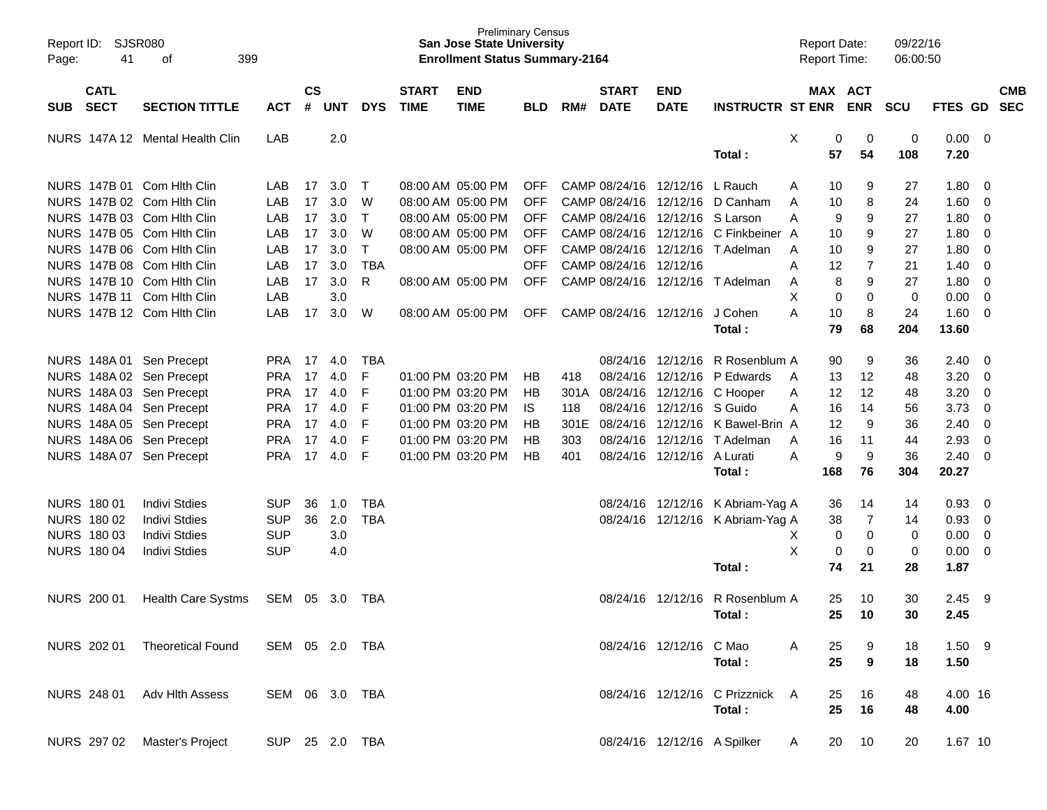Preliminary Census
**San Jose State University**
**Enrollment Status Summary-2164**

Report ID: SJSR080
Report Date: 09/22/16
Report Time: 06:00:50

| SUB | CATL SECT | SECTION TITTLE | ACT | CS # | UNT | DYS | START TIME | END TIME | BLD | RM# | START DATE | END DATE | INSTRUCTR | ST | MAX ENR | ACT ENR | SCU | FTES | GD | CMB SEC |
|---|---|---|---|---|---|---|---|---|---|---|---|---|---|---|---|---|---|---|---|---|
| NURS | 147A 12 | Mental Health Clin | LAB | | 2.0 | | | | | | | | | X | 0 | 0 | 0 | 0.00 | 0 | |
| | | | | | | | | | | | | | **Total :** | | **57** | **54** | **108** | **7.20** | | |
| NURS | 147B 01 | Com Hlth Clin | LAB | 17 | 3.0 | T | 08:00 AM | 05:00 PM | OFF | CAMP | 08/24/16 | 12/12/16 | L Rauch | A | 10 | 9 | 27 | 1.80 | 0 | |
| NURS | 147B 02 | Com Hlth Clin | LAB | 17 | 3.0 | W | 08:00 AM | 05:00 PM | OFF | CAMP | 08/24/16 | 12/12/16 | D Canham | A | 10 | 8 | 24 | 1.60 | 0 | |
| NURS | 147B 03 | Com Hlth Clin | LAB | 17 | 3.0 | T | 08:00 AM | 05:00 PM | OFF | CAMP | 08/24/16 | 12/12/16 | S Larson | A | 9 | 9 | 27 | 1.80 | 0 | |
| NURS | 147B 05 | Com Hlth Clin | LAB | 17 | 3.0 | W | 08:00 AM | 05:00 PM | OFF | CAMP | 08/24/16 | 12/12/16 | C Finkbeiner | A | 10 | 9 | 27 | 1.80 | 0 | |
| NURS | 147B 06 | Com Hlth Clin | LAB | 17 | 3.0 | T | 08:00 AM | 05:00 PM | OFF | CAMP | 08/24/16 | 12/12/16 | T Adelman | A | 10 | 9 | 27 | 1.80 | 0 | |
| NURS | 147B 08 | Com Hlth Clin | LAB | 17 | 3.0 | TBA | | | OFF | CAMP | 08/24/16 | 12/12/16 | | A | 12 | 7 | 21 | 1.40 | 0 | |
| NURS | 147B 10 | Com Hlth Clin | LAB | 17 | 3.0 | R | 08:00 AM | 05:00 PM | OFF | CAMP | 08/24/16 | 12/12/16 | T Adelman | A | 8 | 9 | 27 | 1.80 | 0 | |
| NURS | 147B 11 | Com Hlth Clin | LAB | | 3.0 | | | | | | | | | X | 0 | 0 | 0 | 0.00 | 0 | |
| NURS | 147B 12 | Com Hlth Clin | LAB | 17 | 3.0 | W | 08:00 AM | 05:00 PM | OFF | CAMP | 08/24/16 | 12/12/16 | J Cohen | A | 10 | 8 | 24 | 1.60 | 0 | |
| | | | | | | | | | | | | | **Total :** | | **79** | **68** | **204** | **13.60** | | |
| NURS | 148A 01 | Sen Precept | PRA | 17 | 4.0 | TBA | | | | | 08/24/16 | 12/12/16 | R Rosenblum | A | 90 | 9 | 36 | 2.40 | 0 | |
| NURS | 148A 02 | Sen Precept | PRA | 17 | 4.0 | F | 01:00 PM | 03:20 PM | HB | 418 | 08/24/16 | 12/12/16 | P Edwards | A | 13 | 12 | 48 | 3.20 | 0 | |
| NURS | 148A 03 | Sen Precept | PRA | 17 | 4.0 | F | 01:00 PM | 03:20 PM | HB | 301A | 08/24/16 | 12/12/16 | C Hooper | A | 12 | 12 | 48 | 3.20 | 0 | |
| NURS | 148A 04 | Sen Precept | PRA | 17 | 4.0 | F | 01:00 PM | 03:20 PM | IS | 118 | 08/24/16 | 12/12/16 | S Guido | A | 16 | 14 | 56 | 3.73 | 0 | |
| NURS | 148A 05 | Sen Precept | PRA | 17 | 4.0 | F | 01:00 PM | 03:20 PM | HB | 301E | 08/24/16 | 12/12/16 | K Bawel-Brin | A | 12 | 9 | 36 | 2.40 | 0 | |
| NURS | 148A 06 | Sen Precept | PRA | 17 | 4.0 | F | 01:00 PM | 03:20 PM | HB | 303 | 08/24/16 | 12/12/16 | T Adelman | A | 16 | 11 | 44 | 2.93 | 0 | |
| NURS | 148A 07 | Sen Precept | PRA | 17 | 4.0 | F | 01:00 PM | 03:20 PM | HB | 401 | 08/24/16 | 12/12/16 | A Lurati | A | 9 | 9 | 36 | 2.40 | 0 | |
| | | | | | | | | | | | | | **Total :** | | **168** | **76** | **304** | **20.27** | | |
| NURS | 180 01 | Indivi Stdies | SUP | 36 | 1.0 | TBA | | | | | 08/24/16 | 12/12/16 | K Abriam-Yag | A | 36 | 14 | 14 | 0.93 | 0 | |
| NURS | 180 02 | Indivi Stdies | SUP | 36 | 2.0 | TBA | | | | | 08/24/16 | 12/12/16 | K Abriam-Yag | A | 38 | 7 | 14 | 0.93 | 0 | |
| NURS | 180 03 | Indivi Stdies | SUP | | 3.0 | | | | | | | | | X | 0 | 0 | 0 | 0.00 | 0 | |
| NURS | 180 04 | Indivi Stdies | SUP | | 4.0 | | | | | | | | | X | 0 | 0 | 0 | 0.00 | 0 | |
| | | | | | | | | | | | | | **Total :** | | **74** | **21** | **28** | **1.87** | | |
| NURS | 200 01 | Health Care Systms | SEM | 05 | 3.0 | TBA | | | | | 08/24/16 | 12/12/16 | R Rosenblum | A | 25 | 10 | 30 | 2.45 | 9 | |
| | | | | | | | | | | | | | **Total :** | | **25** | **10** | **30** | **2.45** | | |
| NURS | 202 01 | Theoretical Found | SEM | 05 | 2.0 | TBA | | | | | 08/24/16 | 12/12/16 | C Mao | A | 25 | 9 | 18 | 1.50 | 9 | |
| | | | | | | | | | | | | | **Total :** | | **25** | **9** | **18** | **1.50** | | |
| NURS | 248 01 | Adv Hlth Assess | SEM | 06 | 3.0 | TBA | | | | | 08/24/16 | 12/12/16 | C Prizznick | A | 25 | 16 | 48 | 4.00 | 16 | |
| | | | | | | | | | | | | | **Total :** | | **25** | **16** | **48** | **4.00** | | |
| NURS | 297 02 | Master's Project | SUP | 25 | 2.0 | TBA | | | | | 08/24/16 | 12/12/16 | A Spilker | A | 20 | 10 | 20 | 1.67 | 10 | |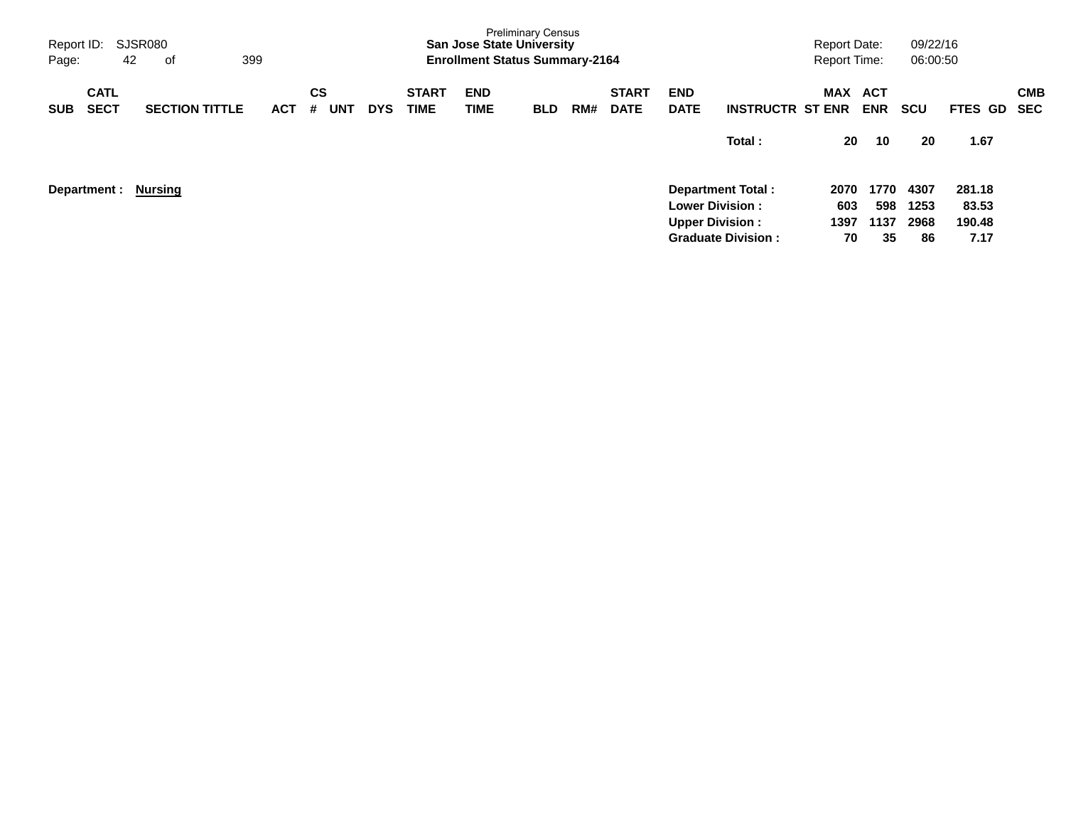Preliminary Census

**San Jose State University**

**Enrollment Status Summary-2164**

Report ID: SJSR080

Report Date: 09/22/16

Report Time: 06:00:50

| SUB | CATL SECT | SECTION TITTLE | ACT | CS # | UNT | DYS | START TIME | END TIME | BLD | RM# | START DATE | END DATE | INSTRUCTR | MAX ST ENR | ACT ENR | SCU | FTES | GD | CMB SEC |
|---|---|---|---|---|---|---|---|---|---|---|---|---|---|---|---|---|---|---|---|
| | | | | | | | | | | | | | **Total :** | **20** | **10** | **20** | **1.67** | | |

**Department : Nursing**

| | MAX ST ENR | ACT ENR | SCU | FTES |
|---|---|---|---|---|
| **Department Total :** | **2070** | **1770** | **4307** | **281.18** |
| **Lower Division :** | **603** | **598** | **1253** | **83.53** |
| **Upper Division :** | **1397** | **1137** | **2968** | **190.48** |
| **Graduate Division :** | **70** | **35** | **86** | **7.17** |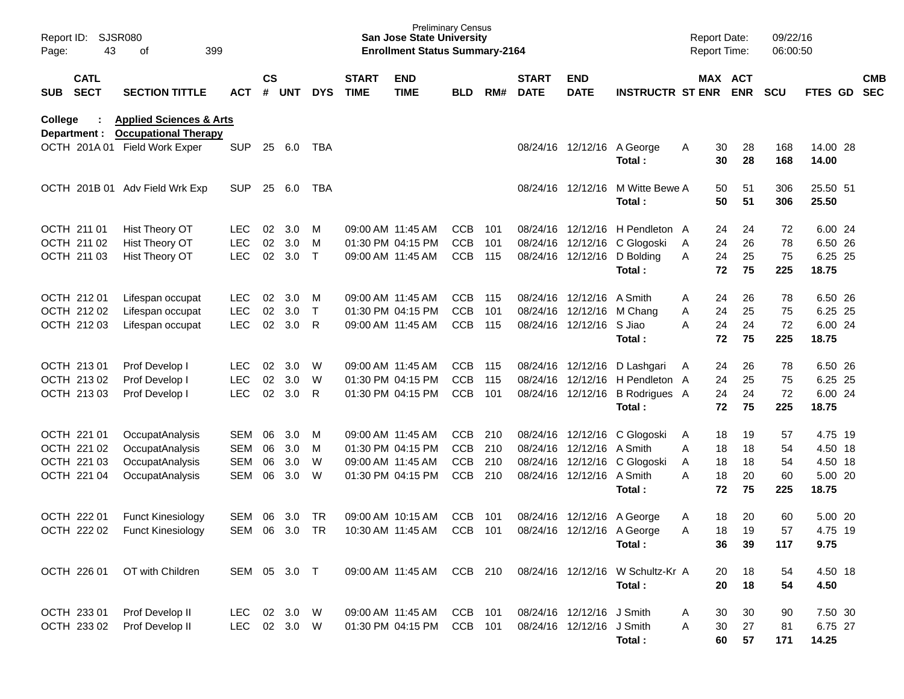Report ID: SJSR080

Preliminary Census
**San Jose State University**
**Enrollment Status Summary-2164**

Report Date: 09/22/16
Report Time: 06:00:50

**College : Applied Sciences & Arts**
**Department : Occupational Therapy**

| SUB | CATL SECT | SECTION TITTLE | ACT | CS # | UNT | DYS | START TIME | END TIME | BLD | RM# | START DATE | END DATE | INSTRUCTR | ST | MAX ENR | ACT ENR | SCU | FTES | GD | CMB SEC |
|---|---|---|---|---|---|---|---|---|---|---|---|---|---|---|---|---|---|---|---|---|
| OCTH | 201A 01 | Field Work Exper | SUP | 25 | 6.0 | TBA | | | | | 08/24/16 | 12/12/16 | A George | A | 30 | 28 | 168 | 14.00 | 28 | |
| | | | | | | | | | | | | | Total : | | 30 | 28 | 168 | 14.00 | | |
| OCTH | 201B 01 | Adv Field Wrk Exp | SUP | 25 | 6.0 | TBA | | | | | 08/24/16 | 12/12/16 | M Witte Bewe | A | 50 | 51 | 306 | 25.50 | 51 | |
| | | | | | | | | | | | | | Total : | | 50 | 51 | 306 | 25.50 | | |
| OCTH | 211 01 | Hist Theory OT | LEC | 02 | 3.0 | M | 09:00 AM | 11:45 AM | CCB | 101 | 08/24/16 | 12/12/16 | H Pendleton | A | 24 | 24 | 72 | 6.00 | 24 | |
| OCTH | 211 02 | Hist Theory OT | LEC | 02 | 3.0 | M | 01:30 PM | 04:15 PM | CCB | 101 | 08/24/16 | 12/12/16 | C Glogoski | A | 24 | 26 | 78 | 6.50 | 26 | |
| OCTH | 211 03 | Hist Theory OT | LEC | 02 | 3.0 | T | 09:00 AM | 11:45 AM | CCB | 115 | 08/24/16 | 12/12/16 | D Bolding | A | 24 | 25 | 75 | 6.25 | 25 | |
| | | | | | | | | | | | | | Total : | | 72 | 75 | 225 | 18.75 | | |
| OCTH | 212 01 | Lifespan occupat | LEC | 02 | 3.0 | M | 09:00 AM | 11:45 AM | CCB | 115 | 08/24/16 | 12/12/16 | A Smith | A | 24 | 26 | 78 | 6.50 | 26 | |
| OCTH | 212 02 | Lifespan occupat | LEC | 02 | 3.0 | T | 01:30 PM | 04:15 PM | CCB | 101 | 08/24/16 | 12/12/16 | M Chang | A | 24 | 25 | 75 | 6.25 | 25 | |
| OCTH | 212 03 | Lifespan occupat | LEC | 02 | 3.0 | R | 09:00 AM | 11:45 AM | CCB | 115 | 08/24/16 | 12/12/16 | S Jiao | A | 24 | 24 | 72 | 6.00 | 24 | |
| | | | | | | | | | | | | | Total : | | 72 | 75 | 225 | 18.75 | | |
| OCTH | 213 01 | Prof Develop I | LEC | 02 | 3.0 | W | 09:00 AM | 11:45 AM | CCB | 115 | 08/24/16 | 12/12/16 | D Lashgari | A | 24 | 26 | 78 | 6.50 | 26 | |
| OCTH | 213 02 | Prof Develop I | LEC | 02 | 3.0 | W | 01:30 PM | 04:15 PM | CCB | 115 | 08/24/16 | 12/12/16 | H Pendleton | A | 24 | 25 | 75 | 6.25 | 25 | |
| OCTH | 213 03 | Prof Develop I | LEC | 02 | 3.0 | R | 01:30 PM | 04:15 PM | CCB | 101 | 08/24/16 | 12/12/16 | B Rodrigues | A | 24 | 24 | 72 | 6.00 | 24 | |
| | | | | | | | | | | | | | Total : | | 72 | 75 | 225 | 18.75 | | |
| OCTH | 221 01 | OccupatAnalysis | SEM | 06 | 3.0 | M | 09:00 AM | 11:45 AM | CCB | 210 | 08/24/16 | 12/12/16 | C Glogoski | A | 18 | 19 | 57 | 4.75 | 19 | |
| OCTH | 221 02 | OccupatAnalysis | SEM | 06 | 3.0 | M | 01:30 PM | 04:15 PM | CCB | 210 | 08/24/16 | 12/12/16 | A Smith | A | 18 | 18 | 54 | 4.50 | 18 | |
| OCTH | 221 03 | OccupatAnalysis | SEM | 06 | 3.0 | W | 09:00 AM | 11:45 AM | CCB | 210 | 08/24/16 | 12/12/16 | C Glogoski | A | 18 | 18 | 54 | 4.50 | 18 | |
| OCTH | 221 04 | OccupatAnalysis | SEM | 06 | 3.0 | W | 01:30 PM | 04:15 PM | CCB | 210 | 08/24/16 | 12/12/16 | A Smith | A | 18 | 20 | 60 | 5.00 | 20 | |
| | | | | | | | | | | | | | Total : | | 72 | 75 | 225 | 18.75 | | |
| OCTH | 222 01 | Funct Kinesiology | SEM | 06 | 3.0 | TR | 09:00 AM | 10:15 AM | CCB | 101 | 08/24/16 | 12/12/16 | A George | A | 18 | 20 | 60 | 5.00 | 20 | |
| OCTH | 222 02 | Funct Kinesiology | SEM | 06 | 3.0 | TR | 10:30 AM | 11:45 AM | CCB | 101 | 08/24/16 | 12/12/16 | A George | A | 18 | 19 | 57 | 4.75 | 19 | |
| | | | | | | | | | | | | | Total : | | 36 | 39 | 117 | 9.75 | | |
| OCTH | 226 01 | OT with Children | SEM | 05 | 3.0 | T | 09:00 AM | 11:45 AM | CCB | 210 | 08/24/16 | 12/12/16 | W Schultz-Kr | A | 20 | 18 | 54 | 4.50 | 18 | |
| | | | | | | | | | | | | | Total : | | 20 | 18 | 54 | 4.50 | | |
| OCTH | 233 01 | Prof Develop II | LEC | 02 | 3.0 | W | 09:00 AM | 11:45 AM | CCB | 101 | 08/24/16 | 12/12/16 | J Smith | A | 30 | 30 | 90 | 7.50 | 30 | |
| OCTH | 233 02 | Prof Develop II | LEC | 02 | 3.0 | W | 01:30 PM | 04:15 PM | CCB | 101 | 08/24/16 | 12/12/16 | J Smith | A | 30 | 27 | 81 | 6.75 | 27 | |
| | | | | | | | | | | | | | Total : | | 60 | 57 | 171 | 14.25 | | |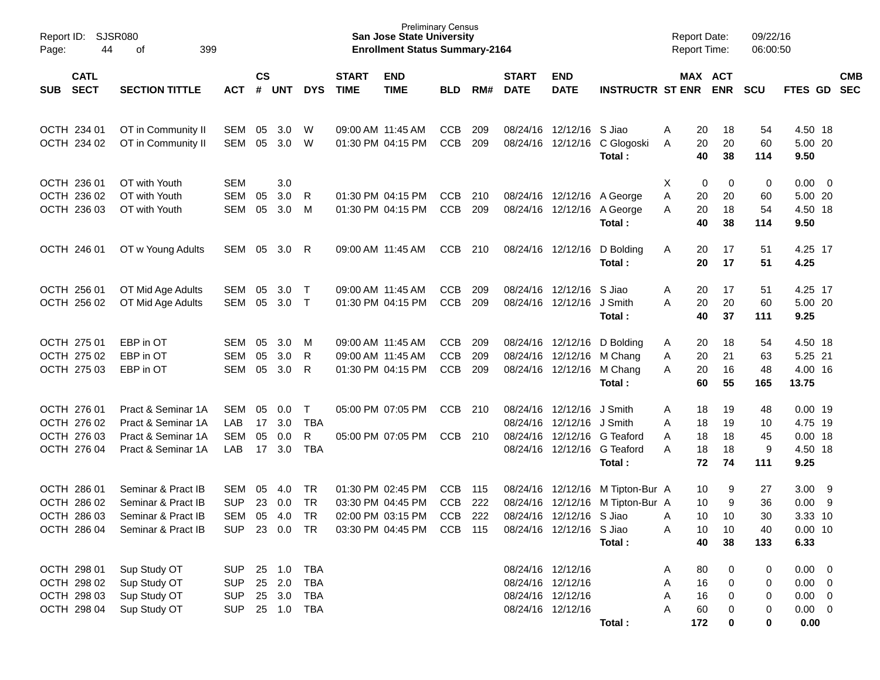Report ID: SJSR080
Page: 44 of 399

Preliminary Census
**San Jose State University**
**Enrollment Status Summary-2164**

Report Date: 09/22/16
Report Time: 06:00:50

| SUB | CATL SECT | SECTION TITTLE | ACT | CS # | UNT | DYS | START TIME | END TIME | BLD | RM# | START DATE | END DATE | INSTRUCTR | ST | MAX ENR | ACT ENR | SCU | FTES | GD | CMB SEC |
|---|---|---|---|---|---|---|---|---|---|---|---|---|---|---|---|---|---|---|---|---|
| OCTH | 234 01 | OT in Community II | SEM | 05 | 3.0 | W | 09:00 AM | 11:45 AM | CCB | 209 | 08/24/16 | 12/12/16 | S Jiao | A | 20 | 18 | 54 | 4.50 | 18 | |
| OCTH | 234 02 | OT in Community II | SEM | 05 | 3.0 | W | 01:30 PM | 04:15 PM | CCB | 209 | 08/24/16 | 12/12/16 | C Glogoski | A | 20 | 20 | 60 | 5.00 | 20 | |
| | | | | | | | | | | | | | **Total :** | | **40** | **38** | **114** | **9.50** | | |
| OCTH | 236 01 | OT with Youth | SEM | | 3.0 | | | | | | | | | X | 0 | 0 | 0 | 0.00 | 0 | |
| OCTH | 236 02 | OT with Youth | SEM | 05 | 3.0 | R | 01:30 PM | 04:15 PM | CCB | 210 | 08/24/16 | 12/12/16 | A George | A | 20 | 20 | 60 | 5.00 | 20 | |
| OCTH | 236 03 | OT with Youth | SEM | 05 | 3.0 | M | 01:30 PM | 04:15 PM | CCB | 209 | 08/24/16 | 12/12/16 | A George | A | 20 | 18 | 54 | 4.50 | 18 | |
| | | | | | | | | | | | | | **Total :** | | **40** | **38** | **114** | **9.50** | | |
| OCTH | 246 01 | OT w Young Adults | SEM | 05 | 3.0 | R | 09:00 AM | 11:45 AM | CCB | 210 | 08/24/16 | 12/12/16 | D Bolding | A | 20 | 17 | 51 | 4.25 | 17 | |
| | | | | | | | | | | | | | **Total :** | | **20** | **17** | **51** | **4.25** | | |
| OCTH | 256 01 | OT Mid Age Adults | SEM | 05 | 3.0 | T | 09:00 AM | 11:45 AM | CCB | 209 | 08/24/16 | 12/12/16 | S Jiao | A | 20 | 17 | 51 | 4.25 | 17 | |
| OCTH | 256 02 | OT Mid Age Adults | SEM | 05 | 3.0 | T | 01:30 PM | 04:15 PM | CCB | 209 | 08/24/16 | 12/12/16 | J Smith | A | 20 | 20 | 60 | 5.00 | 20 | |
| | | | | | | | | | | | | | **Total :** | | **40** | **37** | **111** | **9.25** | | |
| OCTH | 275 01 | EBP in OT | SEM | 05 | 3.0 | M | 09:00 AM | 11:45 AM | CCB | 209 | 08/24/16 | 12/12/16 | D Bolding | A | 20 | 18 | 54 | 4.50 | 18 | |
| OCTH | 275 02 | EBP in OT | SEM | 05 | 3.0 | R | 09:00 AM | 11:45 AM | CCB | 209 | 08/24/16 | 12/12/16 | M Chang | A | 20 | 21 | 63 | 5.25 | 21 | |
| OCTH | 275 03 | EBP in OT | SEM | 05 | 3.0 | R | 01:30 PM | 04:15 PM | CCB | 209 | 08/24/16 | 12/12/16 | M Chang | A | 20 | 16 | 48 | 4.00 | 16 | |
| | | | | | | | | | | | | | **Total :** | | **60** | **55** | **165** | **13.75** | | |
| OCTH | 276 01 | Pract & Seminar 1A | SEM | 05 | 0.0 | T | 05:00 PM | 07:05 PM | CCB | 210 | 08/24/16 | 12/12/16 | J Smith | A | 18 | 19 | 48 | 0.00 | 19 | |
| OCTH | 276 02 | Pract & Seminar 1A | LAB | 17 | 3.0 | TBA | | | | | 08/24/16 | 12/12/16 | J Smith | A | 18 | 19 | 10 | 4.75 | 19 | |
| OCTH | 276 03 | Pract & Seminar 1A | SEM | 05 | 0.0 | R | 05:00 PM | 07:05 PM | CCB | 210 | 08/24/16 | 12/12/16 | G Teaford | A | 18 | 18 | 45 | 0.00 | 18 | |
| OCTH | 276 04 | Pract & Seminar 1A | LAB | 17 | 3.0 | TBA | | | | | 08/24/16 | 12/12/16 | G Teaford | A | 18 | 18 | 9 | 4.50 | 18 | |
| | | | | | | | | | | | | | **Total :** | | **72** | **74** | **111** | **9.25** | | |
| OCTH | 286 01 | Seminar & Pract IB | SEM | 05 | 4.0 | TR | 01:30 PM | 02:45 PM | CCB | 115 | 08/24/16 | 12/12/16 | M Tipton-Bur | A | 10 | 9 | 27 | 3.00 | 9 | |
| OCTH | 286 02 | Seminar & Pract IB | SUP | 23 | 0.0 | TR | 03:30 PM | 04:45 PM | CCB | 222 | 08/24/16 | 12/12/16 | M Tipton-Bur | A | 10 | 9 | 36 | 0.00 | 9 | |
| OCTH | 286 03 | Seminar & Pract IB | SEM | 05 | 4.0 | TR | 02:00 PM | 03:15 PM | CCB | 222 | 08/24/16 | 12/12/16 | S Jiao | A | 10 | 10 | 30 | 3.33 | 10 | |
| OCTH | 286 04 | Seminar & Pract IB | SUP | 23 | 0.0 | TR | 03:30 PM | 04:45 PM | CCB | 115 | 08/24/16 | 12/12/16 | S Jiao | A | 10 | 10 | 40 | 0.00 | 10 | |
| | | | | | | | | | | | | | **Total :** | | **40** | **38** | **133** | **6.33** | | |
| OCTH | 298 01 | Sup Study OT | SUP | 25 | 1.0 | TBA | | | | | 08/24/16 | 12/12/16 | | A | 80 | 0 | 0 | 0.00 | 0 | |
| OCTH | 298 02 | Sup Study OT | SUP | 25 | 2.0 | TBA | | | | | 08/24/16 | 12/12/16 | | A | 16 | 0 | 0 | 0.00 | 0 | |
| OCTH | 298 03 | Sup Study OT | SUP | 25 | 3.0 | TBA | | | | | 08/24/16 | 12/12/16 | | A | 16 | 0 | 0 | 0.00 | 0 | |
| OCTH | 298 04 | Sup Study OT | SUP | 25 | 1.0 | TBA | | | | | 08/24/16 | 12/12/16 | | A | 60 | 0 | 0 | 0.00 | 0 | |
| | | | | | | | | | | | | | **Total :** | | **172** | **0** | **0** | **0.00** | | |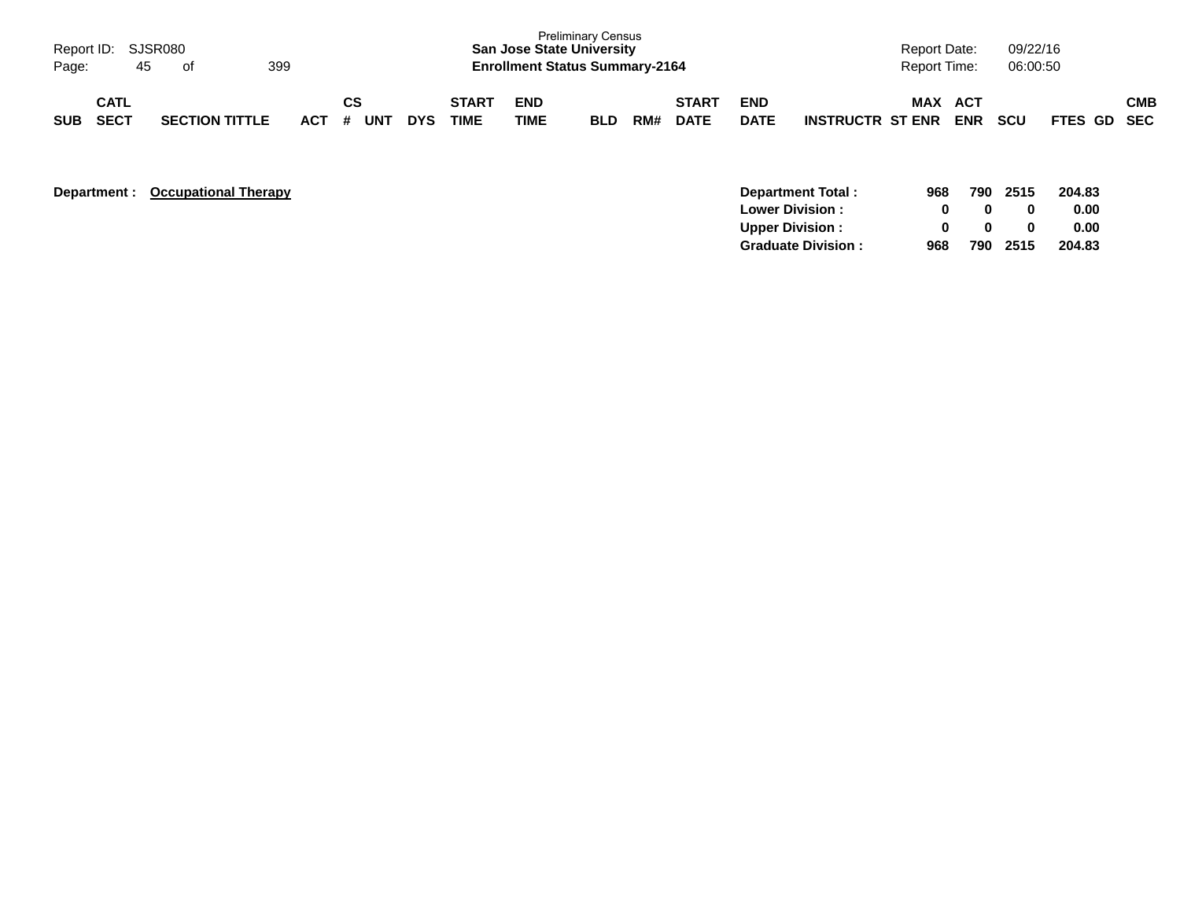Preliminary Census
**San Jose State University**
**Enrollment Status Summary-2164**

Report ID: SJSR080
Report Date: 09/22/16
Report Time: 06:00:50

| SUB | CATL SECT | SECTION TITTLE | ACT | CS # | UNT | DYS | START TIME | END TIME | BLD | RM# | START DATE | END DATE | INSTRUCTR | MAX ST ENR | ACT ENR | SCU | FTES | GD | CMB SEC |
|---|---|---|---|---|---|---|---|---|---|---|---|---|---|---|---|---|---|---|---|

**Department : Occupational Therapy**

| | MAX ST ENR | ACT ENR | SCU | FTES |
|---|---|---|---|---|
| **Department Total :** | **968** | **790** | **2515** | **204.83** |
| **Lower Division :** | **0** | **0** | **0** | **0.00** |
| **Upper Division :** | **0** | **0** | **0** | **0.00** |
| **Graduate Division :** | **968** | **790** | **2515** | **204.83** |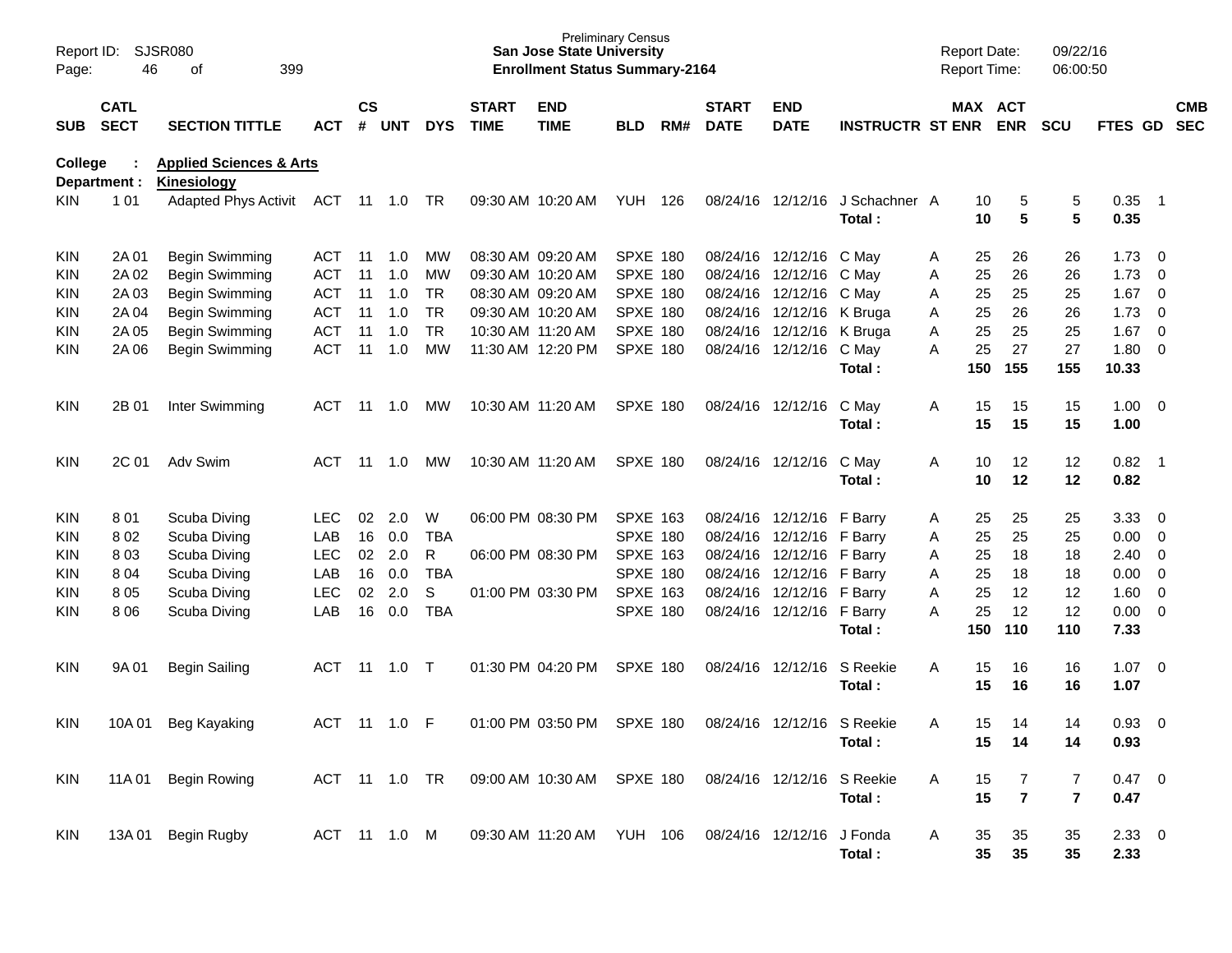Preliminary Census
**San Jose State University**
**Enrollment Status Summary-2164**

Report ID: SJSR080
Report Date: 09/22/16
Report Time: 06:00:50

**College : Applied Sciences & Arts**
**Department : Kinesiology**

| SUB | CATL SECT | SECTION TITTLE | ACT | CS # | UNT | DYS | START TIME | END TIME | BLD | RM# | START DATE | END DATE | INSTRUCTR | ST | MAX ENR | ACT ENR | SCU | FTES | GD | CMB SEC |
|---|---|---|---|---|---|---|---|---|---|---|---|---|---|---|---|---|---|---|---|---|
| KIN | 1 01 | Adapted Phys Activit | ACT | 11 | 1.0 | TR | 09:30 AM | 10:20 AM | YUH | 126 | 08/24/16 | 12/12/16 | J Schachner | A | 10 | 5 | 5 | 0.35 | 1 | |
| | | | | | | | | | | | | | **Total :** | | **10** | **5** | **5** | **0.35** | | |
| KIN | 2A 01 | Begin Swimming | ACT | 11 | 1.0 | MW | 08:30 AM | 09:20 AM | SPXE | 180 | 08/24/16 | 12/12/16 | C May | A | 25 | 26 | 26 | 1.73 | 0 | |
| KIN | 2A 02 | Begin Swimming | ACT | 11 | 1.0 | MW | 09:30 AM | 10:20 AM | SPXE | 180 | 08/24/16 | 12/12/16 | C May | A | 25 | 26 | 26 | 1.73 | 0 | |
| KIN | 2A 03 | Begin Swimming | ACT | 11 | 1.0 | TR | 08:30 AM | 09:20 AM | SPXE | 180 | 08/24/16 | 12/12/16 | C May | A | 25 | 25 | 25 | 1.67 | 0 | |
| KIN | 2A 04 | Begin Swimming | ACT | 11 | 1.0 | TR | 09:30 AM | 10:20 AM | SPXE | 180 | 08/24/16 | 12/12/16 | K Bruga | A | 25 | 26 | 26 | 1.73 | 0 | |
| KIN | 2A 05 | Begin Swimming | ACT | 11 | 1.0 | TR | 10:30 AM | 11:20 AM | SPXE | 180 | 08/24/16 | 12/12/16 | K Bruga | A | 25 | 25 | 25 | 1.67 | 0 | |
| KIN | 2A 06 | Begin Swimming | ACT | 11 | 1.0 | MW | 11:30 AM | 12:20 PM | SPXE | 180 | 08/24/16 | 12/12/16 | C May | A | 25 | 27 | 27 | 1.80 | 0 | |
| | | | | | | | | | | | | | **Total :** | | **150** | **155** | **155** | **10.33** | | |
| KIN | 2B 01 | Inter Swimming | ACT | 11 | 1.0 | MW | 10:30 AM | 11:20 AM | SPXE | 180 | 08/24/16 | 12/12/16 | C May | A | 15 | 15 | 15 | 1.00 | 0 | |
| | | | | | | | | | | | | | **Total :** | | **15** | **15** | **15** | **1.00** | | |
| KIN | 2C 01 | Adv Swim | ACT | 11 | 1.0 | MW | 10:30 AM | 11:20 AM | SPXE | 180 | 08/24/16 | 12/12/16 | C May | A | 10 | 12 | 12 | 0.82 | 1 | |
| | | | | | | | | | | | | | **Total :** | | **10** | **12** | **12** | **0.82** | | |
| KIN | 8 01 | Scuba Diving | LEC | 02 | 2.0 | W | 06:00 PM | 08:30 PM | SPXE | 163 | 08/24/16 | 12/12/16 | F Barry | A | 25 | 25 | 25 | 3.33 | 0 | |
| KIN | 8 02 | Scuba Diving | LAB | 16 | 0.0 | TBA | | | SPXE | 180 | 08/24/16 | 12/12/16 | F Barry | A | 25 | 25 | 25 | 0.00 | 0 | |
| KIN | 8 03 | Scuba Diving | LEC | 02 | 2.0 | R | 06:00 PM | 08:30 PM | SPXE | 163 | 08/24/16 | 12/12/16 | F Barry | A | 25 | 18 | 18 | 2.40 | 0 | |
| KIN | 8 04 | Scuba Diving | LAB | 16 | 0.0 | TBA | | | SPXE | 180 | 08/24/16 | 12/12/16 | F Barry | A | 25 | 18 | 18 | 0.00 | 0 | |
| KIN | 8 05 | Scuba Diving | LEC | 02 | 2.0 | S | 01:00 PM | 03:30 PM | SPXE | 163 | 08/24/16 | 12/12/16 | F Barry | A | 25 | 12 | 12 | 1.60 | 0 | |
| KIN | 8 06 | Scuba Diving | LAB | 16 | 0.0 | TBA | | | SPXE | 180 | 08/24/16 | 12/12/16 | F Barry | A | 25 | 12 | 12 | 0.00 | 0 | |
| | | | | | | | | | | | | | **Total :** | | **150** | **110** | **110** | **7.33** | | |
| KIN | 9A 01 | Begin Sailing | ACT | 11 | 1.0 | T | 01:30 PM | 04:20 PM | SPXE | 180 | 08/24/16 | 12/12/16 | S Reekie | A | 15 | 16 | 16 | 1.07 | 0 | |
| | | | | | | | | | | | | | **Total :** | | **15** | **16** | **16** | **1.07** | | |
| KIN | 10A 01 | Beg Kayaking | ACT | 11 | 1.0 | F | 01:00 PM | 03:50 PM | SPXE | 180 | 08/24/16 | 12/12/16 | S Reekie | A | 15 | 14 | 14 | 0.93 | 0 | |
| | | | | | | | | | | | | | **Total :** | | **15** | **14** | **14** | **0.93** | | |
| KIN | 11A 01 | Begin Rowing | ACT | 11 | 1.0 | TR | 09:00 AM | 10:30 AM | SPXE | 180 | 08/24/16 | 12/12/16 | S Reekie | A | 15 | 7 | 7 | 0.47 | 0 | |
| | | | | | | | | | | | | | **Total :** | | **15** | **7** | **7** | **0.47** | | |
| KIN | 13A 01 | Begin Rugby | ACT | 11 | 1.0 | M | 09:30 AM | 11:20 AM | YUH | 106 | 08/24/16 | 12/12/16 | J Fonda | A | 35 | 35 | 35 | 2.33 | 0 | |
| | | | | | | | | | | | | | **Total :** | | **35** | **35** | **35** | **2.33** | | |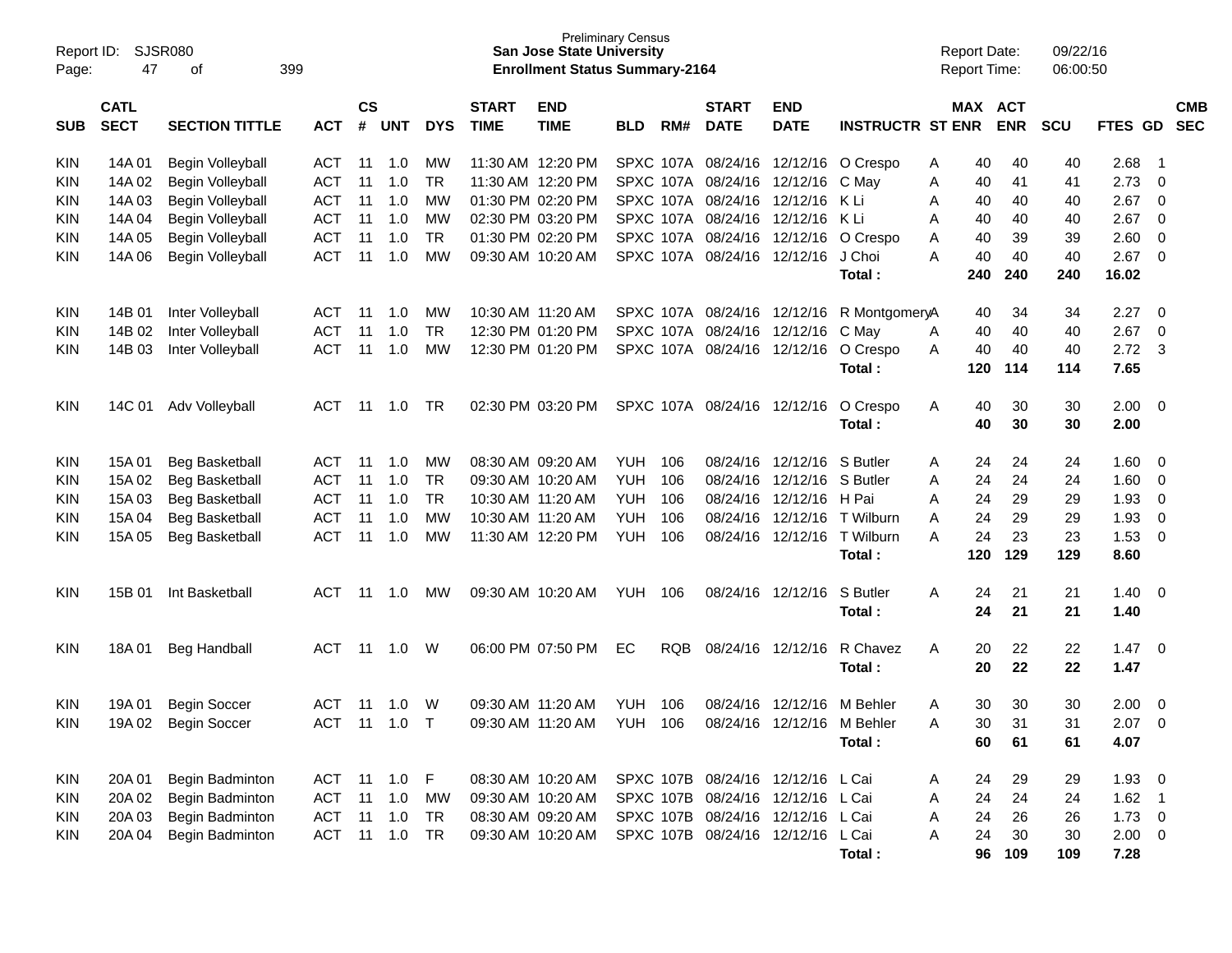Preliminary Census
**San Jose State University**
**Enrollment Status Summary-2164**

Report ID: SJSR080
Report Date: 09/22/16
Report Time: 06:00:50

| SUB | CATL SECT | SECTION TITTLE | ACT | CS # | UNT | DYS | START TIME | END TIME | BLD | RM# | START DATE | END DATE | INSTRUCTR | ST | MAX ENR | ACT ENR | SCU | FTES | GD | CMB SEC |
|---|---|---|---|---|---|---|---|---|---|---|---|---|---|---|---|---|---|---|---|---|
| KIN | 14A 01 | Begin Volleyball | ACT | 11 | 1.0 | MW | 11:30 AM | 12:20 PM | SPXC | 107A | 08/24/16 | 12/12/16 | O Crespo | A | 40 | 40 | 40 | 2.68 | 1 | |
| KIN | 14A 02 | Begin Volleyball | ACT | 11 | 1.0 | TR | 11:30 AM | 12:20 PM | SPXC | 107A | 08/24/16 | 12/12/16 | C May | A | 40 | 41 | 41 | 2.73 | 0 | |
| KIN | 14A 03 | Begin Volleyball | ACT | 11 | 1.0 | MW | 01:30 PM | 02:20 PM | SPXC | 107A | 08/24/16 | 12/12/16 | K Li | A | 40 | 40 | 40 | 2.67 | 0 | |
| KIN | 14A 04 | Begin Volleyball | ACT | 11 | 1.0 | MW | 02:30 PM | 03:20 PM | SPXC | 107A | 08/24/16 | 12/12/16 | K Li | A | 40 | 40 | 40 | 2.67 | 0 | |
| KIN | 14A 05 | Begin Volleyball | ACT | 11 | 1.0 | TR | 01:30 PM | 02:20 PM | SPXC | 107A | 08/24/16 | 12/12/16 | O Crespo | A | 40 | 39 | 39 | 2.60 | 0 | |
| KIN | 14A 06 | Begin Volleyball | ACT | 11 | 1.0 | MW | 09:30 AM | 10:20 AM | SPXC | 107A | 08/24/16 | 12/12/16 | J Choi | A | 40 | 40 | 40 | 2.67 | 0 | |
| | | | | | | | | | | | | | **Total :** | | **240** | **240** | **240** | **16.02** | | |
| KIN | 14B 01 | Inter Volleyball | ACT | 11 | 1.0 | MW | 10:30 AM | 11:20 AM | SPXC | 107A | 08/24/16 | 12/12/16 | R Montgomery | A | 40 | 34 | 34 | 2.27 | 0 | |
| KIN | 14B 02 | Inter Volleyball | ACT | 11 | 1.0 | TR | 12:30 PM | 01:20 PM | SPXC | 107A | 08/24/16 | 12/12/16 | C May | A | 40 | 40 | 40 | 2.67 | 0 | |
| KIN | 14B 03 | Inter Volleyball | ACT | 11 | 1.0 | MW | 12:30 PM | 01:20 PM | SPXC | 107A | 08/24/16 | 12/12/16 | O Crespo | A | 40 | 40 | 40 | 2.72 | 3 | |
| | | | | | | | | | | | | | **Total :** | | **120** | **114** | **114** | **7.65** | | |
| KIN | 14C 01 | Adv Volleyball | ACT | 11 | 1.0 | TR | 02:30 PM | 03:20 PM | SPXC | 107A | 08/24/16 | 12/12/16 | O Crespo | A | 40 | 30 | 30 | 2.00 | 0 | |
| | | | | | | | | | | | | | **Total :** | | **40** | **30** | **30** | **2.00** | | |
| KIN | 15A 01 | Beg Basketball | ACT | 11 | 1.0 | MW | 08:30 AM | 09:20 AM | YUH | 106 | 08/24/16 | 12/12/16 | S Butler | A | 24 | 24 | 24 | 1.60 | 0 | |
| KIN | 15A 02 | Beg Basketball | ACT | 11 | 1.0 | TR | 09:30 AM | 10:20 AM | YUH | 106 | 08/24/16 | 12/12/16 | S Butler | A | 24 | 24 | 24 | 1.60 | 0 | |
| KIN | 15A 03 | Beg Basketball | ACT | 11 | 1.0 | TR | 10:30 AM | 11:20 AM | YUH | 106 | 08/24/16 | 12/12/16 | H Pai | A | 24 | 29 | 29 | 1.93 | 0 | |
| KIN | 15A 04 | Beg Basketball | ACT | 11 | 1.0 | MW | 10:30 AM | 11:20 AM | YUH | 106 | 08/24/16 | 12/12/16 | T Wilburn | A | 24 | 29 | 29 | 1.93 | 0 | |
| KIN | 15A 05 | Beg Basketball | ACT | 11 | 1.0 | MW | 11:30 AM | 12:20 PM | YUH | 106 | 08/24/16 | 12/12/16 | T Wilburn | A | 24 | 23 | 23 | 1.53 | 0 | |
| | | | | | | | | | | | | | **Total :** | | **120** | **129** | **129** | **8.60** | | |
| KIN | 15B 01 | Int Basketball | ACT | 11 | 1.0 | MW | 09:30 AM | 10:20 AM | YUH | 106 | 08/24/16 | 12/12/16 | S Butler | A | 24 | 21 | 21 | 1.40 | 0 | |
| | | | | | | | | | | | | | **Total :** | | **24** | **21** | **21** | **1.40** | | |
| KIN | 18A 01 | Beg Handball | ACT | 11 | 1.0 | W | 06:00 PM | 07:50 PM | EC | RQB | 08/24/16 | 12/12/16 | R Chavez | A | 20 | 22 | 22 | 1.47 | 0 | |
| | | | | | | | | | | | | | **Total :** | | **20** | **22** | **22** | **1.47** | | |
| KIN | 19A 01 | Begin Soccer | ACT | 11 | 1.0 | W | 09:30 AM | 11:20 AM | YUH | 106 | 08/24/16 | 12/12/16 | M Behler | A | 30 | 30 | 30 | 2.00 | 0 | |
| KIN | 19A 02 | Begin Soccer | ACT | 11 | 1.0 | T | 09:30 AM | 11:20 AM | YUH | 106 | 08/24/16 | 12/12/16 | M Behler | A | 30 | 31 | 31 | 2.07 | 0 | |
| | | | | | | | | | | | | | **Total :** | | **60** | **61** | **61** | **4.07** | | |
| KIN | 20A 01 | Begin Badminton | ACT | 11 | 1.0 | F | 08:30 AM | 10:20 AM | SPXC | 107B | 08/24/16 | 12/12/16 | L Cai | A | 24 | 29 | 29 | 1.93 | 0 | |
| KIN | 20A 02 | Begin Badminton | ACT | 11 | 1.0 | MW | 09:30 AM | 10:20 AM | SPXC | 107B | 08/24/16 | 12/12/16 | L Cai | A | 24 | 24 | 24 | 1.62 | 1 | |
| KIN | 20A 03 | Begin Badminton | ACT | 11 | 1.0 | TR | 08:30 AM | 09:20 AM | SPXC | 107B | 08/24/16 | 12/12/16 | L Cai | A | 24 | 26 | 26 | 1.73 | 0 | |
| KIN | 20A 04 | Begin Badminton | ACT | 11 | 1.0 | TR | 09:30 AM | 10:20 AM | SPXC | 107B | 08/24/16 | 12/12/16 | L Cai | A | 24 | 30 | 30 | 2.00 | 0 | |
| | | | | | | | | | | | | | **Total :** | | **96** | **109** | **109** | **7.28** | | |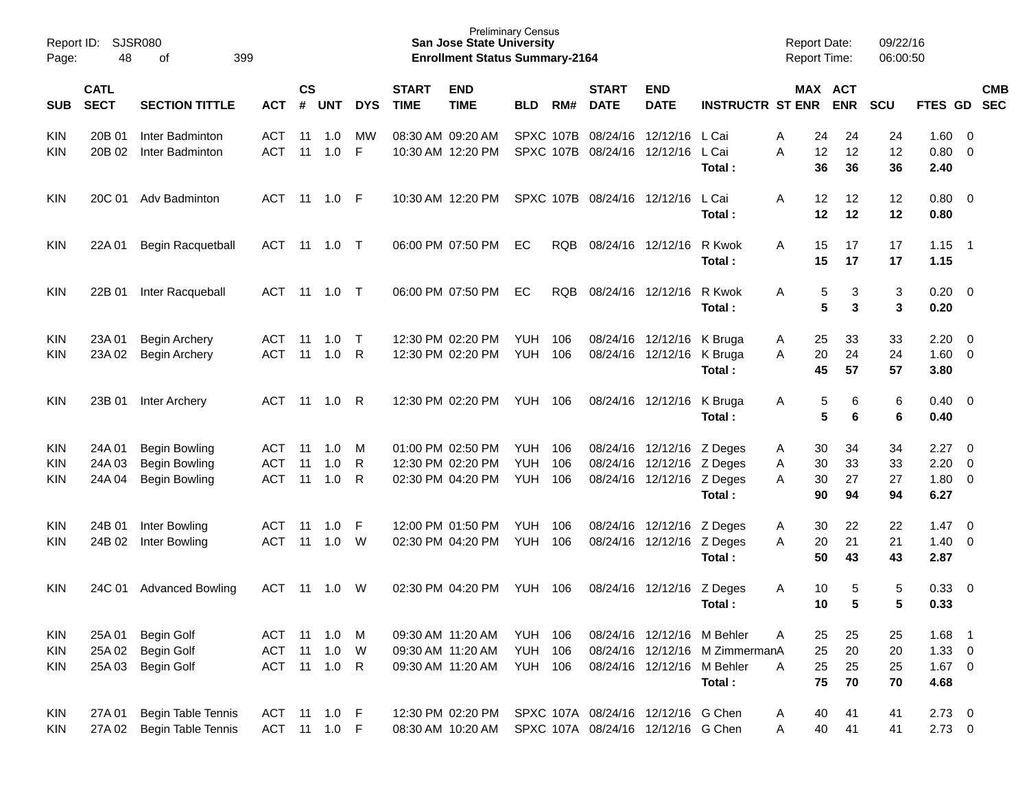Preliminary Census

**San Jose State University**

**Enrollment Status Summary-2164**

Report ID: SJSR080

Report Date: 09/22/16

Report Time: 06:00:50

| SUB | CATL SECT | SECTION TITTLE | ACT | CS # | UNT | DYS | START TIME | END TIME | BLD | RM# | START DATE | END DATE | INSTRUCTR | ST | MAX ENR | ACT ENR | SCU | FTES | GD | CMB SEC |
|---|---|---|---|---|---|---|---|---|---|---|---|---|---|---|---|---|---|---|---|---|
| KIN | 20B 01 | Inter Badminton | ACT | 11 | 1.0 | MW | 08:30 AM | 09:20 AM | SPXC | 107B | 08/24/16 | 12/12/16 | L Cai | A | 24 | 24 | 24 | 1.60 | 0 | |
| KIN | 20B 02 | Inter Badminton | ACT | 11 | 1.0 | F | 10:30 AM | 12:20 PM | SPXC | 107B | 08/24/16 | 12/12/16 | L Cai | A | 12 | 12 | 12 | 0.80 | 0 | |
| | | | | | | | | | | | | | **Total :** | | **36** | **36** | **36** | **2.40** | | |
| KIN | 20C 01 | Adv Badminton | ACT | 11 | 1.0 | F | 10:30 AM | 12:20 PM | SPXC | 107B | 08/24/16 | 12/12/16 | L Cai | A | 12 | 12 | 12 | 0.80 | 0 | |
| | | | | | | | | | | | | | **Total :** | | **12** | **12** | **12** | **0.80** | | |
| KIN | 22A 01 | Begin Racquetball | ACT | 11 | 1.0 | T | 06:00 PM | 07:50 PM | EC | RQB | 08/24/16 | 12/12/16 | R Kwok | A | 15 | 17 | 17 | 1.15 | 1 | |
| | | | | | | | | | | | | | **Total :** | | **15** | **17** | **17** | **1.15** | | |
| KIN | 22B 01 | Inter Racqueball | ACT | 11 | 1.0 | T | 06:00 PM | 07:50 PM | EC | RQB | 08/24/16 | 12/12/16 | R Kwok | A | 5 | 3 | 3 | 0.20 | 0 | |
| | | | | | | | | | | | | | **Total :** | | **5** | **3** | **3** | **0.20** | | |
| KIN | 23A 01 | Begin Archery | ACT | 11 | 1.0 | T | 12:30 PM | 02:20 PM | YUH | 106 | 08/24/16 | 12/12/16 | K Bruga | A | 25 | 33 | 33 | 2.20 | 0 | |
| KIN | 23A 02 | Begin Archery | ACT | 11 | 1.0 | R | 12:30 PM | 02:20 PM | YUH | 106 | 08/24/16 | 12/12/16 | K Bruga | A | 20 | 24 | 24 | 1.60 | 0 | |
| | | | | | | | | | | | | | **Total :** | | **45** | **57** | **57** | **3.80** | | |
| KIN | 23B 01 | Inter Archery | ACT | 11 | 1.0 | R | 12:30 PM | 02:20 PM | YUH | 106 | 08/24/16 | 12/12/16 | K Bruga | A | 5 | 6 | 6 | 0.40 | 0 | |
| | | | | | | | | | | | | | **Total :** | | **5** | **6** | **6** | **0.40** | | |
| KIN | 24A 01 | Begin Bowling | ACT | 11 | 1.0 | M | 01:00 PM | 02:50 PM | YUH | 106 | 08/24/16 | 12/12/16 | Z Deges | A | 30 | 34 | 34 | 2.27 | 0 | |
| KIN | 24A 03 | Begin Bowling | ACT | 11 | 1.0 | R | 12:30 PM | 02:20 PM | YUH | 106 | 08/24/16 | 12/12/16 | Z Deges | A | 30 | 33 | 33 | 2.20 | 0 | |
| KIN | 24A 04 | Begin Bowling | ACT | 11 | 1.0 | R | 02:30 PM | 04:20 PM | YUH | 106 | 08/24/16 | 12/12/16 | Z Deges | A | 30 | 27 | 27 | 1.80 | 0 | |
| | | | | | | | | | | | | | **Total :** | | **90** | **94** | **94** | **6.27** | | |
| KIN | 24B 01 | Inter Bowling | ACT | 11 | 1.0 | F | 12:00 PM | 01:50 PM | YUH | 106 | 08/24/16 | 12/12/16 | Z Deges | A | 30 | 22 | 22 | 1.47 | 0 | |
| KIN | 24B 02 | Inter Bowling | ACT | 11 | 1.0 | W | 02:30 PM | 04:20 PM | YUH | 106 | 08/24/16 | 12/12/16 | Z Deges | A | 20 | 21 | 21 | 1.40 | 0 | |
| | | | | | | | | | | | | | **Total :** | | **50** | **43** | **43** | **2.87** | | |
| KIN | 24C 01 | Advanced Bowling | ACT | 11 | 1.0 | W | 02:30 PM | 04:20 PM | YUH | 106 | 08/24/16 | 12/12/16 | Z Deges | A | 10 | 5 | 5 | 0.33 | 0 | |
| | | | | | | | | | | | | | **Total :** | | **10** | **5** | **5** | **0.33** | | |
| KIN | 25A 01 | Begin Golf | ACT | 11 | 1.0 | M | 09:30 AM | 11:20 AM | YUH | 106 | 08/24/16 | 12/12/16 | M Behler | A | 25 | 25 | 25 | 1.68 | 1 | |
| KIN | 25A 02 | Begin Golf | ACT | 11 | 1.0 | W | 09:30 AM | 11:20 AM | YUH | 106 | 08/24/16 | 12/12/16 | M Zimmerman | A | 25 | 20 | 20 | 1.33 | 0 | |
| KIN | 25A 03 | Begin Golf | ACT | 11 | 1.0 | R | 09:30 AM | 11:20 AM | YUH | 106 | 08/24/16 | 12/12/16 | M Behler | A | 25 | 25 | 25 | 1.67 | 0 | |
| | | | | | | | | | | | | | **Total :** | | **75** | **70** | **70** | **4.68** | | |
| KIN | 27A 01 | Begin Table Tennis | ACT | 11 | 1.0 | F | 12:30 PM | 02:20 PM | SPXC | 107A | 08/24/16 | 12/12/16 | G Chen | A | 40 | 41 | 41 | 2.73 | 0 | |
| KIN | 27A 02 | Begin Table Tennis | ACT | 11 | 1.0 | F | 08:30 AM | 10:20 AM | SPXC | 107A | 08/24/16 | 12/12/16 | G Chen | A | 40 | 41 | 41 | 2.73 | 0 | |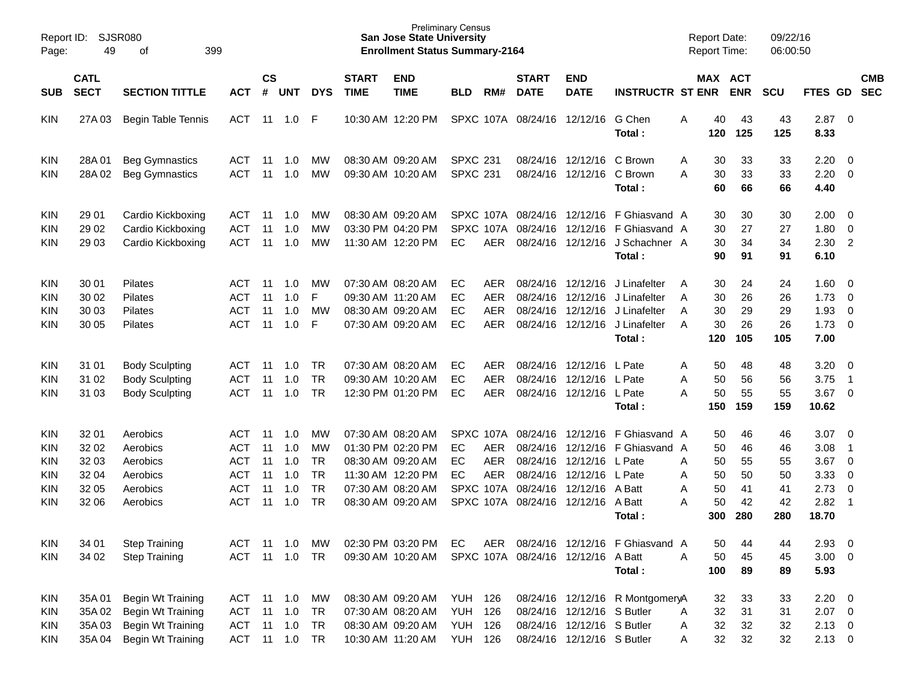Report ID: SJSR080
Page: 49 of 399

Preliminary Census
**San Jose State University**
**Enrollment Status Summary-2164**

Report Date: 09/22/16
Report Time: 06:00:50

| SUB | CATL SECT | SECTION TITTLE | ACT | CS # | UNT | DYS | START TIME | END TIME | BLD | RM# | START DATE | END DATE | INSTRUCTR | ST | MAX ENR | ACT ENR | SCU | FTES | GD | CMB SEC |
|---|---|---|---|---|---|---|---|---|---|---|---|---|---|---|---|---|---|---|---|---|
| KIN | 27A 03 | Begin Table Tennis | ACT | 11 | 1.0 | F | 10:30 AM | 12:20 PM | SPXC | 107A | 08/24/16 | 12/12/16 | G Chen | A | 40 | 43 | 43 | 2.87 | 0 | |
| | | | | | | | | | | | | | **Total :** | | **120** | **125** | **125** | **8.33** | | |
| KIN | 28A 01 | Beg Gymnastics | ACT | 11 | 1.0 | MW | 08:30 AM | 09:20 AM | SPXC | 231 | 08/24/16 | 12/12/16 | C Brown | A | 30 | 33 | 33 | 2.20 | 0 | |
| KIN | 28A 02 | Beg Gymnastics | ACT | 11 | 1.0 | MW | 09:30 AM | 10:20 AM | SPXC | 231 | 08/24/16 | 12/12/16 | C Brown | A | 30 | 33 | 33 | 2.20 | 0 | |
| | | | | | | | | | | | | | **Total :** | | **60** | **66** | **66** | **4.40** | | |
| KIN | 29 01 | Cardio Kickboxing | ACT | 11 | 1.0 | MW | 08:30 AM | 09:20 AM | SPXC | 107A | 08/24/16 | 12/12/16 | F Ghiasvand | A | 30 | 30 | 30 | 2.00 | 0 | |
| KIN | 29 02 | Cardio Kickboxing | ACT | 11 | 1.0 | MW | 03:30 PM | 04:20 PM | SPXC | 107A | 08/24/16 | 12/12/16 | F Ghiasvand | A | 30 | 27 | 27 | 1.80 | 0 | |
| KIN | 29 03 | Cardio Kickboxing | ACT | 11 | 1.0 | MW | 11:30 AM | 12:20 PM | EC | AER | 08/24/16 | 12/12/16 | J Schachner | A | 30 | 34 | 34 | 2.30 | 2 | |
| | | | | | | | | | | | | | **Total :** | | **90** | **91** | **91** | **6.10** | | |
| KIN | 30 01 | Pilates | ACT | 11 | 1.0 | MW | 07:30 AM | 08:20 AM | EC | AER | 08/24/16 | 12/12/16 | J Linafelter | A | 30 | 24 | 24 | 1.60 | 0 | |
| KIN | 30 02 | Pilates | ACT | 11 | 1.0 | F | 09:30 AM | 11:20 AM | EC | AER | 08/24/16 | 12/12/16 | J Linafelter | A | 30 | 26 | 26 | 1.73 | 0 | |
| KIN | 30 03 | Pilates | ACT | 11 | 1.0 | MW | 08:30 AM | 09:20 AM | EC | AER | 08/24/16 | 12/12/16 | J Linafelter | A | 30 | 29 | 29 | 1.93 | 0 | |
| KIN | 30 05 | Pilates | ACT | 11 | 1.0 | F | 07:30 AM | 09:20 AM | EC | AER | 08/24/16 | 12/12/16 | J Linafelter | A | 30 | 26 | 26 | 1.73 | 0 | |
| | | | | | | | | | | | | | **Total :** | | **120** | **105** | **105** | **7.00** | | |
| KIN | 31 01 | Body Sculpting | ACT | 11 | 1.0 | TR | 07:30 AM | 08:20 AM | EC | AER | 08/24/16 | 12/12/16 | L Pate | A | 50 | 48 | 48 | 3.20 | 0 | |
| KIN | 31 02 | Body Sculpting | ACT | 11 | 1.0 | TR | 09:30 AM | 10:20 AM | EC | AER | 08/24/16 | 12/12/16 | L Pate | A | 50 | 56 | 56 | 3.75 | 1 | |
| KIN | 31 03 | Body Sculpting | ACT | 11 | 1.0 | TR | 12:30 PM | 01:20 PM | EC | AER | 08/24/16 | 12/12/16 | L Pate | A | 50 | 55 | 55 | 3.67 | 0 | |
| | | | | | | | | | | | | | **Total :** | | **150** | **159** | **159** | **10.62** | | |
| KIN | 32 01 | Aerobics | ACT | 11 | 1.0 | MW | 07:30 AM | 08:20 AM | SPXC | 107A | 08/24/16 | 12/12/16 | F Ghiasvand | A | 50 | 46 | 46 | 3.07 | 0 | |
| KIN | 32 02 | Aerobics | ACT | 11 | 1.0 | MW | 01:30 PM | 02:20 PM | EC | AER | 08/24/16 | 12/12/16 | F Ghiasvand | A | 50 | 46 | 46 | 3.08 | 1 | |
| KIN | 32 03 | Aerobics | ACT | 11 | 1.0 | TR | 08:30 AM | 09:20 AM | EC | AER | 08/24/16 | 12/12/16 | L Pate | A | 50 | 55 | 55 | 3.67 | 0 | |
| KIN | 32 04 | Aerobics | ACT | 11 | 1.0 | TR | 11:30 AM | 12:20 PM | EC | AER | 08/24/16 | 12/12/16 | L Pate | A | 50 | 50 | 50 | 3.33 | 0 | |
| KIN | 32 05 | Aerobics | ACT | 11 | 1.0 | TR | 07:30 AM | 08:20 AM | SPXC | 107A | 08/24/16 | 12/12/16 | A Batt | A | 50 | 41 | 41 | 2.73 | 0 | |
| KIN | 32 06 | Aerobics | ACT | 11 | 1.0 | TR | 08:30 AM | 09:20 AM | SPXC | 107A | 08/24/16 | 12/12/16 | A Batt | A | 50 | 42 | 42 | 2.82 | 1 | |
| | | | | | | | | | | | | | **Total :** | | **300** | **280** | **280** | **18.70** | | |
| KIN | 34 01 | Step Training | ACT | 11 | 1.0 | MW | 02:30 PM | 03:20 PM | EC | AER | 08/24/16 | 12/12/16 | F Ghiasvand | A | 50 | 44 | 44 | 2.93 | 0 | |
| KIN | 34 02 | Step Training | ACT | 11 | 1.0 | TR | 09:30 AM | 10:20 AM | SPXC | 107A | 08/24/16 | 12/12/16 | A Batt | A | 50 | 45 | 45 | 3.00 | 0 | |
| | | | | | | | | | | | | | **Total :** | | **100** | **89** | **89** | **5.93** | | |
| KIN | 35A 01 | Begin Wt Training | ACT | 11 | 1.0 | MW | 08:30 AM | 09:20 AM | YUH | 126 | 08/24/16 | 12/12/16 | R Montgomery | A | 32 | 33 | 33 | 2.20 | 0 | |
| KIN | 35A 02 | Begin Wt Training | ACT | 11 | 1.0 | TR | 07:30 AM | 08:20 AM | YUH | 126 | 08/24/16 | 12/12/16 | S Butler | A | 32 | 31 | 31 | 2.07 | 0 | |
| KIN | 35A 03 | Begin Wt Training | ACT | 11 | 1.0 | TR | 08:30 AM | 09:20 AM | YUH | 126 | 08/24/16 | 12/12/16 | S Butler | A | 32 | 32 | 32 | 2.13 | 0 | |
| KIN | 35A 04 | Begin Wt Training | ACT | 11 | 1.0 | TR | 10:30 AM | 11:20 AM | YUH | 126 | 08/24/16 | 12/12/16 | S Butler | A | 32 | 32 | 32 | 2.13 | 0 | |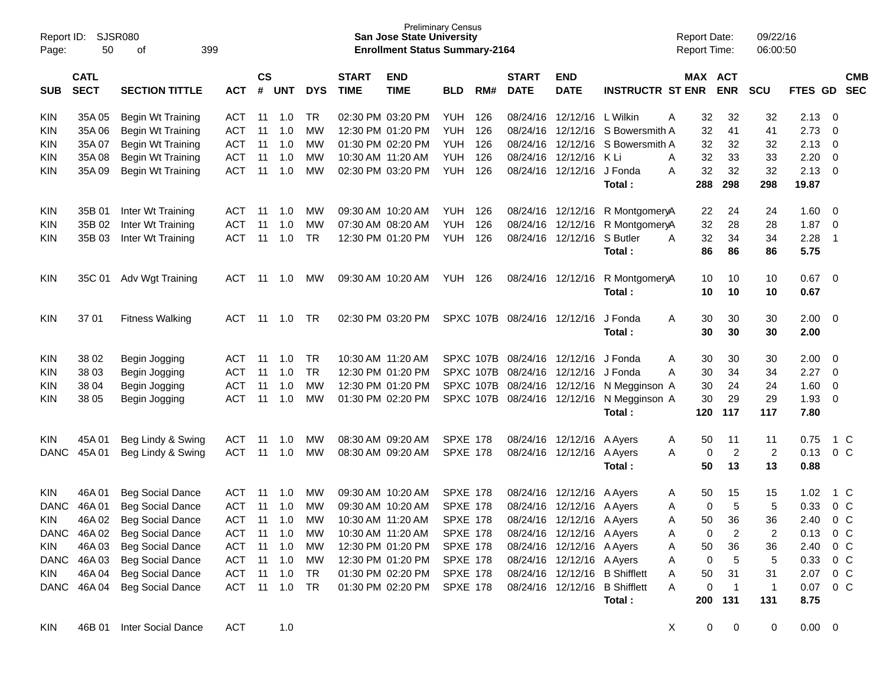Preliminary Census
**San Jose State University**
**Enrollment Status Summary-2164**

Report ID: SJSR080
Report Date: 09/22/16
Report Time: 06:00:50

| SUB | CATL SECT | SECTION TITTLE | ACT | CS # | UNT | DYS | START TIME | END TIME | BLD | RM# | START DATE | END DATE | INSTRUCTR | ST | MAX ENR | ACT ENR | SCU | FTES | GD | CMB SEC |
|---|---|---|---|---|---|---|---|---|---|---|---|---|---|---|---|---|---|---|---|---|
| KIN | 35A 05 | Begin Wt Training | ACT | 11 | 1.0 | TR | 02:30 PM | 03:20 PM | YUH | 126 | 08/24/16 | 12/12/16 | L Wilkin | A | 32 | 32 | 32 | 2.13 | 0 | |
| KIN | 35A 06 | Begin Wt Training | ACT | 11 | 1.0 | MW | 12:30 PM | 01:20 PM | YUH | 126 | 08/24/16 | 12/12/16 | S Bowersmith | A | 32 | 41 | 41 | 2.73 | 0 | |
| KIN | 35A 07 | Begin Wt Training | ACT | 11 | 1.0 | MW | 01:30 PM | 02:20 PM | YUH | 126 | 08/24/16 | 12/12/16 | S Bowersmith | A | 32 | 32 | 32 | 2.13 | 0 | |
| KIN | 35A 08 | Begin Wt Training | ACT | 11 | 1.0 | MW | 10:30 AM | 11:20 AM | YUH | 126 | 08/24/16 | 12/12/16 | K Li | A | 32 | 33 | 33 | 2.20 | 0 | |
| KIN | 35A 09 | Begin Wt Training | ACT | 11 | 1.0 | MW | 02:30 PM | 03:20 PM | YUH | 126 | 08/24/16 | 12/12/16 | J Fonda | A | 32 | 32 | 32 | 2.13 | 0 | |
| | | | | | | | | | | | | | **Total :** | | **288** | **298** | **298** | **19.87** | | |
| KIN | 35B 01 | Inter Wt Training | ACT | 11 | 1.0 | MW | 09:30 AM | 10:20 AM | YUH | 126 | 08/24/16 | 12/12/16 | R Montgomery | A | 22 | 24 | 24 | 1.60 | 0 | |
| KIN | 35B 02 | Inter Wt Training | ACT | 11 | 1.0 | MW | 07:30 AM | 08:20 AM | YUH | 126 | 08/24/16 | 12/12/16 | R Montgomery | A | 32 | 28 | 28 | 1.87 | 0 | |
| KIN | 35B 03 | Inter Wt Training | ACT | 11 | 1.0 | TR | 12:30 PM | 01:20 PM | YUH | 126 | 08/24/16 | 12/12/16 | S Butler | A | 32 | 34 | 34 | 2.28 | 1 | |
| | | | | | | | | | | | | | **Total :** | | **86** | **86** | **86** | **5.75** | | |
| KIN | 35C 01 | Adv Wgt Training | ACT | 11 | 1.0 | MW | 09:30 AM | 10:20 AM | YUH | 126 | 08/24/16 | 12/12/16 | R Montgomery | A | 10 | 10 | 10 | 0.67 | 0 | |
| | | | | | | | | | | | | | **Total :** | | **10** | **10** | **10** | **0.67** | | |
| KIN | 37 01 | Fitness Walking | ACT | 11 | 1.0 | TR | 02:30 PM | 03:20 PM | SPXC | 107B | 08/24/16 | 12/12/16 | J Fonda | A | 30 | 30 | 30 | 2.00 | 0 | |
| | | | | | | | | | | | | | **Total :** | | **30** | **30** | **30** | **2.00** | | |
| KIN | 38 02 | Begin Jogging | ACT | 11 | 1.0 | TR | 10:30 AM | 11:20 AM | SPXC | 107B | 08/24/16 | 12/12/16 | J Fonda | A | 30 | 30 | 30 | 2.00 | 0 | |
| KIN | 38 03 | Begin Jogging | ACT | 11 | 1.0 | TR | 12:30 PM | 01:20 PM | SPXC | 107B | 08/24/16 | 12/12/16 | J Fonda | A | 30 | 34 | 34 | 2.27 | 0 | |
| KIN | 38 04 | Begin Jogging | ACT | 11 | 1.0 | MW | 12:30 PM | 01:20 PM | SPXC | 107B | 08/24/16 | 12/12/16 | N Megginson | A | 30 | 24 | 24 | 1.60 | 0 | |
| KIN | 38 05 | Begin Jogging | ACT | 11 | 1.0 | MW | 01:30 PM | 02:20 PM | SPXC | 107B | 08/24/16 | 12/12/16 | N Megginson | A | 30 | 29 | 29 | 1.93 | 0 | |
| | | | | | | | | | | | | | **Total :** | | **120** | **117** | **117** | **7.80** | | |
| KIN | 45A 01 | Beg Lindy & Swing | ACT | 11 | 1.0 | MW | 08:30 AM | 09:20 AM | SPXE | 178 | 08/24/16 | 12/12/16 | A Ayers | A | 50 | 11 | 11 | 0.75 | 1 | C |
| DANC | 45A 01 | Beg Lindy & Swing | ACT | 11 | 1.0 | MW | 08:30 AM | 09:20 AM | SPXE | 178 | 08/24/16 | 12/12/16 | A Ayers | A | 0 | 2 | 2 | 0.13 | 0 | C |
| | | | | | | | | | | | | | **Total :** | | **50** | **13** | **13** | **0.88** | | |
| KIN | 46A 01 | Beg Social Dance | ACT | 11 | 1.0 | MW | 09:30 AM | 10:20 AM | SPXE | 178 | 08/24/16 | 12/12/16 | A Ayers | A | 50 | 15 | 15 | 1.02 | 1 | C |
| DANC | 46A 01 | Beg Social Dance | ACT | 11 | 1.0 | MW | 09:30 AM | 10:20 AM | SPXE | 178 | 08/24/16 | 12/12/16 | A Ayers | A | 0 | 5 | 5 | 0.33 | 0 | C |
| KIN | 46A 02 | Beg Social Dance | ACT | 11 | 1.0 | MW | 10:30 AM | 11:20 AM | SPXE | 178 | 08/24/16 | 12/12/16 | A Ayers | A | 50 | 36 | 36 | 2.40 | 0 | C |
| DANC | 46A 02 | Beg Social Dance | ACT | 11 | 1.0 | MW | 10:30 AM | 11:20 AM | SPXE | 178 | 08/24/16 | 12/12/16 | A Ayers | A | 0 | 2 | 2 | 0.13 | 0 | C |
| KIN | 46A 03 | Beg Social Dance | ACT | 11 | 1.0 | MW | 12:30 PM | 01:20 PM | SPXE | 178 | 08/24/16 | 12/12/16 | A Ayers | A | 50 | 36 | 36 | 2.40 | 0 | C |
| DANC | 46A 03 | Beg Social Dance | ACT | 11 | 1.0 | MW | 12:30 PM | 01:20 PM | SPXE | 178 | 08/24/16 | 12/12/16 | A Ayers | A | 0 | 5 | 5 | 0.33 | 0 | C |
| KIN | 46A 04 | Beg Social Dance | ACT | 11 | 1.0 | TR | 01:30 PM | 02:20 PM | SPXE | 178 | 08/24/16 | 12/12/16 | B Shifflett | A | 50 | 31 | 31 | 2.07 | 0 | C |
| DANC | 46A 04 | Beg Social Dance | ACT | 11 | 1.0 | TR | 01:30 PM | 02:20 PM | SPXE | 178 | 08/24/16 | 12/12/16 | B Shifflett | A | 0 | 1 | 1 | 0.07 | 0 | C |
| | | | | | | | | | | | | | **Total :** | | **200** | **131** | **131** | **8.75** | | |
| KIN | 46B 01 | Inter Social Dance | ACT | | 1.0 | | | | | | | | | X | 0 | 0 | 0 | 0.00 | 0 | |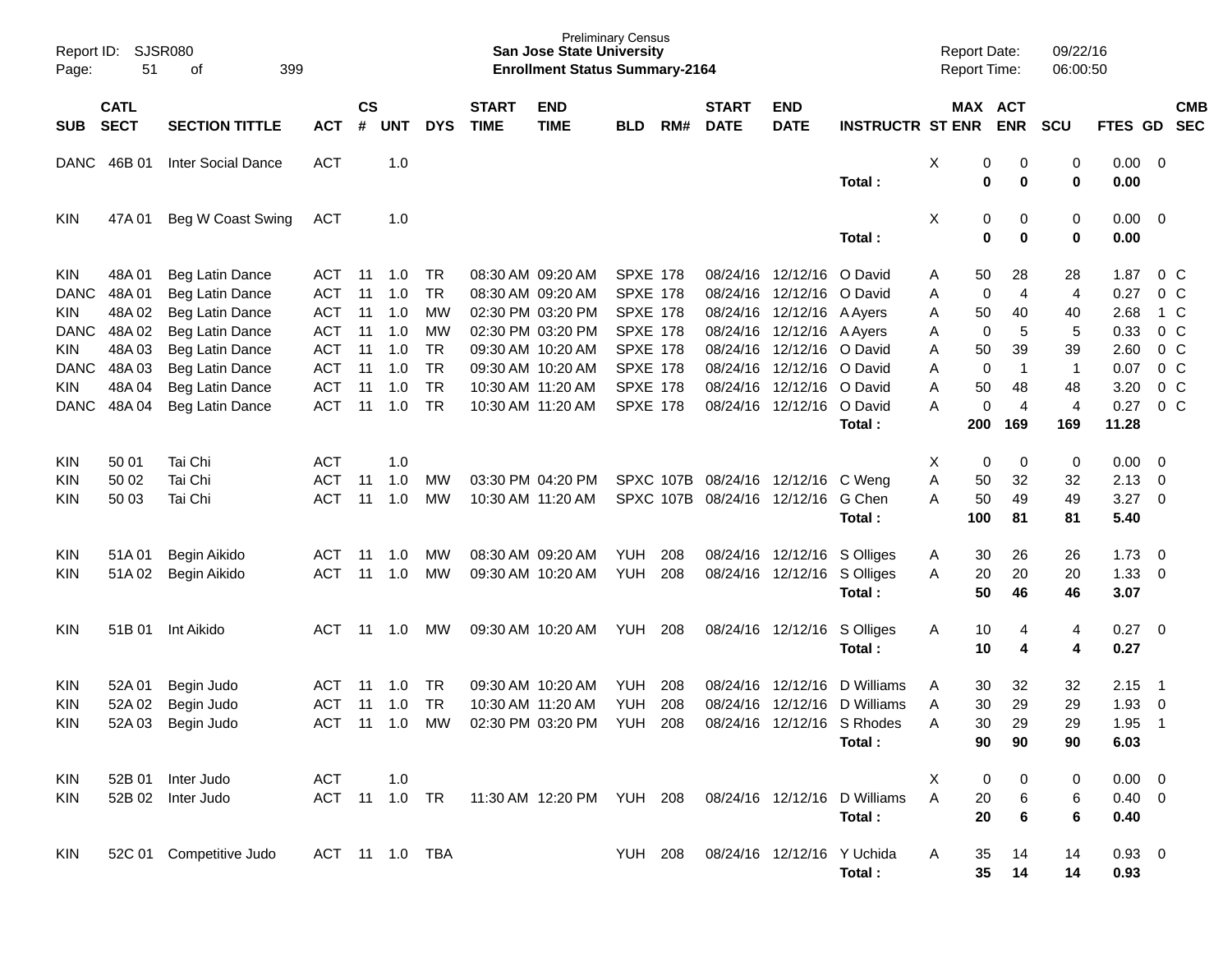Report ID: SJSR080
Preliminary Census
**San Jose State University**
**Enrollment Status Summary-2164**
Report Date: 09/22/16
Report Time: 06:00:50

| SUB | CATL SECT | SECTION TITTLE | ACT | CS # | UNT | DYS | START TIME | END TIME | BLD | RM# | START DATE | END DATE | INSTRUCTR | ST | MAX ENR | ACT ENR | SCU | FTES | GD | CMB SEC |
|---|---|---|---|---|---|---|---|---|---|---|---|---|---|---|---|---|---|---|---|---|
| DANC | 46B 01 | Inter Social Dance | ACT | | 1.0 | | | | | | | | | X | 0 | 0 | 0 | 0.00 | 0 | |
| | | | | | | | | | | | | | **Total :** | | **0** | **0** | **0** | **0.00** | | |
| KIN | 47A 01 | Beg W Coast Swing | ACT | | 1.0 | | | | | | | | | X | 0 | 0 | 0 | 0.00 | 0 | |
| | | | | | | | | | | | | | **Total :** | | **0** | **0** | **0** | **0.00** | | |
| KIN | 48A 01 | Beg Latin Dance | ACT | 11 | 1.0 | TR | 08:30 AM | 09:20 AM | SPXE | 178 | 08/24/16 | 12/12/16 | O David | A | 50 | 28 | 28 | 1.87 | 0 | C |
| DANC | 48A 01 | Beg Latin Dance | ACT | 11 | 1.0 | TR | 08:30 AM | 09:20 AM | SPXE | 178 | 08/24/16 | 12/12/16 | O David | A | 0 | 4 | 4 | 0.27 | 0 | C |
| KIN | 48A 02 | Beg Latin Dance | ACT | 11 | 1.0 | MW | 02:30 PM | 03:20 PM | SPXE | 178 | 08/24/16 | 12/12/16 | A Ayers | A | 50 | 40 | 40 | 2.68 | 1 | C |
| DANC | 48A 02 | Beg Latin Dance | ACT | 11 | 1.0 | MW | 02:30 PM | 03:20 PM | SPXE | 178 | 08/24/16 | 12/12/16 | A Ayers | A | 0 | 5 | 5 | 0.33 | 0 | C |
| KIN | 48A 03 | Beg Latin Dance | ACT | 11 | 1.0 | TR | 09:30 AM | 10:20 AM | SPXE | 178 | 08/24/16 | 12/12/16 | O David | A | 50 | 39 | 39 | 2.60 | 0 | C |
| DANC | 48A 03 | Beg Latin Dance | ACT | 11 | 1.0 | TR | 09:30 AM | 10:20 AM | SPXE | 178 | 08/24/16 | 12/12/16 | O David | A | 0 | 1 | 1 | 0.07 | 0 | C |
| KIN | 48A 04 | Beg Latin Dance | ACT | 11 | 1.0 | TR | 10:30 AM | 11:20 AM | SPXE | 178 | 08/24/16 | 12/12/16 | O David | A | 50 | 48 | 48 | 3.20 | 0 | C |
| DANC | 48A 04 | Beg Latin Dance | ACT | 11 | 1.0 | TR | 10:30 AM | 11:20 AM | SPXE | 178 | 08/24/16 | 12/12/16 | O David | A | 0 | 4 | 4 | 0.27 | 0 | C |
| | | | | | | | | | | | | | **Total :** | | **200** | **169** | **169** | **11.28** | | |
| KIN | 50 01 | Tai Chi | ACT | | 1.0 | | | | | | | | | X | 0 | 0 | 0 | 0.00 | 0 | |
| KIN | 50 02 | Tai Chi | ACT | 11 | 1.0 | MW | 03:30 PM | 04:20 PM | SPXC | 107B | 08/24/16 | 12/12/16 | C Weng | A | 50 | 32 | 32 | 2.13 | 0 | |
| KIN | 50 03 | Tai Chi | ACT | 11 | 1.0 | MW | 10:30 AM | 11:20 AM | SPXC | 107B | 08/24/16 | 12/12/16 | G Chen | A | 50 | 49 | 49 | 3.27 | 0 | |
| | | | | | | | | | | | | | **Total :** | | **100** | **81** | **81** | **5.40** | | |
| KIN | 51A 01 | Begin Aikido | ACT | 11 | 1.0 | MW | 08:30 AM | 09:20 AM | YUH | 208 | 08/24/16 | 12/12/16 | S Olliges | A | 30 | 26 | 26 | 1.73 | 0 | |
| KIN | 51A 02 | Begin Aikido | ACT | 11 | 1.0 | MW | 09:30 AM | 10:20 AM | YUH | 208 | 08/24/16 | 12/12/16 | S Olliges | A | 20 | 20 | 20 | 1.33 | 0 | |
| | | | | | | | | | | | | | **Total :** | | **50** | **46** | **46** | **3.07** | | |
| KIN | 51B 01 | Int Aikido | ACT | 11 | 1.0 | MW | 09:30 AM | 10:20 AM | YUH | 208 | 08/24/16 | 12/12/16 | S Olliges | A | 10 | 4 | 4 | 0.27 | 0 | |
| | | | | | | | | | | | | | **Total :** | | **10** | **4** | **4** | **0.27** | | |
| KIN | 52A 01 | Begin Judo | ACT | 11 | 1.0 | TR | 09:30 AM | 10:20 AM | YUH | 208 | 08/24/16 | 12/12/16 | D Williams | A | 30 | 32 | 32 | 2.15 | 1 | |
| KIN | 52A 02 | Begin Judo | ACT | 11 | 1.0 | TR | 10:30 AM | 11:20 AM | YUH | 208 | 08/24/16 | 12/12/16 | D Williams | A | 30 | 29 | 29 | 1.93 | 0 | |
| KIN | 52A 03 | Begin Judo | ACT | 11 | 1.0 | MW | 02:30 PM | 03:20 PM | YUH | 208 | 08/24/16 | 12/12/16 | S Rhodes | A | 30 | 29 | 29 | 1.95 | 1 | |
| | | | | | | | | | | | | | **Total :** | | **90** | **90** | **90** | **6.03** | | |
| KIN | 52B 01 | Inter Judo | ACT | | 1.0 | | | | | | | | | X | 0 | 0 | 0 | 0.00 | 0 | |
| KIN | 52B 02 | Inter Judo | ACT | 11 | 1.0 | TR | 11:30 AM | 12:20 PM | YUH | 208 | 08/24/16 | 12/12/16 | D Williams | A | 20 | 6 | 6 | 0.40 | 0 | |
| | | | | | | | | | | | | | **Total :** | | **20** | **6** | **6** | **0.40** | | |
| KIN | 52C 01 | Competitive Judo | ACT | 11 | 1.0 | TBA | | | YUH | 208 | 08/24/16 | 12/12/16 | Y Uchida | A | 35 | 14 | 14 | 0.93 | 0 | |
| | | | | | | | | | | | | | **Total :** | | **35** | **14** | **14** | **0.93** | | |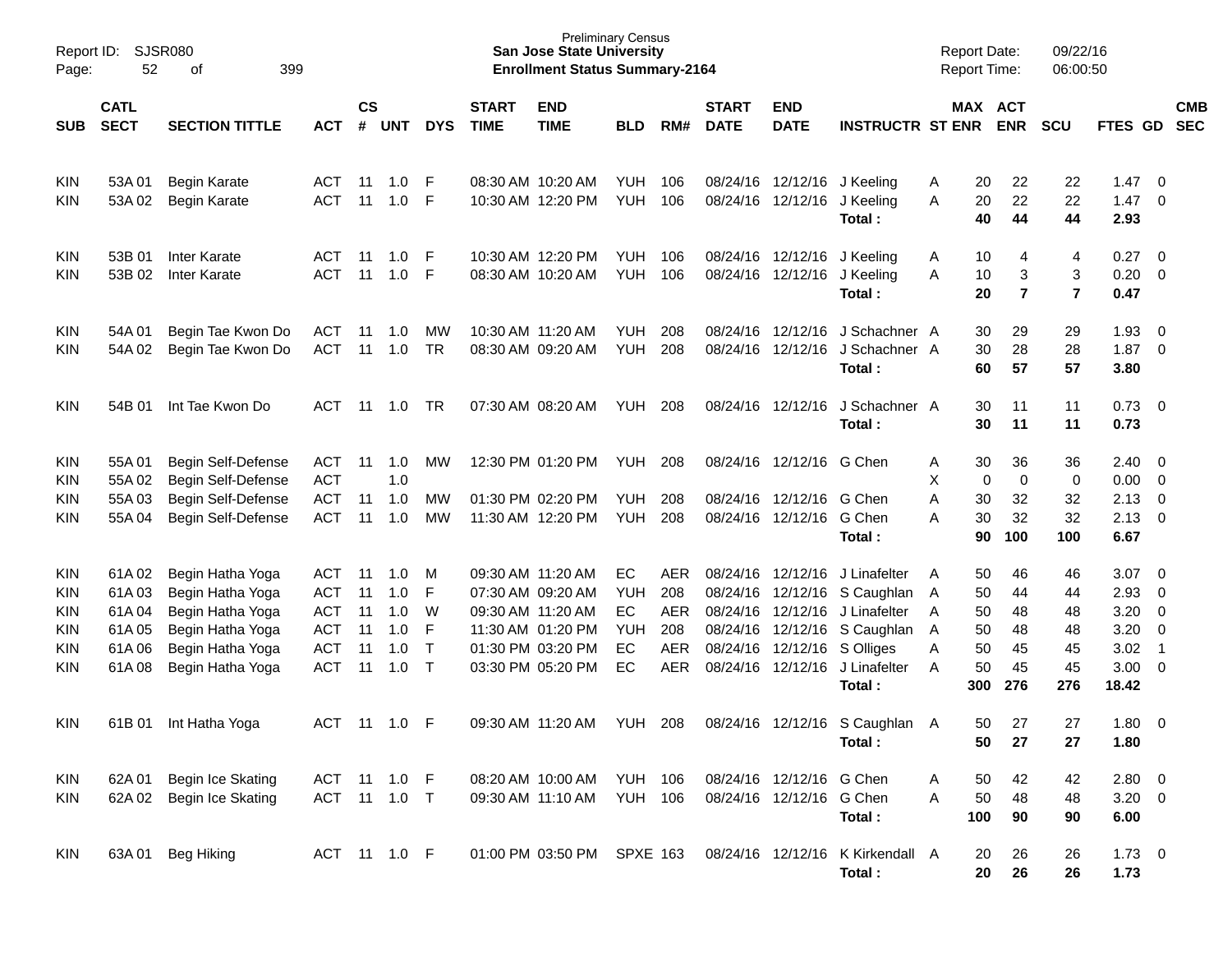Preliminary Census
**San Jose State University**
**Enrollment Status Summary-2164**

Report ID: SJSR080
Report Date: 09/22/16
Report Time: 06:00:50

| SUB | CATL SECT | SECTION TITTLE | ACT | CS # | UNT | DYS | START TIME | END TIME | BLD | RM# | START DATE | END DATE | INSTRUCTR | ST | MAX ENR | ACT ENR | SCU | FTES | GD | CMB SEC |
|---|---|---|---|---|---|---|---|---|---|---|---|---|---|---|---|---|---|---|---|---|
| KIN | 53A 01 | Begin Karate | ACT | 11 | 1.0 | F | 08:30 AM | 10:20 AM | YUH | 106 | 08/24/16 | 12/12/16 | J Keeling | A | 20 | 22 | 22 | 1.47 | 0 | |
| KIN | 53A 02 | Begin Karate | ACT | 11 | 1.0 | F | 10:30 AM | 12:20 PM | YUH | 106 | 08/24/16 | 12/12/16 | J Keeling | A | 20 | 22 | 22 | 1.47 | 0 | |
| | | | | | | | | | | | | | **Total :** | | **40** | **44** | **44** | **2.93** | | |
| KIN | 53B 01 | Inter Karate | ACT | 11 | 1.0 | F | 10:30 AM | 12:20 PM | YUH | 106 | 08/24/16 | 12/12/16 | J Keeling | A | 10 | 4 | 4 | 0.27 | 0 | |
| KIN | 53B 02 | Inter Karate | ACT | 11 | 1.0 | F | 08:30 AM | 10:20 AM | YUH | 106 | 08/24/16 | 12/12/16 | J Keeling | A | 10 | 3 | 3 | 0.20 | 0 | |
| | | | | | | | | | | | | | **Total :** | | **20** | **7** | **7** | **0.47** | | |
| KIN | 54A 01 | Begin Tae Kwon Do | ACT | 11 | 1.0 | MW | 10:30 AM | 11:20 AM | YUH | 208 | 08/24/16 | 12/12/16 | J Schachner | A | 30 | 29 | 29 | 1.93 | 0 | |
| KIN | 54A 02 | Begin Tae Kwon Do | ACT | 11 | 1.0 | TR | 08:30 AM | 09:20 AM | YUH | 208 | 08/24/16 | 12/12/16 | J Schachner | A | 30 | 28 | 28 | 1.87 | 0 | |
| | | | | | | | | | | | | | **Total :** | | **60** | **57** | **57** | **3.80** | | |
| KIN | 54B 01 | Int Tae Kwon Do | ACT | 11 | 1.0 | TR | 07:30 AM | 08:20 AM | YUH | 208 | 08/24/16 | 12/12/16 | J Schachner | A | 30 | 11 | 11 | 0.73 | 0 | |
| | | | | | | | | | | | | | **Total :** | | **30** | **11** | **11** | **0.73** | | |
| KIN | 55A 01 | Begin Self-Defense | ACT | 11 | 1.0 | MW | 12:30 PM | 01:20 PM | YUH | 208 | 08/24/16 | 12/12/16 | G Chen | A | 30 | 36 | 36 | 2.40 | 0 | |
| KIN | 55A 02 | Begin Self-Defense | ACT | | 1.0 | | | | | | | | | X | 0 | 0 | 0 | 0.00 | 0 | |
| KIN | 55A 03 | Begin Self-Defense | ACT | 11 | 1.0 | MW | 01:30 PM | 02:20 PM | YUH | 208 | 08/24/16 | 12/12/16 | G Chen | A | 30 | 32 | 32 | 2.13 | 0 | |
| KIN | 55A 04 | Begin Self-Defense | ACT | 11 | 1.0 | MW | 11:30 AM | 12:20 PM | YUH | 208 | 08/24/16 | 12/12/16 | G Chen | A | 30 | 32 | 32 | 2.13 | 0 | |
| | | | | | | | | | | | | | **Total :** | | **90** | **100** | **100** | **6.67** | | |
| KIN | 61A 02 | Begin Hatha Yoga | ACT | 11 | 1.0 | M | 09:30 AM | 11:20 AM | EC | AER | 08/24/16 | 12/12/16 | J Linafelter | A | 50 | 46 | 46 | 3.07 | 0 | |
| KIN | 61A 03 | Begin Hatha Yoga | ACT | 11 | 1.0 | F | 07:30 AM | 09:20 AM | YUH | 208 | 08/24/16 | 12/12/16 | S Caughlan | A | 50 | 44 | 44 | 2.93 | 0 | |
| KIN | 61A 04 | Begin Hatha Yoga | ACT | 11 | 1.0 | W | 09:30 AM | 11:20 AM | EC | AER | 08/24/16 | 12/12/16 | J Linafelter | A | 50 | 48 | 48 | 3.20 | 0 | |
| KIN | 61A 05 | Begin Hatha Yoga | ACT | 11 | 1.0 | F | 11:30 AM | 01:20 PM | YUH | 208 | 08/24/16 | 12/12/16 | S Caughlan | A | 50 | 48 | 48 | 3.20 | 0 | |
| KIN | 61A 06 | Begin Hatha Yoga | ACT | 11 | 1.0 | T | 01:30 PM | 03:20 PM | EC | AER | 08/24/16 | 12/12/16 | S Olliges | A | 50 | 45 | 45 | 3.02 | 1 | |
| KIN | 61A 08 | Begin Hatha Yoga | ACT | 11 | 1.0 | T | 03:30 PM | 05:20 PM | EC | AER | 08/24/16 | 12/12/16 | J Linafelter | A | 50 | 45 | 45 | 3.00 | 0 | |
| | | | | | | | | | | | | | **Total :** | | **300** | **276** | **276** | **18.42** | | |
| KIN | 61B 01 | Int Hatha Yoga | ACT | 11 | 1.0 | F | 09:30 AM | 11:20 AM | YUH | 208 | 08/24/16 | 12/12/16 | S Caughlan | A | 50 | 27 | 27 | 1.80 | 0 | |
| | | | | | | | | | | | | | **Total :** | | **50** | **27** | **27** | **1.80** | | |
| KIN | 62A 01 | Begin Ice Skating | ACT | 11 | 1.0 | F | 08:20 AM | 10:00 AM | YUH | 106 | 08/24/16 | 12/12/16 | G Chen | A | 50 | 42 | 42 | 2.80 | 0 | |
| KIN | 62A 02 | Begin Ice Skating | ACT | 11 | 1.0 | T | 09:30 AM | 11:10 AM | YUH | 106 | 08/24/16 | 12/12/16 | G Chen | A | 50 | 48 | 48 | 3.20 | 0 | |
| | | | | | | | | | | | | | **Total :** | | **100** | **90** | **90** | **6.00** | | |
| KIN | 63A 01 | Beg Hiking | ACT | 11 | 1.0 | F | 01:00 PM | 03:50 PM | SPXE | 163 | 08/24/16 | 12/12/16 | K Kirkendall | A | 20 | 26 | 26 | 1.73 | 0 | |
| | | | | | | | | | | | | | **Total :** | | **20** | **26** | **26** | **1.73** | | |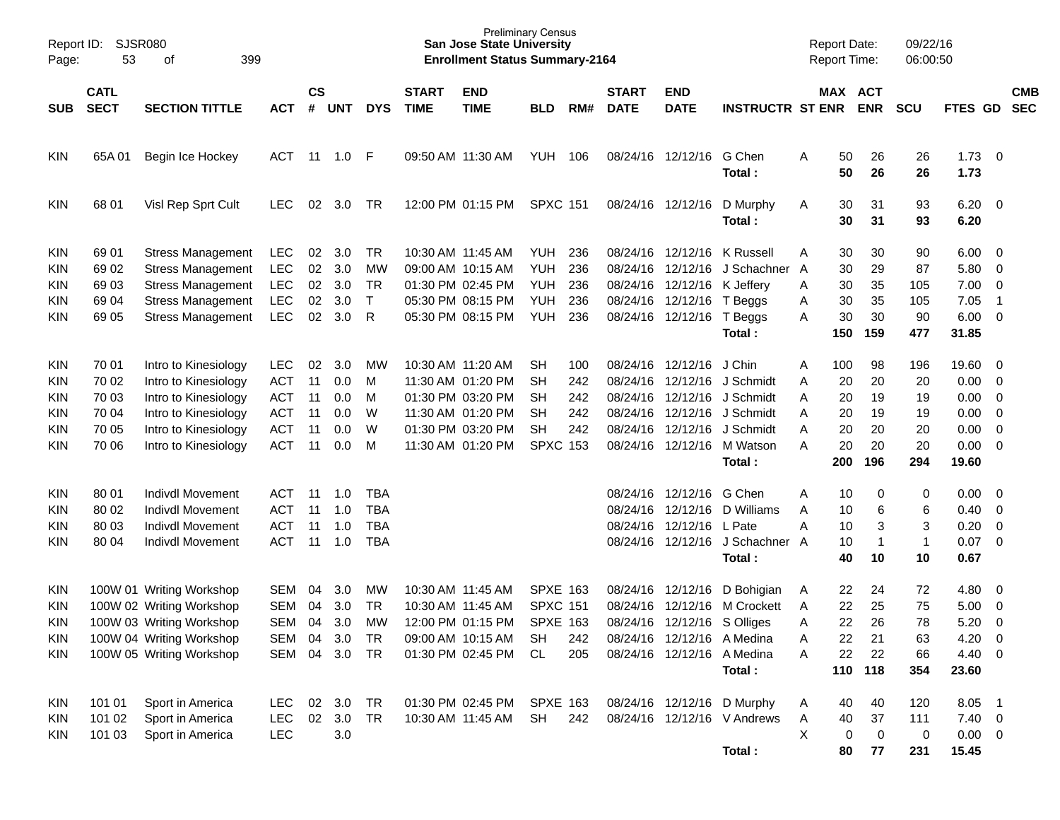Preliminary Census
**San Jose State University**
**Enrollment Status Summary-2164**

Report ID: SJSR080
Report Date: 09/22/16
Report Time: 06:00:50

| SUB | CATL SECT | SECTION TITTLE | ACT | CS # | UNT | DYS | START TIME | END TIME | BLD | RM# | START DATE | END DATE | INSTRUCTR | ST | MAX ENR | ACT ENR | SCU | FTES | GD | CMB SEC |
|---|---|---|---|---|---|---|---|---|---|---|---|---|---|---|---|---|---|---|---|---|
| KIN | 65A 01 | Begin Ice Hockey | ACT | 11 | 1.0 | F | 09:50 AM | 11:30 AM | YUH | 106 | 08/24/16 | 12/12/16 | G Chen | A | 50 | 26 | 26 | 1.73 | 0 | |
| | | | | | | | | | | | | | **Total :** | | **50** | **26** | **26** | **1.73** | | |
| KIN | 68 01 | Visl Rep Sprt Cult | LEC | 02 | 3.0 | TR | 12:00 PM | 01:15 PM | SPXC | 151 | 08/24/16 | 12/12/16 | D Murphy | A | 30 | 31 | 93 | 6.20 | 0 | |
| | | | | | | | | | | | | | **Total :** | | **30** | **31** | **93** | **6.20** | | |
| KIN | 69 01 | Stress Management | LEC | 02 | 3.0 | TR | 10:30 AM | 11:45 AM | YUH | 236 | 08/24/16 | 12/12/16 | K Russell | A | 30 | 30 | 90 | 6.00 | 0 | |
| KIN | 69 02 | Stress Management | LEC | 02 | 3.0 | MW | 09:00 AM | 10:15 AM | YUH | 236 | 08/24/16 | 12/12/16 | J Schachner | A | 30 | 29 | 87 | 5.80 | 0 | |
| KIN | 69 03 | Stress Management | LEC | 02 | 3.0 | TR | 01:30 PM | 02:45 PM | YUH | 236 | 08/24/16 | 12/12/16 | K Jeffery | A | 30 | 35 | 105 | 7.00 | 0 | |
| KIN | 69 04 | Stress Management | LEC | 02 | 3.0 | T | 05:30 PM | 08:15 PM | YUH | 236 | 08/24/16 | 12/12/16 | T Beggs | A | 30 | 35 | 105 | 7.05 | 1 | |
| KIN | 69 05 | Stress Management | LEC | 02 | 3.0 | R | 05:30 PM | 08:15 PM | YUH | 236 | 08/24/16 | 12/12/16 | T Beggs | A | 30 | 30 | 90 | 6.00 | 0 | |
| | | | | | | | | | | | | | **Total :** | | **150** | **159** | **477** | **31.85** | | |
| KIN | 70 01 | Intro to Kinesiology | LEC | 02 | 3.0 | MW | 10:30 AM | 11:20 AM | SH | 100 | 08/24/16 | 12/12/16 | J Chin | A | 100 | 98 | 196 | 19.60 | 0 | |
| KIN | 70 02 | Intro to Kinesiology | ACT | 11 | 0.0 | M | 11:30 AM | 01:20 PM | SH | 242 | 08/24/16 | 12/12/16 | J Schmidt | A | 20 | 20 | 20 | 0.00 | 0 | |
| KIN | 70 03 | Intro to Kinesiology | ACT | 11 | 0.0 | M | 01:30 PM | 03:20 PM | SH | 242 | 08/24/16 | 12/12/16 | J Schmidt | A | 20 | 19 | 19 | 0.00 | 0 | |
| KIN | 70 04 | Intro to Kinesiology | ACT | 11 | 0.0 | W | 11:30 AM | 01:20 PM | SH | 242 | 08/24/16 | 12/12/16 | J Schmidt | A | 20 | 19 | 19 | 0.00 | 0 | |
| KIN | 70 05 | Intro to Kinesiology | ACT | 11 | 0.0 | W | 01:30 PM | 03:20 PM | SH | 242 | 08/24/16 | 12/12/16 | J Schmidt | A | 20 | 20 | 20 | 0.00 | 0 | |
| KIN | 70 06 | Intro to Kinesiology | ACT | 11 | 0.0 | M | 11:30 AM | 01:20 PM | SPXC | 153 | 08/24/16 | 12/12/16 | M Watson | A | 20 | 20 | 20 | 0.00 | 0 | |
| | | | | | | | | | | | | | **Total :** | | **200** | **196** | **294** | **19.60** | | |
| KIN | 80 01 | Indivdl Movement | ACT | 11 | 1.0 | TBA | | | | | 08/24/16 | 12/12/16 | G Chen | A | 10 | 0 | 0 | 0.00 | 0 | |
| KIN | 80 02 | Indivdl Movement | ACT | 11 | 1.0 | TBA | | | | | 08/24/16 | 12/12/16 | D Williams | A | 10 | 6 | 6 | 0.40 | 0 | |
| KIN | 80 03 | Indivdl Movement | ACT | 11 | 1.0 | TBA | | | | | 08/24/16 | 12/12/16 | L Pate | A | 10 | 3 | 3 | 0.20 | 0 | |
| KIN | 80 04 | Indivdl Movement | ACT | 11 | 1.0 | TBA | | | | | 08/24/16 | 12/12/16 | J Schachner | A | 10 | 1 | 1 | 0.07 | 0 | |
| | | | | | | | | | | | | | **Total :** | | **40** | **10** | **10** | **0.67** | | |
| KIN | 100W 01 | Writing Workshop | SEM | 04 | 3.0 | MW | 10:30 AM | 11:45 AM | SPXE | 163 | 08/24/16 | 12/12/16 | D Bohigian | A | 22 | 24 | 72 | 4.80 | 0 | |
| KIN | 100W 02 | Writing Workshop | SEM | 04 | 3.0 | TR | 10:30 AM | 11:45 AM | SPXC | 151 | 08/24/16 | 12/12/16 | M Crockett | A | 22 | 25 | 75 | 5.00 | 0 | |
| KIN | 100W 03 | Writing Workshop | SEM | 04 | 3.0 | MW | 12:00 PM | 01:15 PM | SPXE | 163 | 08/24/16 | 12/12/16 | S Olliges | A | 22 | 26 | 78 | 5.20 | 0 | |
| KIN | 100W 04 | Writing Workshop | SEM | 04 | 3.0 | TR | 09:00 AM | 10:15 AM | SH | 242 | 08/24/16 | 12/12/16 | A Medina | A | 22 | 21 | 63 | 4.20 | 0 | |
| KIN | 100W 05 | Writing Workshop | SEM | 04 | 3.0 | TR | 01:30 PM | 02:45 PM | CL | 205 | 08/24/16 | 12/12/16 | A Medina | A | 22 | 22 | 66 | 4.40 | 0 | |
| | | | | | | | | | | | | | **Total :** | | **110** | **118** | **354** | **23.60** | | |
| KIN | 101 01 | Sport in America | LEC | 02 | 3.0 | TR | 01:30 PM | 02:45 PM | SPXE | 163 | 08/24/16 | 12/12/16 | D Murphy | A | 40 | 40 | 120 | 8.05 | 1 | |
| KIN | 101 02 | Sport in America | LEC | 02 | 3.0 | TR | 10:30 AM | 11:45 AM | SH | 242 | 08/24/16 | 12/12/16 | V Andrews | A | 40 | 37 | 111 | 7.40 | 0 | |
| KIN | 101 03 | Sport in America | LEC | | 3.0 | | | | | | | | | X | 0 | 0 | 0 | 0.00 | 0 | |
| | | | | | | | | | | | | | **Total :** | | **80** | **77** | **231** | **15.45** | | |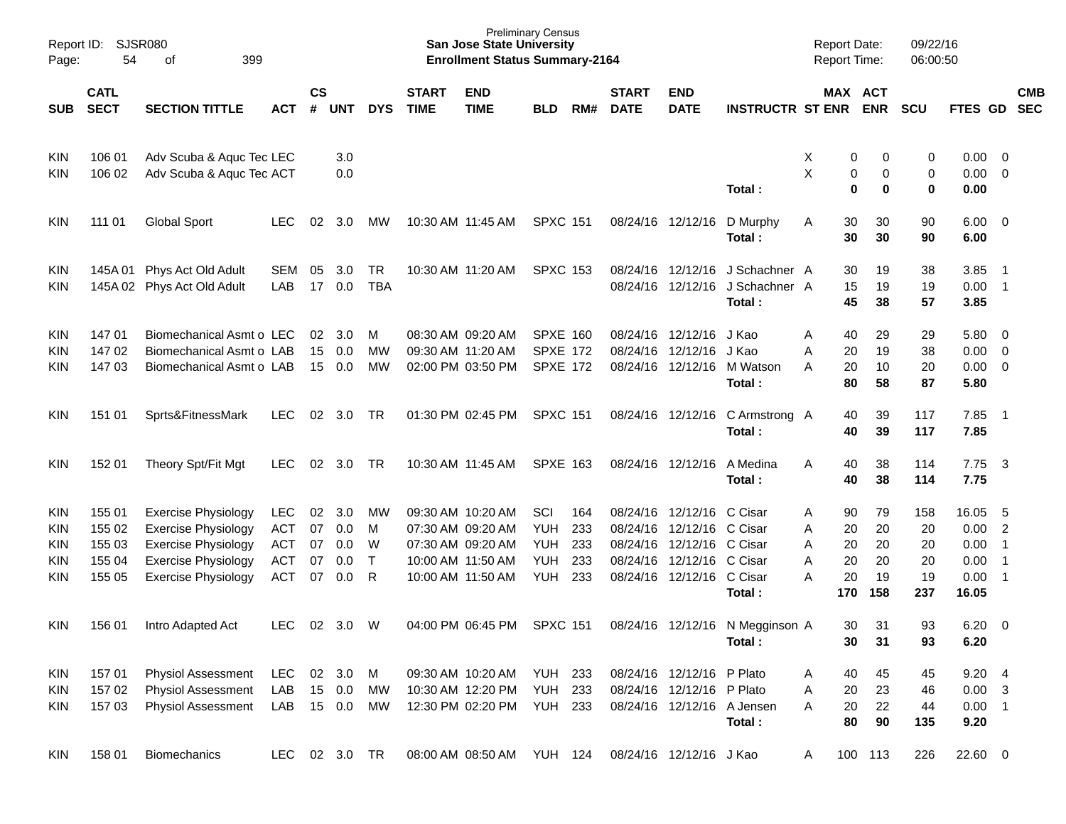Preliminary Census
**San Jose State University**
**Enrollment Status Summary-2164**

Report ID: SJSR080
Report Date: 09/22/16
Report Time: 06:00:50

| SUB | CATL SECT | SECTION TITTLE | ACT | CS # | UNT | DYS | START TIME | END TIME | BLD | RM# | START DATE | END DATE | INSTRUCTR | ST | MAX ENR | ACT ENR | SCU | FTES | GD | CMB SEC |
|---|---|---|---|---|---|---|---|---|---|---|---|---|---|---|---|---|---|---|---|---|
| KIN | 106 01 | Adv Scuba & Aquc Tec | LEC | | 3.0 | | | | | | | | | X | 0 | 0 | 0 | 0.00 | 0 | |
| KIN | 106 02 | Adv Scuba & Aquc Tec | ACT | | 0.0 | | | | | | | | | X | 0 | 0 | 0 | 0.00 | 0 | |
| | | | | | | | | | | | | | **Total :** | | **0** | **0** | **0** | **0.00** | | |
| KIN | 111 01 | Global Sport | LEC | 02 | 3.0 | MW | 10:30 AM | 11:45 AM | SPXC | 151 | 08/24/16 | 12/12/16 | D Murphy | A | 30 | 30 | 90 | 6.00 | 0 | |
| | | | | | | | | | | | | | **Total :** | | **30** | **30** | **90** | **6.00** | | |
| KIN | 145A 01 | Phys Act Old Adult | SEM | 05 | 3.0 | TR | 10:30 AM | 11:20 AM | SPXC | 153 | 08/24/16 | 12/12/16 | J Schachner | A | 30 | 19 | 38 | 3.85 | 1 | |
| KIN | 145A 02 | Phys Act Old Adult | LAB | 17 | 0.0 | TBA | | | | | 08/24/16 | 12/12/16 | J Schachner | A | 15 | 19 | 19 | 0.00 | 1 | |
| | | | | | | | | | | | | | **Total :** | | **45** | **38** | **57** | **3.85** | | |
| KIN | 147 01 | Biomechanical Asmt o | LEC | 02 | 3.0 | M | 08:30 AM | 09:20 AM | SPXE | 160 | 08/24/16 | 12/12/16 | J Kao | A | 40 | 29 | 29 | 5.80 | 0 | |
| KIN | 147 02 | Biomechanical Asmt o | LAB | 15 | 0.0 | MW | 09:30 AM | 11:20 AM | SPXE | 172 | 08/24/16 | 12/12/16 | J Kao | A | 20 | 19 | 38 | 0.00 | 0 | |
| KIN | 147 03 | Biomechanical Asmt o | LAB | 15 | 0.0 | MW | 02:00 PM | 03:50 PM | SPXE | 172 | 08/24/16 | 12/12/16 | M Watson | A | 20 | 10 | 20 | 0.00 | 0 | |
| | | | | | | | | | | | | | **Total :** | | **80** | **58** | **87** | **5.80** | | |
| KIN | 151 01 | Sprts&FitnessMark | LEC | 02 | 3.0 | TR | 01:30 PM | 02:45 PM | SPXC | 151 | 08/24/16 | 12/12/16 | C Armstrong | A | 40 | 39 | 117 | 7.85 | 1 | |
| | | | | | | | | | | | | | **Total :** | | **40** | **39** | **117** | **7.85** | | |
| KIN | 152 01 | Theory Spt/Fit Mgt | LEC | 02 | 3.0 | TR | 10:30 AM | 11:45 AM | SPXE | 163 | 08/24/16 | 12/12/16 | A Medina | A | 40 | 38 | 114 | 7.75 | 3 | |
| | | | | | | | | | | | | | **Total :** | | **40** | **38** | **114** | **7.75** | | |
| KIN | 155 01 | Exercise Physiology | LEC | 02 | 3.0 | MW | 09:30 AM | 10:20 AM | SCI | 164 | 08/24/16 | 12/12/16 | C Cisar | A | 90 | 79 | 158 | 16.05 | 5 | |
| KIN | 155 02 | Exercise Physiology | ACT | 07 | 0.0 | M | 07:30 AM | 09:20 AM | YUH | 233 | 08/24/16 | 12/12/16 | C Cisar | A | 20 | 20 | 20 | 0.00 | 2 | |
| KIN | 155 03 | Exercise Physiology | ACT | 07 | 0.0 | W | 07:30 AM | 09:20 AM | YUH | 233 | 08/24/16 | 12/12/16 | C Cisar | A | 20 | 20 | 20 | 0.00 | 1 | |
| KIN | 155 04 | Exercise Physiology | ACT | 07 | 0.0 | T | 10:00 AM | 11:50 AM | YUH | 233 | 08/24/16 | 12/12/16 | C Cisar | A | 20 | 20 | 20 | 0.00 | 1 | |
| KIN | 155 05 | Exercise Physiology | ACT | 07 | 0.0 | R | 10:00 AM | 11:50 AM | YUH | 233 | 08/24/16 | 12/12/16 | C Cisar | A | 20 | 19 | 19 | 0.00 | 1 | |
| | | | | | | | | | | | | | **Total :** | | **170** | **158** | **237** | **16.05** | | |
| KIN | 156 01 | Intro Adapted Act | LEC | 02 | 3.0 | W | 04:00 PM | 06:45 PM | SPXC | 151 | 08/24/16 | 12/12/16 | N Megginson | A | 30 | 31 | 93 | 6.20 | 0 | |
| | | | | | | | | | | | | | **Total :** | | **30** | **31** | **93** | **6.20** | | |
| KIN | 157 01 | Physiol Assessment | LEC | 02 | 3.0 | M | 09:30 AM | 10:20 AM | YUH | 233 | 08/24/16 | 12/12/16 | P Plato | A | 40 | 45 | 45 | 9.20 | 4 | |
| KIN | 157 02 | Physiol Assessment | LAB | 15 | 0.0 | MW | 10:30 AM | 12:20 PM | YUH | 233 | 08/24/16 | 12/12/16 | P Plato | A | 20 | 23 | 46 | 0.00 | 3 | |
| KIN | 157 03 | Physiol Assessment | LAB | 15 | 0.0 | MW | 12:30 PM | 02:20 PM | YUH | 233 | 08/24/16 | 12/12/16 | A Jensen | A | 20 | 22 | 44 | 0.00 | 1 | |
| | | | | | | | | | | | | | **Total :** | | **80** | **90** | **135** | **9.20** | | |
| KIN | 158 01 | Biomechanics | LEC | 02 | 3.0 | TR | 08:00 AM | 08:50 AM | YUH | 124 | 08/24/16 | 12/12/16 | J Kao | A | 100 | 113 | 226 | 22.60 | 0 | |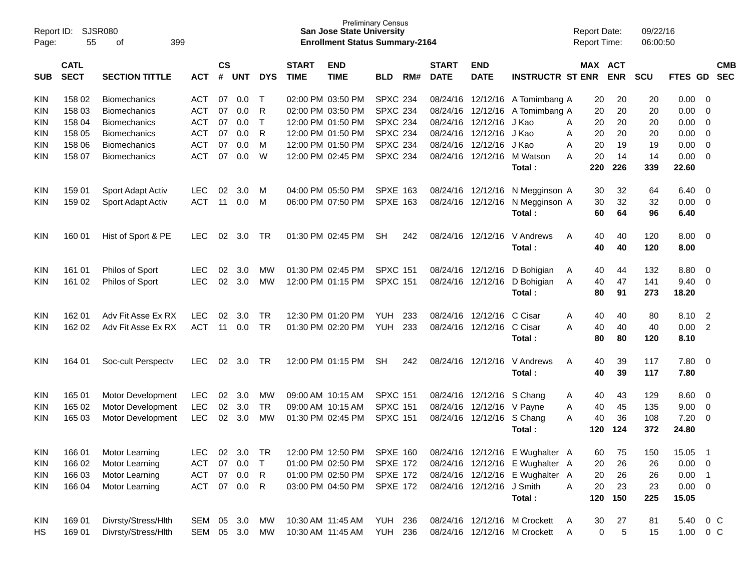Report ID: SJSR080

**Preliminary Census**
**San Jose State University**
**Enrollment Status Summary-2164**

Report Date: 09/22/16
Report Time: 06:00:50

| SUB | CATL SECT | SECTION TITTLE | ACT | CS # | UNT | DYS | START TIME | END TIME | BLD | RM# | START DATE | END DATE | INSTRUCTR | ST | MAX ENR | ACT ENR | SCU | FTES | GD | CMB SEC |
|---|---|---|---|---|---|---|---|---|---|---|---|---|---|---|---|---|---|---|---|---|
| KIN | 158 02 | Biomechanics | ACT | 07 | 0.0 | T | 02:00 PM | 03:50 PM | SPXC | 234 | 08/24/16 | 12/12/16 | A Tomimbang | A | 20 | 20 | 20 | 0.00 | 0 | |
| KIN | 158 03 | Biomechanics | ACT | 07 | 0.0 | R | 02:00 PM | 03:50 PM | SPXC | 234 | 08/24/16 | 12/12/16 | A Tomimbang | A | 20 | 20 | 20 | 0.00 | 0 | |
| KIN | 158 04 | Biomechanics | ACT | 07 | 0.0 | T | 12:00 PM | 01:50 PM | SPXC | 234 | 08/24/16 | 12/12/16 | J Kao | A | 20 | 20 | 20 | 0.00 | 0 | |
| KIN | 158 05 | Biomechanics | ACT | 07 | 0.0 | R | 12:00 PM | 01:50 PM | SPXC | 234 | 08/24/16 | 12/12/16 | J Kao | A | 20 | 20 | 20 | 0.00 | 0 | |
| KIN | 158 06 | Biomechanics | ACT | 07 | 0.0 | M | 12:00 PM | 01:50 PM | SPXC | 234 | 08/24/16 | 12/12/16 | J Kao | A | 20 | 19 | 19 | 0.00 | 0 | |
| KIN | 158 07 | Biomechanics | ACT | 07 | 0.0 | W | 12:00 PM | 02:45 PM | SPXC | 234 | 08/24/16 | 12/12/16 | M Watson | A | 20 | 14 | 14 | 0.00 | 0 | |
| | | | | | | | | | | | | | **Total :** | | **220** | **226** | **339** | **22.60** | | |
| KIN | 159 01 | Sport Adapt Activ | LEC | 02 | 3.0 | M | 04:00 PM | 05:50 PM | SPXE | 163 | 08/24/16 | 12/12/16 | N Megginson | A | 30 | 32 | 64 | 6.40 | 0 | |
| KIN | 159 02 | Sport Adapt Activ | ACT | 11 | 0.0 | M | 06:00 PM | 07:50 PM | SPXE | 163 | 08/24/16 | 12/12/16 | N Megginson | A | 30 | 32 | 32 | 0.00 | 0 | |
| | | | | | | | | | | | | | **Total :** | | **60** | **64** | **96** | **6.40** | | |
| KIN | 160 01 | Hist of Sport & PE | LEC | 02 | 3.0 | TR | 01:30 PM | 02:45 PM | SH | 242 | 08/24/16 | 12/12/16 | V Andrews | A | 40 | 40 | 120 | 8.00 | 0 | |
| | | | | | | | | | | | | | **Total :** | | **40** | **40** | **120** | **8.00** | | |
| KIN | 161 01 | Philos of Sport | LEC | 02 | 3.0 | MW | 01:30 PM | 02:45 PM | SPXC | 151 | 08/24/16 | 12/12/16 | D Bohigian | A | 40 | 44 | 132 | 8.80 | 0 | |
| KIN | 161 02 | Philos of Sport | LEC | 02 | 3.0 | MW | 12:00 PM | 01:15 PM | SPXC | 151 | 08/24/16 | 12/12/16 | D Bohigian | A | 40 | 47 | 141 | 9.40 | 0 | |
| | | | | | | | | | | | | | **Total :** | | **80** | **91** | **273** | **18.20** | | |
| KIN | 162 01 | Adv Fit Asse Ex RX | LEC | 02 | 3.0 | TR | 12:30 PM | 01:20 PM | YUH | 233 | 08/24/16 | 12/12/16 | C Cisar | A | 40 | 40 | 80 | 8.10 | 2 | |
| KIN | 162 02 | Adv Fit Asse Ex RX | ACT | 11 | 0.0 | TR | 01:30 PM | 02:20 PM | YUH | 233 | 08/24/16 | 12/12/16 | C Cisar | A | 40 | 40 | 40 | 0.00 | 2 | |
| | | | | | | | | | | | | | **Total :** | | **80** | **80** | **120** | **8.10** | | |
| KIN | 164 01 | Soc-cult Perspectv | LEC | 02 | 3.0 | TR | 12:00 PM | 01:15 PM | SH | 242 | 08/24/16 | 12/12/16 | V Andrews | A | 40 | 39 | 117 | 7.80 | 0 | |
| | | | | | | | | | | | | | **Total :** | | **40** | **39** | **117** | **7.80** | | |
| KIN | 165 01 | Motor Development | LEC | 02 | 3.0 | MW | 09:00 AM | 10:15 AM | SPXC | 151 | 08/24/16 | 12/12/16 | S Chang | A | 40 | 43 | 129 | 8.60 | 0 | |
| KIN | 165 02 | Motor Development | LEC | 02 | 3.0 | TR | 09:00 AM | 10:15 AM | SPXC | 151 | 08/24/16 | 12/12/16 | V Payne | A | 40 | 45 | 135 | 9.00 | 0 | |
| KIN | 165 03 | Motor Development | LEC | 02 | 3.0 | MW | 01:30 PM | 02:45 PM | SPXC | 151 | 08/24/16 | 12/12/16 | S Chang | A | 40 | 36 | 108 | 7.20 | 0 | |
| | | | | | | | | | | | | | **Total :** | | **120** | **124** | **372** | **24.80** | | |
| KIN | 166 01 | Motor Learning | LEC | 02 | 3.0 | TR | 12:00 PM | 12:50 PM | SPXE | 160 | 08/24/16 | 12/12/16 | E Wughalter | A | 60 | 75 | 150 | 15.05 | 1 | |
| KIN | 166 02 | Motor Learning | ACT | 07 | 0.0 | T | 01:00 PM | 02:50 PM | SPXE | 172 | 08/24/16 | 12/12/16 | E Wughalter | A | 20 | 26 | 26 | 0.00 | 0 | |
| KIN | 166 03 | Motor Learning | ACT | 07 | 0.0 | R | 01:00 PM | 02:50 PM | SPXE | 172 | 08/24/16 | 12/12/16 | E Wughalter | A | 20 | 26 | 26 | 0.00 | 1 | |
| KIN | 166 04 | Motor Learning | ACT | 07 | 0.0 | R | 03:00 PM | 04:50 PM | SPXE | 172 | 08/24/16 | 12/12/16 | J Smith | A | 20 | 23 | 23 | 0.00 | 0 | |
| | | | | | | | | | | | | | **Total :** | | **120** | **150** | **225** | **15.05** | | |
| KIN | 169 01 | Divrsty/Stress/Hlth | SEM | 05 | 3.0 | MW | 10:30 AM | 11:45 AM | YUH | 236 | 08/24/16 | 12/12/16 | M Crockett | A | 30 | 27 | 81 | 5.40 | 0 | C |
| HS | 169 01 | Divrsty/Stress/Hlth | SEM | 05 | 3.0 | MW | 10:30 AM | 11:45 AM | YUH | 236 | 08/24/16 | 12/12/16 | M Crockett | A | 0 | 5 | 15 | 1.00 | 0 | C |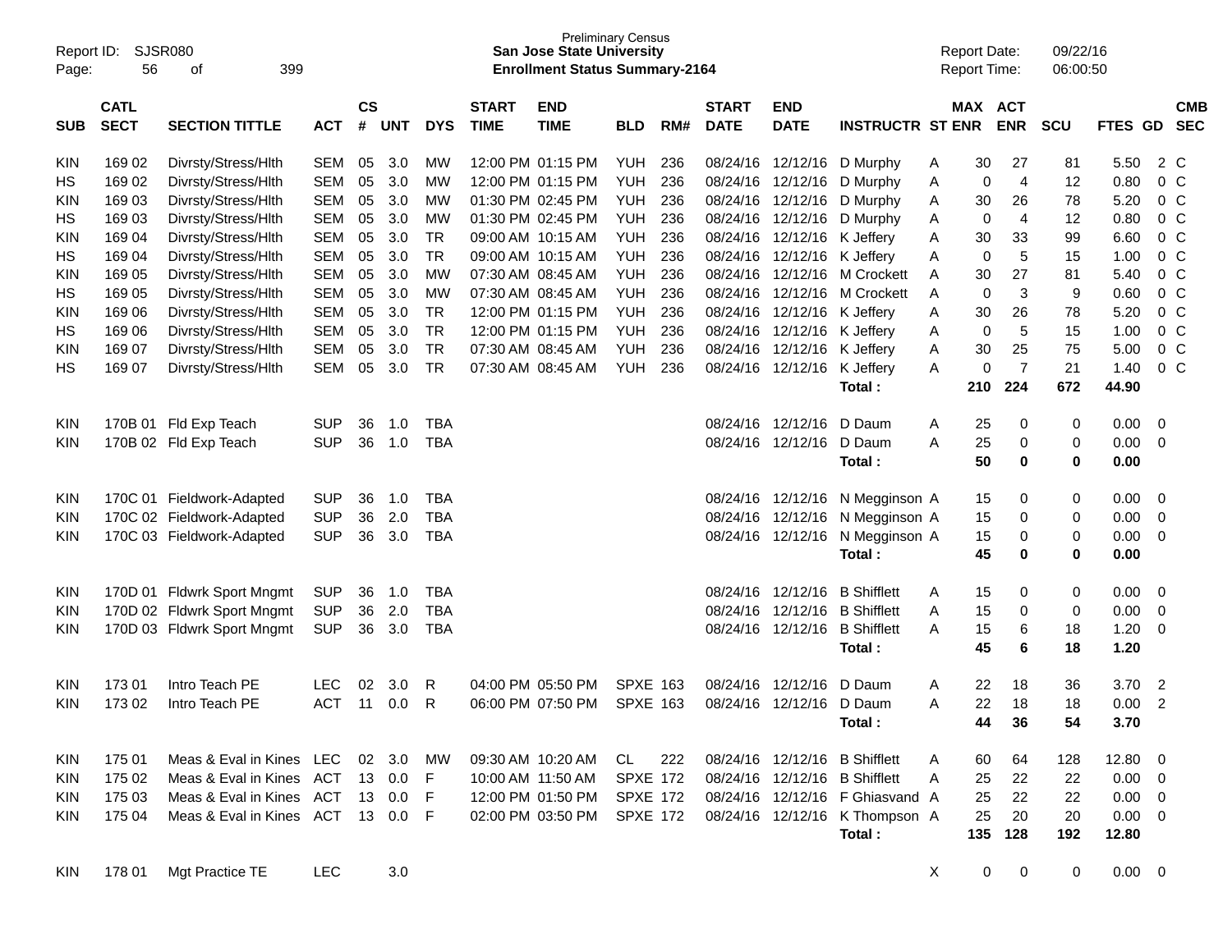Report ID: SJSR080
Page: 56 of 399

Preliminary Census
**San Jose State University**
**Enrollment Status Summary-2164**

Report Date: 09/22/16
Report Time: 06:00:50

| SUB | CATL SECT | SECTION TITTLE | ACT | CS # | UNT | DYS | START TIME | END TIME | BLD | RM# | START DATE | END DATE | INSTRUCTR | ST | MAX ENR | ACT ENR | SCU | FTES | GD | CMB SEC |
|---|---|---|---|---|---|---|---|---|---|---|---|---|---|---|---|---|---|---|---|---|
| KIN | 169 02 | Divrsty/Stress/Hlth | SEM | 05 | 3.0 | MW | 12:00 PM | 01:15 PM | YUH | 236 | 08/24/16 | 12/12/16 | D Murphy | A | 30 | 27 | 81 | 5.50 | 2 | C |
| HS | 169 02 | Divrsty/Stress/Hlth | SEM | 05 | 3.0 | MW | 12:00 PM | 01:15 PM | YUH | 236 | 08/24/16 | 12/12/16 | D Murphy | A | 0 | 4 | 12 | 0.80 | 0 | C |
| KIN | 169 03 | Divrsty/Stress/Hlth | SEM | 05 | 3.0 | MW | 01:30 PM | 02:45 PM | YUH | 236 | 08/24/16 | 12/12/16 | D Murphy | A | 30 | 26 | 78 | 5.20 | 0 | C |
| HS | 169 03 | Divrsty/Stress/Hlth | SEM | 05 | 3.0 | MW | 01:30 PM | 02:45 PM | YUH | 236 | 08/24/16 | 12/12/16 | D Murphy | A | 0 | 4 | 12 | 0.80 | 0 | C |
| KIN | 169 04 | Divrsty/Stress/Hlth | SEM | 05 | 3.0 | TR | 09:00 AM | 10:15 AM | YUH | 236 | 08/24/16 | 12/12/16 | K Jeffery | A | 30 | 33 | 99 | 6.60 | 0 | C |
| HS | 169 04 | Divrsty/Stress/Hlth | SEM | 05 | 3.0 | TR | 09:00 AM | 10:15 AM | YUH | 236 | 08/24/16 | 12/12/16 | K Jeffery | A | 0 | 5 | 15 | 1.00 | 0 | C |
| KIN | 169 05 | Divrsty/Stress/Hlth | SEM | 05 | 3.0 | MW | 07:30 AM | 08:45 AM | YUH | 236 | 08/24/16 | 12/12/16 | M Crockett | A | 30 | 27 | 81 | 5.40 | 0 | C |
| HS | 169 05 | Divrsty/Stress/Hlth | SEM | 05 | 3.0 | MW | 07:30 AM | 08:45 AM | YUH | 236 | 08/24/16 | 12/12/16 | M Crockett | A | 0 | 3 | 9 | 0.60 | 0 | C |
| KIN | 169 06 | Divrsty/Stress/Hlth | SEM | 05 | 3.0 | TR | 12:00 PM | 01:15 PM | YUH | 236 | 08/24/16 | 12/12/16 | K Jeffery | A | 30 | 26 | 78 | 5.20 | 0 | C |
| HS | 169 06 | Divrsty/Stress/Hlth | SEM | 05 | 3.0 | TR | 12:00 PM | 01:15 PM | YUH | 236 | 08/24/16 | 12/12/16 | K Jeffery | A | 0 | 5 | 15 | 1.00 | 0 | C |
| KIN | 169 07 | Divrsty/Stress/Hlth | SEM | 05 | 3.0 | TR | 07:30 AM | 08:45 AM | YUH | 236 | 08/24/16 | 12/12/16 | K Jeffery | A | 30 | 25 | 75 | 5.00 | 0 | C |
| HS | 169 07 | Divrsty/Stress/Hlth | SEM | 05 | 3.0 | TR | 07:30 AM | 08:45 AM | YUH | 236 | 08/24/16 | 12/12/16 | K Jeffery | A | 0 | 7 | 21 | 1.40 | 0 | C |
| | | | | | | | | | | | | | **Total :** | | **210** | **224** | **672** | **44.90** | | |
| KIN | 170B 01 | Fld Exp Teach | SUP | 36 | 1.0 | TBA | | | | | 08/24/16 | 12/12/16 | D Daum | A | 25 | 0 | 0 | 0.00 | 0 | |
| KIN | 170B 02 | Fld Exp Teach | SUP | 36 | 1.0 | TBA | | | | | 08/24/16 | 12/12/16 | D Daum | A | 25 | 0 | 0 | 0.00 | 0 | |
| | | | | | | | | | | | | | **Total :** | | **50** | **0** | **0** | **0.00** | | |
| KIN | 170C 01 | Fieldwork-Adapted | SUP | 36 | 1.0 | TBA | | | | | 08/24/16 | 12/12/16 | N Megginson | A | 15 | 0 | 0 | 0.00 | 0 | |
| KIN | 170C 02 | Fieldwork-Adapted | SUP | 36 | 2.0 | TBA | | | | | 08/24/16 | 12/12/16 | N Megginson | A | 15 | 0 | 0 | 0.00 | 0 | |
| KIN | 170C 03 | Fieldwork-Adapted | SUP | 36 | 3.0 | TBA | | | | | 08/24/16 | 12/12/16 | N Megginson | A | 15 | 0 | 0 | 0.00 | 0 | |
| | | | | | | | | | | | | | **Total :** | | **45** | **0** | **0** | **0.00** | | |
| KIN | 170D 01 | Fldwrk Sport Mngmt | SUP | 36 | 1.0 | TBA | | | | | 08/24/16 | 12/12/16 | B Shifflett | A | 15 | 0 | 0 | 0.00 | 0 | |
| KIN | 170D 02 | Fldwrk Sport Mngmt | SUP | 36 | 2.0 | TBA | | | | | 08/24/16 | 12/12/16 | B Shifflett | A | 15 | 0 | 0 | 0.00 | 0 | |
| KIN | 170D 03 | Fldwrk Sport Mngmt | SUP | 36 | 3.0 | TBA | | | | | 08/24/16 | 12/12/16 | B Shifflett | A | 15 | 6 | 18 | 1.20 | 0 | |
| | | | | | | | | | | | | | **Total :** | | **45** | **6** | **18** | **1.20** | | |
| KIN | 173 01 | Intro Teach PE | LEC | 02 | 3.0 | R | 04:00 PM | 05:50 PM | SPXE | 163 | 08/24/16 | 12/12/16 | D Daum | A | 22 | 18 | 36 | 3.70 | 2 | |
| KIN | 173 02 | Intro Teach PE | ACT | 11 | 0.0 | R | 06:00 PM | 07:50 PM | SPXE | 163 | 08/24/16 | 12/12/16 | D Daum | A | 22 | 18 | 18 | 0.00 | 2 | |
| | | | | | | | | | | | | | **Total :** | | **44** | **36** | **54** | **3.70** | | |
| KIN | 175 01 | Meas & Eval in Kines | LEC | 02 | 3.0 | MW | 09:30 AM | 10:20 AM | CL | 222 | 08/24/16 | 12/12/16 | B Shifflett | A | 60 | 64 | 128 | 12.80 | 0 | |
| KIN | 175 02 | Meas & Eval in Kines | ACT | 13 | 0.0 | F | 10:00 AM | 11:50 AM | SPXE | 172 | 08/24/16 | 12/12/16 | B Shifflett | A | 25 | 22 | 22 | 0.00 | 0 | |
| KIN | 175 03 | Meas & Eval in Kines | ACT | 13 | 0.0 | F | 12:00 PM | 01:50 PM | SPXE | 172 | 08/24/16 | 12/12/16 | F Ghiasvand | A | 25 | 22 | 22 | 0.00 | 0 | |
| KIN | 175 04 | Meas & Eval in Kines | ACT | 13 | 0.0 | F | 02:00 PM | 03:50 PM | SPXE | 172 | 08/24/16 | 12/12/16 | K Thompson | A | 25 | 20 | 20 | 0.00 | 0 | |
| | | | | | | | | | | | | | **Total :** | | **135** | **128** | **192** | **12.80** | | |
| KIN | 178 01 | Mgt Practice TE | LEC | | 3.0 | | | | | | | | | X | 0 | 0 | 0 | 0.00 | 0 | |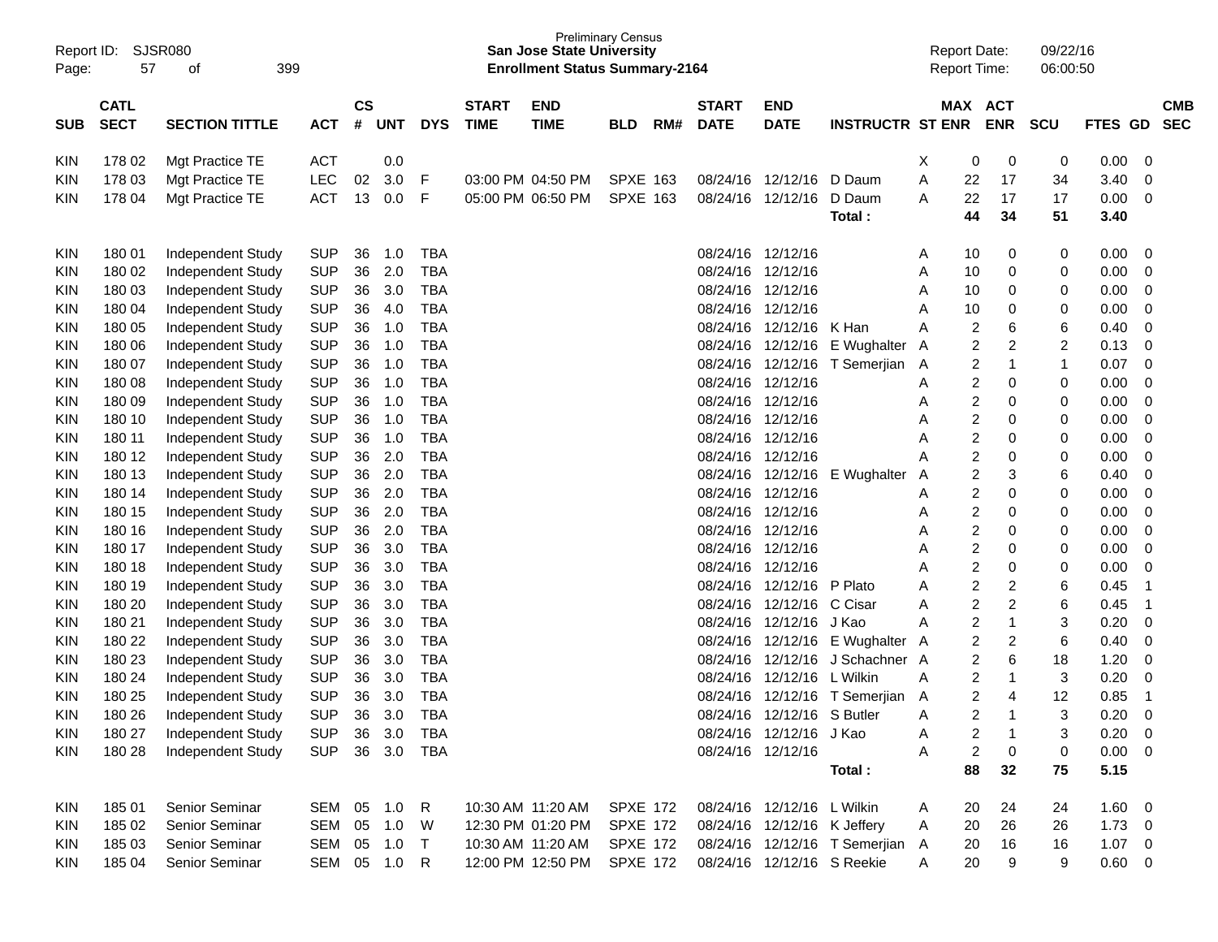Preliminary Census
**San Jose State University**
**Enrollment Status Summary-2164**

Report ID: SJSR080
Report Date: 09/22/16
Report Time: 06:00:50

| SUB | CATL SECT | SECTION TITTLE | ACT | CS # | UNT | DYS | START TIME | END TIME | BLD | RM# | START DATE | END DATE | INSTRUCTR | ST | MAX ENR | ACT ENR | SCU | FTES | GD | CMB SEC |
|---|---|---|---|---|---|---|---|---|---|---|---|---|---|---|---|---|---|---|---|---|
| KIN | 178 02 | Mgt Practice TE | ACT | | 0.0 | | | | | | | | | X | 0 | 0 | 0 | 0.00 | 0 | |
| KIN | 178 03 | Mgt Practice TE | LEC | 02 | 3.0 | F | 03:00 PM | 04:50 PM | SPXE | 163 | 08/24/16 | 12/12/16 | D Daum | A | 22 | 17 | 34 | 3.40 | 0 | |
| KIN | 178 04 | Mgt Practice TE | ACT | 13 | 0.0 | F | 05:00 PM | 06:50 PM | SPXE | 163 | 08/24/16 | 12/12/16 | D Daum | A | 22 | 17 | 17 | 0.00 | 0 | |
| | | | | | | | | | | | | | **Total :** | | **44** | **34** | **51** | **3.40** | | |
| KIN | 180 01 | Independent Study | SUP | 36 | 1.0 | TBA | | | | | 08/24/16 | 12/12/16 | | A | 10 | 0 | 0 | 0.00 | 0 | |
| KIN | 180 02 | Independent Study | SUP | 36 | 2.0 | TBA | | | | | 08/24/16 | 12/12/16 | | A | 10 | 0 | 0 | 0.00 | 0 | |
| KIN | 180 03 | Independent Study | SUP | 36 | 3.0 | TBA | | | | | 08/24/16 | 12/12/16 | | A | 10 | 0 | 0 | 0.00 | 0 | |
| KIN | 180 04 | Independent Study | SUP | 36 | 4.0 | TBA | | | | | 08/24/16 | 12/12/16 | | A | 10 | 0 | 0 | 0.00 | 0 | |
| KIN | 180 05 | Independent Study | SUP | 36 | 1.0 | TBA | | | | | 08/24/16 | 12/12/16 | K Han | A | 2 | 6 | 6 | 0.40 | 0 | |
| KIN | 180 06 | Independent Study | SUP | 36 | 1.0 | TBA | | | | | 08/24/16 | 12/12/16 | E Wughalter | A | 2 | 2 | 2 | 0.13 | 0 | |
| KIN | 180 07 | Independent Study | SUP | 36 | 1.0 | TBA | | | | | 08/24/16 | 12/12/16 | T Semerjian | A | 2 | 1 | 1 | 0.07 | 0 | |
| KIN | 180 08 | Independent Study | SUP | 36 | 1.0 | TBA | | | | | 08/24/16 | 12/12/16 | | A | 2 | 0 | 0 | 0.00 | 0 | |
| KIN | 180 09 | Independent Study | SUP | 36 | 1.0 | TBA | | | | | 08/24/16 | 12/12/16 | | A | 2 | 0 | 0 | 0.00 | 0 | |
| KIN | 180 10 | Independent Study | SUP | 36 | 1.0 | TBA | | | | | 08/24/16 | 12/12/16 | | A | 2 | 0 | 0 | 0.00 | 0 | |
| KIN | 180 11 | Independent Study | SUP | 36 | 1.0 | TBA | | | | | 08/24/16 | 12/12/16 | | A | 2 | 0 | 0 | 0.00 | 0 | |
| KIN | 180 12 | Independent Study | SUP | 36 | 2.0 | TBA | | | | | 08/24/16 | 12/12/16 | | A | 2 | 0 | 0 | 0.00 | 0 | |
| KIN | 180 13 | Independent Study | SUP | 36 | 2.0 | TBA | | | | | 08/24/16 | 12/12/16 | E Wughalter | A | 2 | 3 | 6 | 0.40 | 0 | |
| KIN | 180 14 | Independent Study | SUP | 36 | 2.0 | TBA | | | | | 08/24/16 | 12/12/16 | | A | 2 | 0 | 0 | 0.00 | 0 | |
| KIN | 180 15 | Independent Study | SUP | 36 | 2.0 | TBA | | | | | 08/24/16 | 12/12/16 | | A | 2 | 0 | 0 | 0.00 | 0 | |
| KIN | 180 16 | Independent Study | SUP | 36 | 2.0 | TBA | | | | | 08/24/16 | 12/12/16 | | A | 2 | 0 | 0 | 0.00 | 0 | |
| KIN | 180 17 | Independent Study | SUP | 36 | 3.0 | TBA | | | | | 08/24/16 | 12/12/16 | | A | 2 | 0 | 0 | 0.00 | 0 | |
| KIN | 180 18 | Independent Study | SUP | 36 | 3.0 | TBA | | | | | 08/24/16 | 12/12/16 | | A | 2 | 0 | 0 | 0.00 | 0 | |
| KIN | 180 19 | Independent Study | SUP | 36 | 3.0 | TBA | | | | | 08/24/16 | 12/12/16 | P Plato | A | 2 | 2 | 6 | 0.45 | 1 | |
| KIN | 180 20 | Independent Study | SUP | 36 | 3.0 | TBA | | | | | 08/24/16 | 12/12/16 | C Cisar | A | 2 | 2 | 6 | 0.45 | 1 | |
| KIN | 180 21 | Independent Study | SUP | 36 | 3.0 | TBA | | | | | 08/24/16 | 12/12/16 | J Kao | A | 2 | 1 | 3 | 0.20 | 0 | |
| KIN | 180 22 | Independent Study | SUP | 36 | 3.0 | TBA | | | | | 08/24/16 | 12/12/16 | E Wughalter | A | 2 | 2 | 6 | 0.40 | 0 | |
| KIN | 180 23 | Independent Study | SUP | 36 | 3.0 | TBA | | | | | 08/24/16 | 12/12/16 | J Schachner | A | 2 | 6 | 18 | 1.20 | 0 | |
| KIN | 180 24 | Independent Study | SUP | 36 | 3.0 | TBA | | | | | 08/24/16 | 12/12/16 | L Wilkin | A | 2 | 1 | 3 | 0.20 | 0 | |
| KIN | 180 25 | Independent Study | SUP | 36 | 3.0 | TBA | | | | | 08/24/16 | 12/12/16 | T Semerjian | A | 2 | 4 | 12 | 0.85 | 1 | |
| KIN | 180 26 | Independent Study | SUP | 36 | 3.0 | TBA | | | | | 08/24/16 | 12/12/16 | S Butler | A | 2 | 1 | 3 | 0.20 | 0 | |
| KIN | 180 27 | Independent Study | SUP | 36 | 3.0 | TBA | | | | | 08/24/16 | 12/12/16 | J Kao | A | 2 | 1 | 3 | 0.20 | 0 | |
| KIN | 180 28 | Independent Study | SUP | 36 | 3.0 | TBA | | | | | 08/24/16 | 12/12/16 | | A | 2 | 0 | 0 | 0.00 | 0 | |
| | | | | | | | | | | | | | **Total :** | | **88** | **32** | **75** | **5.15** | | |
| KIN | 185 01 | Senior Seminar | SEM | 05 | 1.0 | R | 10:30 AM | 11:20 AM | SPXE | 172 | 08/24/16 | 12/12/16 | L Wilkin | A | 20 | 24 | 24 | 1.60 | 0 | |
| KIN | 185 02 | Senior Seminar | SEM | 05 | 1.0 | W | 12:30 PM | 01:20 PM | SPXE | 172 | 08/24/16 | 12/12/16 | K Jeffery | A | 20 | 26 | 26 | 1.73 | 0 | |
| KIN | 185 03 | Senior Seminar | SEM | 05 | 1.0 | T | 10:30 AM | 11:20 AM | SPXE | 172 | 08/24/16 | 12/12/16 | T Semerjian | A | 20 | 16 | 16 | 1.07 | 0 | |
| KIN | 185 04 | Senior Seminar | SEM | 05 | 1.0 | R | 12:00 PM | 12:50 PM | SPXE | 172 | 08/24/16 | 12/12/16 | S Reekie | A | 20 | 9 | 9 | 0.60 | 0 | |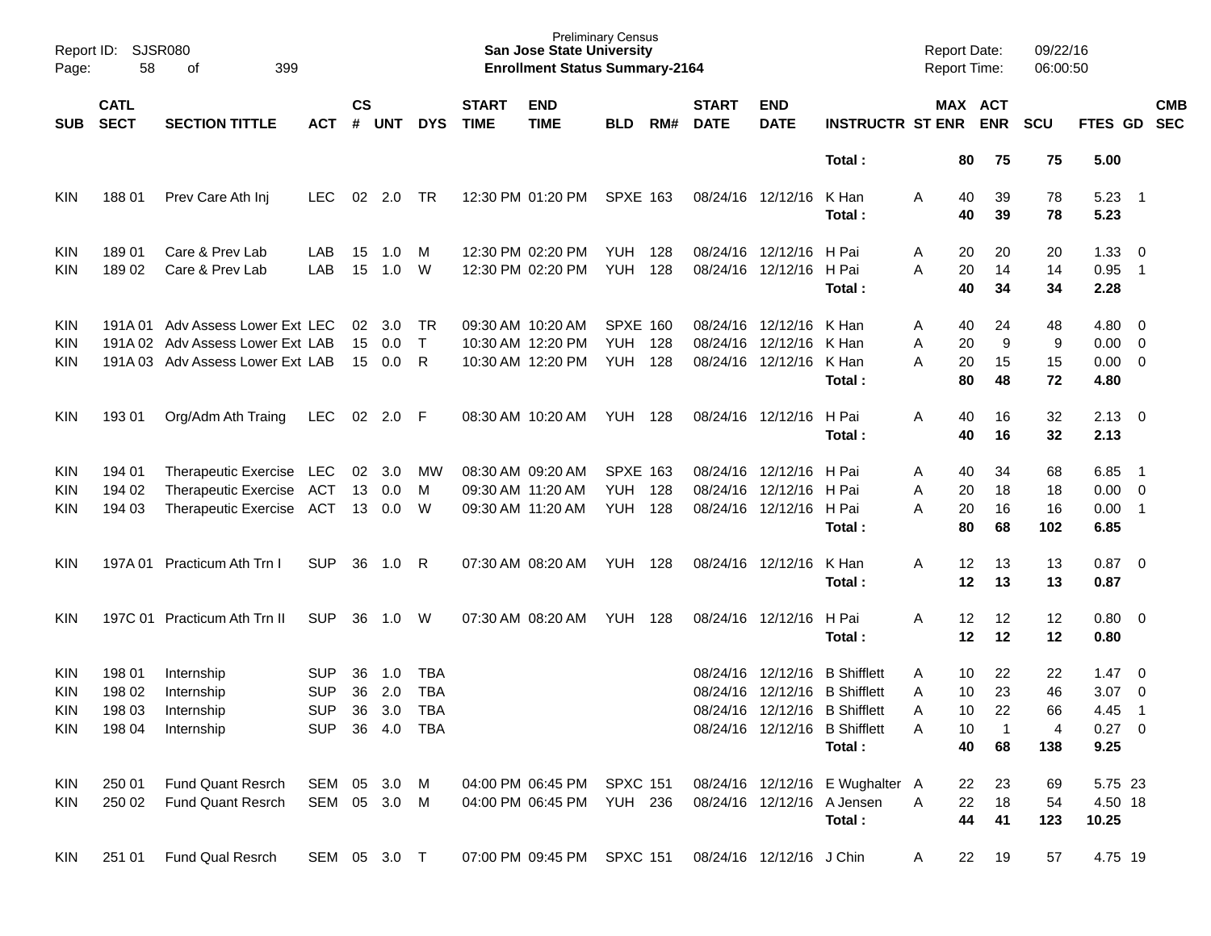Preliminary Census
**San Jose State University**
**Enrollment Status Summary-2164**

Report ID: SJSR080
Report Date: 09/22/16
Report Time: 06:00:50

| SUB | CATL SECT | SECTION TITTLE | ACT | CS # | UNT | DYS | START TIME | END TIME | BLD | RM# | START DATE | END DATE | INSTRUCTR | ST | MAX ENR | ACT ENR | SCU | FTES | GD | CMB SEC |
|---|---|---|---|---|---|---|---|---|---|---|---|---|---|---|---|---|---|---|---|---|
| | | | | | | | | | | | | | **Total :** | | **80** | **75** | **75** | **5.00** | | |
| KIN | 188 01 | Prev Care Ath Inj | LEC | 02 | 2.0 | TR | 12:30 PM | 01:20 PM | SPXE | 163 | 08/24/16 | 12/12/16 | K Han | A | 40 | 39 | 78 | 5.23 | 1 | |
| | | | | | | | | | | | | | **Total :** | | **40** | **39** | **78** | **5.23** | | |
| KIN | 189 01 | Care & Prev Lab | LAB | 15 | 1.0 | M | 12:30 PM | 02:20 PM | YUH | 128 | 08/24/16 | 12/12/16 | H Pai | A | 20 | 20 | 20 | 1.33 | 0 | |
| KIN | 189 02 | Care & Prev Lab | LAB | 15 | 1.0 | W | 12:30 PM | 02:20 PM | YUH | 128 | 08/24/16 | 12/12/16 | H Pai | A | 20 | 14 | 14 | 0.95 | 1 | |
| | | | | | | | | | | | | | **Total :** | | **40** | **34** | **34** | **2.28** | | |
| KIN | 191A 01 | Adv Assess Lower Ext | LEC | 02 | 3.0 | TR | 09:30 AM | 10:20 AM | SPXE | 160 | 08/24/16 | 12/12/16 | K Han | A | 40 | 24 | 48 | 4.80 | 0 | |
| KIN | 191A 02 | Adv Assess Lower Ext | LAB | 15 | 0.0 | T | 10:30 AM | 12:20 PM | YUH | 128 | 08/24/16 | 12/12/16 | K Han | A | 20 | 9 | 9 | 0.00 | 0 | |
| KIN | 191A 03 | Adv Assess Lower Ext | LAB | 15 | 0.0 | R | 10:30 AM | 12:20 PM | YUH | 128 | 08/24/16 | 12/12/16 | K Han | A | 20 | 15 | 15 | 0.00 | 0 | |
| | | | | | | | | | | | | | **Total :** | | **80** | **48** | **72** | **4.80** | | |
| KIN | 193 01 | Org/Adm Ath Traing | LEC | 02 | 2.0 | F | 08:30 AM | 10:20 AM | YUH | 128 | 08/24/16 | 12/12/16 | H Pai | A | 40 | 16 | 32 | 2.13 | 0 | |
| | | | | | | | | | | | | | **Total :** | | **40** | **16** | **32** | **2.13** | | |
| KIN | 194 01 | Therapeutic Exercise | LEC | 02 | 3.0 | MW | 08:30 AM | 09:20 AM | SPXE | 163 | 08/24/16 | 12/12/16 | H Pai | A | 40 | 34 | 68 | 6.85 | 1 | |
| KIN | 194 02 | Therapeutic Exercise | ACT | 13 | 0.0 | M | 09:30 AM | 11:20 AM | YUH | 128 | 08/24/16 | 12/12/16 | H Pai | A | 20 | 18 | 18 | 0.00 | 0 | |
| KIN | 194 03 | Therapeutic Exercise | ACT | 13 | 0.0 | W | 09:30 AM | 11:20 AM | YUH | 128 | 08/24/16 | 12/12/16 | H Pai | A | 20 | 16 | 16 | 0.00 | 1 | |
| | | | | | | | | | | | | | **Total :** | | **80** | **68** | **102** | **6.85** | | |
| KIN | 197A 01 | Practicum Ath Trn I | SUP | 36 | 1.0 | R | 07:30 AM | 08:20 AM | YUH | 128 | 08/24/16 | 12/12/16 | K Han | A | 12 | 13 | 13 | 0.87 | 0 | |
| | | | | | | | | | | | | | **Total :** | | **12** | **13** | **13** | **0.87** | | |
| KIN | 197C 01 | Practicum Ath Trn II | SUP | 36 | 1.0 | W | 07:30 AM | 08:20 AM | YUH | 128 | 08/24/16 | 12/12/16 | H Pai | A | 12 | 12 | 12 | 0.80 | 0 | |
| | | | | | | | | | | | | | **Total :** | | **12** | **12** | **12** | **0.80** | | |
| KIN | 198 01 | Internship | SUP | 36 | 1.0 | TBA | | | | | 08/24/16 | 12/12/16 | B Shifflett | A | 10 | 22 | 22 | 1.47 | 0 | |
| KIN | 198 02 | Internship | SUP | 36 | 2.0 | TBA | | | | | 08/24/16 | 12/12/16 | B Shifflett | A | 10 | 23 | 46 | 3.07 | 0 | |
| KIN | 198 03 | Internship | SUP | 36 | 3.0 | TBA | | | | | 08/24/16 | 12/12/16 | B Shifflett | A | 10 | 22 | 66 | 4.45 | 1 | |
| KIN | 198 04 | Internship | SUP | 36 | 4.0 | TBA | | | | | 08/24/16 | 12/12/16 | B Shifflett | A | 10 | 1 | 4 | 0.27 | 0 | |
| | | | | | | | | | | | | | **Total :** | | **40** | **68** | **138** | **9.25** | | |
| KIN | 250 01 | Fund Quant Resrch | SEM | 05 | 3.0 | M | 04:00 PM | 06:45 PM | SPXC | 151 | 08/24/16 | 12/12/16 | E Wughalter | A | 22 | 23 | 69 | 5.75 | 23 | |
| KIN | 250 02 | Fund Quant Resrch | SEM | 05 | 3.0 | M | 04:00 PM | 06:45 PM | YUH | 236 | 08/24/16 | 12/12/16 | A Jensen | A | 22 | 18 | 54 | 4.50 | 18 | |
| | | | | | | | | | | | | | **Total :** | | **44** | **41** | **123** | **10.25** | | |
| KIN | 251 01 | Fund Qual Resrch | SEM | 05 | 3.0 | T | 07:00 PM | 09:45 PM | SPXC | 151 | 08/24/16 | 12/12/16 | J Chin | A | 22 | 19 | 57 | 4.75 | 19 | |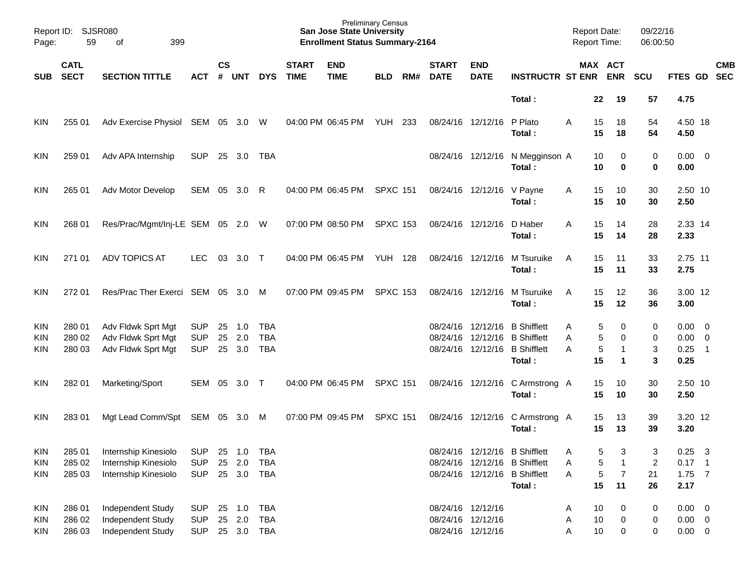Preliminary Census
**San Jose State University**
**Enrollment Status Summary-2164**

Report ID: SJSR080
Report Date: 09/22/16
Report Time: 06:00:50

| SUB | CATL SECT | SECTION TITTLE | ACT | CS # | UNT | DYS | START TIME | END TIME | BLD | RM# | START DATE | END DATE | INSTRUCTR | ST | MAX ENR | ACT ENR | SCU | FTES | GD | CMB SEC |
|---|---|---|---|---|---|---|---|---|---|---|---|---|---|---|---|---|---|---|---|---|
| | | | | | | | | | | | | | **Total :** | | **22** | **19** | **57** | **4.75** | | |
| KIN | 255 01 | Adv Exercise Physiol | SEM | 05 | 3.0 | W | 04:00 PM | 06:45 PM | YUH | 233 | 08/24/16 | 12/12/16 | P Plato | A | 15 | 18 | 54 | 4.50 | 18 | |
| | | | | | | | | | | | | | **Total :** | | **15** | **18** | **54** | **4.50** | | |
| KIN | 259 01 | Adv APA Internship | SUP | 25 | 3.0 | TBA | | | | | 08/24/16 | 12/12/16 | N Megginson | A | 10 | 0 | 0 | 0.00 | 0 | |
| | | | | | | | | | | | | | **Total :** | | **10** | **0** | **0** | **0.00** | | |
| KIN | 265 01 | Adv Motor Develop | SEM | 05 | 3.0 | R | 04:00 PM | 06:45 PM | SPXC | 151 | 08/24/16 | 12/12/16 | V Payne | A | 15 | 10 | 30 | 2.50 | 10 | |
| | | | | | | | | | | | | | **Total :** | | **15** | **10** | **30** | **2.50** | | |
| KIN | 268 01 | Res/Prac/Mgmt/Inj-LE | SEM | 05 | 2.0 | W | 07:00 PM | 08:50 PM | SPXC | 153 | 08/24/16 | 12/12/16 | D Haber | A | 15 | 14 | 28 | 2.33 | 14 | |
| | | | | | | | | | | | | | **Total :** | | **15** | **14** | **28** | **2.33** | | |
| KIN | 271 01 | ADV TOPICS AT | LEC | 03 | 3.0 | T | 04:00 PM | 06:45 PM | YUH | 128 | 08/24/16 | 12/12/16 | M Tsuruike | A | 15 | 11 | 33 | 2.75 | 11 | |
| | | | | | | | | | | | | | **Total :** | | **15** | **11** | **33** | **2.75** | | |
| KIN | 272 01 | Res/Prac Ther Exerci | SEM | 05 | 3.0 | M | 07:00 PM | 09:45 PM | SPXC | 153 | 08/24/16 | 12/12/16 | M Tsuruike | A | 15 | 12 | 36 | 3.00 | 12 | |
| | | | | | | | | | | | | | **Total :** | | **15** | **12** | **36** | **3.00** | | |
| KIN | 280 01 | Adv Fldwk Sprt Mgt | SUP | 25 | 1.0 | TBA | | | | | 08/24/16 | 12/12/16 | B Shifflett | A | 5 | 0 | 0 | 0.00 | 0 | |
| KIN | 280 02 | Adv Fldwk Sprt Mgt | SUP | 25 | 2.0 | TBA | | | | | 08/24/16 | 12/12/16 | B Shifflett | A | 5 | 0 | 0 | 0.00 | 0 | |
| KIN | 280 03 | Adv Fldwk Sprt Mgt | SUP | 25 | 3.0 | TBA | | | | | 08/24/16 | 12/12/16 | B Shifflett | A | 5 | 1 | 3 | 0.25 | 1 | |
| | | | | | | | | | | | | | **Total :** | | **15** | **1** | **3** | **0.25** | | |
| KIN | 282 01 | Marketing/Sport | SEM | 05 | 3.0 | T | 04:00 PM | 06:45 PM | SPXC | 151 | 08/24/16 | 12/12/16 | C Armstrong | A | 15 | 10 | 30 | 2.50 | 10 | |
| | | | | | | | | | | | | | **Total :** | | **15** | **10** | **30** | **2.50** | | |
| KIN | 283 01 | Mgt Lead Comm/Spt | SEM | 05 | 3.0 | M | 07:00 PM | 09:45 PM | SPXC | 151 | 08/24/16 | 12/12/16 | C Armstrong | A | 15 | 13 | 39 | 3.20 | 12 | |
| | | | | | | | | | | | | | **Total :** | | **15** | **13** | **39** | **3.20** | | |
| KIN | 285 01 | Internship Kinesiolo | SUP | 25 | 1.0 | TBA | | | | | 08/24/16 | 12/12/16 | B Shifflett | A | 5 | 3 | 3 | 0.25 | 3 | |
| KIN | 285 02 | Internship Kinesiolo | SUP | 25 | 2.0 | TBA | | | | | 08/24/16 | 12/12/16 | B Shifflett | A | 5 | 1 | 2 | 0.17 | 1 | |
| KIN | 285 03 | Internship Kinesiolo | SUP | 25 | 3.0 | TBA | | | | | 08/24/16 | 12/12/16 | B Shifflett | A | 5 | 7 | 21 | 1.75 | 7 | |
| | | | | | | | | | | | | | **Total :** | | **15** | **11** | **26** | **2.17** | | |
| KIN | 286 01 | Independent Study | SUP | 25 | 1.0 | TBA | | | | | 08/24/16 | 12/12/16 | | A | 10 | 0 | 0 | 0.00 | 0 | |
| KIN | 286 02 | Independent Study | SUP | 25 | 2.0 | TBA | | | | | 08/24/16 | 12/12/16 | | A | 10 | 0 | 0 | 0.00 | 0 | |
| KIN | 286 03 | Independent Study | SUP | 25 | 3.0 | TBA | | | | | 08/24/16 | 12/12/16 | | A | 10 | 0 | 0 | 0.00 | 0 | |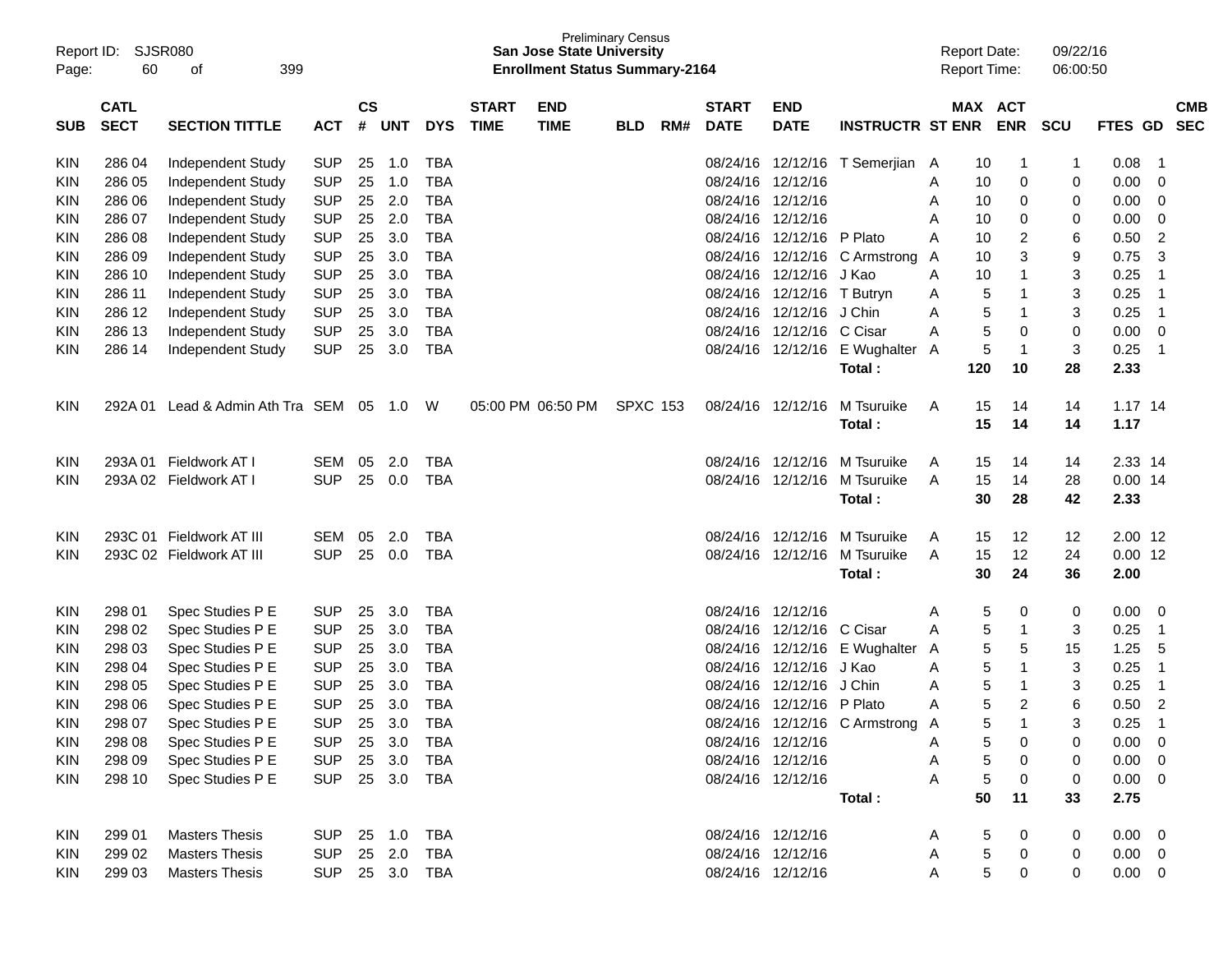Preliminary Census
**San Jose State University**
**Enrollment Status Summary-2164**

Report ID: SJSR080
Report Date: 09/22/16
Report Time: 06:00:50

| SUB | CATL SECT | SECTION TITTLE | ACT | CS # | UNT | DYS | START TIME | END TIME | BLD | RM# | START DATE | END DATE | INSTRUCTR | ST | MAX ENR | ACT ENR | SCU | FTES | GD | CMB SEC |
|---|---|---|---|---|---|---|---|---|---|---|---|---|---|---|---|---|---|---|---|---|
| KIN | 286 04 | Independent Study | SUP | 25 | 1.0 | TBA | | | | | 08/24/16 | 12/12/16 | T Semerjian | A | 10 | 1 | 1 | 0.08 | 1 | |
| KIN | 286 05 | Independent Study | SUP | 25 | 1.0 | TBA | | | | | 08/24/16 | 12/12/16 | | A | 10 | 0 | 0 | 0.00 | 0 | |
| KIN | 286 06 | Independent Study | SUP | 25 | 2.0 | TBA | | | | | 08/24/16 | 12/12/16 | | A | 10 | 0 | 0 | 0.00 | 0 | |
| KIN | 286 07 | Independent Study | SUP | 25 | 2.0 | TBA | | | | | 08/24/16 | 12/12/16 | | A | 10 | 0 | 0 | 0.00 | 0 | |
| KIN | 286 08 | Independent Study | SUP | 25 | 3.0 | TBA | | | | | 08/24/16 | 12/12/16 | P Plato | A | 10 | 2 | 6 | 0.50 | 2 | |
| KIN | 286 09 | Independent Study | SUP | 25 | 3.0 | TBA | | | | | 08/24/16 | 12/12/16 | C Armstrong | A | 10 | 3 | 9 | 0.75 | 3 | |
| KIN | 286 10 | Independent Study | SUP | 25 | 3.0 | TBA | | | | | 08/24/16 | 12/12/16 | J Kao | A | 10 | 1 | 3 | 0.25 | 1 | |
| KIN | 286 11 | Independent Study | SUP | 25 | 3.0 | TBA | | | | | 08/24/16 | 12/12/16 | T Butryn | A | 5 | 1 | 3 | 0.25 | 1 | |
| KIN | 286 12 | Independent Study | SUP | 25 | 3.0 | TBA | | | | | 08/24/16 | 12/12/16 | J Chin | A | 5 | 1 | 3 | 0.25 | 1 | |
| KIN | 286 13 | Independent Study | SUP | 25 | 3.0 | TBA | | | | | 08/24/16 | 12/12/16 | C Cisar | A | 5 | 0 | 0 | 0.00 | 0 | |
| KIN | 286 14 | Independent Study | SUP | 25 | 3.0 | TBA | | | | | 08/24/16 | 12/12/16 | E Wughalter | A | 5 | 1 | 3 | 0.25 | 1 | |
| | | | | | | | | | | | | | **Total :** | | **120** | **10** | **28** | **2.33** | | |
| KIN | 292A 01 | Lead & Admin Ath Tra | SEM | 05 | 1.0 | W | 05:00 PM | 06:50 PM | SPXC | 153 | 08/24/16 | 12/12/16 | M Tsuruike | A | 15 | 14 | 14 | 1.17 | 14 | |
| | | | | | | | | | | | | | **Total :** | | **15** | **14** | **14** | **1.17** | | |
| KIN | 293A 01 | Fieldwork AT I | SEM | 05 | 2.0 | TBA | | | | | 08/24/16 | 12/12/16 | M Tsuruike | A | 15 | 14 | 14 | 2.33 | 14 | |
| KIN | 293A 02 | Fieldwork AT I | SUP | 25 | 0.0 | TBA | | | | | 08/24/16 | 12/12/16 | M Tsuruike | A | 15 | 14 | 28 | 0.00 | 14 | |
| | | | | | | | | | | | | | **Total :** | | **30** | **28** | **42** | **2.33** | | |
| KIN | 293C 01 | Fieldwork AT III | SEM | 05 | 2.0 | TBA | | | | | 08/24/16 | 12/12/16 | M Tsuruike | A | 15 | 12 | 12 | 2.00 | 12 | |
| KIN | 293C 02 | Fieldwork AT III | SUP | 25 | 0.0 | TBA | | | | | 08/24/16 | 12/12/16 | M Tsuruike | A | 15 | 12 | 24 | 0.00 | 12 | |
| | | | | | | | | | | | | | **Total :** | | **30** | **24** | **36** | **2.00** | | |
| KIN | 298 01 | Spec Studies P E | SUP | 25 | 3.0 | TBA | | | | | 08/24/16 | 12/12/16 | | A | 5 | 0 | 0 | 0.00 | 0 | |
| KIN | 298 02 | Spec Studies P E | SUP | 25 | 3.0 | TBA | | | | | 08/24/16 | 12/12/16 | C Cisar | A | 5 | 1 | 3 | 0.25 | 1 | |
| KIN | 298 03 | Spec Studies P E | SUP | 25 | 3.0 | TBA | | | | | 08/24/16 | 12/12/16 | E Wughalter | A | 5 | 5 | 15 | 1.25 | 5 | |
| KIN | 298 04 | Spec Studies P E | SUP | 25 | 3.0 | TBA | | | | | 08/24/16 | 12/12/16 | J Kao | A | 5 | 1 | 3 | 0.25 | 1 | |
| KIN | 298 05 | Spec Studies P E | SUP | 25 | 3.0 | TBA | | | | | 08/24/16 | 12/12/16 | J Chin | A | 5 | 1 | 3 | 0.25 | 1 | |
| KIN | 298 06 | Spec Studies P E | SUP | 25 | 3.0 | TBA | | | | | 08/24/16 | 12/12/16 | P Plato | A | 5 | 2 | 6 | 0.50 | 2 | |
| KIN | 298 07 | Spec Studies P E | SUP | 25 | 3.0 | TBA | | | | | 08/24/16 | 12/12/16 | C Armstrong | A | 5 | 1 | 3 | 0.25 | 1 | |
| KIN | 298 08 | Spec Studies P E | SUP | 25 | 3.0 | TBA | | | | | 08/24/16 | 12/12/16 | | A | 5 | 0 | 0 | 0.00 | 0 | |
| KIN | 298 09 | Spec Studies P E | SUP | 25 | 3.0 | TBA | | | | | 08/24/16 | 12/12/16 | | A | 5 | 0 | 0 | 0.00 | 0 | |
| KIN | 298 10 | Spec Studies P E | SUP | 25 | 3.0 | TBA | | | | | 08/24/16 | 12/12/16 | | A | 5 | 0 | 0 | 0.00 | 0 | |
| | | | | | | | | | | | | | **Total :** | | **50** | **11** | **33** | **2.75** | | |
| KIN | 299 01 | Masters Thesis | SUP | 25 | 1.0 | TBA | | | | | 08/24/16 | 12/12/16 | | A | 5 | 0 | 0 | 0.00 | 0 | |
| KIN | 299 02 | Masters Thesis | SUP | 25 | 2.0 | TBA | | | | | 08/24/16 | 12/12/16 | | A | 5 | 0 | 0 | 0.00 | 0 | |
| KIN | 299 03 | Masters Thesis | SUP | 25 | 3.0 | TBA | | | | | 08/24/16 | 12/12/16 | | A | 5 | 0 | 0 | 0.00 | 0 | |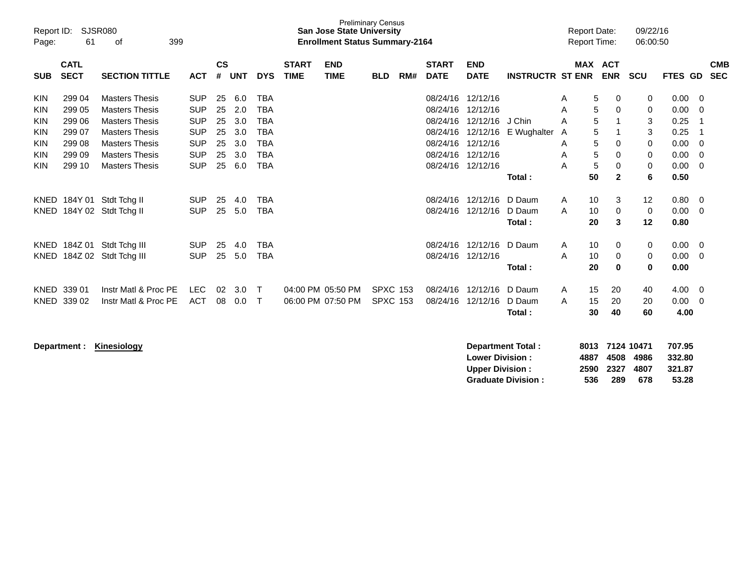Preliminary Census
**San Jose State University**
**Enrollment Status Summary-2164**

Report ID: SJSR080
Report Date: 09/22/16
Report Time: 06:00:50

| SUB | CATL SECT | SECTION TITTLE | ACT | CS # | UNT | DYS | START TIME | END TIME | BLD | RM# | START DATE | END DATE | INSTRUCTR | ST | MAX ENR | ACT ENR | SCU | FTES | GD | CMB SEC |
|---|---|---|---|---|---|---|---|---|---|---|---|---|---|---|---|---|---|---|---|---|
| KIN | 299 04 | Masters Thesis | SUP | 25 | 6.0 | TBA | | | | | 08/24/16 | 12/12/16 | | A | 5 | 0 | 0 | 0.00 | 0 | |
| KIN | 299 05 | Masters Thesis | SUP | 25 | 2.0 | TBA | | | | | 08/24/16 | 12/12/16 | | A | 5 | 0 | 0 | 0.00 | 0 | |
| KIN | 299 06 | Masters Thesis | SUP | 25 | 3.0 | TBA | | | | | 08/24/16 | 12/12/16 | J Chin | A | 5 | 1 | 3 | 0.25 | 1 | |
| KIN | 299 07 | Masters Thesis | SUP | 25 | 3.0 | TBA | | | | | 08/24/16 | 12/12/16 | E Wughalter | A | 5 | 1 | 3 | 0.25 | 1 | |
| KIN | 299 08 | Masters Thesis | SUP | 25 | 3.0 | TBA | | | | | 08/24/16 | 12/12/16 | | A | 5 | 0 | 0 | 0.00 | 0 | |
| KIN | 299 09 | Masters Thesis | SUP | 25 | 3.0 | TBA | | | | | 08/24/16 | 12/12/16 | | A | 5 | 0 | 0 | 0.00 | 0 | |
| KIN | 299 10 | Masters Thesis | SUP | 25 | 6.0 | TBA | | | | | 08/24/16 | 12/12/16 | | A | 5 | 0 | 0 | 0.00 | 0 | |
| | | | | | | | | | | | | | **Total :** | | **50** | **2** | **6** | **0.50** | | |
| KNED | 184Y 01 | Stdt Tchg II | SUP | 25 | 4.0 | TBA | | | | | 08/24/16 | 12/12/16 | D Daum | A | 10 | 3 | 12 | 0.80 | 0 | |
| KNED | 184Y 02 | Stdt Tchg II | SUP | 25 | 5.0 | TBA | | | | | 08/24/16 | 12/12/16 | D Daum | A | 10 | 0 | 0 | 0.00 | 0 | |
| | | | | | | | | | | | | | **Total :** | | **20** | **3** | **12** | **0.80** | | |
| KNED | 184Z 01 | Stdt Tchg III | SUP | 25 | 4.0 | TBA | | | | | 08/24/16 | 12/12/16 | D Daum | A | 10 | 0 | 0 | 0.00 | 0 | |
| KNED | 184Z 02 | Stdt Tchg III | SUP | 25 | 5.0 | TBA | | | | | 08/24/16 | 12/12/16 | | A | 10 | 0 | 0 | 0.00 | 0 | |
| | | | | | | | | | | | | | **Total :** | | **20** | **0** | **0** | **0.00** | | |
| KNED | 339 01 | Instr Matl & Proc PE | LEC | 02 | 3.0 | T | 04:00 PM | 05:50 PM | SPXC | 153 | 08/24/16 | 12/12/16 | D Daum | A | 15 | 20 | 40 | 4.00 | 0 | |
| KNED | 339 02 | Instr Matl & Proc PE | ACT | 08 | 0.0 | T | 06:00 PM | 07:50 PM | SPXC | 153 | 08/24/16 | 12/12/16 | D Daum | A | 15 | 20 | 20 | 0.00 | 0 | |
| | | | | | | | | | | | | | **Total :** | | **30** | **40** | **60** | **4.00** | | |

**Department :** **Kinesiology**

| | MAX ENR | ACT ENR | SCU | FTES |
|---|---|---|---|---|
| **Department Total :** | **8013** | **7124** | **10471** | **707.95** |
| **Lower Division :** | **4887** | **4508** | **4986** | **332.80** |
| **Upper Division :** | **2590** | **2327** | **4807** | **321.87** |
| **Graduate Division :** | **536** | **289** | **678** | **53.28** |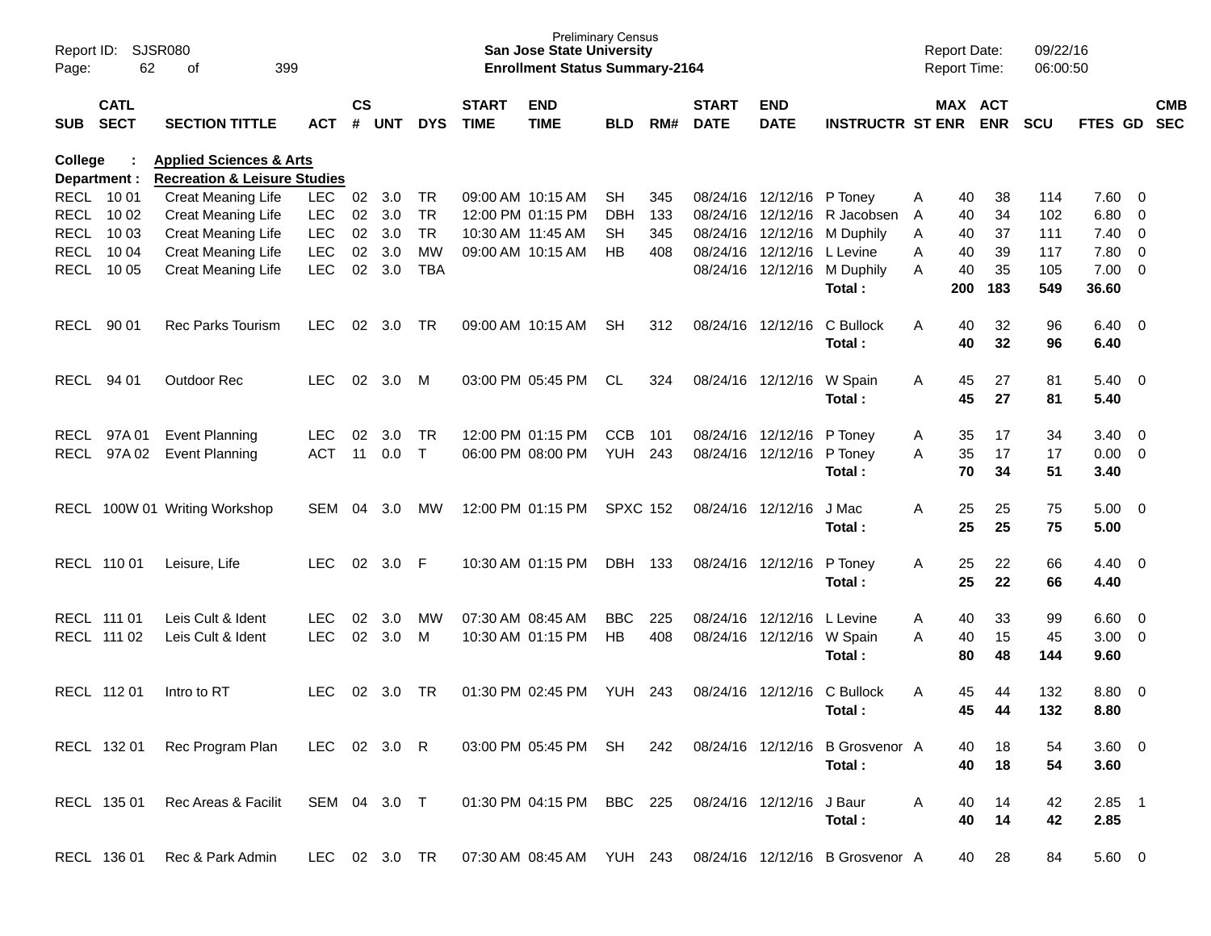Preliminary Census
**San Jose State University**
**Enrollment Status Summary-2164**

Report ID: SJSR080
Report Date: 09/22/16
Report Time: 06:00:50

College : **Applied Sciences & Arts**
Department : **Recreation & Leisure Studies**

| SUB | CATL SECT | SECTION TITTLE | ACT | CS # | UNT | DYS | START TIME | END TIME | BLD | RM# | START DATE | END DATE | INSTRUCTR | ST | MAX ENR | ACT ENR | SCU | FTES | GD | CMB SEC |
|---|---|---|---|---|---|---|---|---|---|---|---|---|---|---|---|---|---|---|---|---|
| RECL | 10 01 | Creat Meaning Life | LEC | 02 | 3.0 | TR | 09:00 AM | 10:15 AM | SH | 345 | 08/24/16 | 12/12/16 | P Toney | A | 40 | 38 | 114 | 7.60 | 0 | |
| RECL | 10 02 | Creat Meaning Life | LEC | 02 | 3.0 | TR | 12:00 PM | 01:15 PM | DBH | 133 | 08/24/16 | 12/12/16 | R Jacobsen | A | 40 | 34 | 102 | 6.80 | 0 | |
| RECL | 10 03 | Creat Meaning Life | LEC | 02 | 3.0 | TR | 10:30 AM | 11:45 AM | SH | 345 | 08/24/16 | 12/12/16 | M Duphily | A | 40 | 37 | 111 | 7.40 | 0 | |
| RECL | 10 04 | Creat Meaning Life | LEC | 02 | 3.0 | MW | 09:00 AM | 10:15 AM | HB | 408 | 08/24/16 | 12/12/16 | L Levine | A | 40 | 39 | 117 | 7.80 | 0 | |
| RECL | 10 05 | Creat Meaning Life | LEC | 02 | 3.0 | TBA | | | | | 08/24/16 | 12/12/16 | M Duphily | A | 40 | 35 | 105 | 7.00 | 0 | |
| | | | | | | | | | | | | | **Total :** | | **200** | **183** | **549** | **36.60** | | |
| RECL | 90 01 | Rec Parks Tourism | LEC | 02 | 3.0 | TR | 09:00 AM | 10:15 AM | SH | 312 | 08/24/16 | 12/12/16 | C Bullock | A | 40 | 32 | 96 | 6.40 | 0 | |
| | | | | | | | | | | | | | **Total :** | | **40** | **32** | **96** | **6.40** | | |
| RECL | 94 01 | Outdoor Rec | LEC | 02 | 3.0 | M | 03:00 PM | 05:45 PM | CL | 324 | 08/24/16 | 12/12/16 | W Spain | A | 45 | 27 | 81 | 5.40 | 0 | |
| | | | | | | | | | | | | | **Total :** | | **45** | **27** | **81** | **5.40** | | |
| RECL | 97A 01 | Event Planning | LEC | 02 | 3.0 | TR | 12:00 PM | 01:15 PM | CCB | 101 | 08/24/16 | 12/12/16 | P Toney | A | 35 | 17 | 34 | 3.40 | 0 | |
| RECL | 97A 02 | Event Planning | ACT | 11 | 0.0 | T | 06:00 PM | 08:00 PM | YUH | 243 | 08/24/16 | 12/12/16 | P Toney | A | 35 | 17 | 17 | 0.00 | 0 | |
| | | | | | | | | | | | | | **Total :** | | **70** | **34** | **51** | **3.40** | | |
| RECL | 100W 01 | Writing Workshop | SEM | 04 | 3.0 | MW | 12:00 PM | 01:15 PM | SPXC | 152 | 08/24/16 | 12/12/16 | J Mac | A | 25 | 25 | 75 | 5.00 | 0 | |
| | | | | | | | | | | | | | **Total :** | | **25** | **25** | **75** | **5.00** | | |
| RECL | 110 01 | Leisure, Life | LEC | 02 | 3.0 | F | 10:30 AM | 01:15 PM | DBH | 133 | 08/24/16 | 12/12/16 | P Toney | A | 25 | 22 | 66 | 4.40 | 0 | |
| | | | | | | | | | | | | | **Total :** | | **25** | **22** | **66** | **4.40** | | |
| RECL | 111 01 | Leis Cult & Ident | LEC | 02 | 3.0 | MW | 07:30 AM | 08:45 AM | BBC | 225 | 08/24/16 | 12/12/16 | L Levine | A | 40 | 33 | 99 | 6.60 | 0 | |
| RECL | 111 02 | Leis Cult & Ident | LEC | 02 | 3.0 | M | 10:30 AM | 01:15 PM | HB | 408 | 08/24/16 | 12/12/16 | W Spain | A | 40 | 15 | 45 | 3.00 | 0 | |
| | | | | | | | | | | | | | **Total :** | | **80** | **48** | **144** | **9.60** | | |
| RECL | 112 01 | Intro to RT | LEC | 02 | 3.0 | TR | 01:30 PM | 02:45 PM | YUH | 243 | 08/24/16 | 12/12/16 | C Bullock | A | 45 | 44 | 132 | 8.80 | 0 | |
| | | | | | | | | | | | | | **Total :** | | **45** | **44** | **132** | **8.80** | | |
| RECL | 132 01 | Rec Program Plan | LEC | 02 | 3.0 | R | 03:00 PM | 05:45 PM | SH | 242 | 08/24/16 | 12/12/16 | B Grosvenor | A | 40 | 18 | 54 | 3.60 | 0 | |
| | | | | | | | | | | | | | **Total :** | | **40** | **18** | **54** | **3.60** | | |
| RECL | 135 01 | Rec Areas & Facilit | SEM | 04 | 3.0 | T | 01:30 PM | 04:15 PM | BBC | 225 | 08/24/16 | 12/12/16 | J Baur | A | 40 | 14 | 42 | 2.85 | 1 | |
| | | | | | | | | | | | | | **Total :** | | **40** | **14** | **42** | **2.85** | | |
| RECL | 136 01 | Rec & Park Admin | LEC | 02 | 3.0 | TR | 07:30 AM | 08:45 AM | YUH | 243 | 08/24/16 | 12/12/16 | B Grosvenor | A | 40 | 28 | 84 | 5.60 | 0 | |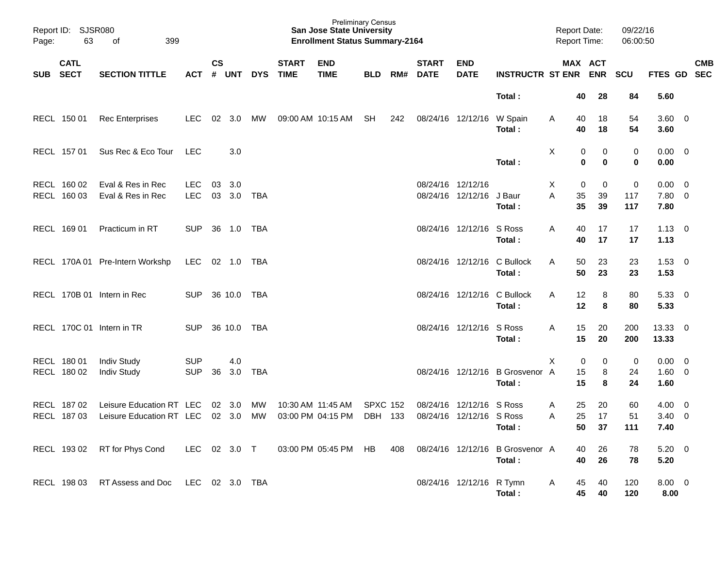Preliminary Census
**San Jose State University**
**Enrollment Status Summary-2164**

Report ID: SJSR080
Page: 63 of 399

Report Date: 09/22/16
Report Time: 06:00:50

| SUB | CATL SECT | SECTION TITTLE | ACT | CS # | UNT | DYS | START TIME | END TIME | BLD | RM# | START DATE | END DATE | INSTRUCTR | ST | MAX ENR | ACT ENR | SCU | FTES | GD | CMB SEC |
|---|---|---|---|---|---|---|---|---|---|---|---|---|---|---|---|---|---|---|---|---|
| | | | | | | | | | | | | | **Total :** | | **40** | **28** | **84** | **5.60** | | |
| RECL | 150 01 | Rec Enterprises | LEC | 02 | 3.0 | MW | 09:00 AM | 10:15 AM | SH | 242 | 08/24/16 | 12/12/16 | W Spain | A | 40 | 18 | 54 | 3.60 | 0 | |
| | | | | | | | | | | | | | **Total :** | | **40** | **18** | **54** | **3.60** | | |
| RECL | 157 01 | Sus Rec & Eco Tour | LEC | | 3.0 | | | | | | | | | X | 0 | 0 | 0 | 0.00 | 0 | |
| | | | | | | | | | | | | | **Total :** | | **0** | **0** | **0** | **0.00** | | |
| RECL | 160 02 | Eval & Res in Rec | LEC | 03 | 3.0 | | | | | | 08/24/16 | 12/12/16 | | X | 0 | 0 | 0 | 0.00 | 0 | |
| RECL | 160 03 | Eval & Res in Rec | LEC | 03 | 3.0 | TBA | | | | | 08/24/16 | 12/12/16 | J Baur | A | 35 | 39 | 117 | 7.80 | 0 | |
| | | | | | | | | | | | | | **Total :** | | **35** | **39** | **117** | **7.80** | | |
| RECL | 169 01 | Practicum in RT | SUP | 36 | 1.0 | TBA | | | | | 08/24/16 | 12/12/16 | S Ross | A | 40 | 17 | 17 | 1.13 | 0 | |
| | | | | | | | | | | | | | **Total :** | | **40** | **17** | **17** | **1.13** | | |
| RECL | 170A 01 | Pre-Intern Workshp | LEC | 02 | 1.0 | TBA | | | | | 08/24/16 | 12/12/16 | C Bullock | A | 50 | 23 | 23 | 1.53 | 0 | |
| | | | | | | | | | | | | | **Total :** | | **50** | **23** | **23** | **1.53** | | |
| RECL | 170B 01 | Intern in Rec | SUP | 36 | 10.0 | TBA | | | | | 08/24/16 | 12/12/16 | C Bullock | A | 12 | 8 | 80 | 5.33 | 0 | |
| | | | | | | | | | | | | | **Total :** | | **12** | **8** | **80** | **5.33** | | |
| RECL | 170C 01 | Intern in TR | SUP | 36 | 10.0 | TBA | | | | | 08/24/16 | 12/12/16 | S Ross | A | 15 | 20 | 200 | 13.33 | 0 | |
| | | | | | | | | | | | | | **Total :** | | **15** | **20** | **200** | **13.33** | | |
| RECL | 180 01 | Indiv Study | SUP | | 4.0 | | | | | | | | | X | 0 | 0 | 0 | 0.00 | 0 | |
| RECL | 180 02 | Indiv Study | SUP | 36 | 3.0 | TBA | | | | | 08/24/16 | 12/12/16 | B Grosvenor | A | 15 | 8 | 24 | 1.60 | 0 | |
| | | | | | | | | | | | | | **Total :** | | **15** | **8** | **24** | **1.60** | | |
| RECL | 187 02 | Leisure Education RT | LEC | 02 | 3.0 | MW | 10:30 AM | 11:45 AM | SPXC | 152 | 08/24/16 | 12/12/16 | S Ross | A | 25 | 20 | 60 | 4.00 | 0 | |
| RECL | 187 03 | Leisure Education RT | LEC | 02 | 3.0 | MW | 03:00 PM | 04:15 PM | DBH | 133 | 08/24/16 | 12/12/16 | S Ross | A | 25 | 17 | 51 | 3.40 | 0 | |
| | | | | | | | | | | | | | **Total :** | | **50** | **37** | **111** | **7.40** | | |
| RECL | 193 02 | RT for Phys Cond | LEC | 02 | 3.0 | T | 03:00 PM | 05:45 PM | HB | 408 | 08/24/16 | 12/12/16 | B Grosvenor | A | 40 | 26 | 78 | 5.20 | 0 | |
| | | | | | | | | | | | | | **Total :** | | **40** | **26** | **78** | **5.20** | | |
| RECL | 198 03 | RT Assess and Doc | LEC | 02 | 3.0 | TBA | | | | | 08/24/16 | 12/12/16 | R Tymn | A | 45 | 40 | 120 | 8.00 | 0 | |
| | | | | | | | | | | | | | **Total :** | | **45** | **40** | **120** | **8.00** | | |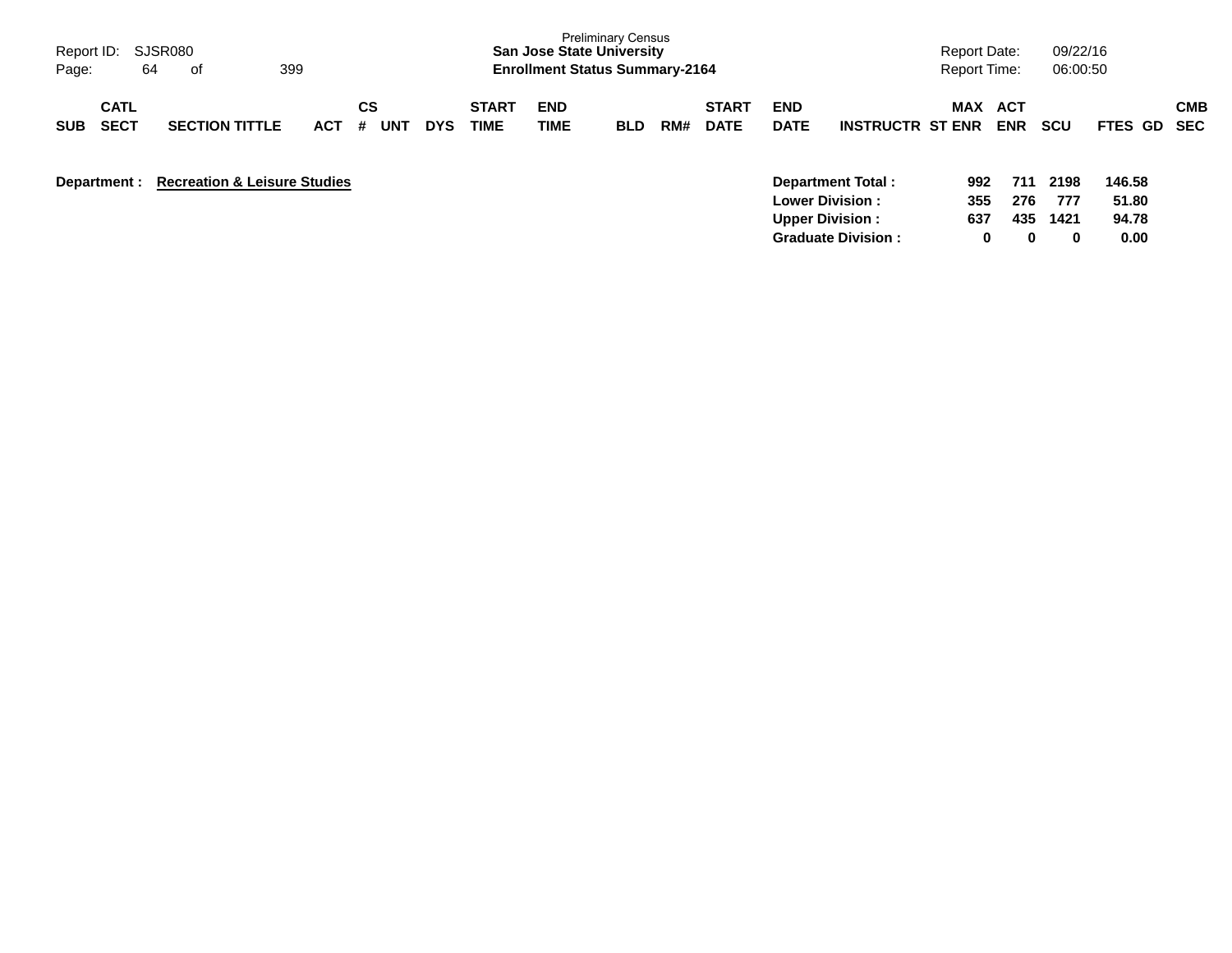Preliminary Census
**San Jose State University**
**Enrollment Status Summary-2164**

Report ID: SJSR080
Report Date: 09/22/16
Report Time: 06:00:50

| SUB | CATL SECT | SECTION TITTLE | ACT | CS # | UNT | DYS | START TIME | END TIME | BLD | RM# | START DATE | END DATE | INSTRUCTR | ST | MAX ENR | ACT ENR | SCU | FTES | GD | CMB SEC |
|---|---|---|---|---|---|---|---|---|---|---|---|---|---|---|---|---|---|---|---|---|

**Department : Recreation & Leisure Studies**

| | MAX ENR | ACT ENR | SCU | FTES |
|---|---|---|---|---|
| **Department Total :** | 992 | 711 | 2198 | 146.58 |
| **Lower Division :** | 355 | 276 | 777 | 51.80 |
| **Upper Division :** | 637 | 435 | 1421 | 94.78 |
| **Graduate Division :** | 0 | 0 | 0 | 0.00 |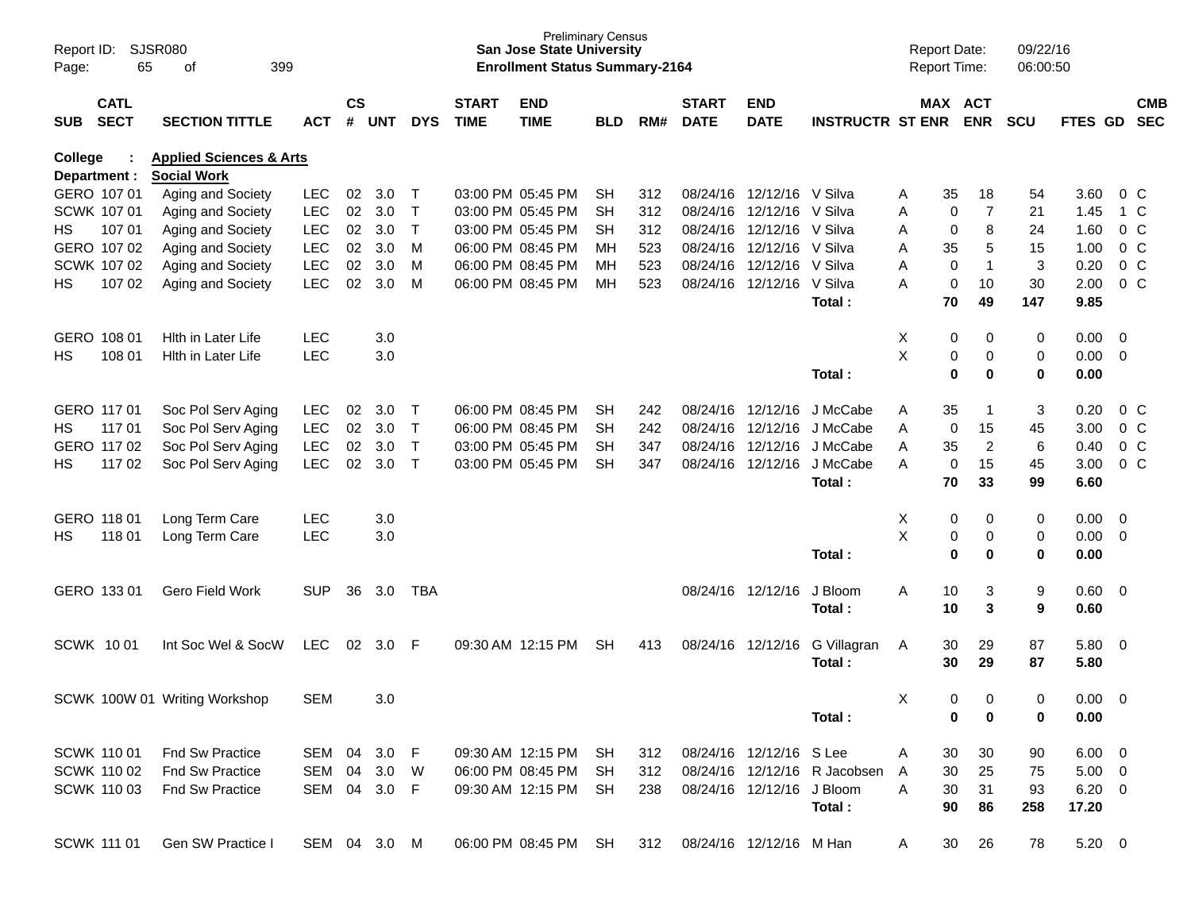Preliminary Census
**San Jose State University**
**Enrollment Status Summary-2164**

Report ID: SJSR080
Report Date: 09/22/16
Report Time: 06:00:50

**College : Applied Sciences & Arts**
**Department : Social Work**

| SUB | CATL SECT | SECTION TITTLE | ACT | CS # | UNT | DYS | START TIME | END TIME | BLD | RM# | START DATE | END DATE | INSTRUCTR | ST | MAX ENR | ACT ENR | SCU | FTES | GD | CMB SEC |
|---|---|---|---|---|---|---|---|---|---|---|---|---|---|---|---|---|---|---|---|---|
| GERO | 107 01 | Aging and Society | LEC | 02 | 3.0 | T | 03:00 PM | 05:45 PM | SH | 312 | 08/24/16 | 12/12/16 | V Silva | A | 35 | 18 | 54 | 3.60 | 0 | C |
| SCWK | 107 01 | Aging and Society | LEC | 02 | 3.0 | T | 03:00 PM | 05:45 PM | SH | 312 | 08/24/16 | 12/12/16 | V Silva | A | 0 | 7 | 21 | 1.45 | 1 | C |
| HS | 107 01 | Aging and Society | LEC | 02 | 3.0 | T | 03:00 PM | 05:45 PM | SH | 312 | 08/24/16 | 12/12/16 | V Silva | A | 0 | 8 | 24 | 1.60 | 0 | C |
| GERO | 107 02 | Aging and Society | LEC | 02 | 3.0 | M | 06:00 PM | 08:45 PM | MH | 523 | 08/24/16 | 12/12/16 | V Silva | A | 35 | 5 | 15 | 1.00 | 0 | C |
| SCWK | 107 02 | Aging and Society | LEC | 02 | 3.0 | M | 06:00 PM | 08:45 PM | MH | 523 | 08/24/16 | 12/12/16 | V Silva | A | 0 | 1 | 3 | 0.20 | 0 | C |
| HS | 107 02 | Aging and Society | LEC | 02 | 3.0 | M | 06:00 PM | 08:45 PM | MH | 523 | 08/24/16 | 12/12/16 | V Silva | A | 0 | 10 | 30 | 2.00 | 0 | C |
| | | | | | | | | | | | | | **Total :** | | **70** | **49** | **147** | **9.85** | | |
| GERO | 108 01 | Hlth in Later Life | LEC | | 3.0 | | | | | | | | | X | 0 | 0 | 0 | 0.00 | 0 | |
| HS | 108 01 | Hlth in Later Life | LEC | | 3.0 | | | | | | | | | X | 0 | 0 | 0 | 0.00 | 0 | |
| | | | | | | | | | | | | | **Total :** | | **0** | **0** | **0** | **0.00** | | |
| GERO | 117 01 | Soc Pol Serv Aging | LEC | 02 | 3.0 | T | 06:00 PM | 08:45 PM | SH | 242 | 08/24/16 | 12/12/16 | J McCabe | A | 35 | 1 | 3 | 0.20 | 0 | C |
| HS | 117 01 | Soc Pol Serv Aging | LEC | 02 | 3.0 | T | 06:00 PM | 08:45 PM | SH | 242 | 08/24/16 | 12/12/16 | J McCabe | A | 0 | 15 | 45 | 3.00 | 0 | C |
| GERO | 117 02 | Soc Pol Serv Aging | LEC | 02 | 3.0 | T | 03:00 PM | 05:45 PM | SH | 347 | 08/24/16 | 12/12/16 | J McCabe | A | 35 | 2 | 6 | 0.40 | 0 | C |
| HS | 117 02 | Soc Pol Serv Aging | LEC | 02 | 3.0 | T | 03:00 PM | 05:45 PM | SH | 347 | 08/24/16 | 12/12/16 | J McCabe | A | 0 | 15 | 45 | 3.00 | 0 | C |
| | | | | | | | | | | | | | **Total :** | | **70** | **33** | **99** | **6.60** | | |
| GERO | 118 01 | Long Term Care | LEC | | 3.0 | | | | | | | | | X | 0 | 0 | 0 | 0.00 | 0 | |
| HS | 118 01 | Long Term Care | LEC | | 3.0 | | | | | | | | | X | 0 | 0 | 0 | 0.00 | 0 | |
| | | | | | | | | | | | | | **Total :** | | **0** | **0** | **0** | **0.00** | | |
| GERO | 133 01 | Gero Field Work | SUP | 36 | 3.0 | TBA | | | | | 08/24/16 | 12/12/16 | J Bloom | A | 10 | 3 | 9 | 0.60 | 0 | |
| | | | | | | | | | | | | | **Total :** | | **10** | **3** | **9** | **0.60** | | |
| SCWK | 10 01 | Int Soc Wel & SocW | LEC | 02 | 3.0 | F | 09:30 AM | 12:15 PM | SH | 413 | 08/24/16 | 12/12/16 | G Villagran | A | 30 | 29 | 87 | 5.80 | 0 | |
| | | | | | | | | | | | | | **Total :** | | **30** | **29** | **87** | **5.80** | | |
| SCWK | 100W 01 | Writing Workshop | SEM | | 3.0 | | | | | | | | | X | 0 | 0 | 0 | 0.00 | 0 | |
| | | | | | | | | | | | | | **Total :** | | **0** | **0** | **0** | **0.00** | | |
| SCWK | 110 01 | Fnd Sw Practice | SEM | 04 | 3.0 | F | 09:30 AM | 12:15 PM | SH | 312 | 08/24/16 | 12/12/16 | S Lee | A | 30 | 30 | 90 | 6.00 | 0 | |
| SCWK | 110 02 | Fnd Sw Practice | SEM | 04 | 3.0 | W | 06:00 PM | 08:45 PM | SH | 312 | 08/24/16 | 12/12/16 | R Jacobsen | A | 30 | 25 | 75 | 5.00 | 0 | |
| SCWK | 110 03 | Fnd Sw Practice | SEM | 04 | 3.0 | F | 09:30 AM | 12:15 PM | SH | 238 | 08/24/16 | 12/12/16 | J Bloom | A | 30 | 31 | 93 | 6.20 | 0 | |
| | | | | | | | | | | | | | **Total :** | | **90** | **86** | **258** | **17.20** | | |
| SCWK | 111 01 | Gen SW Practice I | SEM | 04 | 3.0 | M | 06:00 PM | 08:45 PM | SH | 312 | 08/24/16 | 12/12/16 | M Han | A | 30 | 26 | 78 | 5.20 | 0 | |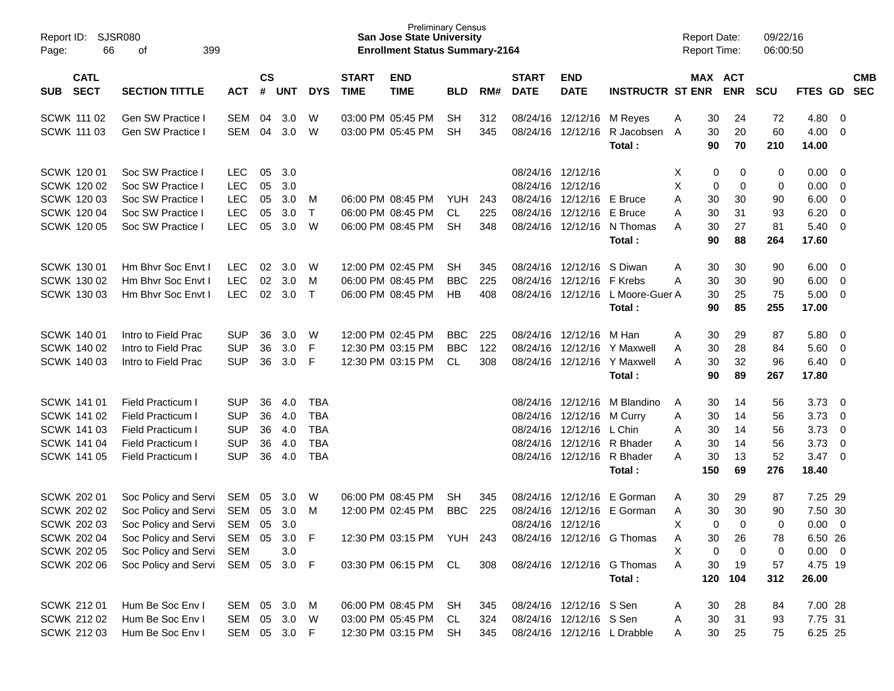Preliminary Census
**San Jose State University**
**Enrollment Status Summary-2164**

Report ID: SJSR080
Report Date: 09/22/16
Report Time: 06:00:50

| SUB | CATL SECT | SECTION TITTLE | ACT | CS # | UNT | DYS | START TIME | END TIME | BLD | RM# | START DATE | END DATE | INSTRUCTR | ST | MAX ENR | ACT ENR | SCU | FTES | GD | CMB SEC |
|---|---|---|---|---|---|---|---|---|---|---|---|---|---|---|---|---|---|---|---|---|
| SCWK | 111 02 | Gen SW Practice I | SEM | 04 | 3.0 | W | 03:00 PM | 05:45 PM | SH | 312 | 08/24/16 | 12/12/16 | M Reyes | A | 30 | 24 | 72 | 4.80 | 0 | |
| SCWK | 111 03 | Gen SW Practice I | SEM | 04 | 3.0 | W | 03:00 PM | 05:45 PM | SH | 345 | 08/24/16 | 12/12/16 | R Jacobsen | A | 30 | 20 | 60 | 4.00 | 0 | |
| | | | | | | | | | | | | | **Total :** | | **90** | **70** | **210** | **14.00** | | |
| SCWK | 120 01 | Soc SW Practice I | LEC | 05 | 3.0 | | | | | | 08/24/16 | 12/12/16 | | X | 0 | 0 | 0 | 0.00 | 0 | |
| SCWK | 120 02 | Soc SW Practice I | LEC | 05 | 3.0 | | | | | | 08/24/16 | 12/12/16 | | X | 0 | 0 | 0 | 0.00 | 0 | |
| SCWK | 120 03 | Soc SW Practice I | LEC | 05 | 3.0 | M | 06:00 PM | 08:45 PM | YUH | 243 | 08/24/16 | 12/12/16 | E Bruce | A | 30 | 30 | 90 | 6.00 | 0 | |
| SCWK | 120 04 | Soc SW Practice I | LEC | 05 | 3.0 | T | 06:00 PM | 08:45 PM | CL | 225 | 08/24/16 | 12/12/16 | E Bruce | A | 30 | 31 | 93 | 6.20 | 0 | |
| SCWK | 120 05 | Soc SW Practice I | LEC | 05 | 3.0 | W | 06:00 PM | 08:45 PM | SH | 348 | 08/24/16 | 12/12/16 | N Thomas | A | 30 | 27 | 81 | 5.40 | 0 | |
| | | | | | | | | | | | | | **Total :** | | **90** | **88** | **264** | **17.60** | | |
| SCWK | 130 01 | Hm Bhvr Soc Envt I | LEC | 02 | 3.0 | W | 12:00 PM | 02:45 PM | SH | 345 | 08/24/16 | 12/12/16 | S Diwan | A | 30 | 30 | 90 | 6.00 | 0 | |
| SCWK | 130 02 | Hm Bhvr Soc Envt I | LEC | 02 | 3.0 | M | 06:00 PM | 08:45 PM | BBC | 225 | 08/24/16 | 12/12/16 | F Krebs | A | 30 | 30 | 90 | 6.00 | 0 | |
| SCWK | 130 03 | Hm Bhvr Soc Envt I | LEC | 02 | 3.0 | T | 06:00 PM | 08:45 PM | HB | 408 | 08/24/16 | 12/12/16 | L Moore-Guer | A | 30 | 25 | 75 | 5.00 | 0 | |
| | | | | | | | | | | | | | **Total :** | | **90** | **85** | **255** | **17.00** | | |
| SCWK | 140 01 | Intro to Field Prac | SUP | 36 | 3.0 | W | 12:00 PM | 02:45 PM | BBC | 225 | 08/24/16 | 12/12/16 | M Han | A | 30 | 29 | 87 | 5.80 | 0 | |
| SCWK | 140 02 | Intro to Field Prac | SUP | 36 | 3.0 | F | 12:30 PM | 03:15 PM | BBC | 122 | 08/24/16 | 12/12/16 | Y Maxwell | A | 30 | 28 | 84 | 5.60 | 0 | |
| SCWK | 140 03 | Intro to Field Prac | SUP | 36 | 3.0 | F | 12:30 PM | 03:15 PM | CL | 308 | 08/24/16 | 12/12/16 | Y Maxwell | A | 30 | 32 | 96 | 6.40 | 0 | |
| | | | | | | | | | | | | | **Total :** | | **90** | **89** | **267** | **17.80** | | |
| SCWK | 141 01 | Field Practicum I | SUP | 36 | 4.0 | TBA | | | | | 08/24/16 | 12/12/16 | M Blandino | A | 30 | 14 | 56 | 3.73 | 0 | |
| SCWK | 141 02 | Field Practicum I | SUP | 36 | 4.0 | TBA | | | | | 08/24/16 | 12/12/16 | M Curry | A | 30 | 14 | 56 | 3.73 | 0 | |
| SCWK | 141 03 | Field Practicum I | SUP | 36 | 4.0 | TBA | | | | | 08/24/16 | 12/12/16 | L Chin | A | 30 | 14 | 56 | 3.73 | 0 | |
| SCWK | 141 04 | Field Practicum I | SUP | 36 | 4.0 | TBA | | | | | 08/24/16 | 12/12/16 | R Bhader | A | 30 | 14 | 56 | 3.73 | 0 | |
| SCWK | 141 05 | Field Practicum I | SUP | 36 | 4.0 | TBA | | | | | 08/24/16 | 12/12/16 | R Bhader | A | 30 | 13 | 52 | 3.47 | 0 | |
| | | | | | | | | | | | | | **Total :** | | **150** | **69** | **276** | **18.40** | | |
| SCWK | 202 01 | Soc Policy and Servi | SEM | 05 | 3.0 | W | 06:00 PM | 08:45 PM | SH | 345 | 08/24/16 | 12/12/16 | E Gorman | A | 30 | 29 | 87 | 7.25 | 29 | |
| SCWK | 202 02 | Soc Policy and Servi | SEM | 05 | 3.0 | M | 12:00 PM | 02:45 PM | BBC | 225 | 08/24/16 | 12/12/16 | E Gorman | A | 30 | 30 | 90 | 7.50 | 30 | |
| SCWK | 202 03 | Soc Policy and Servi | SEM | 05 | 3.0 | | | | | | 08/24/16 | 12/12/16 | | X | 0 | 0 | 0 | 0.00 | 0 | |
| SCWK | 202 04 | Soc Policy and Servi | SEM | 05 | 3.0 | F | 12:30 PM | 03:15 PM | YUH | 243 | 08/24/16 | 12/12/16 | G Thomas | A | 30 | 26 | 78 | 6.50 | 26 | |
| SCWK | 202 05 | Soc Policy and Servi | SEM | | 3.0 | | | | | | | | | X | 0 | 0 | 0 | 0.00 | 0 | |
| SCWK | 202 06 | Soc Policy and Servi | SEM | 05 | 3.0 | F | 03:30 PM | 06:15 PM | CL | 308 | 08/24/16 | 12/12/16 | G Thomas | A | 30 | 19 | 57 | 4.75 | 19 | |
| | | | | | | | | | | | | | **Total :** | | **120** | **104** | **312** | **26.00** | | |
| SCWK | 212 01 | Hum Be Soc Env I | SEM | 05 | 3.0 | M | 06:00 PM | 08:45 PM | SH | 345 | 08/24/16 | 12/12/16 | S Sen | A | 30 | 28 | 84 | 7.00 | 28 | |
| SCWK | 212 02 | Hum Be Soc Env I | SEM | 05 | 3.0 | W | 03:00 PM | 05:45 PM | CL | 324 | 08/24/16 | 12/12/16 | S Sen | A | 30 | 31 | 93 | 7.75 | 31 | |
| SCWK | 212 03 | Hum Be Soc Env I | SEM | 05 | 3.0 | F | 12:30 PM | 03:15 PM | SH | 345 | 08/24/16 | 12/12/16 | L Drabble | A | 30 | 25 | 75 | 6.25 | 25 | |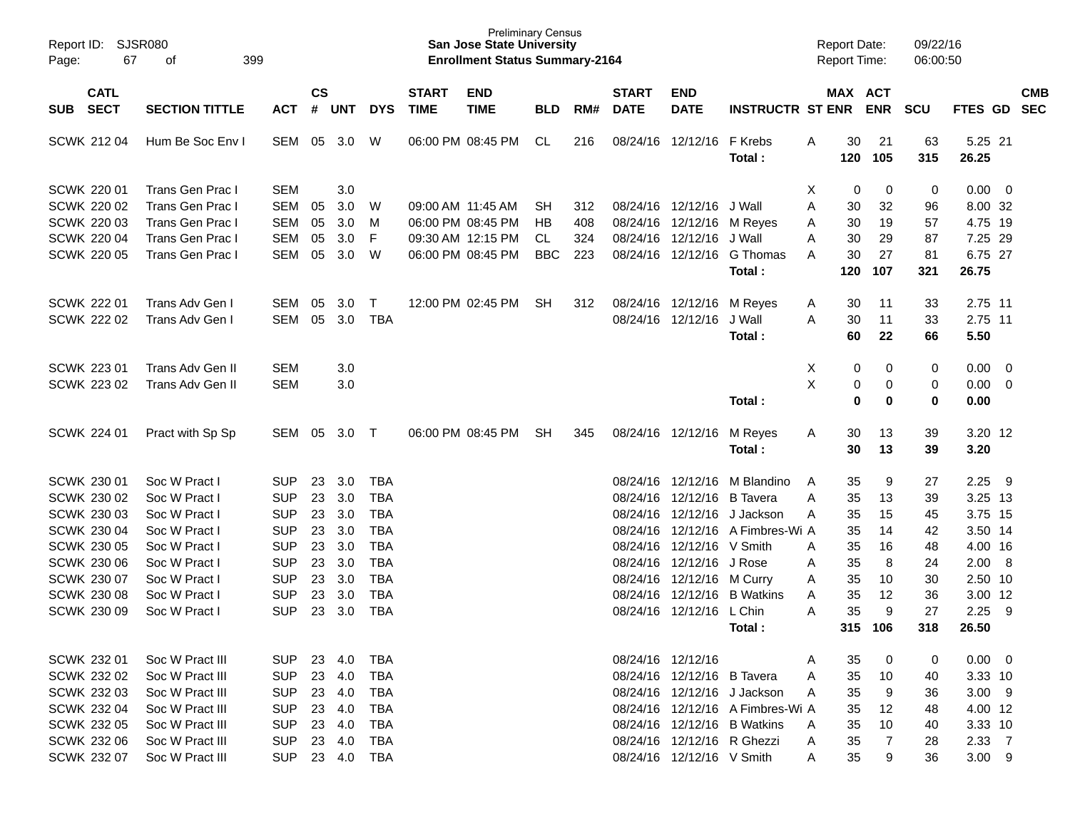Preliminary Census
**San Jose State University**
**Enrollment Status Summary-2164**

Report ID: SJSR080
Report Date: 09/22/16
Report Time: 06:00:50

| SUB | CATL SECT | SECTION TITTLE | ACT | CS # | UNT | DYS | START TIME | END TIME | BLD | RM# | START DATE | END DATE | INSTRUCTR | ST | MAX ENR | ACT ENR | SCU | FTES | GD | CMB SEC |
|---|---|---|---|---|---|---|---|---|---|---|---|---|---|---|---|---|---|---|---|---|
| SCWK | 212 04 | Hum Be Soc Env I | SEM | 05 | 3.0 | W | 06:00 PM | 08:45 PM | CL | 216 | 08/24/16 | 12/12/16 | F Krebs | A | 30 | 21 | 63 | 5.25 | 21 | |
| | | | | | | | | | | | | | **Total :** | | **120** | **105** | **315** | **26.25** | | |
| SCWK | 220 01 | Trans Gen Prac I | SEM | | 3.0 | | | | | | | | | X | 0 | 0 | 0 | 0.00 | 0 | |
| SCWK | 220 02 | Trans Gen Prac I | SEM | 05 | 3.0 | W | 09:00 AM | 11:45 AM | SH | 312 | 08/24/16 | 12/12/16 | J Wall | A | 30 | 32 | 96 | 8.00 | 32 | |
| SCWK | 220 03 | Trans Gen Prac I | SEM | 05 | 3.0 | M | 06:00 PM | 08:45 PM | HB | 408 | 08/24/16 | 12/12/16 | M Reyes | A | 30 | 19 | 57 | 4.75 | 19 | |
| SCWK | 220 04 | Trans Gen Prac I | SEM | 05 | 3.0 | F | 09:30 AM | 12:15 PM | CL | 324 | 08/24/16 | 12/12/16 | J Wall | A | 30 | 29 | 87 | 7.25 | 29 | |
| SCWK | 220 05 | Trans Gen Prac I | SEM | 05 | 3.0 | W | 06:00 PM | 08:45 PM | BBC | 223 | 08/24/16 | 12/12/16 | G Thomas | A | 30 | 27 | 81 | 6.75 | 27 | |
| | | | | | | | | | | | | | **Total :** | | **120** | **107** | **321** | **26.75** | | |
| SCWK | 222 01 | Trans Adv Gen I | SEM | 05 | 3.0 | T | 12:00 PM | 02:45 PM | SH | 312 | 08/24/16 | 12/12/16 | M Reyes | A | 30 | 11 | 33 | 2.75 | 11 | |
| SCWK | 222 02 | Trans Adv Gen I | SEM | 05 | 3.0 | TBA | | | | | 08/24/16 | 12/12/16 | J Wall | A | 30 | 11 | 33 | 2.75 | 11 | |
| | | | | | | | | | | | | | **Total :** | | **60** | **22** | **66** | **5.50** | | |
| SCWK | 223 01 | Trans Adv Gen II | SEM | | 3.0 | | | | | | | | | X | 0 | 0 | 0 | 0.00 | 0 | |
| SCWK | 223 02 | Trans Adv Gen II | SEM | | 3.0 | | | | | | | | | X | 0 | 0 | 0 | 0.00 | 0 | |
| | | | | | | | | | | | | | **Total :** | | **0** | **0** | **0** | **0.00** | | |
| SCWK | 224 01 | Pract with Sp Sp | SEM | 05 | 3.0 | T | 06:00 PM | 08:45 PM | SH | 345 | 08/24/16 | 12/12/16 | M Reyes | A | 30 | 13 | 39 | 3.20 | 12 | |
| | | | | | | | | | | | | | **Total :** | | **30** | **13** | **39** | **3.20** | | |
| SCWK | 230 01 | Soc W Pract I | SUP | 23 | 3.0 | TBA | | | | | 08/24/16 | 12/12/16 | M Blandino | A | 35 | 9 | 27 | 2.25 | 9 | |
| SCWK | 230 02 | Soc W Pract I | SUP | 23 | 3.0 | TBA | | | | | 08/24/16 | 12/12/16 | B Tavera | A | 35 | 13 | 39 | 3.25 | 13 | |
| SCWK | 230 03 | Soc W Pract I | SUP | 23 | 3.0 | TBA | | | | | 08/24/16 | 12/12/16 | J Jackson | A | 35 | 15 | 45 | 3.75 | 15 | |
| SCWK | 230 04 | Soc W Pract I | SUP | 23 | 3.0 | TBA | | | | | 08/24/16 | 12/12/16 | A Fimbres-Wi | A | 35 | 14 | 42 | 3.50 | 14 | |
| SCWK | 230 05 | Soc W Pract I | SUP | 23 | 3.0 | TBA | | | | | 08/24/16 | 12/12/16 | V Smith | A | 35 | 16 | 48 | 4.00 | 16 | |
| SCWK | 230 06 | Soc W Pract I | SUP | 23 | 3.0 | TBA | | | | | 08/24/16 | 12/12/16 | J Rose | A | 35 | 8 | 24 | 2.00 | 8 | |
| SCWK | 230 07 | Soc W Pract I | SUP | 23 | 3.0 | TBA | | | | | 08/24/16 | 12/12/16 | M Curry | A | 35 | 10 | 30 | 2.50 | 10 | |
| SCWK | 230 08 | Soc W Pract I | SUP | 23 | 3.0 | TBA | | | | | 08/24/16 | 12/12/16 | B Watkins | A | 35 | 12 | 36 | 3.00 | 12 | |
| SCWK | 230 09 | Soc W Pract I | SUP | 23 | 3.0 | TBA | | | | | 08/24/16 | 12/12/16 | L Chin | A | 35 | 9 | 27 | 2.25 | 9 | |
| | | | | | | | | | | | | | **Total :** | | **315** | **106** | **318** | **26.50** | | |
| SCWK | 232 01 | Soc W Pract III | SUP | 23 | 4.0 | TBA | | | | | 08/24/16 | 12/12/16 | | A | 35 | 0 | 0 | 0.00 | 0 | |
| SCWK | 232 02 | Soc W Pract III | SUP | 23 | 4.0 | TBA | | | | | 08/24/16 | 12/12/16 | B Tavera | A | 35 | 10 | 40 | 3.33 | 10 | |
| SCWK | 232 03 | Soc W Pract III | SUP | 23 | 4.0 | TBA | | | | | 08/24/16 | 12/12/16 | J Jackson | A | 35 | 9 | 36 | 3.00 | 9 | |
| SCWK | 232 04 | Soc W Pract III | SUP | 23 | 4.0 | TBA | | | | | 08/24/16 | 12/12/16 | A Fimbres-Wi | A | 35 | 12 | 48 | 4.00 | 12 | |
| SCWK | 232 05 | Soc W Pract III | SUP | 23 | 4.0 | TBA | | | | | 08/24/16 | 12/12/16 | B Watkins | A | 35 | 10 | 40 | 3.33 | 10 | |
| SCWK | 232 06 | Soc W Pract III | SUP | 23 | 4.0 | TBA | | | | | 08/24/16 | 12/12/16 | R Ghezzi | A | 35 | 7 | 28 | 2.33 | 7 | |
| SCWK | 232 07 | Soc W Pract III | SUP | 23 | 4.0 | TBA | | | | | 08/24/16 | 12/12/16 | V Smith | A | 35 | 9 | 36 | 3.00 | 9 | |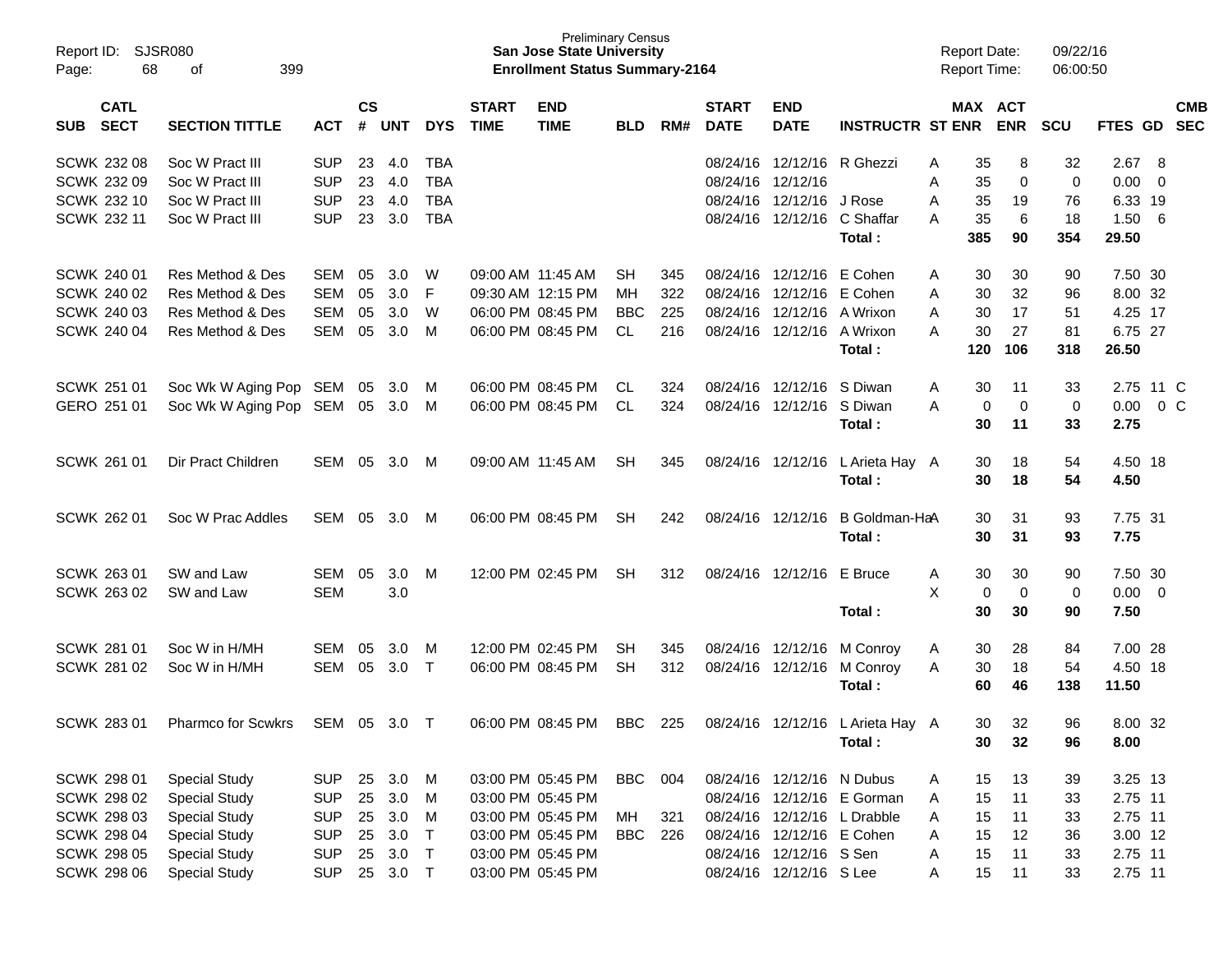| SUB | CATL SECT | SECTION TITTLE | ACT | CS # | UNT | DYS | START TIME | END TIME | BLD | RM# | START DATE | END DATE | INSTRUCTR | ST | MAX ENR | ACT ENR | SCU | FTES | GD | CMB SEC |
|---|---|---|---|---|---|---|---|---|---|---|---|---|---|---|---|---|---|---|---|---|
| SCWK | 232 08 | Soc W Pract III | SUP | 23 | 4.0 | TBA | | | | | 08/24/16 | 12/12/16 | R Ghezzi | A | 35 | 8 | 32 | 2.67 | 8 | |
| SCWK | 232 09 | Soc W Pract III | SUP | 23 | 4.0 | TBA | | | | | 08/24/16 | 12/12/16 | | A | 35 | 0 | 0 | 0.00 | 0 | |
| SCWK | 232 10 | Soc W Pract III | SUP | 23 | 4.0 | TBA | | | | | 08/24/16 | 12/12/16 | J Rose | A | 35 | 19 | 76 | 6.33 | 19 | |
| SCWK | 232 11 | Soc W Pract III | SUP | 23 | 3.0 | TBA | | | | | 08/24/16 | 12/12/16 | C Shaffar | A | 35 | 6 | 18 | 1.50 | 6 | |
| | | | | | | | | | | | | | **Total :** | | **385** | **90** | **354** | **29.50** | | |
| SCWK | 240 01 | Res Method & Des | SEM | 05 | 3.0 | W | 09:00 AM | 11:45 AM | SH | 345 | 08/24/16 | 12/12/16 | E Cohen | A | 30 | 30 | 90 | 7.50 | 30 | |
| SCWK | 240 02 | Res Method & Des | SEM | 05 | 3.0 | F | 09:30 AM | 12:15 PM | MH | 322 | 08/24/16 | 12/12/16 | E Cohen | A | 30 | 32 | 96 | 8.00 | 32 | |
| SCWK | 240 03 | Res Method & Des | SEM | 05 | 3.0 | W | 06:00 PM | 08:45 PM | BBC | 225 | 08/24/16 | 12/12/16 | A Wrixon | A | 30 | 17 | 51 | 4.25 | 17 | |
| SCWK | 240 04 | Res Method & Des | SEM | 05 | 3.0 | M | 06:00 PM | 08:45 PM | CL | 216 | 08/24/16 | 12/12/16 | A Wrixon | A | 30 | 27 | 81 | 6.75 | 27 | |
| | | | | | | | | | | | | | **Total :** | | **120** | **106** | **318** | **26.50** | | |
| SCWK | 251 01 | Soc Wk W Aging Pop | SEM | 05 | 3.0 | M | 06:00 PM | 08:45 PM | CL | 324 | 08/24/16 | 12/12/16 | S Diwan | A | 30 | 11 | 33 | 2.75 | 11 | C |
| GERO | 251 01 | Soc Wk W Aging Pop | SEM | 05 | 3.0 | M | 06:00 PM | 08:45 PM | CL | 324 | 08/24/16 | 12/12/16 | S Diwan | A | 0 | 0 | 0 | 0.00 | 0 | C |
| | | | | | | | | | | | | | **Total :** | | **30** | **11** | **33** | **2.75** | | |
| SCWK | 261 01 | Dir Pract Children | SEM | 05 | 3.0 | M | 09:00 AM | 11:45 AM | SH | 345 | 08/24/16 | 12/12/16 | L Arieta Hay | A | 30 | 18 | 54 | 4.50 | 18 | |
| | | | | | | | | | | | | | **Total :** | | **30** | **18** | **54** | **4.50** | | |
| SCWK | 262 01 | Soc W Prac Addles | SEM | 05 | 3.0 | M | 06:00 PM | 08:45 PM | SH | 242 | 08/24/16 | 12/12/16 | B Goldman-Ha | A | 30 | 31 | 93 | 7.75 | 31 | |
| | | | | | | | | | | | | | **Total :** | | **30** | **31** | **93** | **7.75** | | |
| SCWK | 263 01 | SW and Law | SEM | 05 | 3.0 | M | 12:00 PM | 02:45 PM | SH | 312 | 08/24/16 | 12/12/16 | E Bruce | A | 30 | 30 | 90 | 7.50 | 30 | |
| SCWK | 263 02 | SW and Law | SEM | | 3.0 | | | | | | | | | X | 0 | 0 | 0 | 0.00 | 0 | |
| | | | | | | | | | | | | | **Total :** | | **30** | **30** | **90** | **7.50** | | |
| SCWK | 281 01 | Soc W in H/MH | SEM | 05 | 3.0 | M | 12:00 PM | 02:45 PM | SH | 345 | 08/24/16 | 12/12/16 | M Conroy | A | 30 | 28 | 84 | 7.00 | 28 | |
| SCWK | 281 02 | Soc W in H/MH | SEM | 05 | 3.0 | T | 06:00 PM | 08:45 PM | SH | 312 | 08/24/16 | 12/12/16 | M Conroy | A | 30 | 18 | 54 | 4.50 | 18 | |
| | | | | | | | | | | | | | **Total :** | | **60** | **46** | **138** | **11.50** | | |
| SCWK | 283 01 | Pharmco for Scwkrs | SEM | 05 | 3.0 | T | 06:00 PM | 08:45 PM | BBC | 225 | 08/24/16 | 12/12/16 | L Arieta Hay | A | 30 | 32 | 96 | 8.00 | 32 | |
| | | | | | | | | | | | | | **Total :** | | **30** | **32** | **96** | **8.00** | | |
| SCWK | 298 01 | Special Study | SUP | 25 | 3.0 | M | 03:00 PM | 05:45 PM | BBC | 004 | 08/24/16 | 12/12/16 | N Dubus | A | 15 | 13 | 39 | 3.25 | 13 | |
| SCWK | 298 02 | Special Study | SUP | 25 | 3.0 | M | 03:00 PM | 05:45 PM | | | 08/24/16 | 12/12/16 | E Gorman | A | 15 | 11 | 33 | 2.75 | 11 | |
| SCWK | 298 03 | Special Study | SUP | 25 | 3.0 | M | 03:00 PM | 05:45 PM | MH | 321 | 08/24/16 | 12/12/16 | L Drabble | A | 15 | 11 | 33 | 2.75 | 11 | |
| SCWK | 298 04 | Special Study | SUP | 25 | 3.0 | T | 03:00 PM | 05:45 PM | BBC | 226 | 08/24/16 | 12/12/16 | E Cohen | A | 15 | 12 | 36 | 3.00 | 12 | |
| SCWK | 298 05 | Special Study | SUP | 25 | 3.0 | T | 03:00 PM | 05:45 PM | | | 08/24/16 | 12/12/16 | S Sen | A | 15 | 11 | 33 | 2.75 | 11 | |
| SCWK | 298 06 | Special Study | SUP | 25 | 3.0 | T | 03:00 PM | 05:45 PM | | | 08/24/16 | 12/12/16 | S Lee | A | 15 | 11 | 33 | 2.75 | 11 | |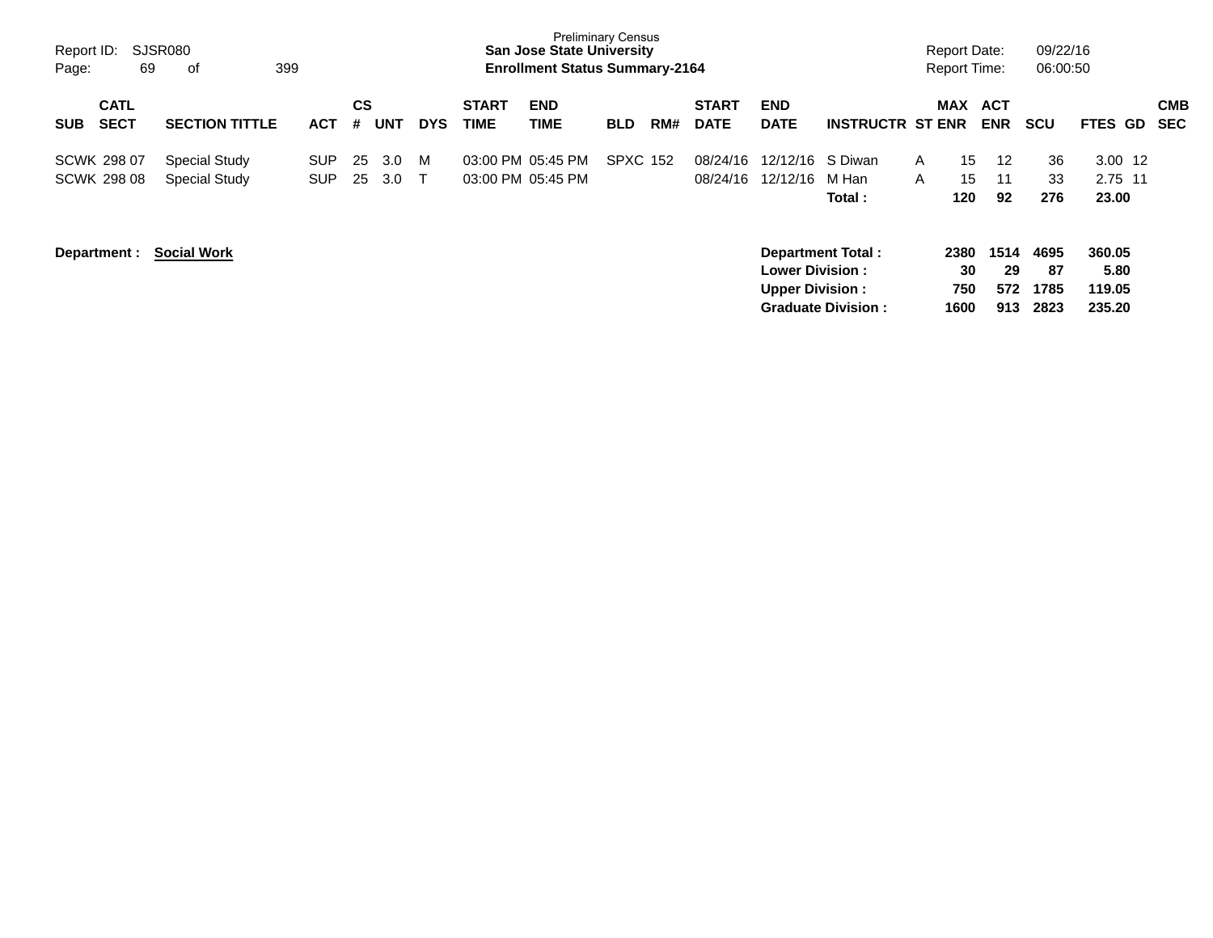Preliminary Census

**San Jose State University**

**Enrollment Status Summary-2164**

Report ID: SJSR080

Report Date: 09/22/16

Report Time: 06:00:50

| SUB | CATL SECT | SECTION TITTLE | ACT | CS # | UNT | DYS | START TIME | END TIME | BLD | RM# | START DATE | END DATE | INSTRUCTR | ST | MAX ENR | ACT ENR | SCU | FTES | GD | CMB SEC |
|---|---|---|---|---|---|---|---|---|---|---|---|---|---|---|---|---|---|---|---|---|
| SCWK | 298 07 | Special Study | SUP | 25 | 3.0 | M | 03:00 PM | 05:45 PM | SPXC | 152 | 08/24/16 | 12/12/16 | S Diwan | A | 15 | 12 | 36 | 3.00 | 12 | |
| SCWK | 298 08 | Special Study | SUP | 25 | 3.0 | T | 03:00 PM | 05:45 PM | | | 08/24/16 | 12/12/16 | M Han | A | 15 | 11 | 33 | 2.75 | 11 | |
| | | | | | | | | | | | | | **Total :** | | **120** | **92** | **276** | **23.00** | | |

**Department : Social Work**

| | MAX ENR | ACT ENR | SCU | FTES |
|---|---|---|---|---|
| **Department Total :** | **2380** | **1514** | **4695** | **360.05** |
| **Lower Division :** | **30** | **29** | **87** | **5.80** |
| **Upper Division :** | **750** | **572** | **1785** | **119.05** |
| **Graduate Division :** | **1600** | **913** | **2823** | **235.20** |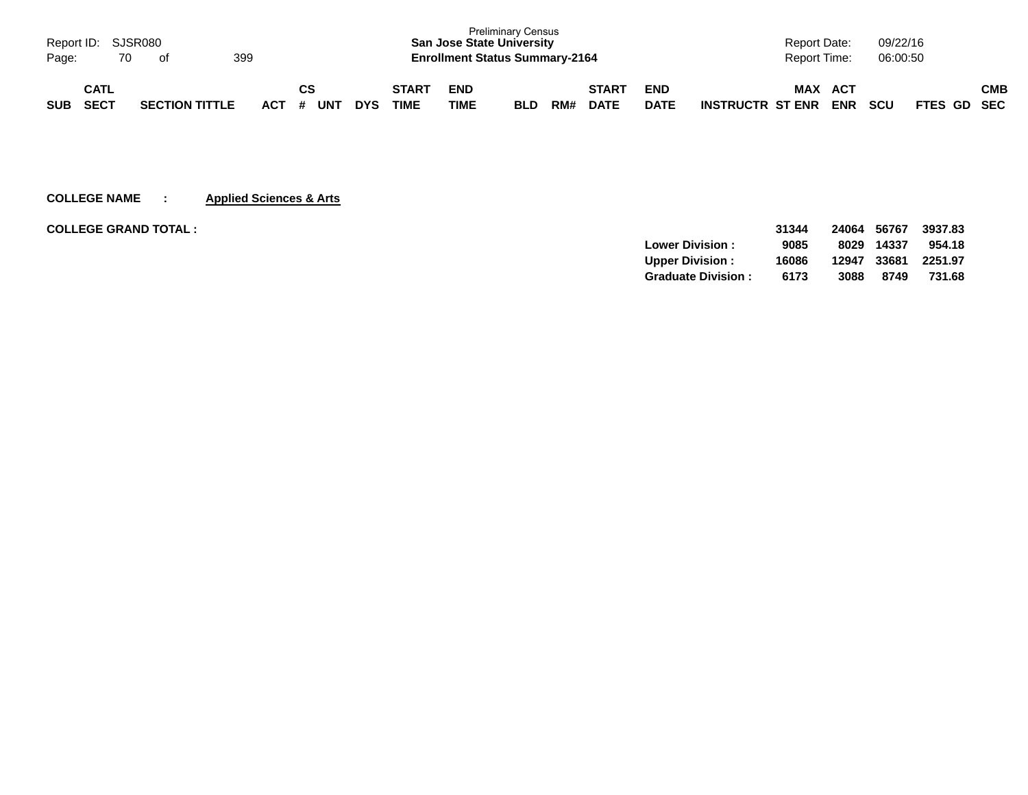| SUB | CATL SECT | SECTION TITTLE | ACT | CS # | UNT | DYS | START TIME | END TIME | BLD | RM# | START DATE | END DATE | INSTRUCTR | MAX ST ENR | ACT ENR | SCU | FTES | GD | CMB SEC |
|---|---|---|---|---|---|---|---|---|---|---|---|---|---|---|---|---|---|---|---|

**COLLEGE NAME : Applied Sciences & Arts**

**COLLEGE GRAND TOTAL :**

| | MAX ST ENR | ACT ENR | SCU | FTES |
|---|---|---|---|---|
| | 31344 | 24064 | 56767 | 3937.83 |
| Lower Division : | 9085 | 8029 | 14337 | 954.18 |
| Upper Division : | 16086 | 12947 | 33681 | 2251.97 |
| Graduate Division : | 6173 | 3088 | 8749 | 731.68 |